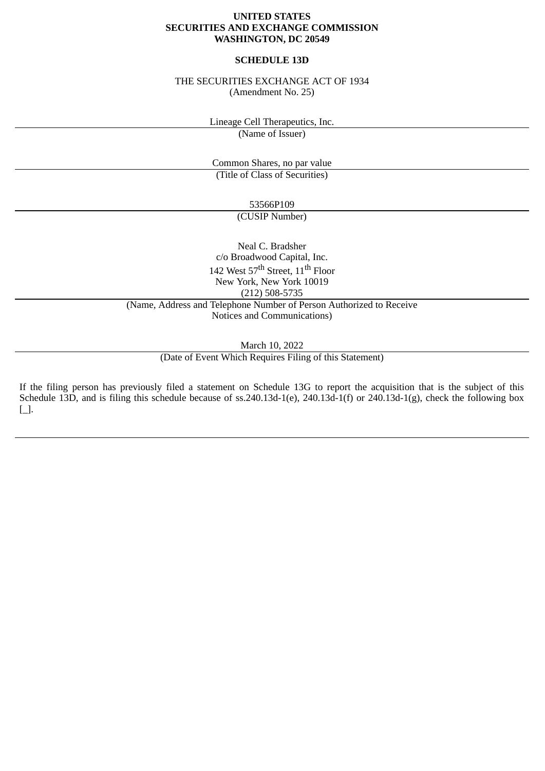**UNITED STATES**
**SECURITIES AND EXCHANGE COMMISSION**
**WASHINGTON, DC 20549**

**SCHEDULE 13D**

THE SECURITIES EXCHANGE ACT OF 1934
(Amendment No. 25)

Lineage Cell Therapeutics, Inc.
(Name of Issuer)

Common Shares, no par value
(Title of Class of Securities)

53566P109
(CUSIP Number)

Neal C. Bradsher
c/o Broadwood Capital, Inc.
142 West 57th Street, 11th Floor
New York, New York 10019
(212) 508-5735
(Name, Address and Telephone Number of Person Authorized to Receive Notices and Communications)

March 10, 2022
(Date of Event Which Requires Filing of this Statement)

If the filing person has previously filed a statement on Schedule 13G to report the acquisition that is the subject of this Schedule 13D, and is filing this schedule because of ss.240.13d-1(e), 240.13d-1(f) or 240.13d-1(g), check the following box [_].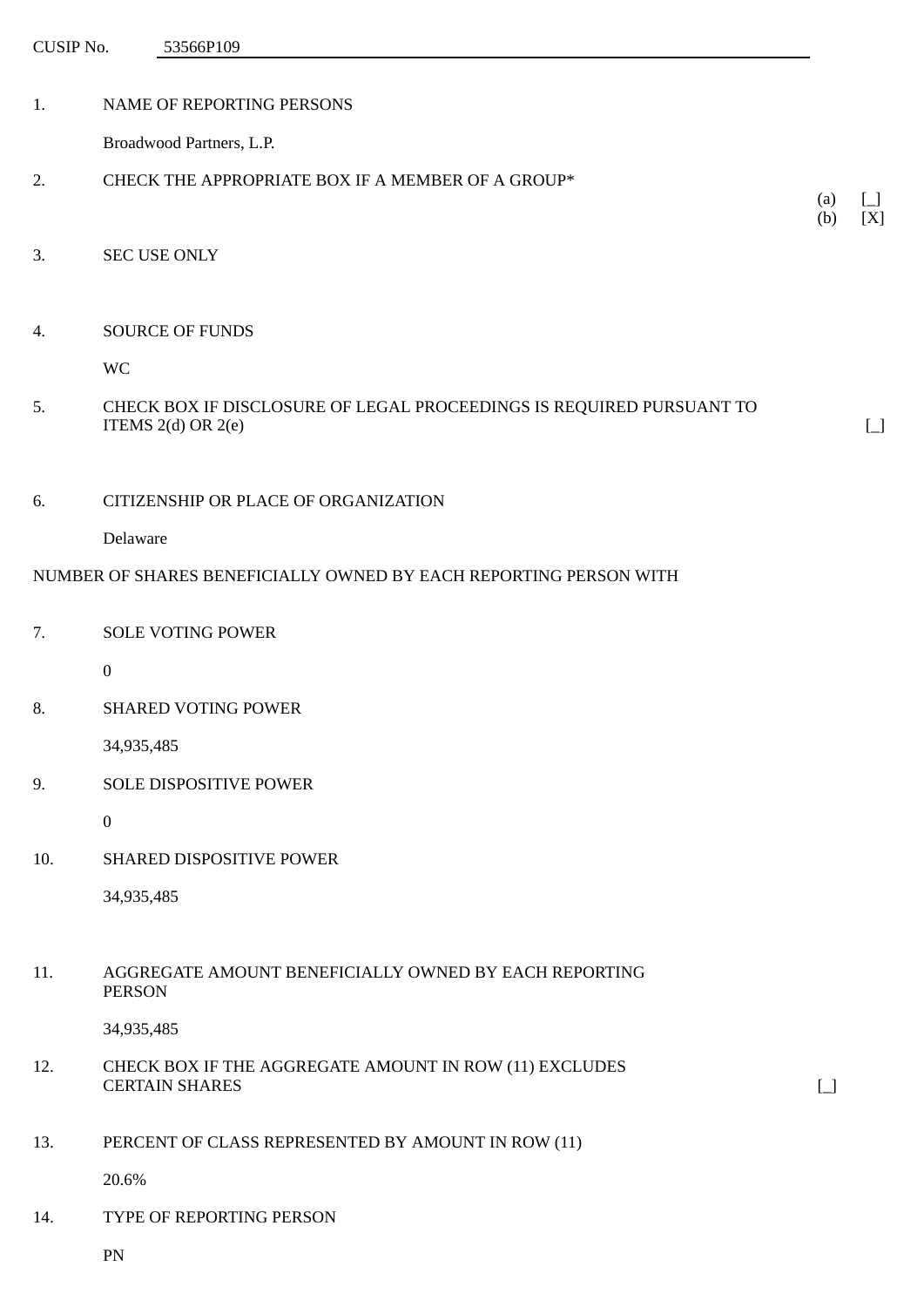CUSIP No. 53566P109

1. NAME OF REPORTING PERSONS

   Broadwood Partners, L.P.

2. CHECK THE APPROPRIATE BOX IF A MEMBER OF A GROUP*

   (a) [_]
   (b) [X]

3. SEC USE ONLY

4. SOURCE OF FUNDS

   WC

5. CHECK BOX IF DISCLOSURE OF LEGAL PROCEEDINGS IS REQUIRED PURSUANT TO ITEMS 2(d) OR 2(e) [_]

6. CITIZENSHIP OR PLACE OF ORGANIZATION

   Delaware

NUMBER OF SHARES BENEFICIALLY OWNED BY EACH REPORTING PERSON WITH

7. SOLE VOTING POWER

   0

8. SHARED VOTING POWER

   34,935,485

9. SOLE DISPOSITIVE POWER

   0

10. SHARED DISPOSITIVE POWER

    34,935,485

11. AGGREGATE AMOUNT BENEFICIALLY OWNED BY EACH REPORTING PERSON

    34,935,485

12. CHECK BOX IF THE AGGREGATE AMOUNT IN ROW (11) EXCLUDES CERTAIN SHARES [_]

13. PERCENT OF CLASS REPRESENTED BY AMOUNT IN ROW (11)

    20.6%

14. TYPE OF REPORTING PERSON

    PN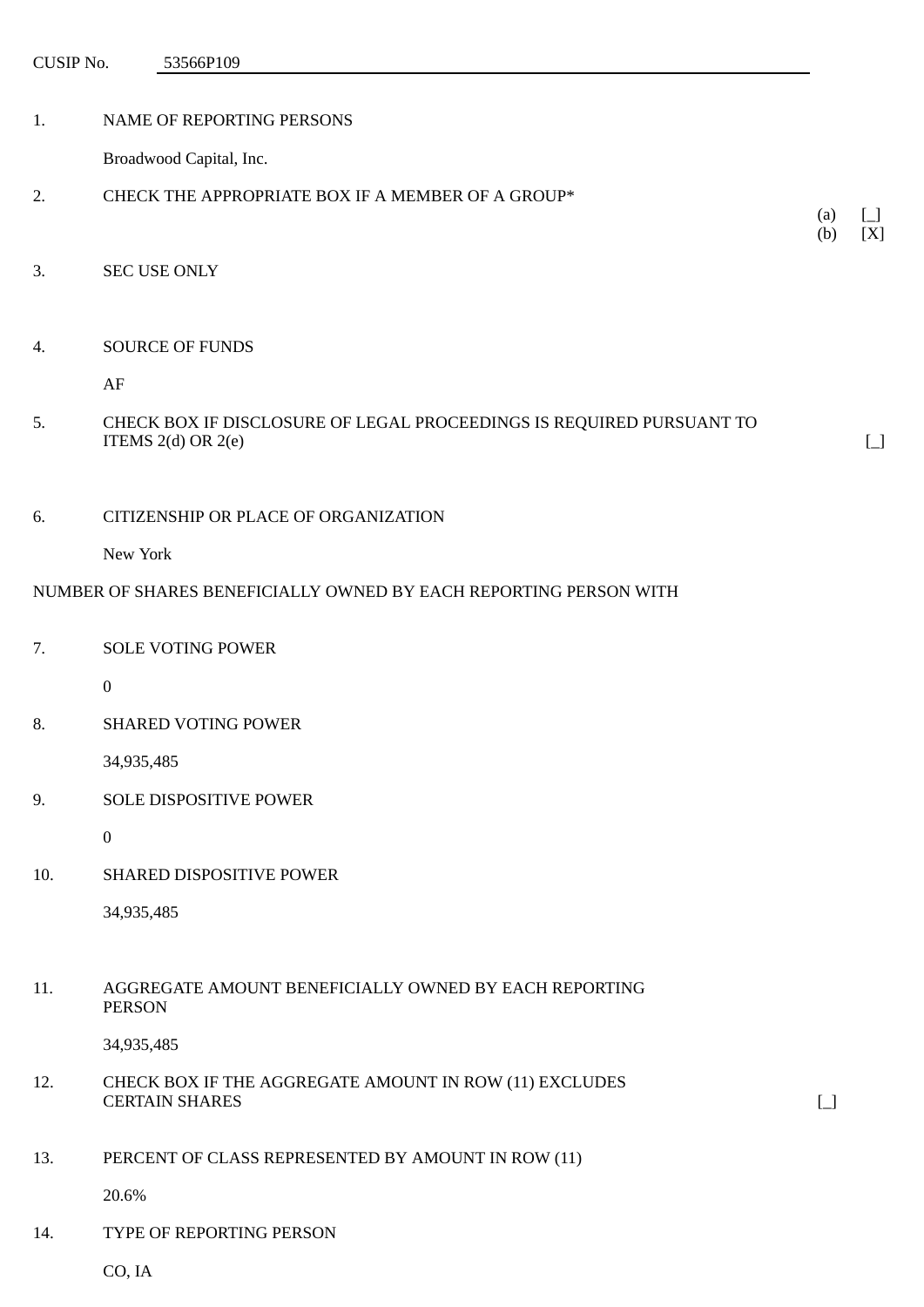CUSIP No. 53566P109

1. NAME OF REPORTING PERSONS

   Broadwood Capital, Inc.

2. CHECK THE APPROPRIATE BOX IF A MEMBER OF A GROUP*

   (a) [_]
   (b) [X]

3. SEC USE ONLY

4. SOURCE OF FUNDS

   AF

5. CHECK BOX IF DISCLOSURE OF LEGAL PROCEEDINGS IS REQUIRED PURSUANT TO ITEMS 2(d) OR 2(e) [_]

6. CITIZENSHIP OR PLACE OF ORGANIZATION

   New York

NUMBER OF SHARES BENEFICIALLY OWNED BY EACH REPORTING PERSON WITH

7. SOLE VOTING POWER

   0

8. SHARED VOTING POWER

   34,935,485

9. SOLE DISPOSITIVE POWER

   0

10. SHARED DISPOSITIVE POWER

    34,935,485

11. AGGREGATE AMOUNT BENEFICIALLY OWNED BY EACH REPORTING PERSON

    34,935,485

12. CHECK BOX IF THE AGGREGATE AMOUNT IN ROW (11) EXCLUDES CERTAIN SHARES [_]

13. PERCENT OF CLASS REPRESENTED BY AMOUNT IN ROW (11)

    20.6%

14. TYPE OF REPORTING PERSON

    CO, IA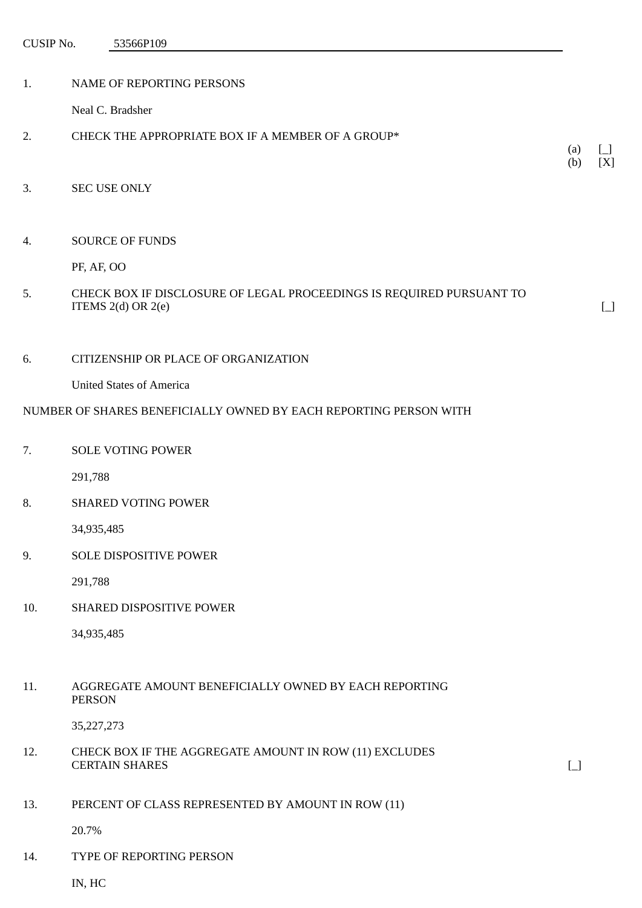CUSIP No. 53566P109

| | | |
|---|---|---|
| 1. | NAME OF REPORTING PERSONS<br><br>Neal C. Bradsher | |
| 2. | CHECK THE APPROPRIATE BOX IF A MEMBER OF A GROUP* | (a) [_]<br>(b) [X] |
| 3. | SEC USE ONLY | |
| 4. | SOURCE OF FUNDS<br><br>PF, AF, OO | |
| 5. | CHECK BOX IF DISCLOSURE OF LEGAL PROCEEDINGS IS REQUIRED PURSUANT TO ITEMS 2(d) OR 2(e) | [_] |
| 6. | CITIZENSHIP OR PLACE OF ORGANIZATION<br><br>United States of America | |

NUMBER OF SHARES BENEFICIALLY OWNED BY EACH REPORTING PERSON WITH

| | | |
|---|---|---|
| 7. | SOLE VOTING POWER<br><br>291,788 | |
| 8. | SHARED VOTING POWER<br><br>34,935,485 | |
| 9. | SOLE DISPOSITIVE POWER<br><br>291,788 | |
| 10. | SHARED DISPOSITIVE POWER<br><br>34,935,485 | |
| 11. | AGGREGATE AMOUNT BENEFICIALLY OWNED BY EACH REPORTING PERSON<br><br>35,227,273 | |
| 12. | CHECK BOX IF THE AGGREGATE AMOUNT IN ROW (11) EXCLUDES CERTAIN SHARES | [_] |
| 13. | PERCENT OF CLASS REPRESENTED BY AMOUNT IN ROW (11)<br><br>20.7% | |
| 14. | TYPE OF REPORTING PERSON<br><br>IN, HC | |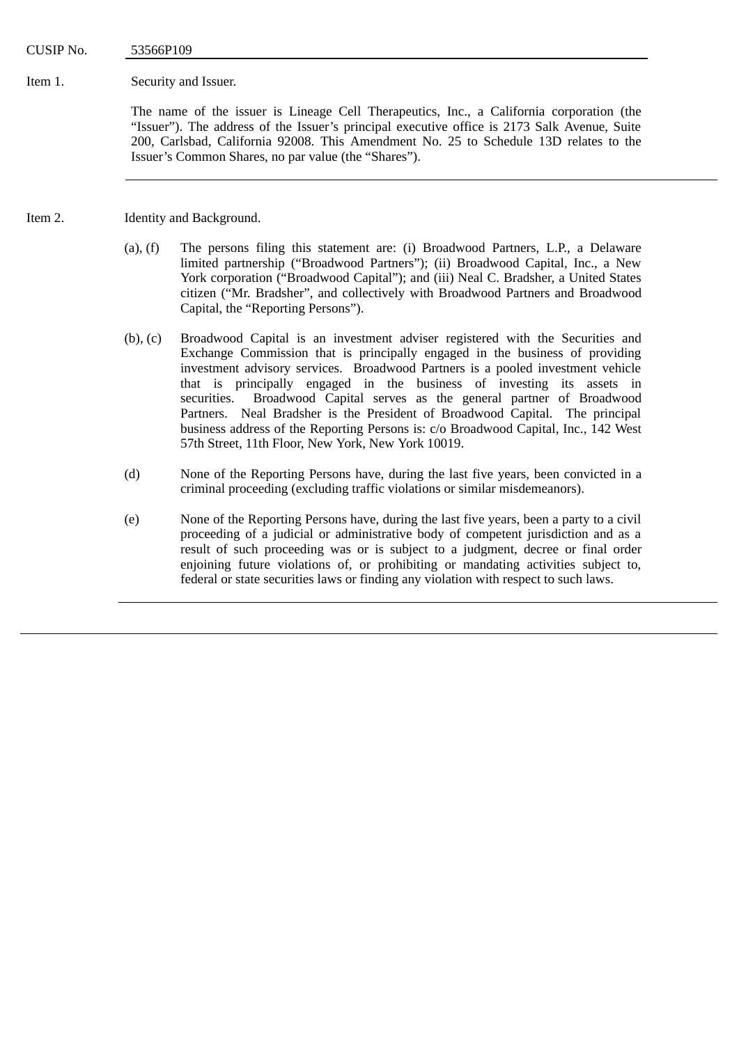CUSIP No. 53566P109

Item 1. Security and Issuer.

The name of the issuer is Lineage Cell Therapeutics, Inc., a California corporation (the "Issuer"). The address of the Issuer's principal executive office is 2173 Salk Avenue, Suite 200, Carlsbad, California 92008. This Amendment No. 25 to Schedule 13D relates to the Issuer's Common Shares, no par value (the "Shares").

Item 2. Identity and Background.

(a), (f) The persons filing this statement are: (i) Broadwood Partners, L.P., a Delaware limited partnership ("Broadwood Partners"); (ii) Broadwood Capital, Inc., a New York corporation ("Broadwood Capital"); and (iii) Neal C. Bradsher, a United States citizen ("Mr. Bradsher", and collectively with Broadwood Partners and Broadwood Capital, the "Reporting Persons").

(b), (c) Broadwood Capital is an investment adviser registered with the Securities and Exchange Commission that is principally engaged in the business of providing investment advisory services. Broadwood Partners is a pooled investment vehicle that is principally engaged in the business of investing its assets in securities. Broadwood Capital serves as the general partner of Broadwood Partners. Neal Bradsher is the President of Broadwood Capital. The principal business address of the Reporting Persons is: c/o Broadwood Capital, Inc., 142 West 57th Street, 11th Floor, New York, New York 10019.

(d) None of the Reporting Persons have, during the last five years, been convicted in a criminal proceeding (excluding traffic violations or similar misdemeanors).

(e) None of the Reporting Persons have, during the last five years, been a party to a civil proceeding of a judicial or administrative body of competent jurisdiction and as a result of such proceeding was or is subject to a judgment, decree or final order enjoining future violations of, or prohibiting or mandating activities subject to, federal or state securities laws or finding any violation with respect to such laws.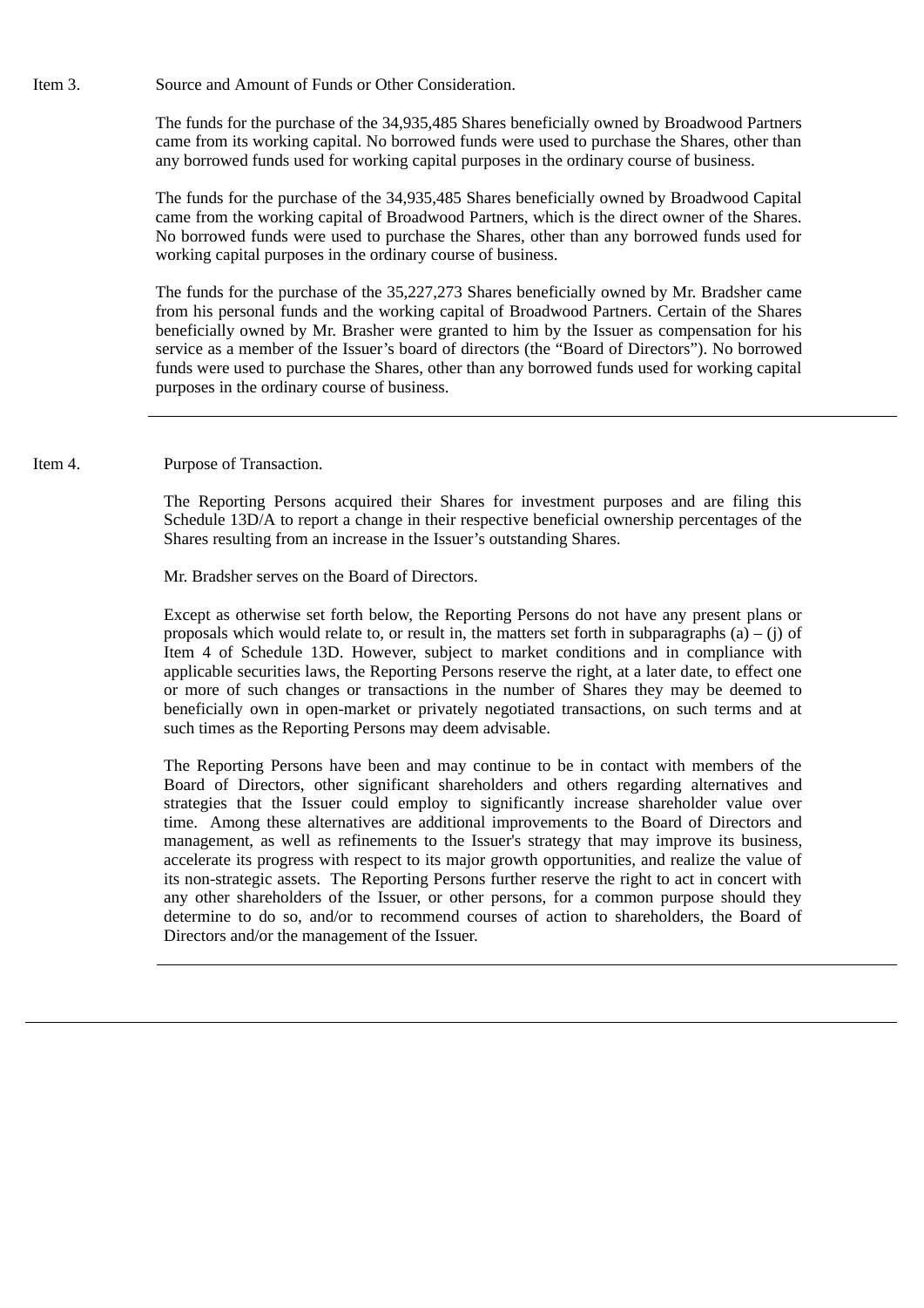Item 3. Source and Amount of Funds or Other Consideration.

The funds for the purchase of the 34,935,485 Shares beneficially owned by Broadwood Partners came from its working capital. No borrowed funds were used to purchase the Shares, other than any borrowed funds used for working capital purposes in the ordinary course of business.

The funds for the purchase of the 34,935,485 Shares beneficially owned by Broadwood Capital came from the working capital of Broadwood Partners, which is the direct owner of the Shares. No borrowed funds were used to purchase the Shares, other than any borrowed funds used for working capital purposes in the ordinary course of business.

The funds for the purchase of the 35,227,273 Shares beneficially owned by Mr. Bradsher came from his personal funds and the working capital of Broadwood Partners. Certain of the Shares beneficially owned by Mr. Brasher were granted to him by the Issuer as compensation for his service as a member of the Issuer's board of directors (the "Board of Directors"). No borrowed funds were used to purchase the Shares, other than any borrowed funds used for working capital purposes in the ordinary course of business.

---

Item 4. Purpose of Transaction.

The Reporting Persons acquired their Shares for investment purposes and are filing this Schedule 13D/A to report a change in their respective beneficial ownership percentages of the Shares resulting from an increase in the Issuer's outstanding Shares.

Mr. Bradsher serves on the Board of Directors.

Except as otherwise set forth below, the Reporting Persons do not have any present plans or proposals which would relate to, or result in, the matters set forth in subparagraphs (a) – (j) of Item 4 of Schedule 13D. However, subject to market conditions and in compliance with applicable securities laws, the Reporting Persons reserve the right, at a later date, to effect one or more of such changes or transactions in the number of Shares they may be deemed to beneficially own in open-market or privately negotiated transactions, on such terms and at such times as the Reporting Persons may deem advisable.

The Reporting Persons have been and may continue to be in contact with members of the Board of Directors, other significant shareholders and others regarding alternatives and strategies that the Issuer could employ to significantly increase shareholder value over time. Among these alternatives are additional improvements to the Board of Directors and management, as well as refinements to the Issuer's strategy that may improve its business, accelerate its progress with respect to its major growth opportunities, and realize the value of its non-strategic assets. The Reporting Persons further reserve the right to act in concert with any other shareholders of the Issuer, or other persons, for a common purpose should they determine to do so, and/or to recommend courses of action to shareholders, the Board of Directors and/or the management of the Issuer.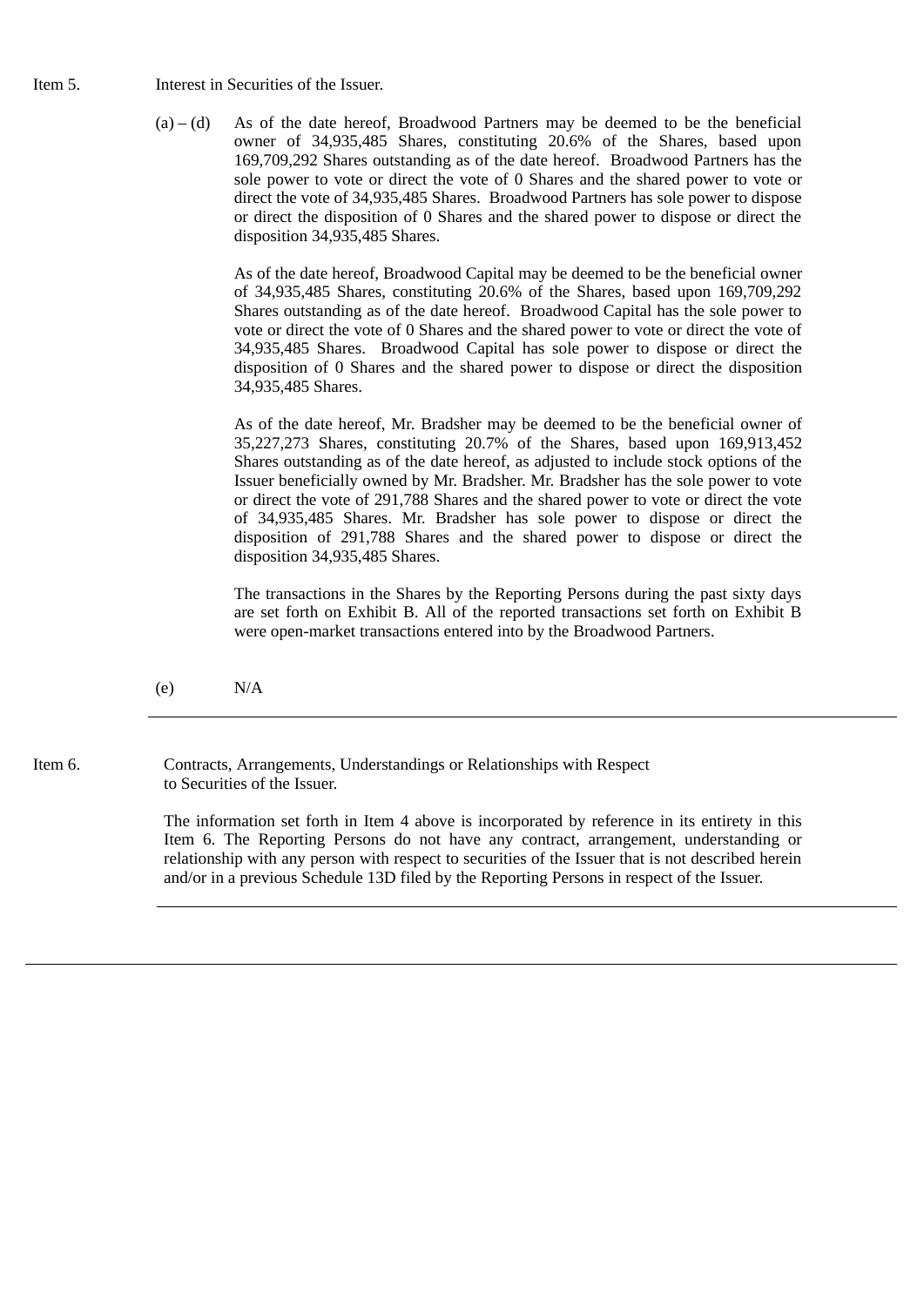Item 5. Interest in Securities of the Issuer.

(a) – (d) As of the date hereof, Broadwood Partners may be deemed to be the beneficial owner of 34,935,485 Shares, constituting 20.6% of the Shares, based upon 169,709,292 Shares outstanding as of the date hereof. Broadwood Partners has the sole power to vote or direct the vote of 0 Shares and the shared power to vote or direct the vote of 34,935,485 Shares. Broadwood Partners has sole power to dispose or direct the disposition of 0 Shares and the shared power to dispose or direct the disposition 34,935,485 Shares.

As of the date hereof, Broadwood Capital may be deemed to be the beneficial owner of 34,935,485 Shares, constituting 20.6% of the Shares, based upon 169,709,292 Shares outstanding as of the date hereof. Broadwood Capital has the sole power to vote or direct the vote of 0 Shares and the shared power to vote or direct the vote of 34,935,485 Shares. Broadwood Capital has sole power to dispose or direct the disposition of 0 Shares and the shared power to dispose or direct the disposition 34,935,485 Shares.

As of the date hereof, Mr. Bradsher may be deemed to be the beneficial owner of 35,227,273 Shares, constituting 20.7% of the Shares, based upon 169,913,452 Shares outstanding as of the date hereof, as adjusted to include stock options of the Issuer beneficially owned by Mr. Bradsher. Mr. Bradsher has the sole power to vote or direct the vote of 291,788 Shares and the shared power to vote or direct the vote of 34,935,485 Shares. Mr. Bradsher has sole power to dispose or direct the disposition of 291,788 Shares and the shared power to dispose or direct the disposition 34,935,485 Shares.

The transactions in the Shares by the Reporting Persons during the past sixty days are set forth on Exhibit B. All of the reported transactions set forth on Exhibit B were open-market transactions entered into by the Broadwood Partners.

(e) N/A

---

Item 6. Contracts, Arrangements, Understandings or Relationships with Respect to Securities of the Issuer.

The information set forth in Item 4 above is incorporated by reference in its entirety in this Item 6. The Reporting Persons do not have any contract, arrangement, understanding or relationship with any person with respect to securities of the Issuer that is not described herein and/or in a previous Schedule 13D filed by the Reporting Persons in respect of the Issuer.

---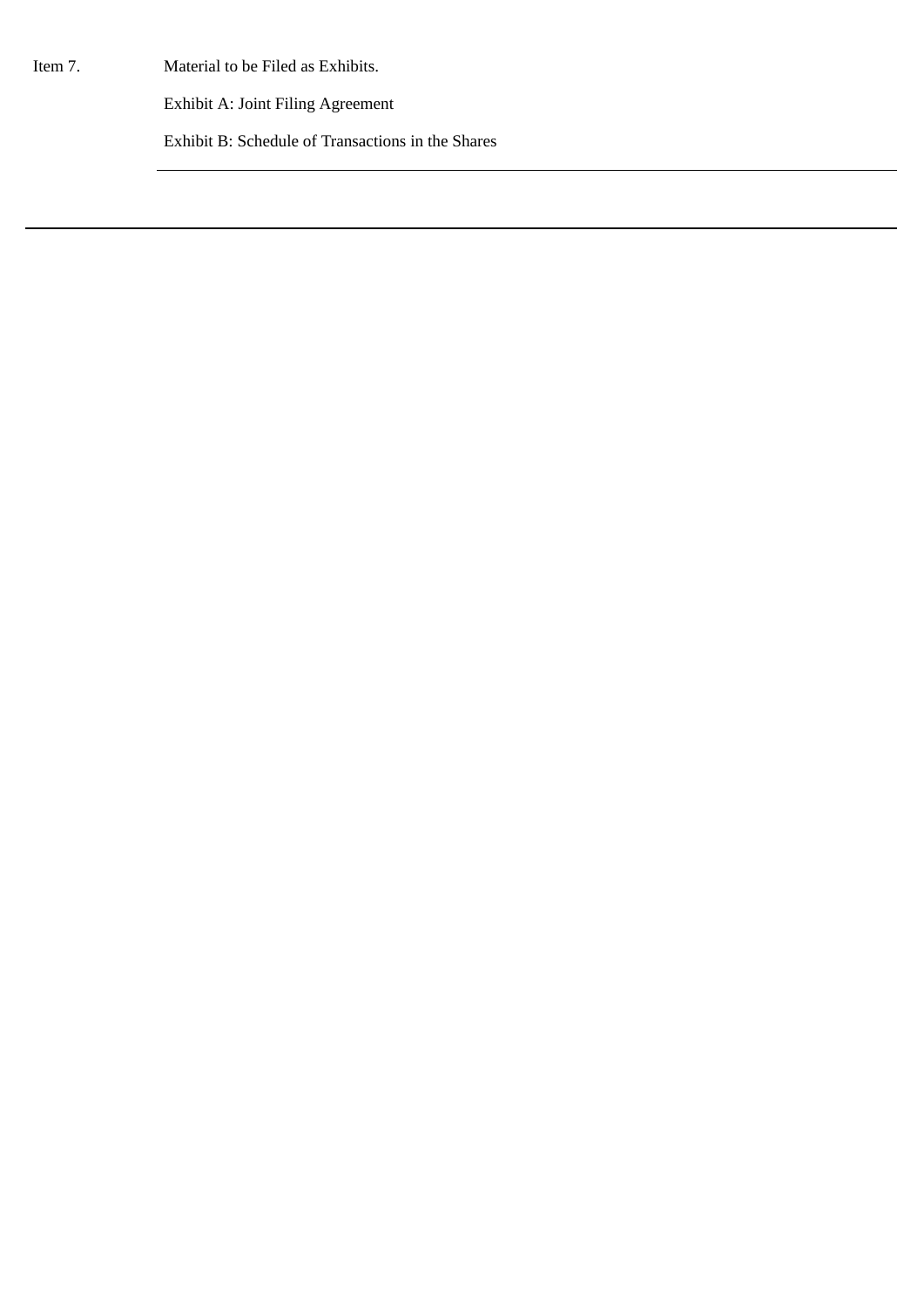Item 7. Material to be Filed as Exhibits.

Exhibit A: Joint Filing Agreement

Exhibit B: Schedule of Transactions in the Shares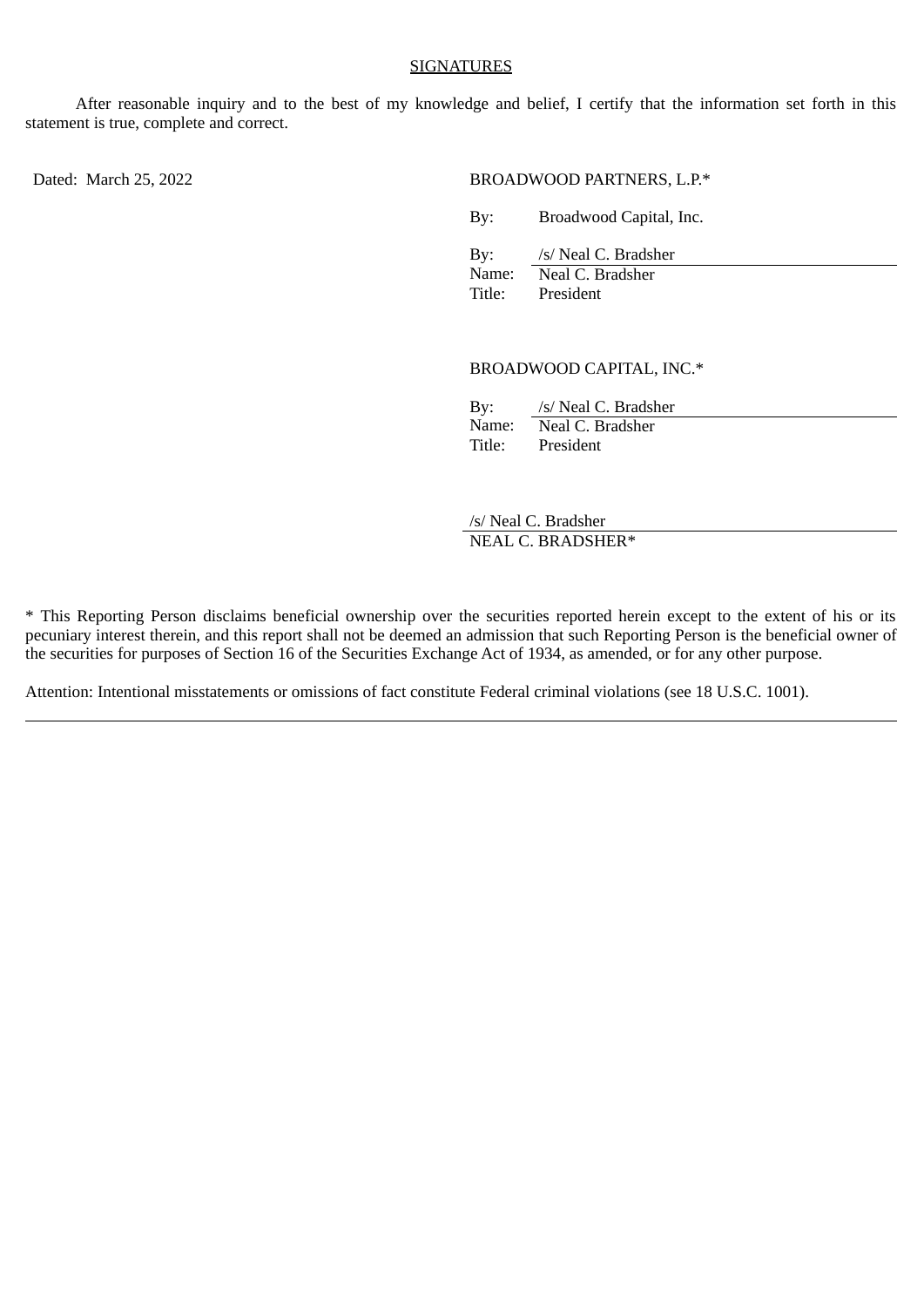## SIGNATURES

After reasonable inquiry and to the best of my knowledge and belief, I certify that the information set forth in this statement is true, complete and correct.

Dated: March 25, 2022

BROADWOOD PARTNERS, L.P.*

By: Broadwood Capital, Inc.

By: /s/ Neal C. Bradsher
Name: Neal C. Bradsher
Title: President

BROADWOOD CAPITAL, INC.*

By: /s/ Neal C. Bradsher
Name: Neal C. Bradsher
Title: President

/s/ Neal C. Bradsher
NEAL C. BRADSHER*

* This Reporting Person disclaims beneficial ownership over the securities reported herein except to the extent of his or its pecuniary interest therein, and this report shall not be deemed an admission that such Reporting Person is the beneficial owner of the securities for purposes of Section 16 of the Securities Exchange Act of 1934, as amended, or for any other purpose.

Attention: Intentional misstatements or omissions of fact constitute Federal criminal violations (see 18 U.S.C. 1001).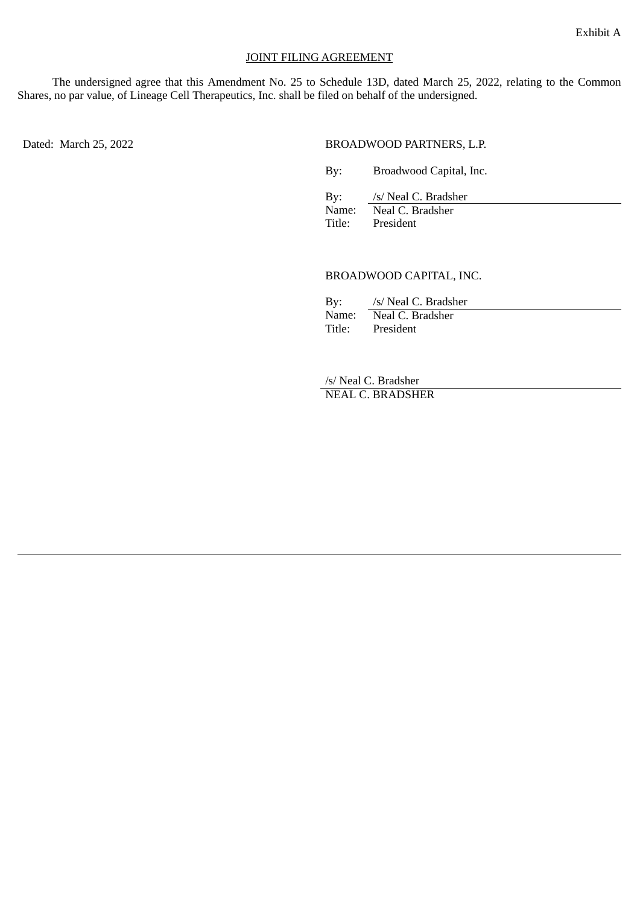Exhibit A

JOINT FILING AGREEMENT

The undersigned agree that this Amendment No. 25 to Schedule 13D, dated March 25, 2022, relating to the Common Shares, no par value, of Lineage Cell Therapeutics, Inc. shall be filed on behalf of the undersigned.

Dated: March 25, 2022

BROADWOOD PARTNERS, L.P.

By: Broadwood Capital, Inc.

By: /s/ Neal C. Bradsher
Name: Neal C. Bradsher
Title: President

BROADWOOD CAPITAL, INC.

By: /s/ Neal C. Bradsher
Name: Neal C. Bradsher
Title: President

/s/ Neal C. Bradsher
NEAL C. BRADSHER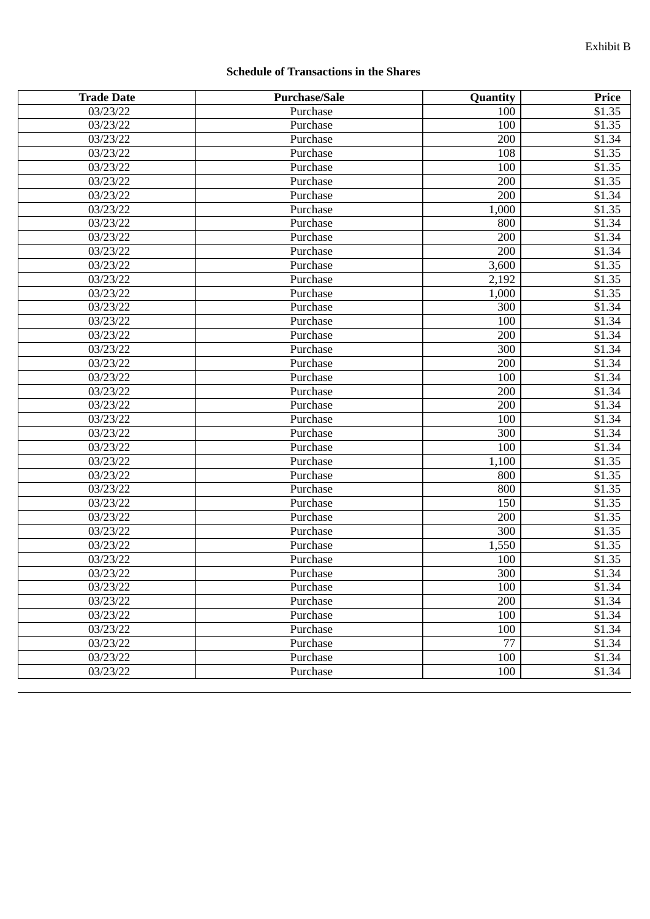Exhibit B

**Schedule of Transactions in the Shares**

| Trade Date | Purchase/Sale | Quantity | Price |
|---|---|---|---|
| 03/23/22 | Purchase | 100 | $1.35 |
| 03/23/22 | Purchase | 100 | $1.35 |
| 03/23/22 | Purchase | 200 | $1.34 |
| 03/23/22 | Purchase | 108 | $1.35 |
| 03/23/22 | Purchase | 100 | $1.35 |
| 03/23/22 | Purchase | 200 | $1.35 |
| 03/23/22 | Purchase | 200 | $1.34 |
| 03/23/22 | Purchase | 1,000 | $1.35 |
| 03/23/22 | Purchase | 800 | $1.34 |
| 03/23/22 | Purchase | 200 | $1.34 |
| 03/23/22 | Purchase | 200 | $1.34 |
| 03/23/22 | Purchase | 3,600 | $1.35 |
| 03/23/22 | Purchase | 2,192 | $1.35 |
| 03/23/22 | Purchase | 1,000 | $1.35 |
| 03/23/22 | Purchase | 300 | $1.34 |
| 03/23/22 | Purchase | 100 | $1.34 |
| 03/23/22 | Purchase | 200 | $1.34 |
| 03/23/22 | Purchase | 300 | $1.34 |
| 03/23/22 | Purchase | 200 | $1.34 |
| 03/23/22 | Purchase | 100 | $1.34 |
| 03/23/22 | Purchase | 200 | $1.34 |
| 03/23/22 | Purchase | 200 | $1.34 |
| 03/23/22 | Purchase | 100 | $1.34 |
| 03/23/22 | Purchase | 300 | $1.34 |
| 03/23/22 | Purchase | 100 | $1.34 |
| 03/23/22 | Purchase | 1,100 | $1.35 |
| 03/23/22 | Purchase | 800 | $1.35 |
| 03/23/22 | Purchase | 800 | $1.35 |
| 03/23/22 | Purchase | 150 | $1.35 |
| 03/23/22 | Purchase | 200 | $1.35 |
| 03/23/22 | Purchase | 300 | $1.35 |
| 03/23/22 | Purchase | 1,550 | $1.35 |
| 03/23/22 | Purchase | 100 | $1.35 |
| 03/23/22 | Purchase | 300 | $1.34 |
| 03/23/22 | Purchase | 100 | $1.34 |
| 03/23/22 | Purchase | 200 | $1.34 |
| 03/23/22 | Purchase | 100 | $1.34 |
| 03/23/22 | Purchase | 100 | $1.34 |
| 03/23/22 | Purchase | 77 | $1.34 |
| 03/23/22 | Purchase | 100 | $1.34 |
| 03/23/22 | Purchase | 100 | $1.34 |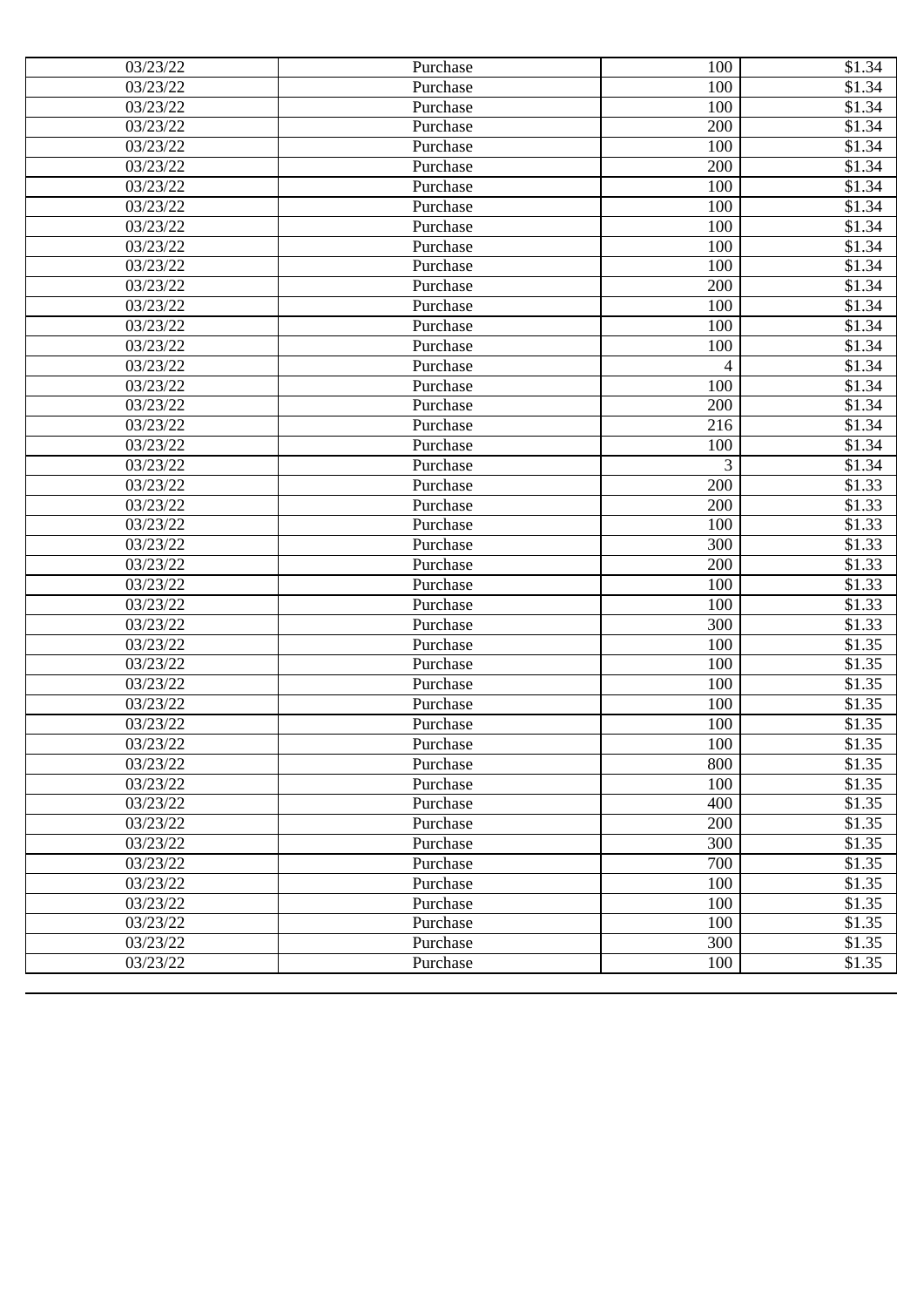| | | | |
|---|---|---|---|
| 03/23/22 | Purchase | 100 | $1.34 |
| 03/23/22 | Purchase | 100 | $1.34 |
| 03/23/22 | Purchase | 100 | $1.34 |
| 03/23/22 | Purchase | 200 | $1.34 |
| 03/23/22 | Purchase | 100 | $1.34 |
| 03/23/22 | Purchase | 200 | $1.34 |
| 03/23/22 | Purchase | 100 | $1.34 |
| 03/23/22 | Purchase | 100 | $1.34 |
| 03/23/22 | Purchase | 100 | $1.34 |
| 03/23/22 | Purchase | 100 | $1.34 |
| 03/23/22 | Purchase | 100 | $1.34 |
| 03/23/22 | Purchase | 200 | $1.34 |
| 03/23/22 | Purchase | 100 | $1.34 |
| 03/23/22 | Purchase | 100 | $1.34 |
| 03/23/22 | Purchase | 100 | $1.34 |
| 03/23/22 | Purchase | 4 | $1.34 |
| 03/23/22 | Purchase | 100 | $1.34 |
| 03/23/22 | Purchase | 200 | $1.34 |
| 03/23/22 | Purchase | 216 | $1.34 |
| 03/23/22 | Purchase | 100 | $1.34 |
| 03/23/22 | Purchase | 3 | $1.34 |
| 03/23/22 | Purchase | 200 | $1.33 |
| 03/23/22 | Purchase | 200 | $1.33 |
| 03/23/22 | Purchase | 100 | $1.33 |
| 03/23/22 | Purchase | 300 | $1.33 |
| 03/23/22 | Purchase | 200 | $1.33 |
| 03/23/22 | Purchase | 100 | $1.33 |
| 03/23/22 | Purchase | 100 | $1.33 |
| 03/23/22 | Purchase | 300 | $1.33 |
| 03/23/22 | Purchase | 100 | $1.35 |
| 03/23/22 | Purchase | 100 | $1.35 |
| 03/23/22 | Purchase | 100 | $1.35 |
| 03/23/22 | Purchase | 100 | $1.35 |
| 03/23/22 | Purchase | 100 | $1.35 |
| 03/23/22 | Purchase | 100 | $1.35 |
| 03/23/22 | Purchase | 800 | $1.35 |
| 03/23/22 | Purchase | 100 | $1.35 |
| 03/23/22 | Purchase | 400 | $1.35 |
| 03/23/22 | Purchase | 200 | $1.35 |
| 03/23/22 | Purchase | 300 | $1.35 |
| 03/23/22 | Purchase | 700 | $1.35 |
| 03/23/22 | Purchase | 100 | $1.35 |
| 03/23/22 | Purchase | 100 | $1.35 |
| 03/23/22 | Purchase | 100 | $1.35 |
| 03/23/22 | Purchase | 300 | $1.35 |
| 03/23/22 | Purchase | 100 | $1.35 |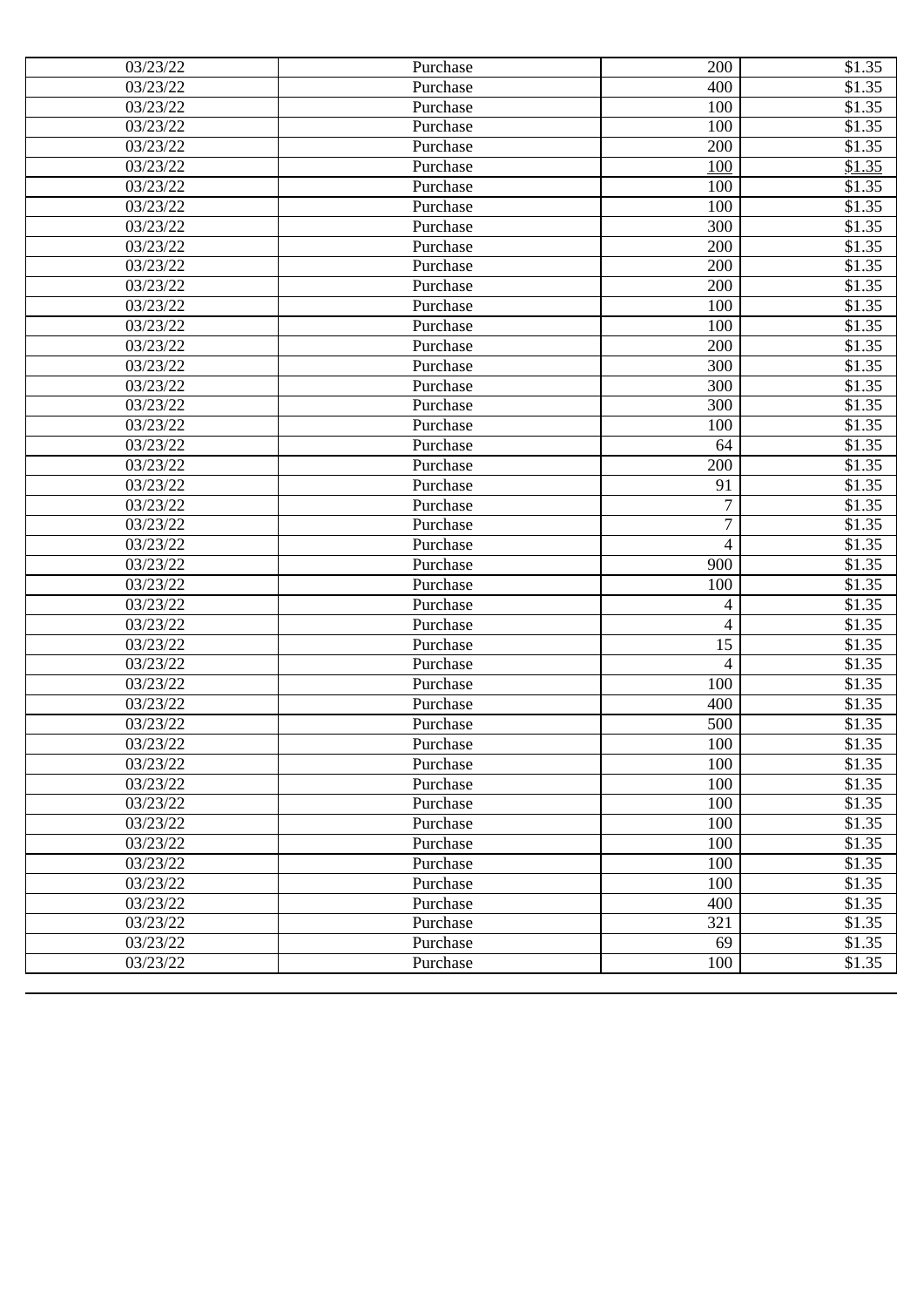| 03/23/22 | Purchase | 200 | $1.35 |
|---|---|---|---|
| 03/23/22 | Purchase | 400 | $1.35 |
| 03/23/22 | Purchase | 100 | $1.35 |
| 03/23/22 | Purchase | 100 | $1.35 |
| 03/23/22 | Purchase | 200 | $1.35 |
| 03/23/22 | Purchase | 100 | $1.35 |
| 03/23/22 | Purchase | 100 | $1.35 |
| 03/23/22 | Purchase | 100 | $1.35 |
| 03/23/22 | Purchase | 300 | $1.35 |
| 03/23/22 | Purchase | 200 | $1.35 |
| 03/23/22 | Purchase | 200 | $1.35 |
| 03/23/22 | Purchase | 200 | $1.35 |
| 03/23/22 | Purchase | 100 | $1.35 |
| 03/23/22 | Purchase | 100 | $1.35 |
| 03/23/22 | Purchase | 200 | $1.35 |
| 03/23/22 | Purchase | 300 | $1.35 |
| 03/23/22 | Purchase | 300 | $1.35 |
| 03/23/22 | Purchase | 300 | $1.35 |
| 03/23/22 | Purchase | 100 | $1.35 |
| 03/23/22 | Purchase | 64 | $1.35 |
| 03/23/22 | Purchase | 200 | $1.35 |
| 03/23/22 | Purchase | 91 | $1.35 |
| 03/23/22 | Purchase | 7 | $1.35 |
| 03/23/22 | Purchase | 7 | $1.35 |
| 03/23/22 | Purchase | 4 | $1.35 |
| 03/23/22 | Purchase | 900 | $1.35 |
| 03/23/22 | Purchase | 100 | $1.35 |
| 03/23/22 | Purchase | 4 | $1.35 |
| 03/23/22 | Purchase | 4 | $1.35 |
| 03/23/22 | Purchase | 15 | $1.35 |
| 03/23/22 | Purchase | 4 | $1.35 |
| 03/23/22 | Purchase | 100 | $1.35 |
| 03/23/22 | Purchase | 400 | $1.35 |
| 03/23/22 | Purchase | 500 | $1.35 |
| 03/23/22 | Purchase | 100 | $1.35 |
| 03/23/22 | Purchase | 100 | $1.35 |
| 03/23/22 | Purchase | 100 | $1.35 |
| 03/23/22 | Purchase | 100 | $1.35 |
| 03/23/22 | Purchase | 100 | $1.35 |
| 03/23/22 | Purchase | 100 | $1.35 |
| 03/23/22 | Purchase | 100 | $1.35 |
| 03/23/22 | Purchase | 100 | $1.35 |
| 03/23/22 | Purchase | 400 | $1.35 |
| 03/23/22 | Purchase | 321 | $1.35 |
| 03/23/22 | Purchase | 69 | $1.35 |
| 03/23/22 | Purchase | 100 | $1.35 |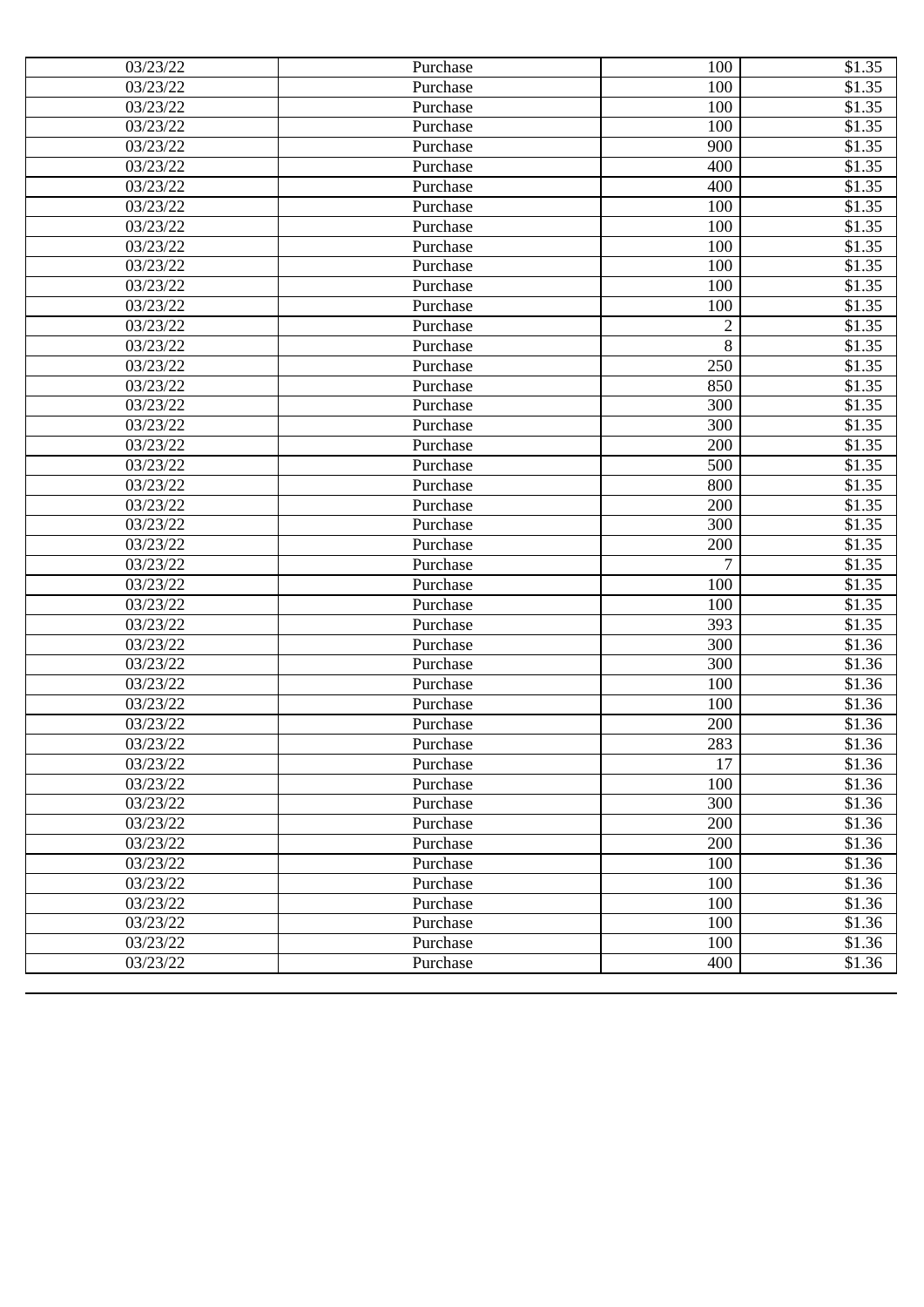| | | | |
|---|---|---|---|
| 03/23/22 | Purchase | 100 | $1.35 |
| 03/23/22 | Purchase | 100 | $1.35 |
| 03/23/22 | Purchase | 100 | $1.35 |
| 03/23/22 | Purchase | 100 | $1.35 |
| 03/23/22 | Purchase | 900 | $1.35 |
| 03/23/22 | Purchase | 400 | $1.35 |
| 03/23/22 | Purchase | 400 | $1.35 |
| 03/23/22 | Purchase | 100 | $1.35 |
| 03/23/22 | Purchase | 100 | $1.35 |
| 03/23/22 | Purchase | 100 | $1.35 |
| 03/23/22 | Purchase | 100 | $1.35 |
| 03/23/22 | Purchase | 100 | $1.35 |
| 03/23/22 | Purchase | 100 | $1.35 |
| 03/23/22 | Purchase | 2 | $1.35 |
| 03/23/22 | Purchase | 8 | $1.35 |
| 03/23/22 | Purchase | 250 | $1.35 |
| 03/23/22 | Purchase | 850 | $1.35 |
| 03/23/22 | Purchase | 300 | $1.35 |
| 03/23/22 | Purchase | 300 | $1.35 |
| 03/23/22 | Purchase | 200 | $1.35 |
| 03/23/22 | Purchase | 500 | $1.35 |
| 03/23/22 | Purchase | 800 | $1.35 |
| 03/23/22 | Purchase | 200 | $1.35 |
| 03/23/22 | Purchase | 300 | $1.35 |
| 03/23/22 | Purchase | 200 | $1.35 |
| 03/23/22 | Purchase | 7 | $1.35 |
| 03/23/22 | Purchase | 100 | $1.35 |
| 03/23/22 | Purchase | 100 | $1.35 |
| 03/23/22 | Purchase | 393 | $1.35 |
| 03/23/22 | Purchase | 300 | $1.36 |
| 03/23/22 | Purchase | 300 | $1.36 |
| 03/23/22 | Purchase | 100 | $1.36 |
| 03/23/22 | Purchase | 100 | $1.36 |
| 03/23/22 | Purchase | 200 | $1.36 |
| 03/23/22 | Purchase | 283 | $1.36 |
| 03/23/22 | Purchase | 17 | $1.36 |
| 03/23/22 | Purchase | 100 | $1.36 |
| 03/23/22 | Purchase | 300 | $1.36 |
| 03/23/22 | Purchase | 200 | $1.36 |
| 03/23/22 | Purchase | 200 | $1.36 |
| 03/23/22 | Purchase | 100 | $1.36 |
| 03/23/22 | Purchase | 100 | $1.36 |
| 03/23/22 | Purchase | 100 | $1.36 |
| 03/23/22 | Purchase | 100 | $1.36 |
| 03/23/22 | Purchase | 100 | $1.36 |
| 03/23/22 | Purchase | 400 | $1.36 |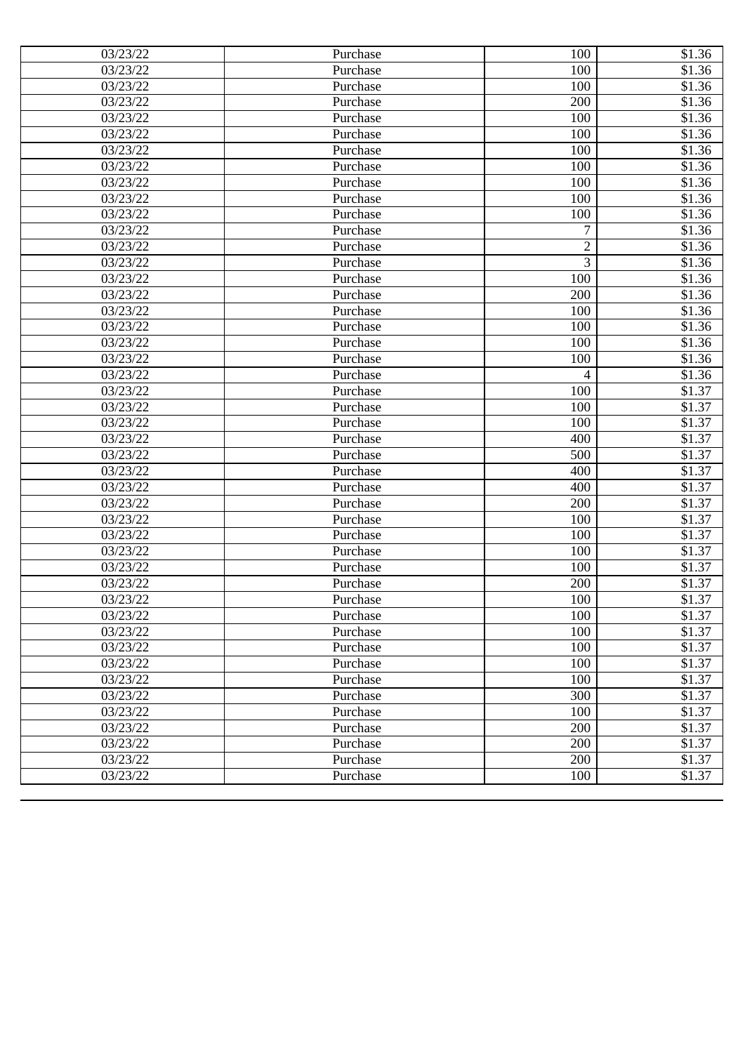| 03/23/22 | Purchase | 100 | $1.36 |
|---|---|---|---|
| 03/23/22 | Purchase | 100 | $1.36 |
| 03/23/22 | Purchase | 100 | $1.36 |
| 03/23/22 | Purchase | 200 | $1.36 |
| 03/23/22 | Purchase | 100 | $1.36 |
| 03/23/22 | Purchase | 100 | $1.36 |
| 03/23/22 | Purchase | 100 | $1.36 |
| 03/23/22 | Purchase | 100 | $1.36 |
| 03/23/22 | Purchase | 100 | $1.36 |
| 03/23/22 | Purchase | 100 | $1.36 |
| 03/23/22 | Purchase | 100 | $1.36 |
| 03/23/22 | Purchase | 7 | $1.36 |
| 03/23/22 | Purchase | 2 | $1.36 |
| 03/23/22 | Purchase | 3 | $1.36 |
| 03/23/22 | Purchase | 100 | $1.36 |
| 03/23/22 | Purchase | 200 | $1.36 |
| 03/23/22 | Purchase | 100 | $1.36 |
| 03/23/22 | Purchase | 100 | $1.36 |
| 03/23/22 | Purchase | 100 | $1.36 |
| 03/23/22 | Purchase | 100 | $1.36 |
| 03/23/22 | Purchase | 4 | $1.36 |
| 03/23/22 | Purchase | 100 | $1.37 |
| 03/23/22 | Purchase | 100 | $1.37 |
| 03/23/22 | Purchase | 100 | $1.37 |
| 03/23/22 | Purchase | 400 | $1.37 |
| 03/23/22 | Purchase | 500 | $1.37 |
| 03/23/22 | Purchase | 400 | $1.37 |
| 03/23/22 | Purchase | 400 | $1.37 |
| 03/23/22 | Purchase | 200 | $1.37 |
| 03/23/22 | Purchase | 100 | $1.37 |
| 03/23/22 | Purchase | 100 | $1.37 |
| 03/23/22 | Purchase | 100 | $1.37 |
| 03/23/22 | Purchase | 100 | $1.37 |
| 03/23/22 | Purchase | 200 | $1.37 |
| 03/23/22 | Purchase | 100 | $1.37 |
| 03/23/22 | Purchase | 100 | $1.37 |
| 03/23/22 | Purchase | 100 | $1.37 |
| 03/23/22 | Purchase | 100 | $1.37 |
| 03/23/22 | Purchase | 100 | $1.37 |
| 03/23/22 | Purchase | 100 | $1.37 |
| 03/23/22 | Purchase | 300 | $1.37 |
| 03/23/22 | Purchase | 100 | $1.37 |
| 03/23/22 | Purchase | 200 | $1.37 |
| 03/23/22 | Purchase | 200 | $1.37 |
| 03/23/22 | Purchase | 200 | $1.37 |
| 03/23/22 | Purchase | 100 | $1.37 |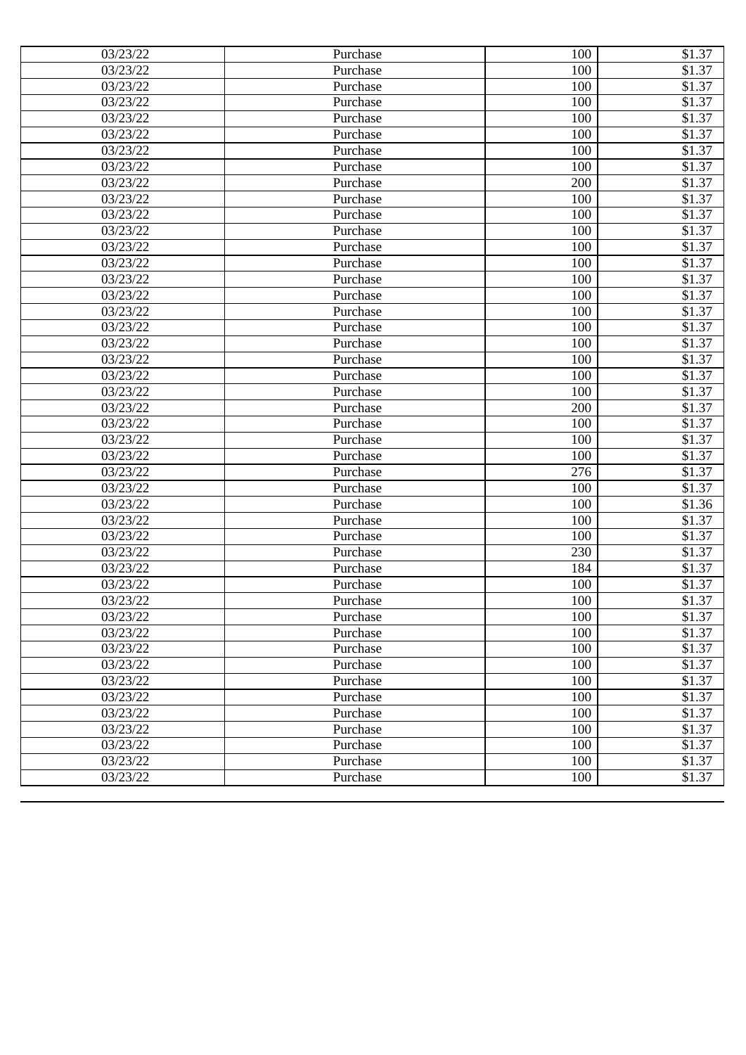| | | | |
|---|---|---|---|
| 03/23/22 | Purchase | 100 | $1.37 |
| 03/23/22 | Purchase | 100 | $1.37 |
| 03/23/22 | Purchase | 100 | $1.37 |
| 03/23/22 | Purchase | 100 | $1.37 |
| 03/23/22 | Purchase | 100 | $1.37 |
| 03/23/22 | Purchase | 100 | $1.37 |
| 03/23/22 | Purchase | 100 | $1.37 |
| 03/23/22 | Purchase | 100 | $1.37 |
| 03/23/22 | Purchase | 200 | $1.37 |
| 03/23/22 | Purchase | 100 | $1.37 |
| 03/23/22 | Purchase | 100 | $1.37 |
| 03/23/22 | Purchase | 100 | $1.37 |
| 03/23/22 | Purchase | 100 | $1.37 |
| 03/23/22 | Purchase | 100 | $1.37 |
| 03/23/22 | Purchase | 100 | $1.37 |
| 03/23/22 | Purchase | 100 | $1.37 |
| 03/23/22 | Purchase | 100 | $1.37 |
| 03/23/22 | Purchase | 100 | $1.37 |
| 03/23/22 | Purchase | 100 | $1.37 |
| 03/23/22 | Purchase | 100 | $1.37 |
| 03/23/22 | Purchase | 100 | $1.37 |
| 03/23/22 | Purchase | 100 | $1.37 |
| 03/23/22 | Purchase | 200 | $1.37 |
| 03/23/22 | Purchase | 100 | $1.37 |
| 03/23/22 | Purchase | 100 | $1.37 |
| 03/23/22 | Purchase | 100 | $1.37 |
| 03/23/22 | Purchase | 276 | $1.37 |
| 03/23/22 | Purchase | 100 | $1.37 |
| 03/23/22 | Purchase | 100 | $1.36 |
| 03/23/22 | Purchase | 100 | $1.37 |
| 03/23/22 | Purchase | 100 | $1.37 |
| 03/23/22 | Purchase | 230 | $1.37 |
| 03/23/22 | Purchase | 184 | $1.37 |
| 03/23/22 | Purchase | 100 | $1.37 |
| 03/23/22 | Purchase | 100 | $1.37 |
| 03/23/22 | Purchase | 100 | $1.37 |
| 03/23/22 | Purchase | 100 | $1.37 |
| 03/23/22 | Purchase | 100 | $1.37 |
| 03/23/22 | Purchase | 100 | $1.37 |
| 03/23/22 | Purchase | 100 | $1.37 |
| 03/23/22 | Purchase | 100 | $1.37 |
| 03/23/22 | Purchase | 100 | $1.37 |
| 03/23/22 | Purchase | 100 | $1.37 |
| 03/23/22 | Purchase | 100 | $1.37 |
| 03/23/22 | Purchase | 100 | $1.37 |
| 03/23/22 | Purchase | 100 | $1.37 |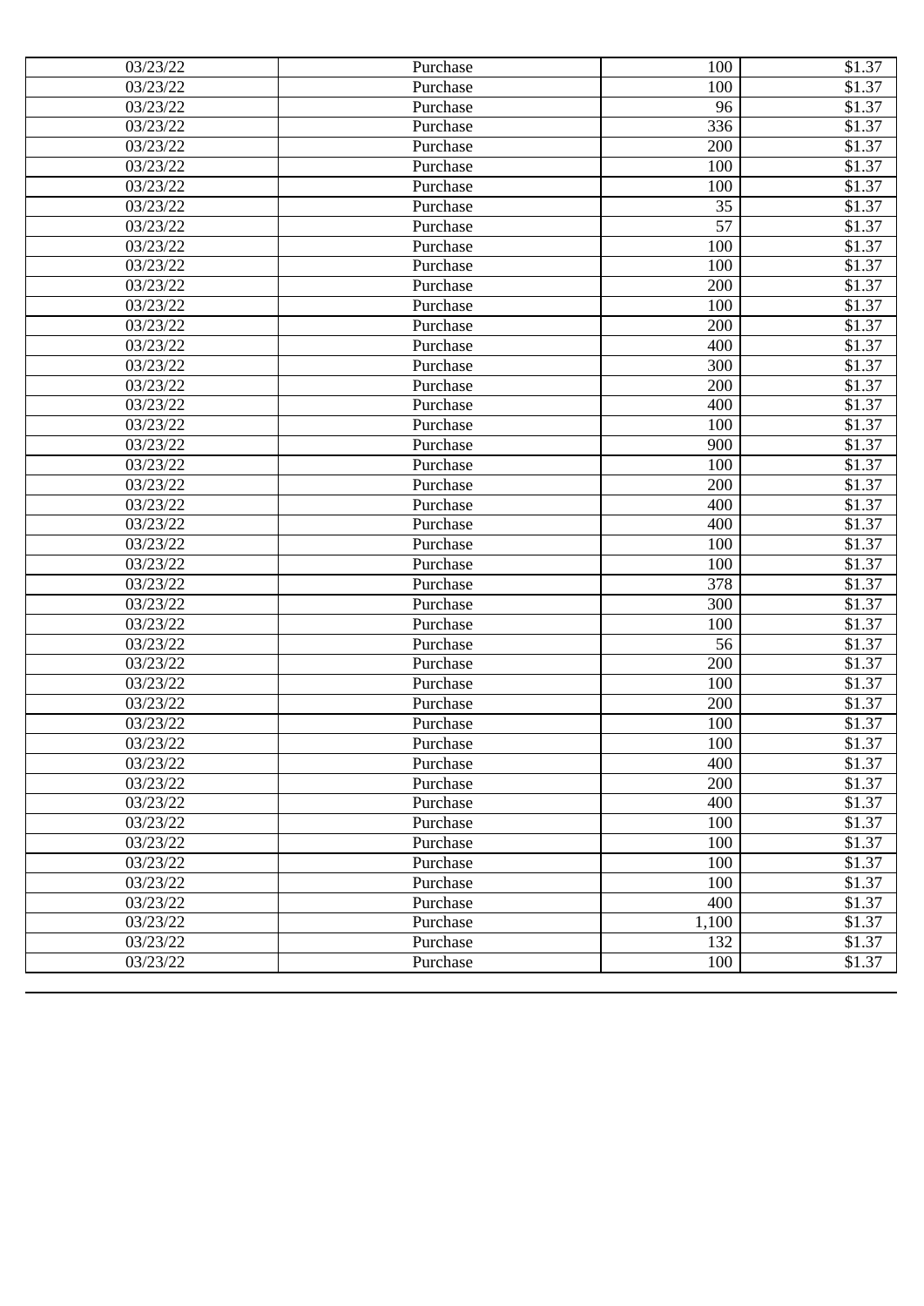| 03/23/22 | Purchase | 100 | $1.37 |
|---|---|---|---|
| 03/23/22 | Purchase | 100 | $1.37 |
| 03/23/22 | Purchase | 96 | $1.37 |
| 03/23/22 | Purchase | 336 | $1.37 |
| 03/23/22 | Purchase | 200 | $1.37 |
| 03/23/22 | Purchase | 100 | $1.37 |
| 03/23/22 | Purchase | 100 | $1.37 |
| 03/23/22 | Purchase | 35 | $1.37 |
| 03/23/22 | Purchase | 57 | $1.37 |
| 03/23/22 | Purchase | 100 | $1.37 |
| 03/23/22 | Purchase | 100 | $1.37 |
| 03/23/22 | Purchase | 200 | $1.37 |
| 03/23/22 | Purchase | 100 | $1.37 |
| 03/23/22 | Purchase | 200 | $1.37 |
| 03/23/22 | Purchase | 400 | $1.37 |
| 03/23/22 | Purchase | 300 | $1.37 |
| 03/23/22 | Purchase | 200 | $1.37 |
| 03/23/22 | Purchase | 400 | $1.37 |
| 03/23/22 | Purchase | 100 | $1.37 |
| 03/23/22 | Purchase | 900 | $1.37 |
| 03/23/22 | Purchase | 100 | $1.37 |
| 03/23/22 | Purchase | 200 | $1.37 |
| 03/23/22 | Purchase | 400 | $1.37 |
| 03/23/22 | Purchase | 400 | $1.37 |
| 03/23/22 | Purchase | 100 | $1.37 |
| 03/23/22 | Purchase | 100 | $1.37 |
| 03/23/22 | Purchase | 378 | $1.37 |
| 03/23/22 | Purchase | 300 | $1.37 |
| 03/23/22 | Purchase | 100 | $1.37 |
| 03/23/22 | Purchase | 56 | $1.37 |
| 03/23/22 | Purchase | 200 | $1.37 |
| 03/23/22 | Purchase | 100 | $1.37 |
| 03/23/22 | Purchase | 200 | $1.37 |
| 03/23/22 | Purchase | 100 | $1.37 |
| 03/23/22 | Purchase | 100 | $1.37 |
| 03/23/22 | Purchase | 400 | $1.37 |
| 03/23/22 | Purchase | 200 | $1.37 |
| 03/23/22 | Purchase | 400 | $1.37 |
| 03/23/22 | Purchase | 100 | $1.37 |
| 03/23/22 | Purchase | 100 | $1.37 |
| 03/23/22 | Purchase | 100 | $1.37 |
| 03/23/22 | Purchase | 100 | $1.37 |
| 03/23/22 | Purchase | 400 | $1.37 |
| 03/23/22 | Purchase | 1,100 | $1.37 |
| 03/23/22 | Purchase | 132 | $1.37 |
| 03/23/22 | Purchase | 100 | $1.37 |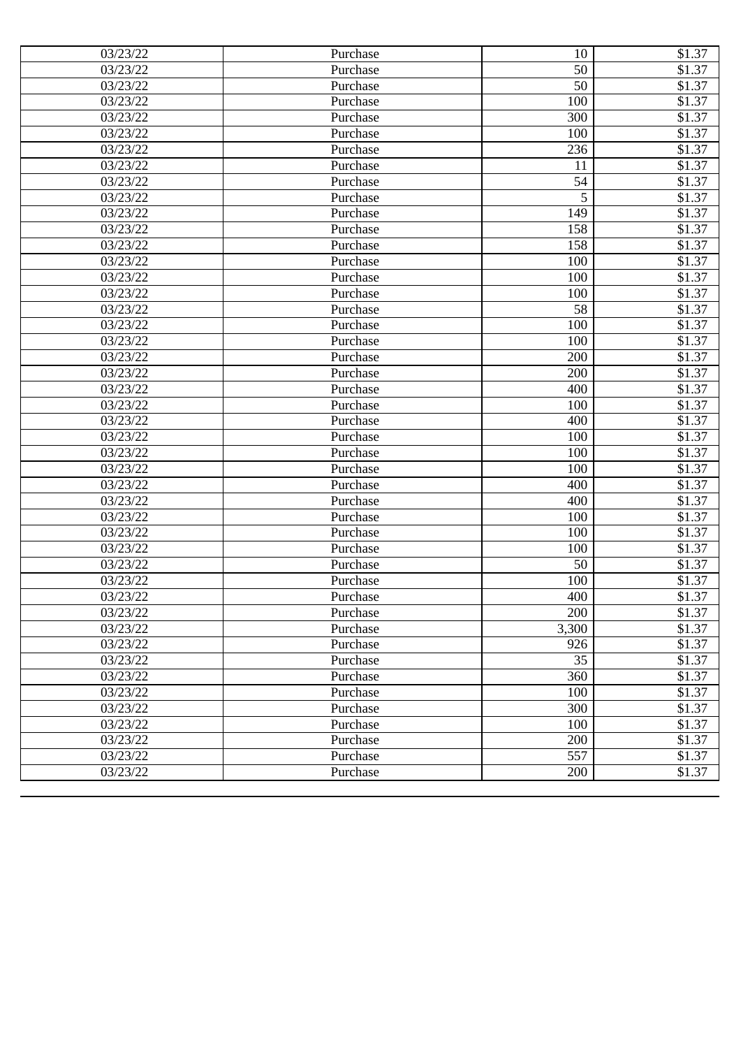| | | | |
|---|---|---|---|
| 03/23/22 | Purchase | 10 | $1.37 |
| 03/23/22 | Purchase | 50 | $1.37 |
| 03/23/22 | Purchase | 50 | $1.37 |
| 03/23/22 | Purchase | 100 | $1.37 |
| 03/23/22 | Purchase | 300 | $1.37 |
| 03/23/22 | Purchase | 100 | $1.37 |
| 03/23/22 | Purchase | 236 | $1.37 |
| 03/23/22 | Purchase | 11 | $1.37 |
| 03/23/22 | Purchase | 54 | $1.37 |
| 03/23/22 | Purchase | 5 | $1.37 |
| 03/23/22 | Purchase | 149 | $1.37 |
| 03/23/22 | Purchase | 158 | $1.37 |
| 03/23/22 | Purchase | 158 | $1.37 |
| 03/23/22 | Purchase | 100 | $1.37 |
| 03/23/22 | Purchase | 100 | $1.37 |
| 03/23/22 | Purchase | 100 | $1.37 |
| 03/23/22 | Purchase | 58 | $1.37 |
| 03/23/22 | Purchase | 100 | $1.37 |
| 03/23/22 | Purchase | 100 | $1.37 |
| 03/23/22 | Purchase | 200 | $1.37 |
| 03/23/22 | Purchase | 200 | $1.37 |
| 03/23/22 | Purchase | 400 | $1.37 |
| 03/23/22 | Purchase | 100 | $1.37 |
| 03/23/22 | Purchase | 400 | $1.37 |
| 03/23/22 | Purchase | 100 | $1.37 |
| 03/23/22 | Purchase | 100 | $1.37 |
| 03/23/22 | Purchase | 100 | $1.37 |
| 03/23/22 | Purchase | 400 | $1.37 |
| 03/23/22 | Purchase | 400 | $1.37 |
| 03/23/22 | Purchase | 100 | $1.37 |
| 03/23/22 | Purchase | 100 | $1.37 |
| 03/23/22 | Purchase | 100 | $1.37 |
| 03/23/22 | Purchase | 50 | $1.37 |
| 03/23/22 | Purchase | 100 | $1.37 |
| 03/23/22 | Purchase | 400 | $1.37 |
| 03/23/22 | Purchase | 200 | $1.37 |
| 03/23/22 | Purchase | 3,300 | $1.37 |
| 03/23/22 | Purchase | 926 | $1.37 |
| 03/23/22 | Purchase | 35 | $1.37 |
| 03/23/22 | Purchase | 360 | $1.37 |
| 03/23/22 | Purchase | 100 | $1.37 |
| 03/23/22 | Purchase | 300 | $1.37 |
| 03/23/22 | Purchase | 100 | $1.37 |
| 03/23/22 | Purchase | 200 | $1.37 |
| 03/23/22 | Purchase | 557 | $1.37 |
| 03/23/22 | Purchase | 200 | $1.37 |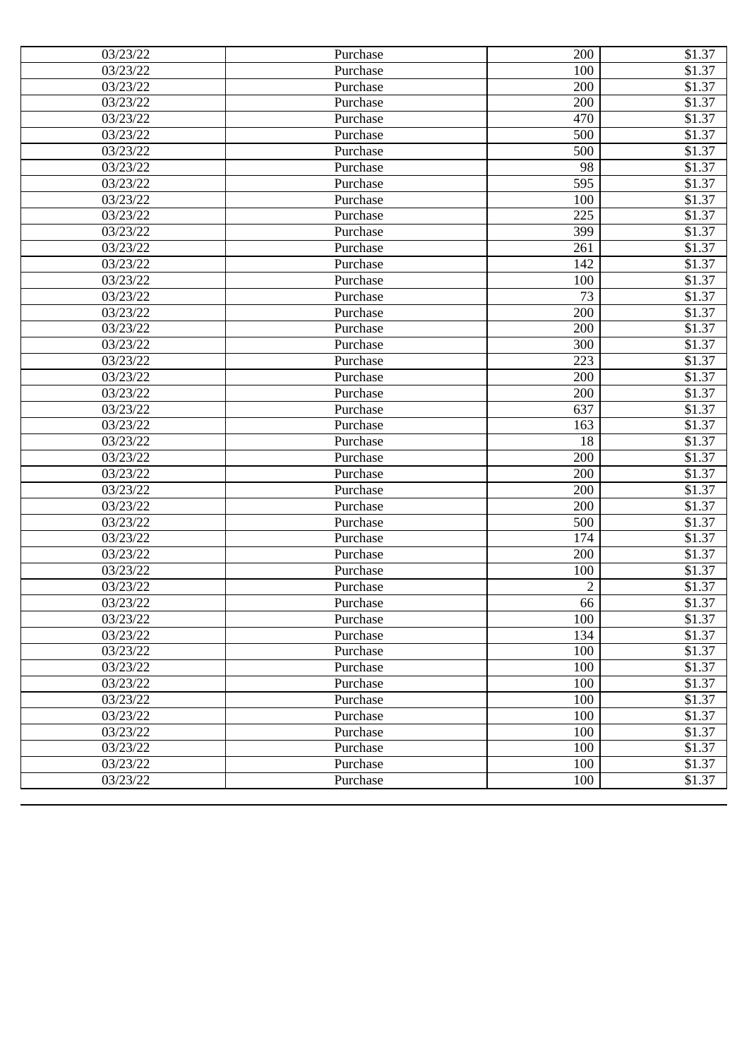| 03/23/22 | Purchase | 200 | $1.37 |
|---|---|---|---|
| 03/23/22 | Purchase | 100 | $1.37 |
| 03/23/22 | Purchase | 200 | $1.37 |
| 03/23/22 | Purchase | 200 | $1.37 |
| 03/23/22 | Purchase | 470 | $1.37 |
| 03/23/22 | Purchase | 500 | $1.37 |
| 03/23/22 | Purchase | 500 | $1.37 |
| 03/23/22 | Purchase | 98 | $1.37 |
| 03/23/22 | Purchase | 595 | $1.37 |
| 03/23/22 | Purchase | 100 | $1.37 |
| 03/23/22 | Purchase | 225 | $1.37 |
| 03/23/22 | Purchase | 399 | $1.37 |
| 03/23/22 | Purchase | 261 | $1.37 |
| 03/23/22 | Purchase | 142 | $1.37 |
| 03/23/22 | Purchase | 100 | $1.37 |
| 03/23/22 | Purchase | 73 | $1.37 |
| 03/23/22 | Purchase | 200 | $1.37 |
| 03/23/22 | Purchase | 200 | $1.37 |
| 03/23/22 | Purchase | 300 | $1.37 |
| 03/23/22 | Purchase | 223 | $1.37 |
| 03/23/22 | Purchase | 200 | $1.37 |
| 03/23/22 | Purchase | 200 | $1.37 |
| 03/23/22 | Purchase | 637 | $1.37 |
| 03/23/22 | Purchase | 163 | $1.37 |
| 03/23/22 | Purchase | 18 | $1.37 |
| 03/23/22 | Purchase | 200 | $1.37 |
| 03/23/22 | Purchase | 200 | $1.37 |
| 03/23/22 | Purchase | 200 | $1.37 |
| 03/23/22 | Purchase | 200 | $1.37 |
| 03/23/22 | Purchase | 500 | $1.37 |
| 03/23/22 | Purchase | 174 | $1.37 |
| 03/23/22 | Purchase | 200 | $1.37 |
| 03/23/22 | Purchase | 100 | $1.37 |
| 03/23/22 | Purchase | 2 | $1.37 |
| 03/23/22 | Purchase | 66 | $1.37 |
| 03/23/22 | Purchase | 100 | $1.37 |
| 03/23/22 | Purchase | 134 | $1.37 |
| 03/23/22 | Purchase | 100 | $1.37 |
| 03/23/22 | Purchase | 100 | $1.37 |
| 03/23/22 | Purchase | 100 | $1.37 |
| 03/23/22 | Purchase | 100 | $1.37 |
| 03/23/22 | Purchase | 100 | $1.37 |
| 03/23/22 | Purchase | 100 | $1.37 |
| 03/23/22 | Purchase | 100 | $1.37 |
| 03/23/22 | Purchase | 100 | $1.37 |
| 03/23/22 | Purchase | 100 | $1.37 |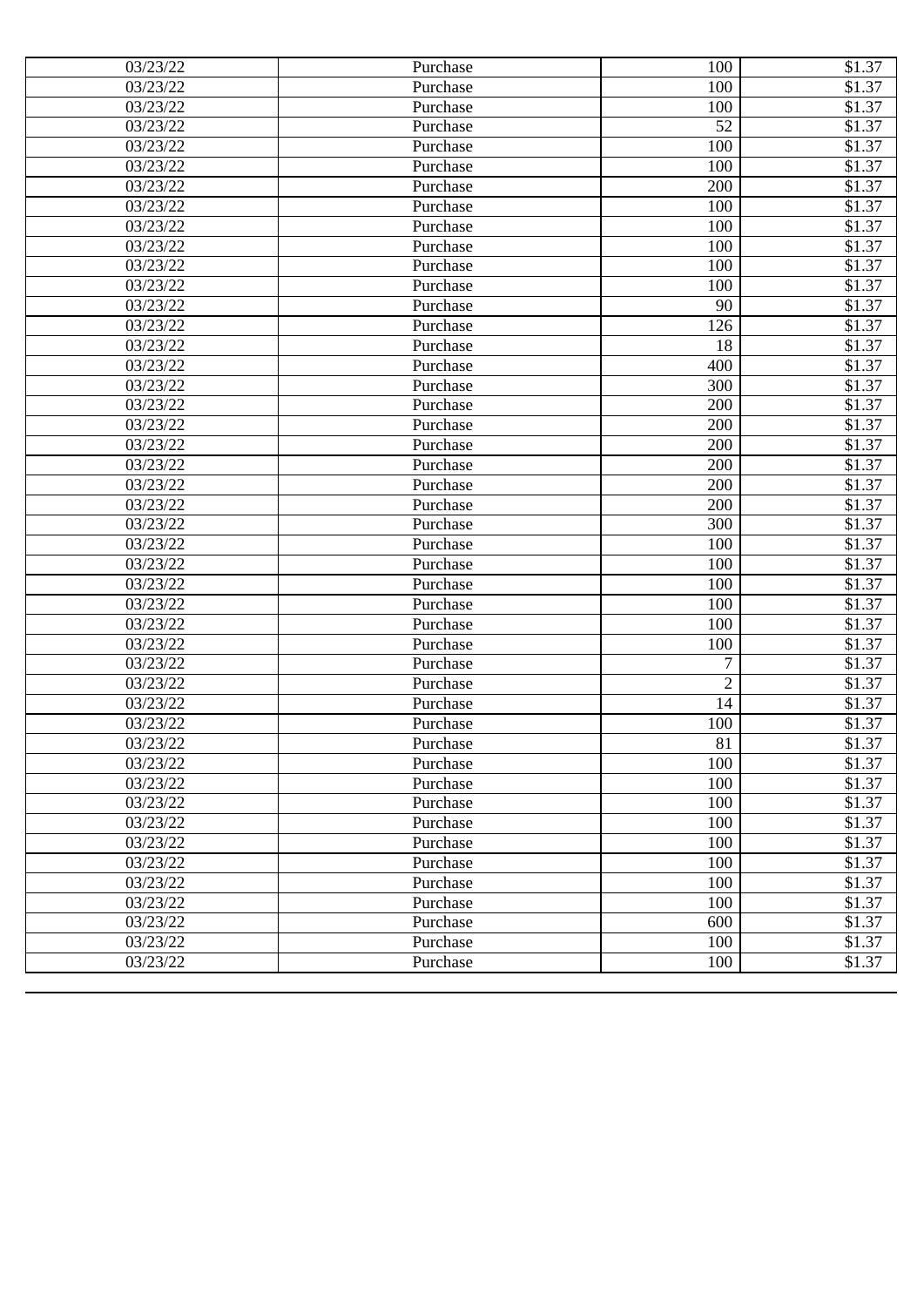| | | | |
|---|---|---|---|
| 03/23/22 | Purchase | 100 | $1.37 |
| 03/23/22 | Purchase | 100 | $1.37 |
| 03/23/22 | Purchase | 100 | $1.37 |
| 03/23/22 | Purchase | 52 | $1.37 |
| 03/23/22 | Purchase | 100 | $1.37 |
| 03/23/22 | Purchase | 100 | $1.37 |
| 03/23/22 | Purchase | 200 | $1.37 |
| 03/23/22 | Purchase | 100 | $1.37 |
| 03/23/22 | Purchase | 100 | $1.37 |
| 03/23/22 | Purchase | 100 | $1.37 |
| 03/23/22 | Purchase | 100 | $1.37 |
| 03/23/22 | Purchase | 100 | $1.37 |
| 03/23/22 | Purchase | 90 | $1.37 |
| 03/23/22 | Purchase | 126 | $1.37 |
| 03/23/22 | Purchase | 18 | $1.37 |
| 03/23/22 | Purchase | 400 | $1.37 |
| 03/23/22 | Purchase | 300 | $1.37 |
| 03/23/22 | Purchase | 200 | $1.37 |
| 03/23/22 | Purchase | 200 | $1.37 |
| 03/23/22 | Purchase | 200 | $1.37 |
| 03/23/22 | Purchase | 200 | $1.37 |
| 03/23/22 | Purchase | 200 | $1.37 |
| 03/23/22 | Purchase | 200 | $1.37 |
| 03/23/22 | Purchase | 300 | $1.37 |
| 03/23/22 | Purchase | 100 | $1.37 |
| 03/23/22 | Purchase | 100 | $1.37 |
| 03/23/22 | Purchase | 100 | $1.37 |
| 03/23/22 | Purchase | 100 | $1.37 |
| 03/23/22 | Purchase | 100 | $1.37 |
| 03/23/22 | Purchase | 100 | $1.37 |
| 03/23/22 | Purchase | 7 | $1.37 |
| 03/23/22 | Purchase | 2 | $1.37 |
| 03/23/22 | Purchase | 14 | $1.37 |
| 03/23/22 | Purchase | 100 | $1.37 |
| 03/23/22 | Purchase | 81 | $1.37 |
| 03/23/22 | Purchase | 100 | $1.37 |
| 03/23/22 | Purchase | 100 | $1.37 |
| 03/23/22 | Purchase | 100 | $1.37 |
| 03/23/22 | Purchase | 100 | $1.37 |
| 03/23/22 | Purchase | 100 | $1.37 |
| 03/23/22 | Purchase | 100 | $1.37 |
| 03/23/22 | Purchase | 100 | $1.37 |
| 03/23/22 | Purchase | 100 | $1.37 |
| 03/23/22 | Purchase | 600 | $1.37 |
| 03/23/22 | Purchase | 100 | $1.37 |
| 03/23/22 | Purchase | 100 | $1.37 |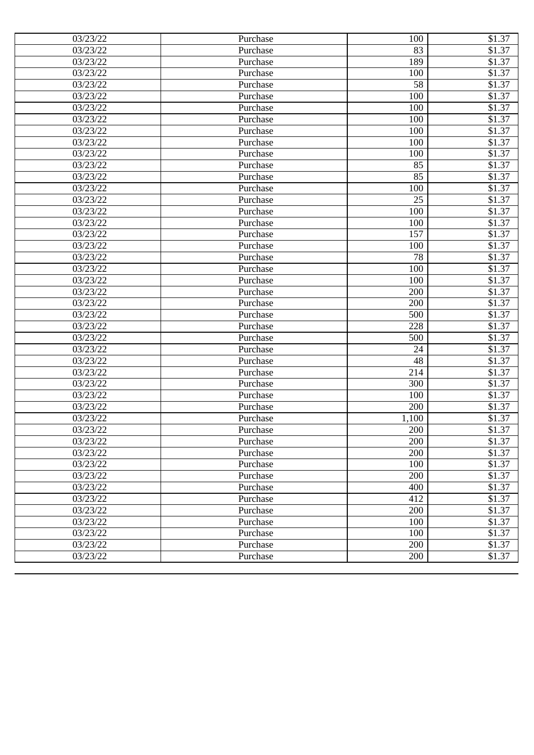| 03/23/22 | Purchase | 100 | $1.37 |
|---|---|---|---|
| 03/23/22 | Purchase | 83 | $1.37 |
| 03/23/22 | Purchase | 189 | $1.37 |
| 03/23/22 | Purchase | 100 | $1.37 |
| 03/23/22 | Purchase | 58 | $1.37 |
| 03/23/22 | Purchase | 100 | $1.37 |
| 03/23/22 | Purchase | 100 | $1.37 |
| 03/23/22 | Purchase | 100 | $1.37 |
| 03/23/22 | Purchase | 100 | $1.37 |
| 03/23/22 | Purchase | 100 | $1.37 |
| 03/23/22 | Purchase | 100 | $1.37 |
| 03/23/22 | Purchase | 85 | $1.37 |
| 03/23/22 | Purchase | 85 | $1.37 |
| 03/23/22 | Purchase | 100 | $1.37 |
| 03/23/22 | Purchase | 25 | $1.37 |
| 03/23/22 | Purchase | 100 | $1.37 |
| 03/23/22 | Purchase | 100 | $1.37 |
| 03/23/22 | Purchase | 157 | $1.37 |
| 03/23/22 | Purchase | 100 | $1.37 |
| 03/23/22 | Purchase | 78 | $1.37 |
| 03/23/22 | Purchase | 100 | $1.37 |
| 03/23/22 | Purchase | 100 | $1.37 |
| 03/23/22 | Purchase | 200 | $1.37 |
| 03/23/22 | Purchase | 200 | $1.37 |
| 03/23/22 | Purchase | 500 | $1.37 |
| 03/23/22 | Purchase | 228 | $1.37 |
| 03/23/22 | Purchase | 500 | $1.37 |
| 03/23/22 | Purchase | 24 | $1.37 |
| 03/23/22 | Purchase | 48 | $1.37 |
| 03/23/22 | Purchase | 214 | $1.37 |
| 03/23/22 | Purchase | 300 | $1.37 |
| 03/23/22 | Purchase | 100 | $1.37 |
| 03/23/22 | Purchase | 200 | $1.37 |
| 03/23/22 | Purchase | 1,100 | $1.37 |
| 03/23/22 | Purchase | 200 | $1.37 |
| 03/23/22 | Purchase | 200 | $1.37 |
| 03/23/22 | Purchase | 200 | $1.37 |
| 03/23/22 | Purchase | 100 | $1.37 |
| 03/23/22 | Purchase | 200 | $1.37 |
| 03/23/22 | Purchase | 400 | $1.37 |
| 03/23/22 | Purchase | 412 | $1.37 |
| 03/23/22 | Purchase | 200 | $1.37 |
| 03/23/22 | Purchase | 100 | $1.37 |
| 03/23/22 | Purchase | 100 | $1.37 |
| 03/23/22 | Purchase | 200 | $1.37 |
| 03/23/22 | Purchase | 200 | $1.37 |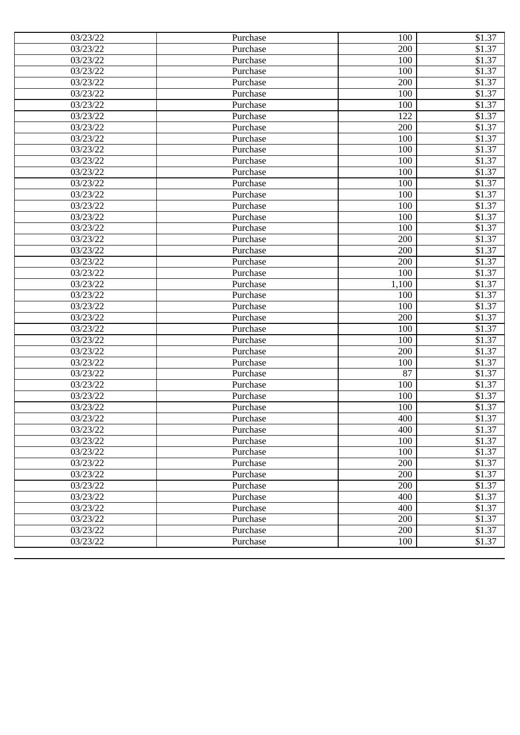| | | | |
|---|---|---|---|
| 03/23/22 | Purchase | 100 | $1.37 |
| 03/23/22 | Purchase | 200 | $1.37 |
| 03/23/22 | Purchase | 100 | $1.37 |
| 03/23/22 | Purchase | 100 | $1.37 |
| 03/23/22 | Purchase | 200 | $1.37 |
| 03/23/22 | Purchase | 100 | $1.37 |
| 03/23/22 | Purchase | 100 | $1.37 |
| 03/23/22 | Purchase | 122 | $1.37 |
| 03/23/22 | Purchase | 200 | $1.37 |
| 03/23/22 | Purchase | 100 | $1.37 |
| 03/23/22 | Purchase | 100 | $1.37 |
| 03/23/22 | Purchase | 100 | $1.37 |
| 03/23/22 | Purchase | 100 | $1.37 |
| 03/23/22 | Purchase | 100 | $1.37 |
| 03/23/22 | Purchase | 100 | $1.37 |
| 03/23/22 | Purchase | 100 | $1.37 |
| 03/23/22 | Purchase | 100 | $1.37 |
| 03/23/22 | Purchase | 100 | $1.37 |
| 03/23/22 | Purchase | 200 | $1.37 |
| 03/23/22 | Purchase | 200 | $1.37 |
| 03/23/22 | Purchase | 200 | $1.37 |
| 03/23/22 | Purchase | 100 | $1.37 |
| 03/23/22 | Purchase | 1,100 | $1.37 |
| 03/23/22 | Purchase | 100 | $1.37 |
| 03/23/22 | Purchase | 100 | $1.37 |
| 03/23/22 | Purchase | 200 | $1.37 |
| 03/23/22 | Purchase | 100 | $1.37 |
| 03/23/22 | Purchase | 100 | $1.37 |
| 03/23/22 | Purchase | 200 | $1.37 |
| 03/23/22 | Purchase | 100 | $1.37 |
| 03/23/22 | Purchase | 87 | $1.37 |
| 03/23/22 | Purchase | 100 | $1.37 |
| 03/23/22 | Purchase | 100 | $1.37 |
| 03/23/22 | Purchase | 100 | $1.37 |
| 03/23/22 | Purchase | 400 | $1.37 |
| 03/23/22 | Purchase | 400 | $1.37 |
| 03/23/22 | Purchase | 100 | $1.37 |
| 03/23/22 | Purchase | 100 | $1.37 |
| 03/23/22 | Purchase | 200 | $1.37 |
| 03/23/22 | Purchase | 200 | $1.37 |
| 03/23/22 | Purchase | 200 | $1.37 |
| 03/23/22 | Purchase | 400 | $1.37 |
| 03/23/22 | Purchase | 400 | $1.37 |
| 03/23/22 | Purchase | 200 | $1.37 |
| 03/23/22 | Purchase | 200 | $1.37 |
| 03/23/22 | Purchase | 100 | $1.37 |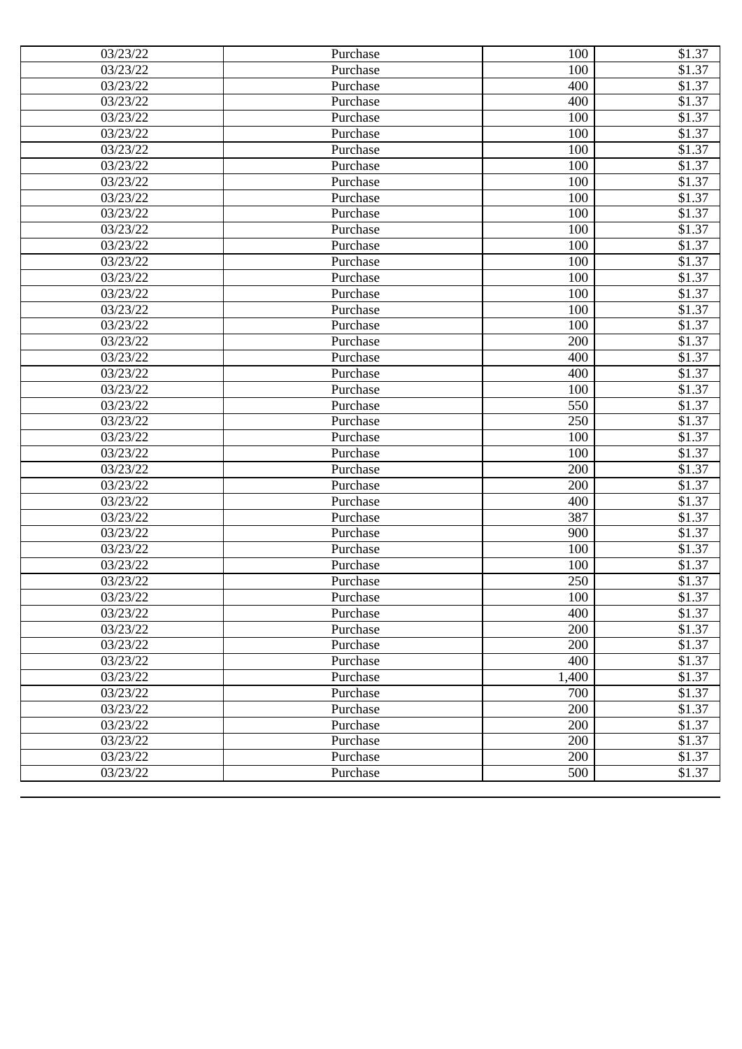| | | | |
|---|---|---|---|
| 03/23/22 | Purchase | 100 | $1.37 |
| 03/23/22 | Purchase | 100 | $1.37 |
| 03/23/22 | Purchase | 400 | $1.37 |
| 03/23/22 | Purchase | 400 | $1.37 |
| 03/23/22 | Purchase | 100 | $1.37 |
| 03/23/22 | Purchase | 100 | $1.37 |
| 03/23/22 | Purchase | 100 | $1.37 |
| 03/23/22 | Purchase | 100 | $1.37 |
| 03/23/22 | Purchase | 100 | $1.37 |
| 03/23/22 | Purchase | 100 | $1.37 |
| 03/23/22 | Purchase | 100 | $1.37 |
| 03/23/22 | Purchase | 100 | $1.37 |
| 03/23/22 | Purchase | 100 | $1.37 |
| 03/23/22 | Purchase | 100 | $1.37 |
| 03/23/22 | Purchase | 100 | $1.37 |
| 03/23/22 | Purchase | 100 | $1.37 |
| 03/23/22 | Purchase | 100 | $1.37 |
| 03/23/22 | Purchase | 100 | $1.37 |
| 03/23/22 | Purchase | 200 | $1.37 |
| 03/23/22 | Purchase | 400 | $1.37 |
| 03/23/22 | Purchase | 400 | $1.37 |
| 03/23/22 | Purchase | 100 | $1.37 |
| 03/23/22 | Purchase | 550 | $1.37 |
| 03/23/22 | Purchase | 250 | $1.37 |
| 03/23/22 | Purchase | 100 | $1.37 |
| 03/23/22 | Purchase | 100 | $1.37 |
| 03/23/22 | Purchase | 200 | $1.37 |
| 03/23/22 | Purchase | 200 | $1.37 |
| 03/23/22 | Purchase | 400 | $1.37 |
| 03/23/22 | Purchase | 387 | $1.37 |
| 03/23/22 | Purchase | 900 | $1.37 |
| 03/23/22 | Purchase | 100 | $1.37 |
| 03/23/22 | Purchase | 100 | $1.37 |
| 03/23/22 | Purchase | 250 | $1.37 |
| 03/23/22 | Purchase | 100 | $1.37 |
| 03/23/22 | Purchase | 400 | $1.37 |
| 03/23/22 | Purchase | 200 | $1.37 |
| 03/23/22 | Purchase | 200 | $1.37 |
| 03/23/22 | Purchase | 400 | $1.37 |
| 03/23/22 | Purchase | 1,400 | $1.37 |
| 03/23/22 | Purchase | 700 | $1.37 |
| 03/23/22 | Purchase | 200 | $1.37 |
| 03/23/22 | Purchase | 200 | $1.37 |
| 03/23/22 | Purchase | 200 | $1.37 |
| 03/23/22 | Purchase | 200 | $1.37 |
| 03/23/22 | Purchase | 500 | $1.37 |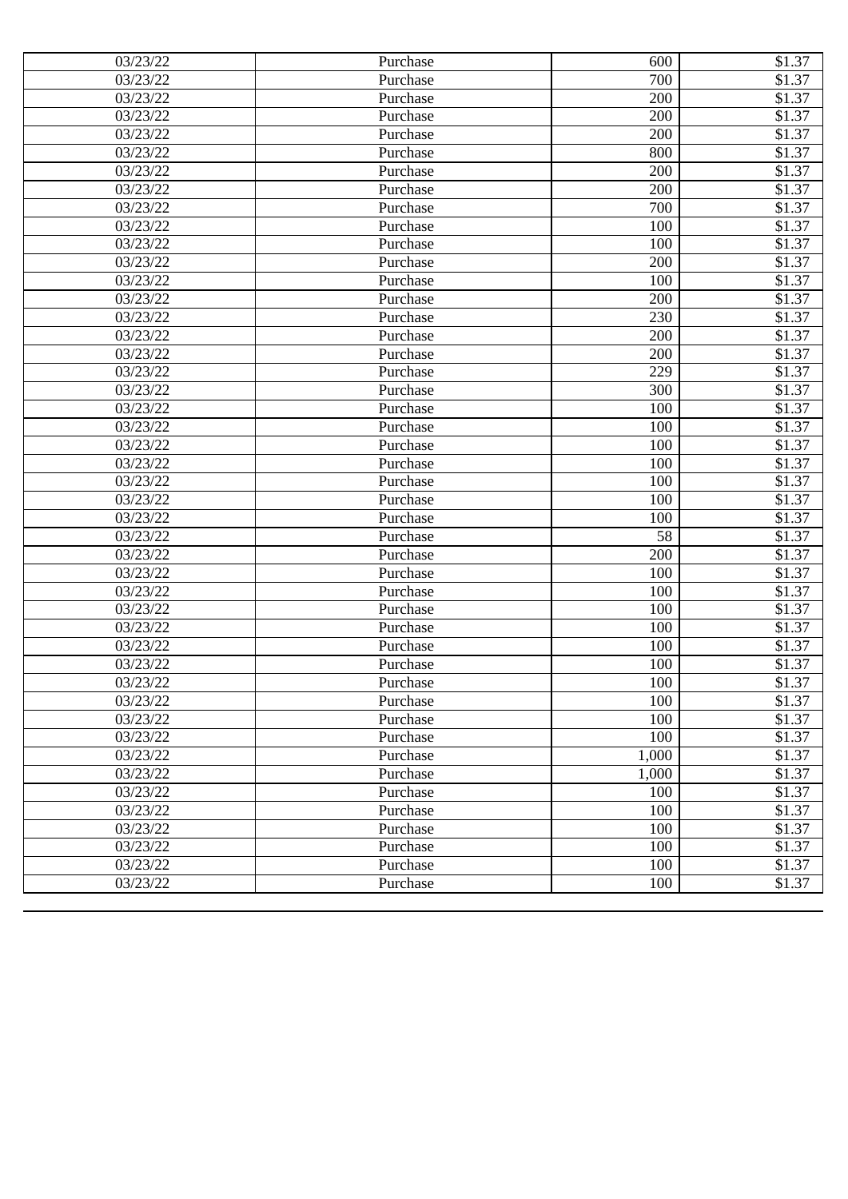| 03/23/22 | Purchase | 600 | $1.37 |
|---|---|---|---|
| 03/23/22 | Purchase | 700 | $1.37 |
| 03/23/22 | Purchase | 200 | $1.37 |
| 03/23/22 | Purchase | 200 | $1.37 |
| 03/23/22 | Purchase | 200 | $1.37 |
| 03/23/22 | Purchase | 800 | $1.37 |
| 03/23/22 | Purchase | 200 | $1.37 |
| 03/23/22 | Purchase | 200 | $1.37 |
| 03/23/22 | Purchase | 700 | $1.37 |
| 03/23/22 | Purchase | 100 | $1.37 |
| 03/23/22 | Purchase | 100 | $1.37 |
| 03/23/22 | Purchase | 200 | $1.37 |
| 03/23/22 | Purchase | 100 | $1.37 |
| 03/23/22 | Purchase | 200 | $1.37 |
| 03/23/22 | Purchase | 230 | $1.37 |
| 03/23/22 | Purchase | 200 | $1.37 |
| 03/23/22 | Purchase | 200 | $1.37 |
| 03/23/22 | Purchase | 229 | $1.37 |
| 03/23/22 | Purchase | 300 | $1.37 |
| 03/23/22 | Purchase | 100 | $1.37 |
| 03/23/22 | Purchase | 100 | $1.37 |
| 03/23/22 | Purchase | 100 | $1.37 |
| 03/23/22 | Purchase | 100 | $1.37 |
| 03/23/22 | Purchase | 100 | $1.37 |
| 03/23/22 | Purchase | 100 | $1.37 |
| 03/23/22 | Purchase | 100 | $1.37 |
| 03/23/22 | Purchase | 58 | $1.37 |
| 03/23/22 | Purchase | 200 | $1.37 |
| 03/23/22 | Purchase | 100 | $1.37 |
| 03/23/22 | Purchase | 100 | $1.37 |
| 03/23/22 | Purchase | 100 | $1.37 |
| 03/23/22 | Purchase | 100 | $1.37 |
| 03/23/22 | Purchase | 100 | $1.37 |
| 03/23/22 | Purchase | 100 | $1.37 |
| 03/23/22 | Purchase | 100 | $1.37 |
| 03/23/22 | Purchase | 100 | $1.37 |
| 03/23/22 | Purchase | 100 | $1.37 |
| 03/23/22 | Purchase | 100 | $1.37 |
| 03/23/22 | Purchase | 1,000 | $1.37 |
| 03/23/22 | Purchase | 1,000 | $1.37 |
| 03/23/22 | Purchase | 100 | $1.37 |
| 03/23/22 | Purchase | 100 | $1.37 |
| 03/23/22 | Purchase | 100 | $1.37 |
| 03/23/22 | Purchase | 100 | $1.37 |
| 03/23/22 | Purchase | 100 | $1.37 |
| 03/23/22 | Purchase | 100 | $1.37 |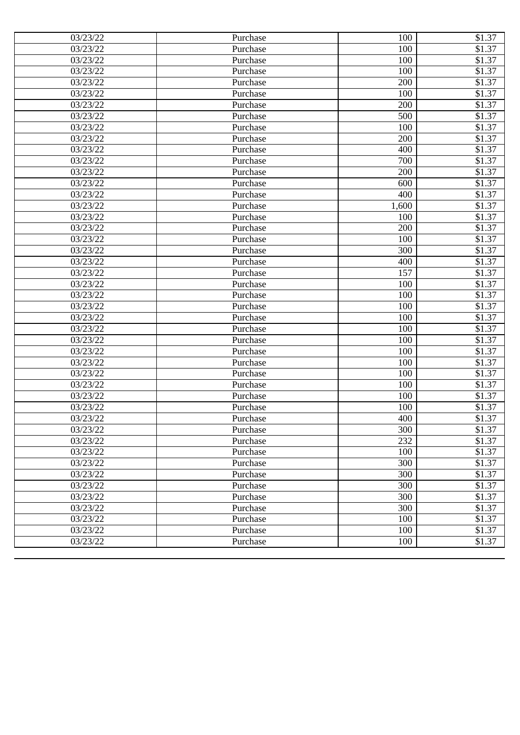| 03/23/22 | Purchase | 100 | $1.37 |
|---|---|---|---|
| 03/23/22 | Purchase | 100 | $1.37 |
| 03/23/22 | Purchase | 100 | $1.37 |
| 03/23/22 | Purchase | 100 | $1.37 |
| 03/23/22 | Purchase | 200 | $1.37 |
| 03/23/22 | Purchase | 100 | $1.37 |
| 03/23/22 | Purchase | 200 | $1.37 |
| 03/23/22 | Purchase | 500 | $1.37 |
| 03/23/22 | Purchase | 100 | $1.37 |
| 03/23/22 | Purchase | 200 | $1.37 |
| 03/23/22 | Purchase | 400 | $1.37 |
| 03/23/22 | Purchase | 700 | $1.37 |
| 03/23/22 | Purchase | 200 | $1.37 |
| 03/23/22 | Purchase | 600 | $1.37 |
| 03/23/22 | Purchase | 400 | $1.37 |
| 03/23/22 | Purchase | 1,600 | $1.37 |
| 03/23/22 | Purchase | 100 | $1.37 |
| 03/23/22 | Purchase | 200 | $1.37 |
| 03/23/22 | Purchase | 100 | $1.37 |
| 03/23/22 | Purchase | 300 | $1.37 |
| 03/23/22 | Purchase | 400 | $1.37 |
| 03/23/22 | Purchase | 157 | $1.37 |
| 03/23/22 | Purchase | 100 | $1.37 |
| 03/23/22 | Purchase | 100 | $1.37 |
| 03/23/22 | Purchase | 100 | $1.37 |
| 03/23/22 | Purchase | 100 | $1.37 |
| 03/23/22 | Purchase | 100 | $1.37 |
| 03/23/22 | Purchase | 100 | $1.37 |
| 03/23/22 | Purchase | 100 | $1.37 |
| 03/23/22 | Purchase | 100 | $1.37 |
| 03/23/22 | Purchase | 100 | $1.37 |
| 03/23/22 | Purchase | 100 | $1.37 |
| 03/23/22 | Purchase | 100 | $1.37 |
| 03/23/22 | Purchase | 100 | $1.37 |
| 03/23/22 | Purchase | 400 | $1.37 |
| 03/23/22 | Purchase | 300 | $1.37 |
| 03/23/22 | Purchase | 232 | $1.37 |
| 03/23/22 | Purchase | 100 | $1.37 |
| 03/23/22 | Purchase | 300 | $1.37 |
| 03/23/22 | Purchase | 300 | $1.37 |
| 03/23/22 | Purchase | 300 | $1.37 |
| 03/23/22 | Purchase | 300 | $1.37 |
| 03/23/22 | Purchase | 300 | $1.37 |
| 03/23/22 | Purchase | 100 | $1.37 |
| 03/23/22 | Purchase | 100 | $1.37 |
| 03/23/22 | Purchase | 100 | $1.37 |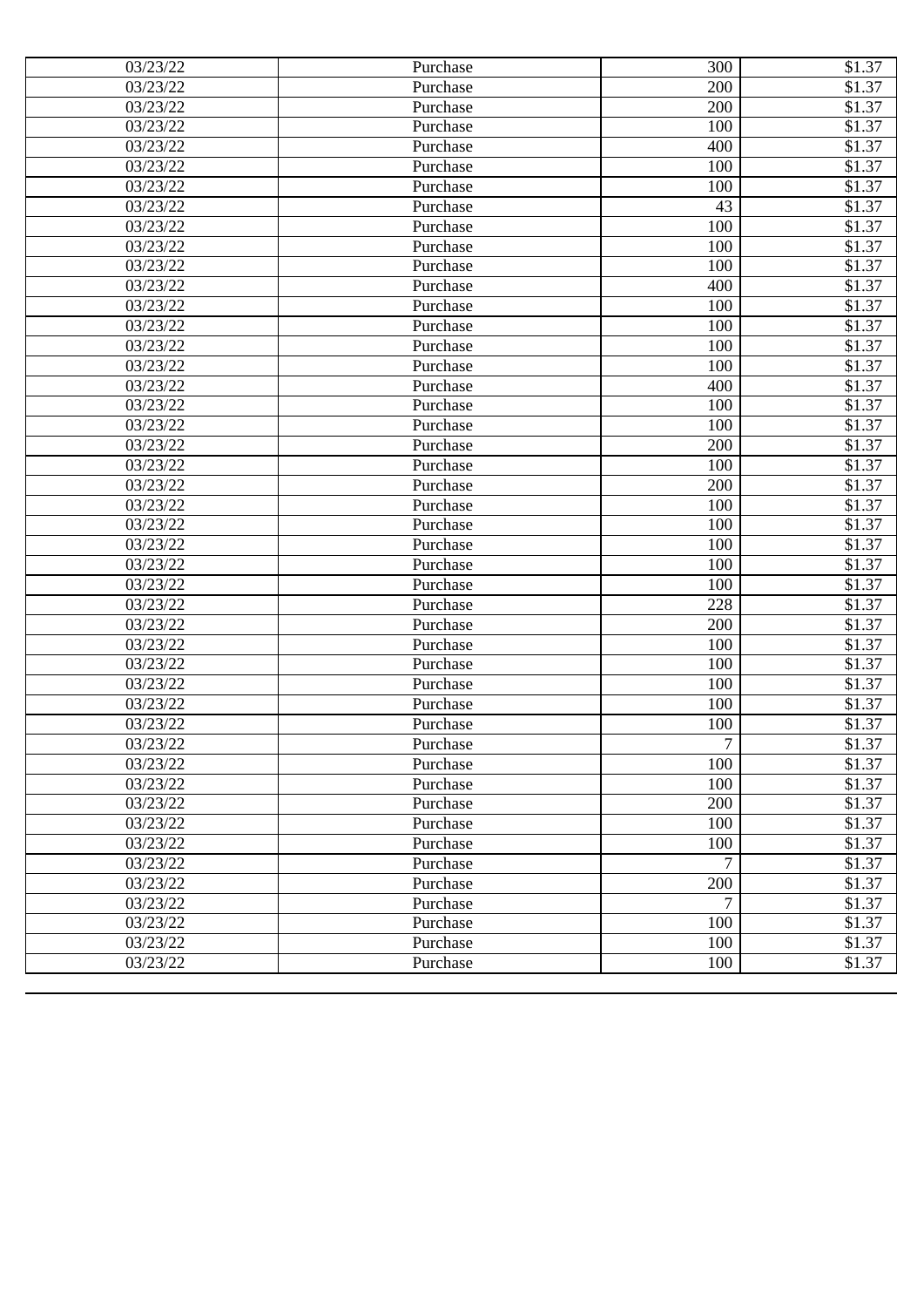| 03/23/22 | Purchase | 300 | $1.37 |
|---|---|---|---|
| 03/23/22 | Purchase | 200 | $1.37 |
| 03/23/22 | Purchase | 200 | $1.37 |
| 03/23/22 | Purchase | 100 | $1.37 |
| 03/23/22 | Purchase | 400 | $1.37 |
| 03/23/22 | Purchase | 100 | $1.37 |
| 03/23/22 | Purchase | 100 | $1.37 |
| 03/23/22 | Purchase | 43 | $1.37 |
| 03/23/22 | Purchase | 100 | $1.37 |
| 03/23/22 | Purchase | 100 | $1.37 |
| 03/23/22 | Purchase | 100 | $1.37 |
| 03/23/22 | Purchase | 400 | $1.37 |
| 03/23/22 | Purchase | 100 | $1.37 |
| 03/23/22 | Purchase | 100 | $1.37 |
| 03/23/22 | Purchase | 100 | $1.37 |
| 03/23/22 | Purchase | 100 | $1.37 |
| 03/23/22 | Purchase | 400 | $1.37 |
| 03/23/22 | Purchase | 100 | $1.37 |
| 03/23/22 | Purchase | 100 | $1.37 |
| 03/23/22 | Purchase | 200 | $1.37 |
| 03/23/22 | Purchase | 100 | $1.37 |
| 03/23/22 | Purchase | 200 | $1.37 |
| 03/23/22 | Purchase | 100 | $1.37 |
| 03/23/22 | Purchase | 100 | $1.37 |
| 03/23/22 | Purchase | 100 | $1.37 |
| 03/23/22 | Purchase | 100 | $1.37 |
| 03/23/22 | Purchase | 100 | $1.37 |
| 03/23/22 | Purchase | 228 | $1.37 |
| 03/23/22 | Purchase | 200 | $1.37 |
| 03/23/22 | Purchase | 100 | $1.37 |
| 03/23/22 | Purchase | 100 | $1.37 |
| 03/23/22 | Purchase | 100 | $1.37 |
| 03/23/22 | Purchase | 100 | $1.37 |
| 03/23/22 | Purchase | 100 | $1.37 |
| 03/23/22 | Purchase | 7 | $1.37 |
| 03/23/22 | Purchase | 100 | $1.37 |
| 03/23/22 | Purchase | 100 | $1.37 |
| 03/23/22 | Purchase | 200 | $1.37 |
| 03/23/22 | Purchase | 100 | $1.37 |
| 03/23/22 | Purchase | 100 | $1.37 |
| 03/23/22 | Purchase | 7 | $1.37 |
| 03/23/22 | Purchase | 200 | $1.37 |
| 03/23/22 | Purchase | 7 | $1.37 |
| 03/23/22 | Purchase | 100 | $1.37 |
| 03/23/22 | Purchase | 100 | $1.37 |
| 03/23/22 | Purchase | 100 | $1.37 |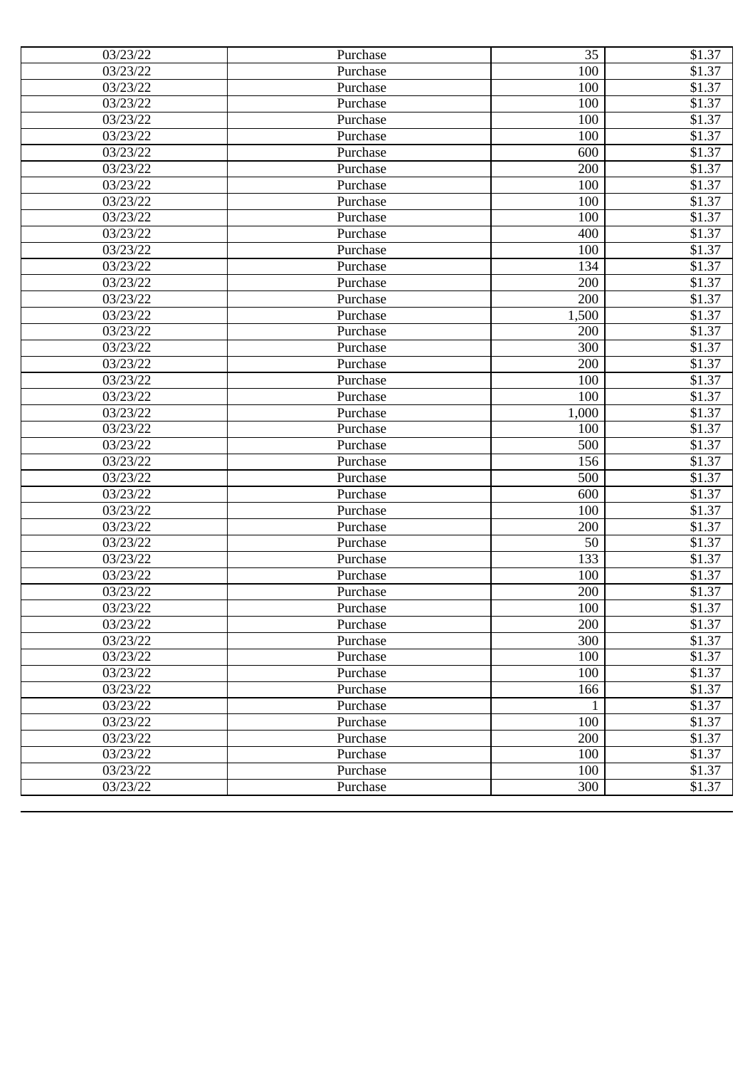| 03/23/22 | Purchase | 35 | $1.37 |
| --- | --- | --- | --- |
| 03/23/22 | Purchase | 100 | $1.37 |
| 03/23/22 | Purchase | 100 | $1.37 |
| 03/23/22 | Purchase | 100 | $1.37 |
| 03/23/22 | Purchase | 100 | $1.37 |
| 03/23/22 | Purchase | 100 | $1.37 |
| 03/23/22 | Purchase | 600 | $1.37 |
| 03/23/22 | Purchase | 200 | $1.37 |
| 03/23/22 | Purchase | 100 | $1.37 |
| 03/23/22 | Purchase | 100 | $1.37 |
| 03/23/22 | Purchase | 100 | $1.37 |
| 03/23/22 | Purchase | 400 | $1.37 |
| 03/23/22 | Purchase | 100 | $1.37 |
| 03/23/22 | Purchase | 134 | $1.37 |
| 03/23/22 | Purchase | 200 | $1.37 |
| 03/23/22 | Purchase | 200 | $1.37 |
| 03/23/22 | Purchase | 1,500 | $1.37 |
| 03/23/22 | Purchase | 200 | $1.37 |
| 03/23/22 | Purchase | 300 | $1.37 |
| 03/23/22 | Purchase | 200 | $1.37 |
| 03/23/22 | Purchase | 100 | $1.37 |
| 03/23/22 | Purchase | 100 | $1.37 |
| 03/23/22 | Purchase | 1,000 | $1.37 |
| 03/23/22 | Purchase | 100 | $1.37 |
| 03/23/22 | Purchase | 500 | $1.37 |
| 03/23/22 | Purchase | 156 | $1.37 |
| 03/23/22 | Purchase | 500 | $1.37 |
| 03/23/22 | Purchase | 600 | $1.37 |
| 03/23/22 | Purchase | 100 | $1.37 |
| 03/23/22 | Purchase | 200 | $1.37 |
| 03/23/22 | Purchase | 50 | $1.37 |
| 03/23/22 | Purchase | 133 | $1.37 |
| 03/23/22 | Purchase | 100 | $1.37 |
| 03/23/22 | Purchase | 200 | $1.37 |
| 03/23/22 | Purchase | 100 | $1.37 |
| 03/23/22 | Purchase | 200 | $1.37 |
| 03/23/22 | Purchase | 300 | $1.37 |
| 03/23/22 | Purchase | 100 | $1.37 |
| 03/23/22 | Purchase | 100 | $1.37 |
| 03/23/22 | Purchase | 166 | $1.37 |
| 03/23/22 | Purchase | 1 | $1.37 |
| 03/23/22 | Purchase | 100 | $1.37 |
| 03/23/22 | Purchase | 200 | $1.37 |
| 03/23/22 | Purchase | 100 | $1.37 |
| 03/23/22 | Purchase | 100 | $1.37 |
| 03/23/22 | Purchase | 300 | $1.37 |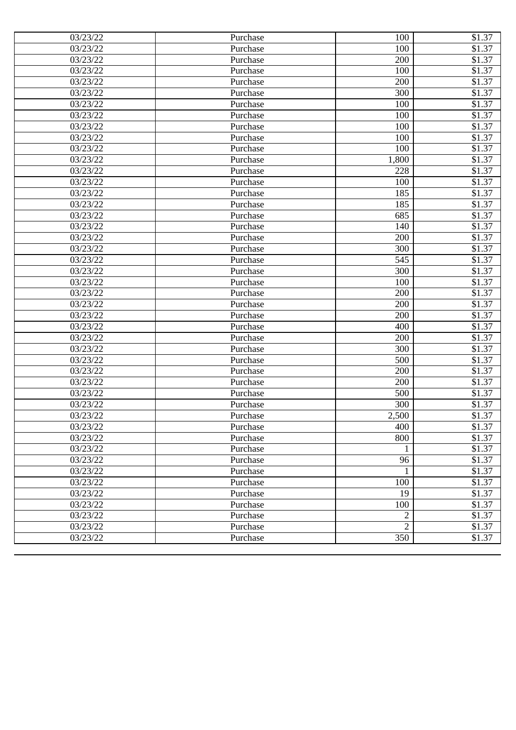| | | | |
|---|---|---|---|
| 03/23/22 | Purchase | 100 | $1.37 |
| 03/23/22 | Purchase | 100 | $1.37 |
| 03/23/22 | Purchase | 200 | $1.37 |
| 03/23/22 | Purchase | 100 | $1.37 |
| 03/23/22 | Purchase | 200 | $1.37 |
| 03/23/22 | Purchase | 300 | $1.37 |
| 03/23/22 | Purchase | 100 | $1.37 |
| 03/23/22 | Purchase | 100 | $1.37 |
| 03/23/22 | Purchase | 100 | $1.37 |
| 03/23/22 | Purchase | 100 | $1.37 |
| 03/23/22 | Purchase | 100 | $1.37 |
| 03/23/22 | Purchase | 1,800 | $1.37 |
| 03/23/22 | Purchase | 228 | $1.37 |
| 03/23/22 | Purchase | 100 | $1.37 |
| 03/23/22 | Purchase | 185 | $1.37 |
| 03/23/22 | Purchase | 185 | $1.37 |
| 03/23/22 | Purchase | 685 | $1.37 |
| 03/23/22 | Purchase | 140 | $1.37 |
| 03/23/22 | Purchase | 200 | $1.37 |
| 03/23/22 | Purchase | 300 | $1.37 |
| 03/23/22 | Purchase | 545 | $1.37 |
| 03/23/22 | Purchase | 300 | $1.37 |
| 03/23/22 | Purchase | 100 | $1.37 |
| 03/23/22 | Purchase | 200 | $1.37 |
| 03/23/22 | Purchase | 200 | $1.37 |
| 03/23/22 | Purchase | 200 | $1.37 |
| 03/23/22 | Purchase | 400 | $1.37 |
| 03/23/22 | Purchase | 200 | $1.37 |
| 03/23/22 | Purchase | 300 | $1.37 |
| 03/23/22 | Purchase | 500 | $1.37 |
| 03/23/22 | Purchase | 200 | $1.37 |
| 03/23/22 | Purchase | 200 | $1.37 |
| 03/23/22 | Purchase | 500 | $1.37 |
| 03/23/22 | Purchase | 300 | $1.37 |
| 03/23/22 | Purchase | 2,500 | $1.37 |
| 03/23/22 | Purchase | 400 | $1.37 |
| 03/23/22 | Purchase | 800 | $1.37 |
| 03/23/22 | Purchase | 1 | $1.37 |
| 03/23/22 | Purchase | 96 | $1.37 |
| 03/23/22 | Purchase | 1 | $1.37 |
| 03/23/22 | Purchase | 100 | $1.37 |
| 03/23/22 | Purchase | 19 | $1.37 |
| 03/23/22 | Purchase | 100 | $1.37 |
| 03/23/22 | Purchase | 2 | $1.37 |
| 03/23/22 | Purchase | 2 | $1.37 |
| 03/23/22 | Purchase | 350 | $1.37 |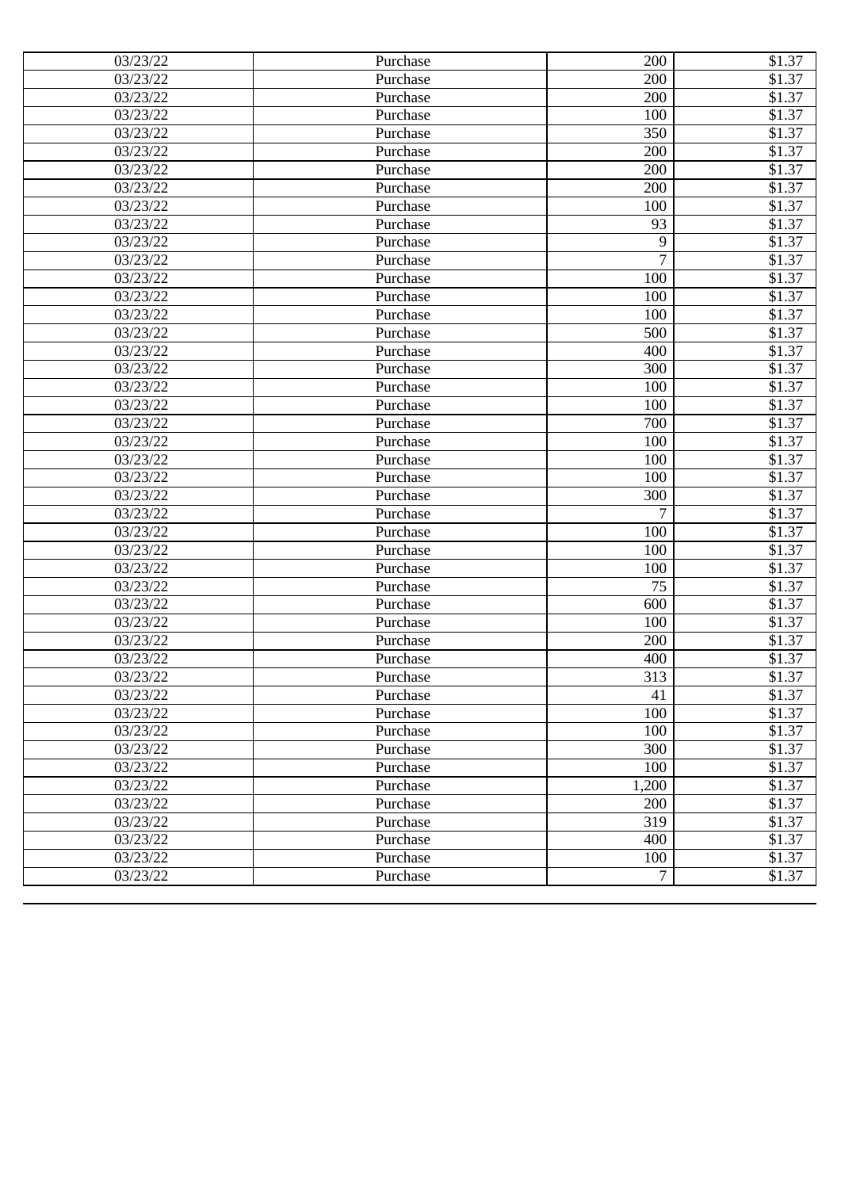| 03/23/22 | Purchase | 200 | $1.37 |
|---|---|---|---|
| 03/23/22 | Purchase | 200 | $1.37 |
| 03/23/22 | Purchase | 200 | $1.37 |
| 03/23/22 | Purchase | 100 | $1.37 |
| 03/23/22 | Purchase | 350 | $1.37 |
| 03/23/22 | Purchase | 200 | $1.37 |
| 03/23/22 | Purchase | 200 | $1.37 |
| 03/23/22 | Purchase | 200 | $1.37 |
| 03/23/22 | Purchase | 100 | $1.37 |
| 03/23/22 | Purchase | 93 | $1.37 |
| 03/23/22 | Purchase | 9 | $1.37 |
| 03/23/22 | Purchase | 7 | $1.37 |
| 03/23/22 | Purchase | 100 | $1.37 |
| 03/23/22 | Purchase | 100 | $1.37 |
| 03/23/22 | Purchase | 100 | $1.37 |
| 03/23/22 | Purchase | 500 | $1.37 |
| 03/23/22 | Purchase | 400 | $1.37 |
| 03/23/22 | Purchase | 300 | $1.37 |
| 03/23/22 | Purchase | 100 | $1.37 |
| 03/23/22 | Purchase | 100 | $1.37 |
| 03/23/22 | Purchase | 700 | $1.37 |
| 03/23/22 | Purchase | 100 | $1.37 |
| 03/23/22 | Purchase | 100 | $1.37 |
| 03/23/22 | Purchase | 100 | $1.37 |
| 03/23/22 | Purchase | 300 | $1.37 |
| 03/23/22 | Purchase | 7 | $1.37 |
| 03/23/22 | Purchase | 100 | $1.37 |
| 03/23/22 | Purchase | 100 | $1.37 |
| 03/23/22 | Purchase | 100 | $1.37 |
| 03/23/22 | Purchase | 75 | $1.37 |
| 03/23/22 | Purchase | 600 | $1.37 |
| 03/23/22 | Purchase | 100 | $1.37 |
| 03/23/22 | Purchase | 200 | $1.37 |
| 03/23/22 | Purchase | 400 | $1.37 |
| 03/23/22 | Purchase | 313 | $1.37 |
| 03/23/22 | Purchase | 41 | $1.37 |
| 03/23/22 | Purchase | 100 | $1.37 |
| 03/23/22 | Purchase | 100 | $1.37 |
| 03/23/22 | Purchase | 300 | $1.37 |
| 03/23/22 | Purchase | 100 | $1.37 |
| 03/23/22 | Purchase | 1,200 | $1.37 |
| 03/23/22 | Purchase | 200 | $1.37 |
| 03/23/22 | Purchase | 319 | $1.37 |
| 03/23/22 | Purchase | 400 | $1.37 |
| 03/23/22 | Purchase | 100 | $1.37 |
| 03/23/22 | Purchase | 7 | $1.37 |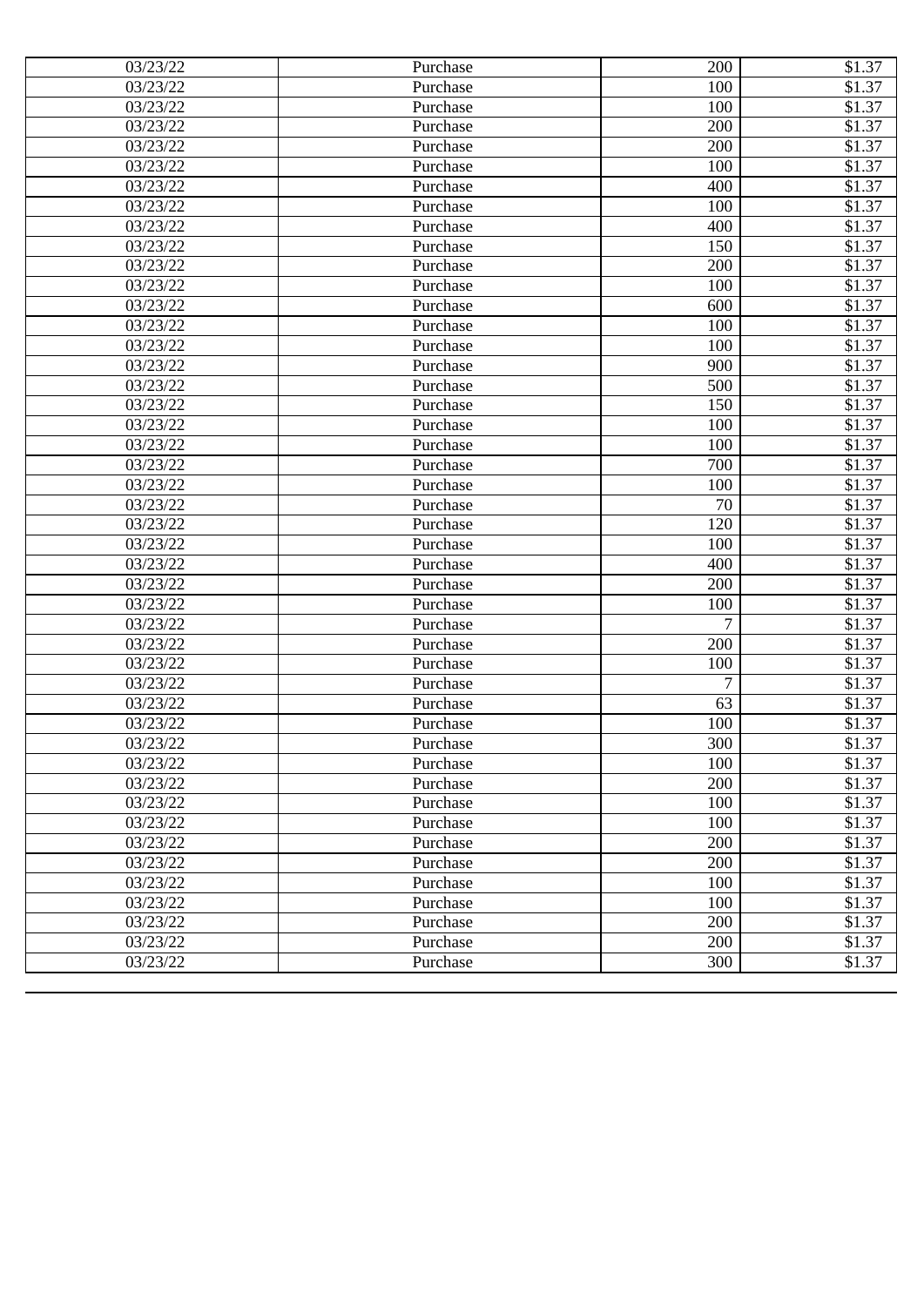| | | | |
|---|---|---|---|
| 03/23/22 | Purchase | 200 | $1.37 |
| 03/23/22 | Purchase | 100 | $1.37 |
| 03/23/22 | Purchase | 100 | $1.37 |
| 03/23/22 | Purchase | 200 | $1.37 |
| 03/23/22 | Purchase | 200 | $1.37 |
| 03/23/22 | Purchase | 100 | $1.37 |
| 03/23/22 | Purchase | 400 | $1.37 |
| 03/23/22 | Purchase | 100 | $1.37 |
| 03/23/22 | Purchase | 400 | $1.37 |
| 03/23/22 | Purchase | 150 | $1.37 |
| 03/23/22 | Purchase | 200 | $1.37 |
| 03/23/22 | Purchase | 100 | $1.37 |
| 03/23/22 | Purchase | 600 | $1.37 |
| 03/23/22 | Purchase | 100 | $1.37 |
| 03/23/22 | Purchase | 100 | $1.37 |
| 03/23/22 | Purchase | 900 | $1.37 |
| 03/23/22 | Purchase | 500 | $1.37 |
| 03/23/22 | Purchase | 150 | $1.37 |
| 03/23/22 | Purchase | 100 | $1.37 |
| 03/23/22 | Purchase | 100 | $1.37 |
| 03/23/22 | Purchase | 700 | $1.37 |
| 03/23/22 | Purchase | 100 | $1.37 |
| 03/23/22 | Purchase | 70 | $1.37 |
| 03/23/22 | Purchase | 120 | $1.37 |
| 03/23/22 | Purchase | 100 | $1.37 |
| 03/23/22 | Purchase | 400 | $1.37 |
| 03/23/22 | Purchase | 200 | $1.37 |
| 03/23/22 | Purchase | 100 | $1.37 |
| 03/23/22 | Purchase | 7 | $1.37 |
| 03/23/22 | Purchase | 200 | $1.37 |
| 03/23/22 | Purchase | 100 | $1.37 |
| 03/23/22 | Purchase | 7 | $1.37 |
| 03/23/22 | Purchase | 63 | $1.37 |
| 03/23/22 | Purchase | 100 | $1.37 |
| 03/23/22 | Purchase | 300 | $1.37 |
| 03/23/22 | Purchase | 100 | $1.37 |
| 03/23/22 | Purchase | 200 | $1.37 |
| 03/23/22 | Purchase | 100 | $1.37 |
| 03/23/22 | Purchase | 100 | $1.37 |
| 03/23/22 | Purchase | 200 | $1.37 |
| 03/23/22 | Purchase | 200 | $1.37 |
| 03/23/22 | Purchase | 100 | $1.37 |
| 03/23/22 | Purchase | 100 | $1.37 |
| 03/23/22 | Purchase | 200 | $1.37 |
| 03/23/22 | Purchase | 200 | $1.37 |
| 03/23/22 | Purchase | 300 | $1.37 |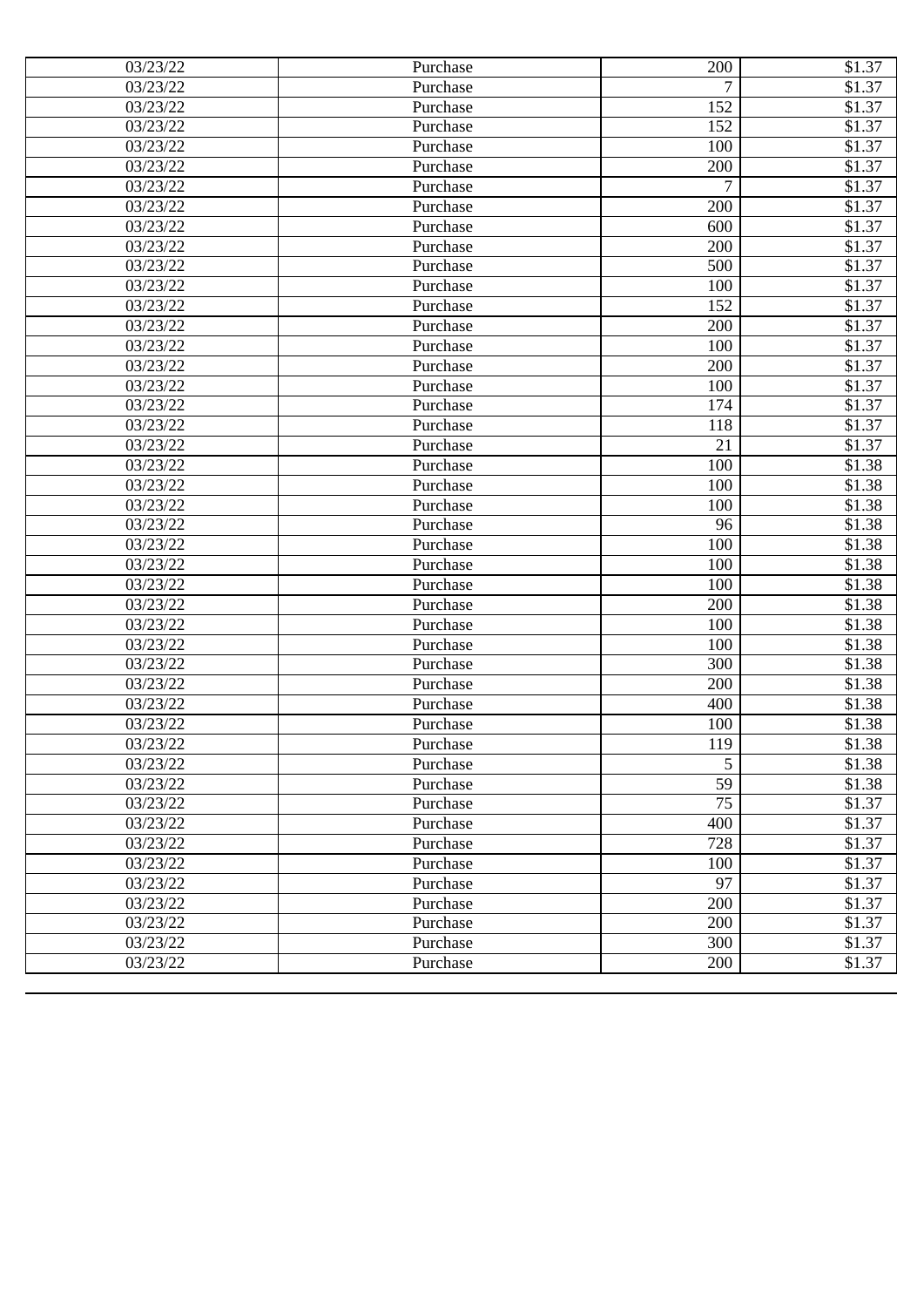| 03/23/22 | Purchase | 200 | $1.37 |
|---|---|---|---|
| 03/23/22 | Purchase | 7 | $1.37 |
| 03/23/22 | Purchase | 152 | $1.37 |
| 03/23/22 | Purchase | 152 | $1.37 |
| 03/23/22 | Purchase | 100 | $1.37 |
| 03/23/22 | Purchase | 200 | $1.37 |
| 03/23/22 | Purchase | 7 | $1.37 |
| 03/23/22 | Purchase | 200 | $1.37 |
| 03/23/22 | Purchase | 600 | $1.37 |
| 03/23/22 | Purchase | 200 | $1.37 |
| 03/23/22 | Purchase | 500 | $1.37 |
| 03/23/22 | Purchase | 100 | $1.37 |
| 03/23/22 | Purchase | 152 | $1.37 |
| 03/23/22 | Purchase | 200 | $1.37 |
| 03/23/22 | Purchase | 100 | $1.37 |
| 03/23/22 | Purchase | 200 | $1.37 |
| 03/23/22 | Purchase | 100 | $1.37 |
| 03/23/22 | Purchase | 174 | $1.37 |
| 03/23/22 | Purchase | 118 | $1.37 |
| 03/23/22 | Purchase | 21 | $1.37 |
| 03/23/22 | Purchase | 100 | $1.38 |
| 03/23/22 | Purchase | 100 | $1.38 |
| 03/23/22 | Purchase | 100 | $1.38 |
| 03/23/22 | Purchase | 96 | $1.38 |
| 03/23/22 | Purchase | 100 | $1.38 |
| 03/23/22 | Purchase | 100 | $1.38 |
| 03/23/22 | Purchase | 100 | $1.38 |
| 03/23/22 | Purchase | 200 | $1.38 |
| 03/23/22 | Purchase | 100 | $1.38 |
| 03/23/22 | Purchase | 100 | $1.38 |
| 03/23/22 | Purchase | 300 | $1.38 |
| 03/23/22 | Purchase | 200 | $1.38 |
| 03/23/22 | Purchase | 400 | $1.38 |
| 03/23/22 | Purchase | 100 | $1.38 |
| 03/23/22 | Purchase | 119 | $1.38 |
| 03/23/22 | Purchase | 5 | $1.38 |
| 03/23/22 | Purchase | 59 | $1.38 |
| 03/23/22 | Purchase | 75 | $1.37 |
| 03/23/22 | Purchase | 400 | $1.37 |
| 03/23/22 | Purchase | 728 | $1.37 |
| 03/23/22 | Purchase | 100 | $1.37 |
| 03/23/22 | Purchase | 97 | $1.37 |
| 03/23/22 | Purchase | 200 | $1.37 |
| 03/23/22 | Purchase | 200 | $1.37 |
| 03/23/22 | Purchase | 300 | $1.37 |
| 03/23/22 | Purchase | 200 | $1.37 |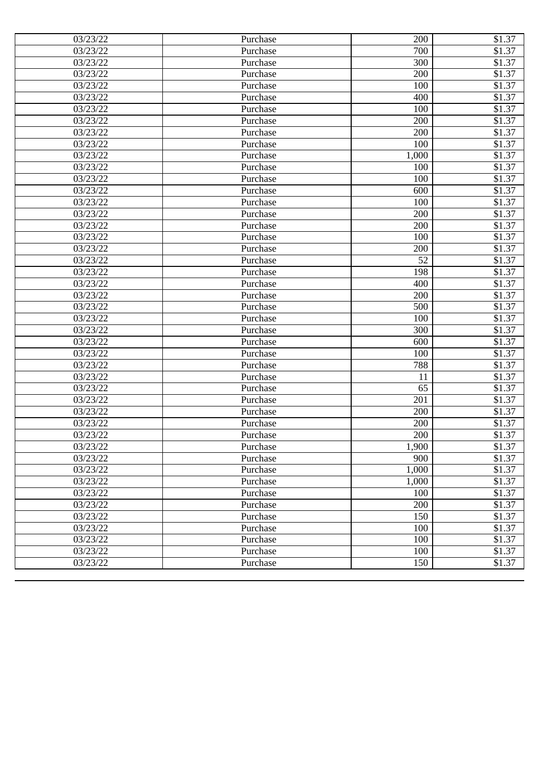| | | | |
|---|---|---|---|
| 03/23/22 | Purchase | 200 | $1.37 |
| 03/23/22 | Purchase | 700 | $1.37 |
| 03/23/22 | Purchase | 300 | $1.37 |
| 03/23/22 | Purchase | 200 | $1.37 |
| 03/23/22 | Purchase | 100 | $1.37 |
| 03/23/22 | Purchase | 400 | $1.37 |
| 03/23/22 | Purchase | 100 | $1.37 |
| 03/23/22 | Purchase | 200 | $1.37 |
| 03/23/22 | Purchase | 200 | $1.37 |
| 03/23/22 | Purchase | 100 | $1.37 |
| 03/23/22 | Purchase | 1,000 | $1.37 |
| 03/23/22 | Purchase | 100 | $1.37 |
| 03/23/22 | Purchase | 100 | $1.37 |
| 03/23/22 | Purchase | 600 | $1.37 |
| 03/23/22 | Purchase | 100 | $1.37 |
| 03/23/22 | Purchase | 200 | $1.37 |
| 03/23/22 | Purchase | 200 | $1.37 |
| 03/23/22 | Purchase | 100 | $1.37 |
| 03/23/22 | Purchase | 200 | $1.37 |
| 03/23/22 | Purchase | 52 | $1.37 |
| 03/23/22 | Purchase | 198 | $1.37 |
| 03/23/22 | Purchase | 400 | $1.37 |
| 03/23/22 | Purchase | 200 | $1.37 |
| 03/23/22 | Purchase | 500 | $1.37 |
| 03/23/22 | Purchase | 100 | $1.37 |
| 03/23/22 | Purchase | 300 | $1.37 |
| 03/23/22 | Purchase | 600 | $1.37 |
| 03/23/22 | Purchase | 100 | $1.37 |
| 03/23/22 | Purchase | 788 | $1.37 |
| 03/23/22 | Purchase | 11 | $1.37 |
| 03/23/22 | Purchase | 65 | $1.37 |
| 03/23/22 | Purchase | 201 | $1.37 |
| 03/23/22 | Purchase | 200 | $1.37 |
| 03/23/22 | Purchase | 200 | $1.37 |
| 03/23/22 | Purchase | 200 | $1.37 |
| 03/23/22 | Purchase | 1,900 | $1.37 |
| 03/23/22 | Purchase | 900 | $1.37 |
| 03/23/22 | Purchase | 1,000 | $1.37 |
| 03/23/22 | Purchase | 1,000 | $1.37 |
| 03/23/22 | Purchase | 100 | $1.37 |
| 03/23/22 | Purchase | 200 | $1.37 |
| 03/23/22 | Purchase | 150 | $1.37 |
| 03/23/22 | Purchase | 100 | $1.37 |
| 03/23/22 | Purchase | 100 | $1.37 |
| 03/23/22 | Purchase | 100 | $1.37 |
| 03/23/22 | Purchase | 150 | $1.37 |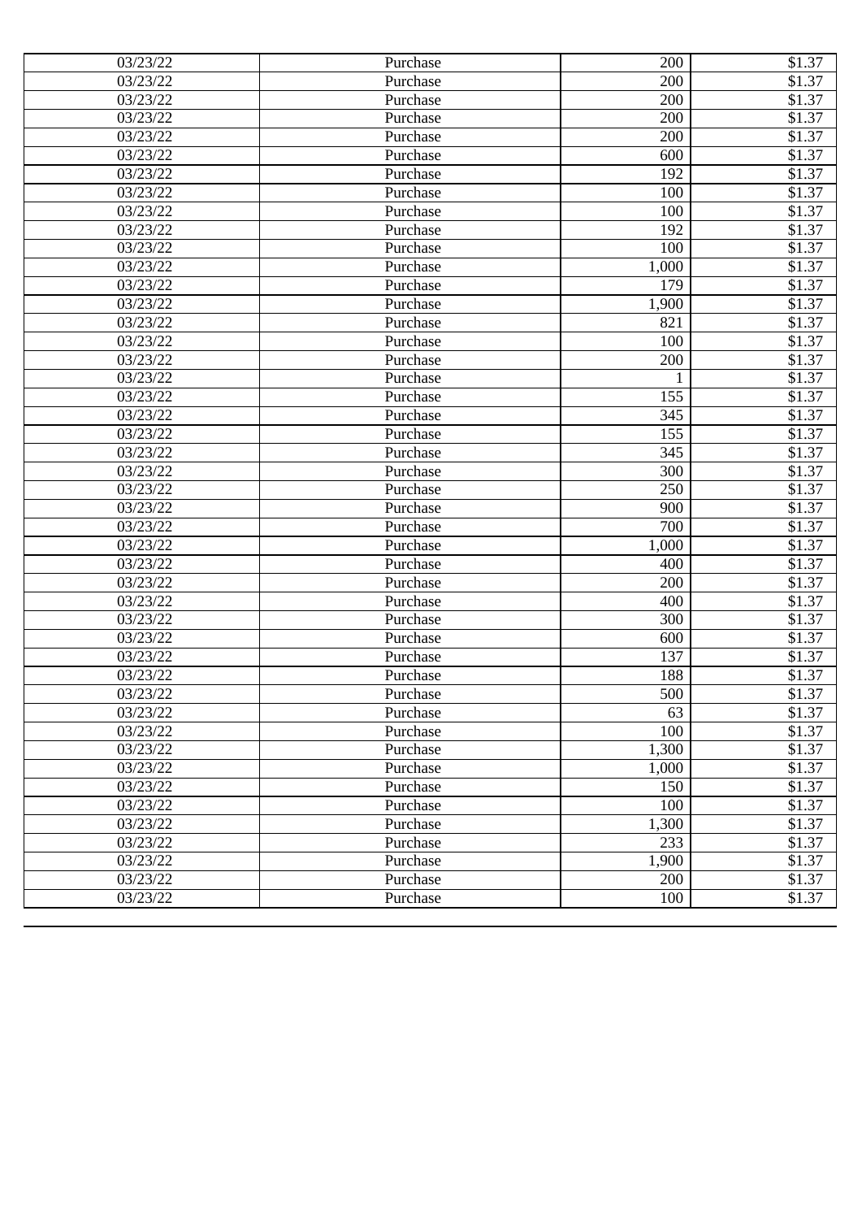| 03/23/22 | Purchase | 200 | $1.37 |
|---|---|---|---|
| 03/23/22 | Purchase | 200 | $1.37 |
| 03/23/22 | Purchase | 200 | $1.37 |
| 03/23/22 | Purchase | 200 | $1.37 |
| 03/23/22 | Purchase | 200 | $1.37 |
| 03/23/22 | Purchase | 600 | $1.37 |
| 03/23/22 | Purchase | 192 | $1.37 |
| 03/23/22 | Purchase | 100 | $1.37 |
| 03/23/22 | Purchase | 100 | $1.37 |
| 03/23/22 | Purchase | 192 | $1.37 |
| 03/23/22 | Purchase | 100 | $1.37 |
| 03/23/22 | Purchase | 1,000 | $1.37 |
| 03/23/22 | Purchase | 179 | $1.37 |
| 03/23/22 | Purchase | 1,900 | $1.37 |
| 03/23/22 | Purchase | 821 | $1.37 |
| 03/23/22 | Purchase | 100 | $1.37 |
| 03/23/22 | Purchase | 200 | $1.37 |
| 03/23/22 | Purchase | 1 | $1.37 |
| 03/23/22 | Purchase | 155 | $1.37 |
| 03/23/22 | Purchase | 345 | $1.37 |
| 03/23/22 | Purchase | 155 | $1.37 |
| 03/23/22 | Purchase | 345 | $1.37 |
| 03/23/22 | Purchase | 300 | $1.37 |
| 03/23/22 | Purchase | 250 | $1.37 |
| 03/23/22 | Purchase | 900 | $1.37 |
| 03/23/22 | Purchase | 700 | $1.37 |
| 03/23/22 | Purchase | 1,000 | $1.37 |
| 03/23/22 | Purchase | 400 | $1.37 |
| 03/23/22 | Purchase | 200 | $1.37 |
| 03/23/22 | Purchase | 400 | $1.37 |
| 03/23/22 | Purchase | 300 | $1.37 |
| 03/23/22 | Purchase | 600 | $1.37 |
| 03/23/22 | Purchase | 137 | $1.37 |
| 03/23/22 | Purchase | 188 | $1.37 |
| 03/23/22 | Purchase | 500 | $1.37 |
| 03/23/22 | Purchase | 63 | $1.37 |
| 03/23/22 | Purchase | 100 | $1.37 |
| 03/23/22 | Purchase | 1,300 | $1.37 |
| 03/23/22 | Purchase | 1,000 | $1.37 |
| 03/23/22 | Purchase | 150 | $1.37 |
| 03/23/22 | Purchase | 100 | $1.37 |
| 03/23/22 | Purchase | 1,300 | $1.37 |
| 03/23/22 | Purchase | 233 | $1.37 |
| 03/23/22 | Purchase | 1,900 | $1.37 |
| 03/23/22 | Purchase | 200 | $1.37 |
| 03/23/22 | Purchase | 100 | $1.37 |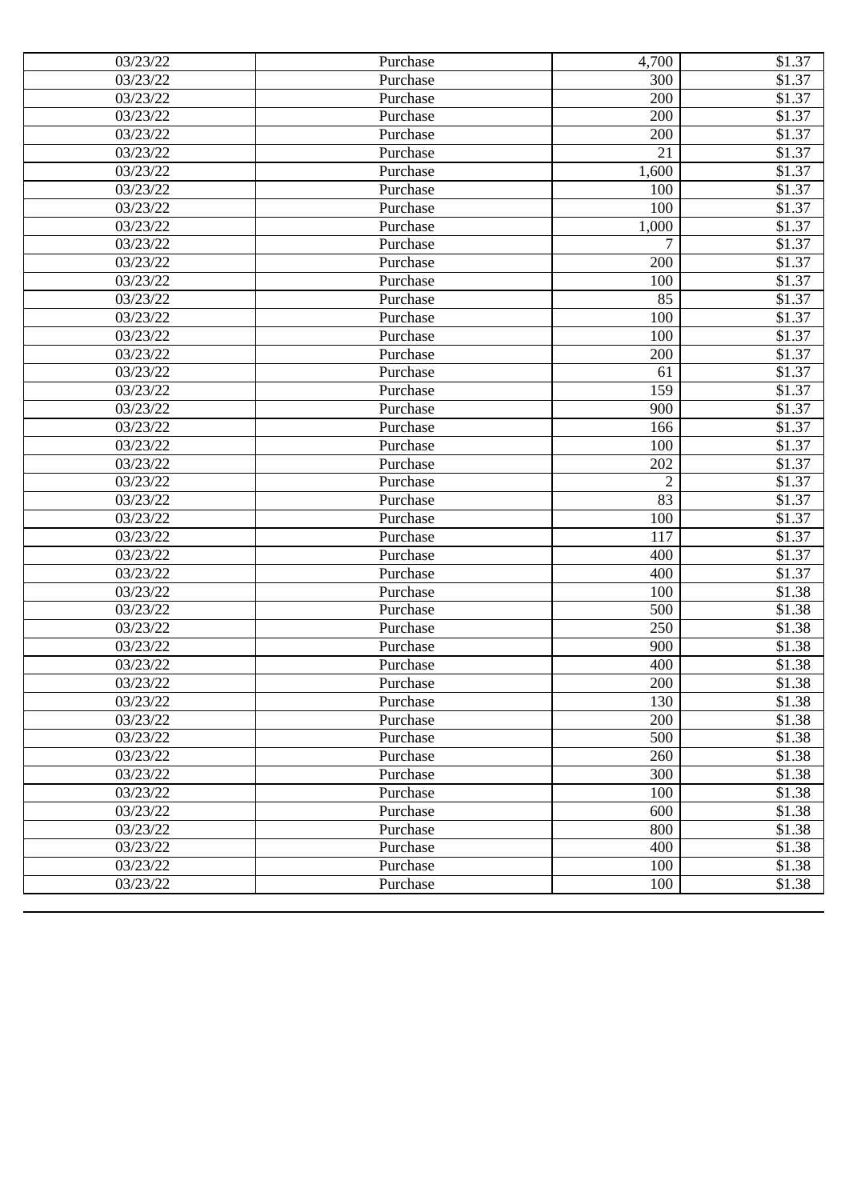| 03/23/22 | Purchase | 4,700 | $1.37 |
|---|---|---|---|
| 03/23/22 | Purchase | 300 | $1.37 |
| 03/23/22 | Purchase | 200 | $1.37 |
| 03/23/22 | Purchase | 200 | $1.37 |
| 03/23/22 | Purchase | 200 | $1.37 |
| 03/23/22 | Purchase | 21 | $1.37 |
| 03/23/22 | Purchase | 1,600 | $1.37 |
| 03/23/22 | Purchase | 100 | $1.37 |
| 03/23/22 | Purchase | 100 | $1.37 |
| 03/23/22 | Purchase | 1,000 | $1.37 |
| 03/23/22 | Purchase | 7 | $1.37 |
| 03/23/22 | Purchase | 200 | $1.37 |
| 03/23/22 | Purchase | 100 | $1.37 |
| 03/23/22 | Purchase | 85 | $1.37 |
| 03/23/22 | Purchase | 100 | $1.37 |
| 03/23/22 | Purchase | 100 | $1.37 |
| 03/23/22 | Purchase | 200 | $1.37 |
| 03/23/22 | Purchase | 61 | $1.37 |
| 03/23/22 | Purchase | 159 | $1.37 |
| 03/23/22 | Purchase | 900 | $1.37 |
| 03/23/22 | Purchase | 166 | $1.37 |
| 03/23/22 | Purchase | 100 | $1.37 |
| 03/23/22 | Purchase | 202 | $1.37 |
| 03/23/22 | Purchase | 2 | $1.37 |
| 03/23/22 | Purchase | 83 | $1.37 |
| 03/23/22 | Purchase | 100 | $1.37 |
| 03/23/22 | Purchase | 117 | $1.37 |
| 03/23/22 | Purchase | 400 | $1.37 |
| 03/23/22 | Purchase | 400 | $1.37 |
| 03/23/22 | Purchase | 100 | $1.38 |
| 03/23/22 | Purchase | 500 | $1.38 |
| 03/23/22 | Purchase | 250 | $1.38 |
| 03/23/22 | Purchase | 900 | $1.38 |
| 03/23/22 | Purchase | 400 | $1.38 |
| 03/23/22 | Purchase | 200 | $1.38 |
| 03/23/22 | Purchase | 130 | $1.38 |
| 03/23/22 | Purchase | 200 | $1.38 |
| 03/23/22 | Purchase | 500 | $1.38 |
| 03/23/22 | Purchase | 260 | $1.38 |
| 03/23/22 | Purchase | 300 | $1.38 |
| 03/23/22 | Purchase | 100 | $1.38 |
| 03/23/22 | Purchase | 600 | $1.38 |
| 03/23/22 | Purchase | 800 | $1.38 |
| 03/23/22 | Purchase | 400 | $1.38 |
| 03/23/22 | Purchase | 100 | $1.38 |
| 03/23/22 | Purchase | 100 | $1.38 |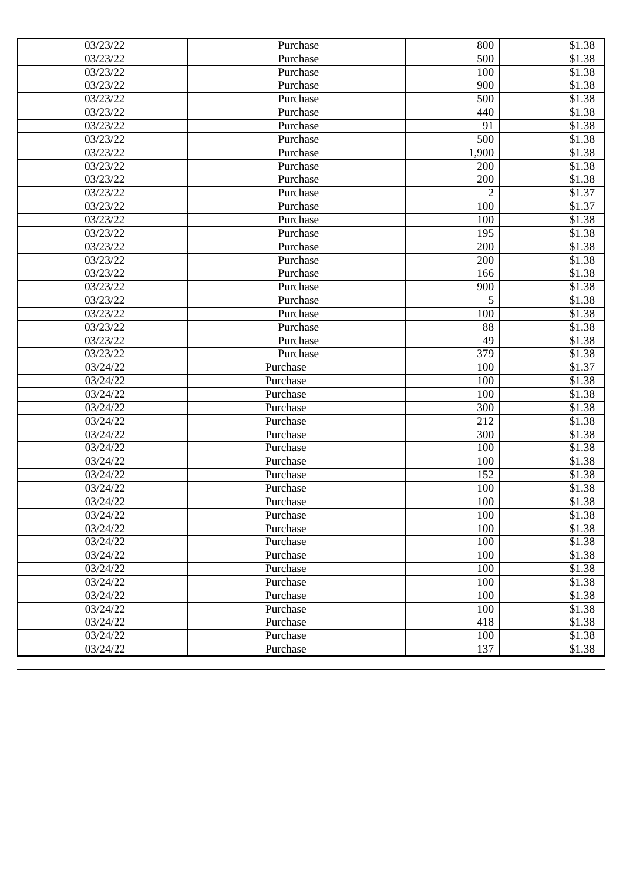| | | | |
|---|---|---|---|
| 03/23/22 | Purchase | 800 | $1.38 |
| 03/23/22 | Purchase | 500 | $1.38 |
| 03/23/22 | Purchase | 100 | $1.38 |
| 03/23/22 | Purchase | 900 | $1.38 |
| 03/23/22 | Purchase | 500 | $1.38 |
| 03/23/22 | Purchase | 440 | $1.38 |
| 03/23/22 | Purchase | 91 | $1.38 |
| 03/23/22 | Purchase | 500 | $1.38 |
| 03/23/22 | Purchase | 1,900 | $1.38 |
| 03/23/22 | Purchase | 200 | $1.38 |
| 03/23/22 | Purchase | 200 | $1.38 |
| 03/23/22 | Purchase | 2 | $1.37 |
| 03/23/22 | Purchase | 100 | $1.37 |
| 03/23/22 | Purchase | 100 | $1.38 |
| 03/23/22 | Purchase | 195 | $1.38 |
| 03/23/22 | Purchase | 200 | $1.38 |
| 03/23/22 | Purchase | 200 | $1.38 |
| 03/23/22 | Purchase | 166 | $1.38 |
| 03/23/22 | Purchase | 900 | $1.38 |
| 03/23/22 | Purchase | 5 | $1.38 |
| 03/23/22 | Purchase | 100 | $1.38 |
| 03/23/22 | Purchase | 88 | $1.38 |
| 03/23/22 | Purchase | 49 | $1.38 |
| 03/23/22 | Purchase | 379 | $1.38 |
| 03/24/22 | Purchase | 100 | $1.37 |
| 03/24/22 | Purchase | 100 | $1.38 |
| 03/24/22 | Purchase | 100 | $1.38 |
| 03/24/22 | Purchase | 300 | $1.38 |
| 03/24/22 | Purchase | 212 | $1.38 |
| 03/24/22 | Purchase | 300 | $1.38 |
| 03/24/22 | Purchase | 100 | $1.38 |
| 03/24/22 | Purchase | 100 | $1.38 |
| 03/24/22 | Purchase | 152 | $1.38 |
| 03/24/22 | Purchase | 100 | $1.38 |
| 03/24/22 | Purchase | 100 | $1.38 |
| 03/24/22 | Purchase | 100 | $1.38 |
| 03/24/22 | Purchase | 100 | $1.38 |
| 03/24/22 | Purchase | 100 | $1.38 |
| 03/24/22 | Purchase | 100 | $1.38 |
| 03/24/22 | Purchase | 100 | $1.38 |
| 03/24/22 | Purchase | 100 | $1.38 |
| 03/24/22 | Purchase | 100 | $1.38 |
| 03/24/22 | Purchase | 100 | $1.38 |
| 03/24/22 | Purchase | 418 | $1.38 |
| 03/24/22 | Purchase | 100 | $1.38 |
| 03/24/22 | Purchase | 137 | $1.38 |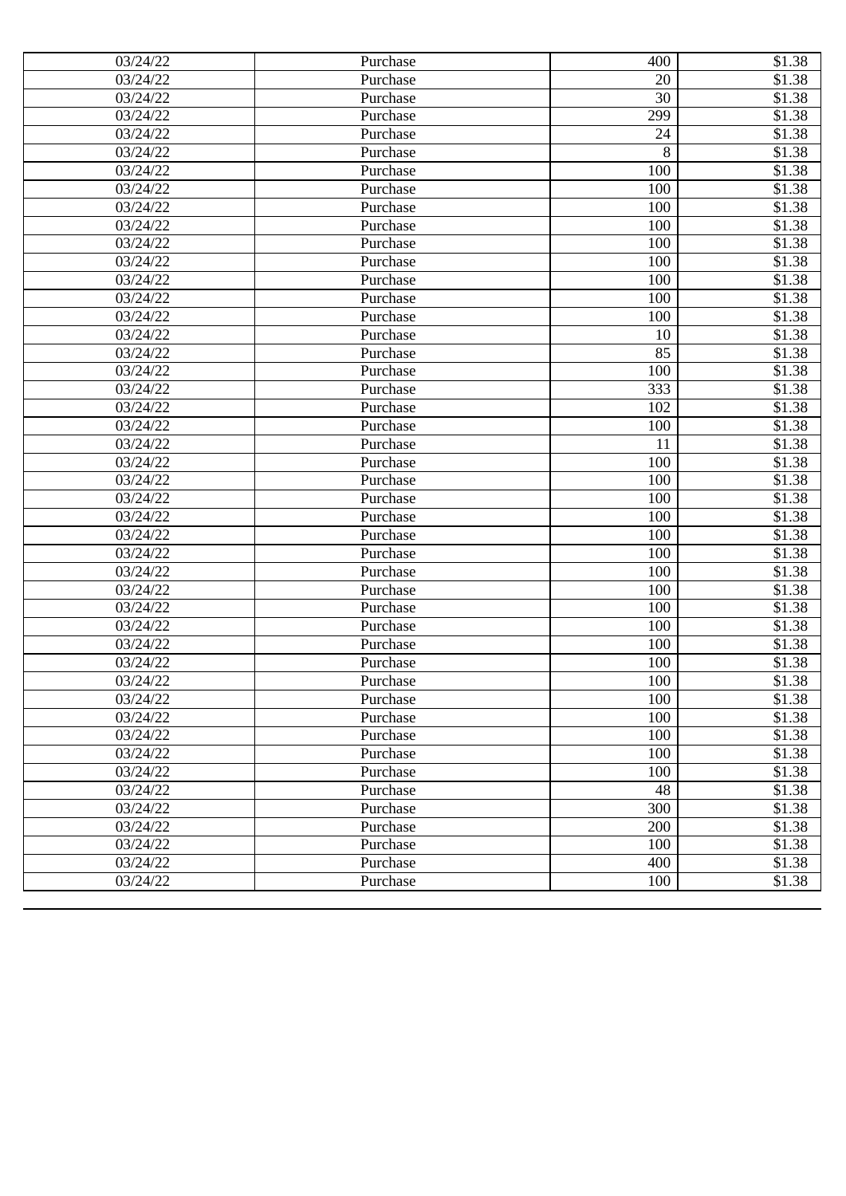| 03/24/22 | Purchase | 400 | $1.38 |
|---|---|---|---|
| 03/24/22 | Purchase | 20 | $1.38 |
| 03/24/22 | Purchase | 30 | $1.38 |
| 03/24/22 | Purchase | 299 | $1.38 |
| 03/24/22 | Purchase | 24 | $1.38 |
| 03/24/22 | Purchase | 8 | $1.38 |
| 03/24/22 | Purchase | 100 | $1.38 |
| 03/24/22 | Purchase | 100 | $1.38 |
| 03/24/22 | Purchase | 100 | $1.38 |
| 03/24/22 | Purchase | 100 | $1.38 |
| 03/24/22 | Purchase | 100 | $1.38 |
| 03/24/22 | Purchase | 100 | $1.38 |
| 03/24/22 | Purchase | 100 | $1.38 |
| 03/24/22 | Purchase | 100 | $1.38 |
| 03/24/22 | Purchase | 100 | $1.38 |
| 03/24/22 | Purchase | 10 | $1.38 |
| 03/24/22 | Purchase | 85 | $1.38 |
| 03/24/22 | Purchase | 100 | $1.38 |
| 03/24/22 | Purchase | 333 | $1.38 |
| 03/24/22 | Purchase | 102 | $1.38 |
| 03/24/22 | Purchase | 100 | $1.38 |
| 03/24/22 | Purchase | 11 | $1.38 |
| 03/24/22 | Purchase | 100 | $1.38 |
| 03/24/22 | Purchase | 100 | $1.38 |
| 03/24/22 | Purchase | 100 | $1.38 |
| 03/24/22 | Purchase | 100 | $1.38 |
| 03/24/22 | Purchase | 100 | $1.38 |
| 03/24/22 | Purchase | 100 | $1.38 |
| 03/24/22 | Purchase | 100 | $1.38 |
| 03/24/22 | Purchase | 100 | $1.38 |
| 03/24/22 | Purchase | 100 | $1.38 |
| 03/24/22 | Purchase | 100 | $1.38 |
| 03/24/22 | Purchase | 100 | $1.38 |
| 03/24/22 | Purchase | 100 | $1.38 |
| 03/24/22 | Purchase | 100 | $1.38 |
| 03/24/22 | Purchase | 100 | $1.38 |
| 03/24/22 | Purchase | 100 | $1.38 |
| 03/24/22 | Purchase | 100 | $1.38 |
| 03/24/22 | Purchase | 100 | $1.38 |
| 03/24/22 | Purchase | 100 | $1.38 |
| 03/24/22 | Purchase | 48 | $1.38 |
| 03/24/22 | Purchase | 300 | $1.38 |
| 03/24/22 | Purchase | 200 | $1.38 |
| 03/24/22 | Purchase | 100 | $1.38 |
| 03/24/22 | Purchase | 400 | $1.38 |
| 03/24/22 | Purchase | 100 | $1.38 |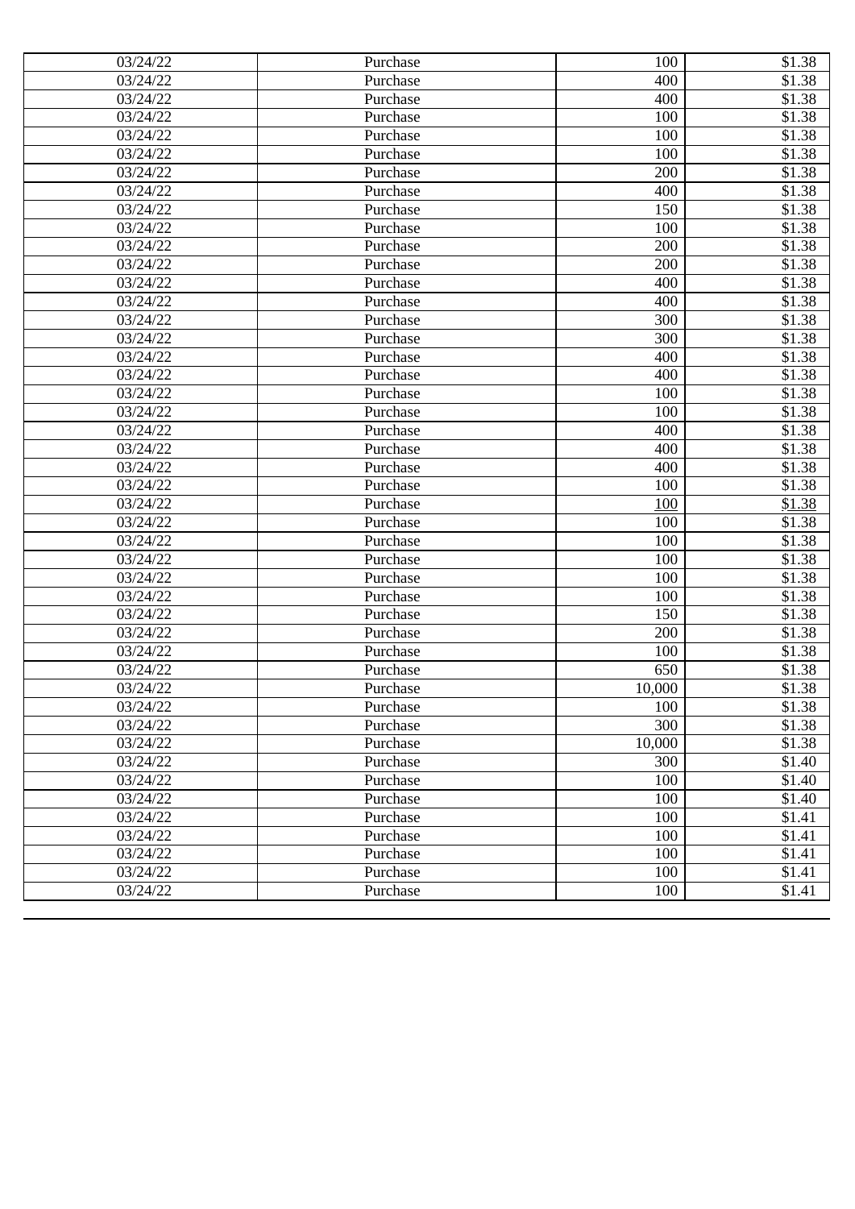| 03/24/22 | Purchase | 100 | $1.38 |
|---|---|---|---|
| 03/24/22 | Purchase | 400 | $1.38 |
| 03/24/22 | Purchase | 400 | $1.38 |
| 03/24/22 | Purchase | 100 | $1.38 |
| 03/24/22 | Purchase | 100 | $1.38 |
| 03/24/22 | Purchase | 100 | $1.38 |
| 03/24/22 | Purchase | 200 | $1.38 |
| 03/24/22 | Purchase | 400 | $1.38 |
| 03/24/22 | Purchase | 150 | $1.38 |
| 03/24/22 | Purchase | 100 | $1.38 |
| 03/24/22 | Purchase | 200 | $1.38 |
| 03/24/22 | Purchase | 200 | $1.38 |
| 03/24/22 | Purchase | 400 | $1.38 |
| 03/24/22 | Purchase | 400 | $1.38 |
| 03/24/22 | Purchase | 300 | $1.38 |
| 03/24/22 | Purchase | 300 | $1.38 |
| 03/24/22 | Purchase | 400 | $1.38 |
| 03/24/22 | Purchase | 400 | $1.38 |
| 03/24/22 | Purchase | 100 | $1.38 |
| 03/24/22 | Purchase | 100 | $1.38 |
| 03/24/22 | Purchase | 400 | $1.38 |
| 03/24/22 | Purchase | 400 | $1.38 |
| 03/24/22 | Purchase | 400 | $1.38 |
| 03/24/22 | Purchase | 100 | $1.38 |
| 03/24/22 | Purchase | 100 | $1.38 |
| 03/24/22 | Purchase | 100 | $1.38 |
| 03/24/22 | Purchase | 100 | $1.38 |
| 03/24/22 | Purchase | 100 | $1.38 |
| 03/24/22 | Purchase | 100 | $1.38 |
| 03/24/22 | Purchase | 100 | $1.38 |
| 03/24/22 | Purchase | 150 | $1.38 |
| 03/24/22 | Purchase | 200 | $1.38 |
| 03/24/22 | Purchase | 100 | $1.38 |
| 03/24/22 | Purchase | 650 | $1.38 |
| 03/24/22 | Purchase | 10,000 | $1.38 |
| 03/24/22 | Purchase | 100 | $1.38 |
| 03/24/22 | Purchase | 300 | $1.38 |
| 03/24/22 | Purchase | 10,000 | $1.38 |
| 03/24/22 | Purchase | 300 | $1.40 |
| 03/24/22 | Purchase | 100 | $1.40 |
| 03/24/22 | Purchase | 100 | $1.40 |
| 03/24/22 | Purchase | 100 | $1.41 |
| 03/24/22 | Purchase | 100 | $1.41 |
| 03/24/22 | Purchase | 100 | $1.41 |
| 03/24/22 | Purchase | 100 | $1.41 |
| 03/24/22 | Purchase | 100 | $1.41 |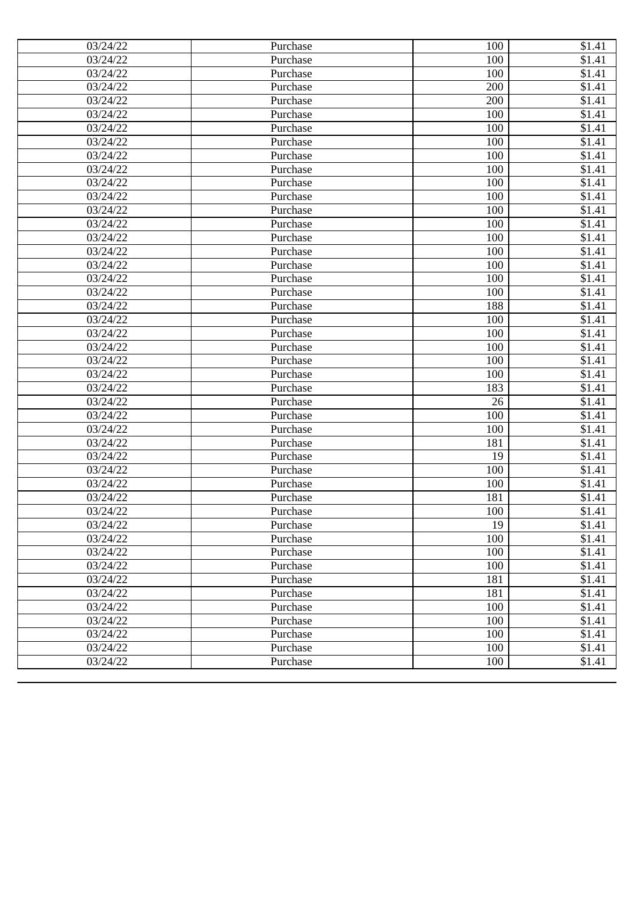| | | | |
|---|---|---|---|
| 03/24/22 | Purchase | 100 | $1.41 |
| 03/24/22 | Purchase | 100 | $1.41 |
| 03/24/22 | Purchase | 100 | $1.41 |
| 03/24/22 | Purchase | 200 | $1.41 |
| 03/24/22 | Purchase | 200 | $1.41 |
| 03/24/22 | Purchase | 100 | $1.41 |
| 03/24/22 | Purchase | 100 | $1.41 |
| 03/24/22 | Purchase | 100 | $1.41 |
| 03/24/22 | Purchase | 100 | $1.41 |
| 03/24/22 | Purchase | 100 | $1.41 |
| 03/24/22 | Purchase | 100 | $1.41 |
| 03/24/22 | Purchase | 100 | $1.41 |
| 03/24/22 | Purchase | 100 | $1.41 |
| 03/24/22 | Purchase | 100 | $1.41 |
| 03/24/22 | Purchase | 100 | $1.41 |
| 03/24/22 | Purchase | 100 | $1.41 |
| 03/24/22 | Purchase | 100 | $1.41 |
| 03/24/22 | Purchase | 100 | $1.41 |
| 03/24/22 | Purchase | 100 | $1.41 |
| 03/24/22 | Purchase | 188 | $1.41 |
| 03/24/22 | Purchase | 100 | $1.41 |
| 03/24/22 | Purchase | 100 | $1.41 |
| 03/24/22 | Purchase | 100 | $1.41 |
| 03/24/22 | Purchase | 100 | $1.41 |
| 03/24/22 | Purchase | 100 | $1.41 |
| 03/24/22 | Purchase | 183 | $1.41 |
| 03/24/22 | Purchase | 26 | $1.41 |
| 03/24/22 | Purchase | 100 | $1.41 |
| 03/24/22 | Purchase | 100 | $1.41 |
| 03/24/22 | Purchase | 181 | $1.41 |
| 03/24/22 | Purchase | 19 | $1.41 |
| 03/24/22 | Purchase | 100 | $1.41 |
| 03/24/22 | Purchase | 100 | $1.41 |
| 03/24/22 | Purchase | 181 | $1.41 |
| 03/24/22 | Purchase | 100 | $1.41 |
| 03/24/22 | Purchase | 19 | $1.41 |
| 03/24/22 | Purchase | 100 | $1.41 |
| 03/24/22 | Purchase | 100 | $1.41 |
| 03/24/22 | Purchase | 100 | $1.41 |
| 03/24/22 | Purchase | 181 | $1.41 |
| 03/24/22 | Purchase | 181 | $1.41 |
| 03/24/22 | Purchase | 100 | $1.41 |
| 03/24/22 | Purchase | 100 | $1.41 |
| 03/24/22 | Purchase | 100 | $1.41 |
| 03/24/22 | Purchase | 100 | $1.41 |
| 03/24/22 | Purchase | 100 | $1.41 |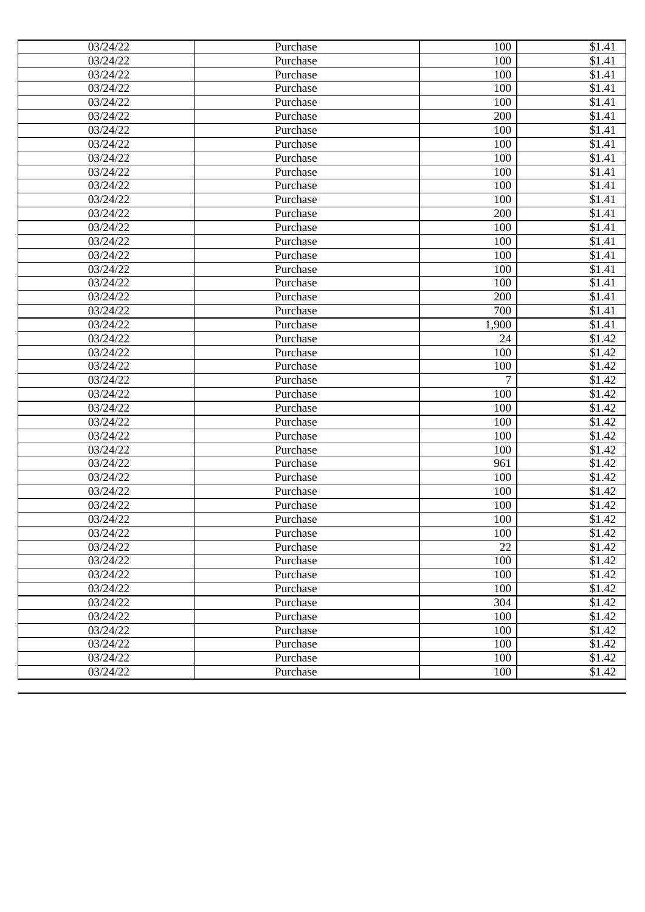| 03/24/22 | Purchase | 100 | $1.41 |
|---|---|---|---|
| 03/24/22 | Purchase | 100 | $1.41 |
| 03/24/22 | Purchase | 100 | $1.41 |
| 03/24/22 | Purchase | 100 | $1.41 |
| 03/24/22 | Purchase | 100 | $1.41 |
| 03/24/22 | Purchase | 200 | $1.41 |
| 03/24/22 | Purchase | 100 | $1.41 |
| 03/24/22 | Purchase | 100 | $1.41 |
| 03/24/22 | Purchase | 100 | $1.41 |
| 03/24/22 | Purchase | 100 | $1.41 |
| 03/24/22 | Purchase | 100 | $1.41 |
| 03/24/22 | Purchase | 100 | $1.41 |
| 03/24/22 | Purchase | 200 | $1.41 |
| 03/24/22 | Purchase | 100 | $1.41 |
| 03/24/22 | Purchase | 100 | $1.41 |
| 03/24/22 | Purchase | 100 | $1.41 |
| 03/24/22 | Purchase | 100 | $1.41 |
| 03/24/22 | Purchase | 100 | $1.41 |
| 03/24/22 | Purchase | 200 | $1.41 |
| 03/24/22 | Purchase | 700 | $1.41 |
| 03/24/22 | Purchase | 1,900 | $1.41 |
| 03/24/22 | Purchase | 24 | $1.42 |
| 03/24/22 | Purchase | 100 | $1.42 |
| 03/24/22 | Purchase | 100 | $1.42 |
| 03/24/22 | Purchase | 7 | $1.42 |
| 03/24/22 | Purchase | 100 | $1.42 |
| 03/24/22 | Purchase | 100 | $1.42 |
| 03/24/22 | Purchase | 100 | $1.42 |
| 03/24/22 | Purchase | 100 | $1.42 |
| 03/24/22 | Purchase | 100 | $1.42 |
| 03/24/22 | Purchase | 961 | $1.42 |
| 03/24/22 | Purchase | 100 | $1.42 |
| 03/24/22 | Purchase | 100 | $1.42 |
| 03/24/22 | Purchase | 100 | $1.42 |
| 03/24/22 | Purchase | 100 | $1.42 |
| 03/24/22 | Purchase | 100 | $1.42 |
| 03/24/22 | Purchase | 22 | $1.42 |
| 03/24/22 | Purchase | 100 | $1.42 |
| 03/24/22 | Purchase | 100 | $1.42 |
| 03/24/22 | Purchase | 100 | $1.42 |
| 03/24/22 | Purchase | 304 | $1.42 |
| 03/24/22 | Purchase | 100 | $1.42 |
| 03/24/22 | Purchase | 100 | $1.42 |
| 03/24/22 | Purchase | 100 | $1.42 |
| 03/24/22 | Purchase | 100 | $1.42 |
| 03/24/22 | Purchase | 100 | $1.42 |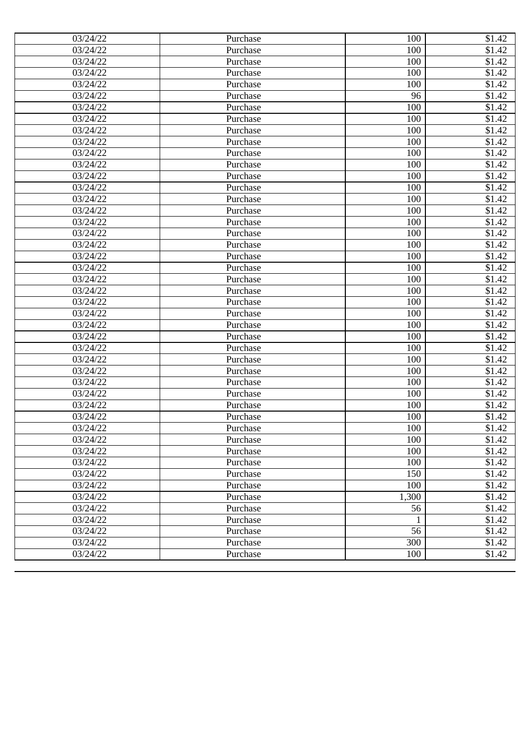| 03/24/22 | Purchase | 100 | $1.42 |
|---|---|---|---|
| 03/24/22 | Purchase | 100 | $1.42 |
| 03/24/22 | Purchase | 100 | $1.42 |
| 03/24/22 | Purchase | 100 | $1.42 |
| 03/24/22 | Purchase | 100 | $1.42 |
| 03/24/22 | Purchase | 96 | $1.42 |
| 03/24/22 | Purchase | 100 | $1.42 |
| 03/24/22 | Purchase | 100 | $1.42 |
| 03/24/22 | Purchase | 100 | $1.42 |
| 03/24/22 | Purchase | 100 | $1.42 |
| 03/24/22 | Purchase | 100 | $1.42 |
| 03/24/22 | Purchase | 100 | $1.42 |
| 03/24/22 | Purchase | 100 | $1.42 |
| 03/24/22 | Purchase | 100 | $1.42 |
| 03/24/22 | Purchase | 100 | $1.42 |
| 03/24/22 | Purchase | 100 | $1.42 |
| 03/24/22 | Purchase | 100 | $1.42 |
| 03/24/22 | Purchase | 100 | $1.42 |
| 03/24/22 | Purchase | 100 | $1.42 |
| 03/24/22 | Purchase | 100 | $1.42 |
| 03/24/22 | Purchase | 100 | $1.42 |
| 03/24/22 | Purchase | 100 | $1.42 |
| 03/24/22 | Purchase | 100 | $1.42 |
| 03/24/22 | Purchase | 100 | $1.42 |
| 03/24/22 | Purchase | 100 | $1.42 |
| 03/24/22 | Purchase | 100 | $1.42 |
| 03/24/22 | Purchase | 100 | $1.42 |
| 03/24/22 | Purchase | 100 | $1.42 |
| 03/24/22 | Purchase | 100 | $1.42 |
| 03/24/22 | Purchase | 100 | $1.42 |
| 03/24/22 | Purchase | 100 | $1.42 |
| 03/24/22 | Purchase | 100 | $1.42 |
| 03/24/22 | Purchase | 100 | $1.42 |
| 03/24/22 | Purchase | 100 | $1.42 |
| 03/24/22 | Purchase | 100 | $1.42 |
| 03/24/22 | Purchase | 100 | $1.42 |
| 03/24/22 | Purchase | 100 | $1.42 |
| 03/24/22 | Purchase | 100 | $1.42 |
| 03/24/22 | Purchase | 150 | $1.42 |
| 03/24/22 | Purchase | 100 | $1.42 |
| 03/24/22 | Purchase | 1,300 | $1.42 |
| 03/24/22 | Purchase | 56 | $1.42 |
| 03/24/22 | Purchase | 1 | $1.42 |
| 03/24/22 | Purchase | 56 | $1.42 |
| 03/24/22 | Purchase | 300 | $1.42 |
| 03/24/22 | Purchase | 100 | $1.42 |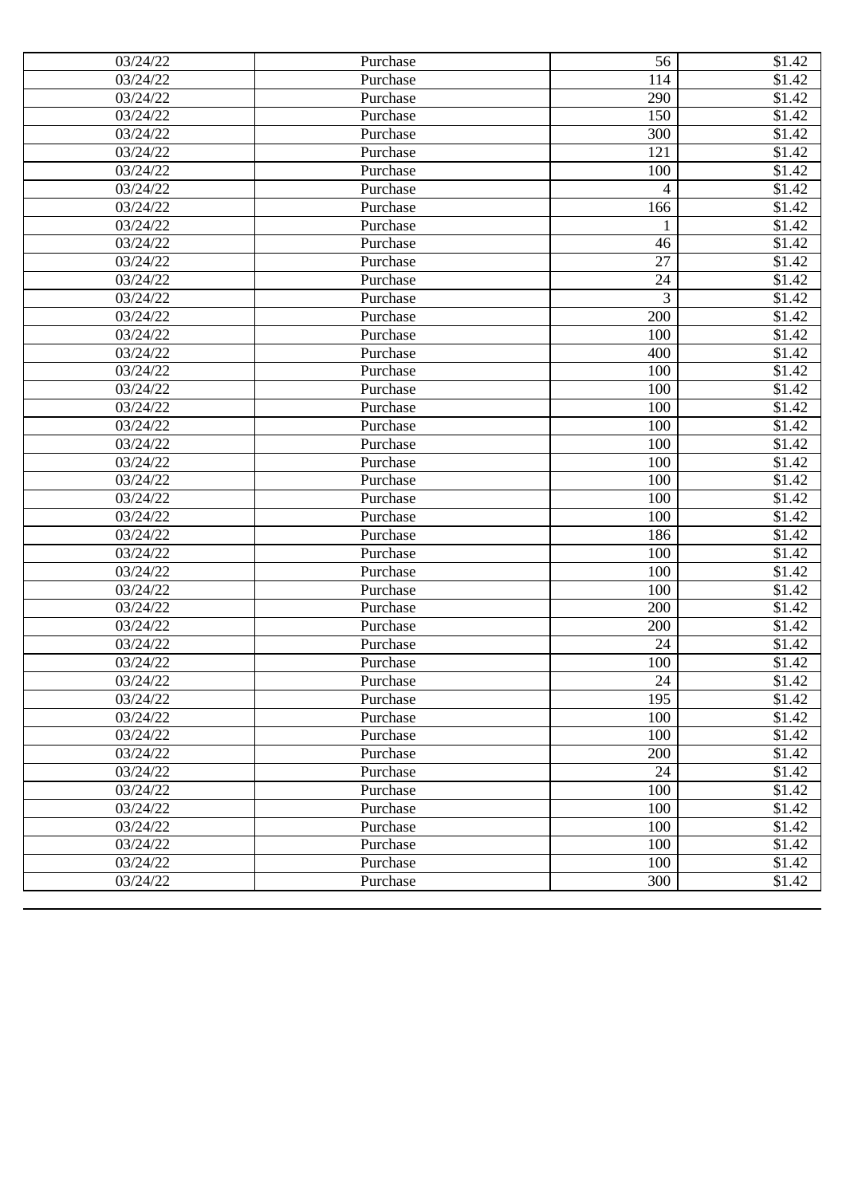| | | | |
|---|---|---|---|
| 03/24/22 | Purchase | 56 | $1.42 |
| 03/24/22 | Purchase | 114 | $1.42 |
| 03/24/22 | Purchase | 290 | $1.42 |
| 03/24/22 | Purchase | 150 | $1.42 |
| 03/24/22 | Purchase | 300 | $1.42 |
| 03/24/22 | Purchase | 121 | $1.42 |
| 03/24/22 | Purchase | 100 | $1.42 |
| 03/24/22 | Purchase | 4 | $1.42 |
| 03/24/22 | Purchase | 166 | $1.42 |
| 03/24/22 | Purchase | 1 | $1.42 |
| 03/24/22 | Purchase | 46 | $1.42 |
| 03/24/22 | Purchase | 27 | $1.42 |
| 03/24/22 | Purchase | 24 | $1.42 |
| 03/24/22 | Purchase | 3 | $1.42 |
| 03/24/22 | Purchase | 200 | $1.42 |
| 03/24/22 | Purchase | 100 | $1.42 |
| 03/24/22 | Purchase | 400 | $1.42 |
| 03/24/22 | Purchase | 100 | $1.42 |
| 03/24/22 | Purchase | 100 | $1.42 |
| 03/24/22 | Purchase | 100 | $1.42 |
| 03/24/22 | Purchase | 100 | $1.42 |
| 03/24/22 | Purchase | 100 | $1.42 |
| 03/24/22 | Purchase | 100 | $1.42 |
| 03/24/22 | Purchase | 100 | $1.42 |
| 03/24/22 | Purchase | 100 | $1.42 |
| 03/24/22 | Purchase | 100 | $1.42 |
| 03/24/22 | Purchase | 186 | $1.42 |
| 03/24/22 | Purchase | 100 | $1.42 |
| 03/24/22 | Purchase | 100 | $1.42 |
| 03/24/22 | Purchase | 100 | $1.42 |
| 03/24/22 | Purchase | 200 | $1.42 |
| 03/24/22 | Purchase | 200 | $1.42 |
| 03/24/22 | Purchase | 24 | $1.42 |
| 03/24/22 | Purchase | 100 | $1.42 |
| 03/24/22 | Purchase | 24 | $1.42 |
| 03/24/22 | Purchase | 195 | $1.42 |
| 03/24/22 | Purchase | 100 | $1.42 |
| 03/24/22 | Purchase | 100 | $1.42 |
| 03/24/22 | Purchase | 200 | $1.42 |
| 03/24/22 | Purchase | 24 | $1.42 |
| 03/24/22 | Purchase | 100 | $1.42 |
| 03/24/22 | Purchase | 100 | $1.42 |
| 03/24/22 | Purchase | 100 | $1.42 |
| 03/24/22 | Purchase | 100 | $1.42 |
| 03/24/22 | Purchase | 100 | $1.42 |
| 03/24/22 | Purchase | 300 | $1.42 |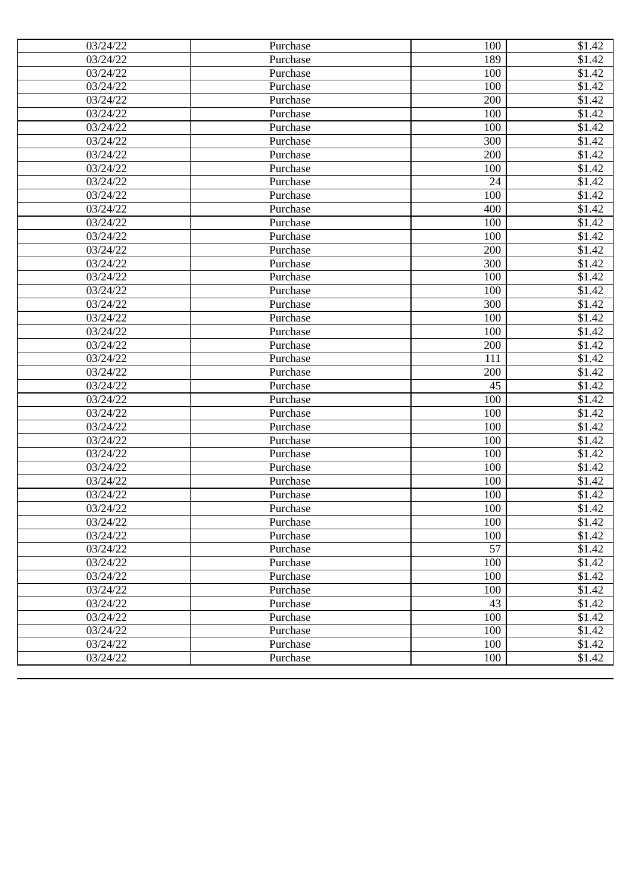| | | | |
|---|---|---|---|
| 03/24/22 | Purchase | 100 | $1.42 |
| 03/24/22 | Purchase | 189 | $1.42 |
| 03/24/22 | Purchase | 100 | $1.42 |
| 03/24/22 | Purchase | 100 | $1.42 |
| 03/24/22 | Purchase | 200 | $1.42 |
| 03/24/22 | Purchase | 100 | $1.42 |
| 03/24/22 | Purchase | 100 | $1.42 |
| 03/24/22 | Purchase | 300 | $1.42 |
| 03/24/22 | Purchase | 200 | $1.42 |
| 03/24/22 | Purchase | 100 | $1.42 |
| 03/24/22 | Purchase | 24 | $1.42 |
| 03/24/22 | Purchase | 100 | $1.42 |
| 03/24/22 | Purchase | 400 | $1.42 |
| 03/24/22 | Purchase | 100 | $1.42 |
| 03/24/22 | Purchase | 100 | $1.42 |
| 03/24/22 | Purchase | 200 | $1.42 |
| 03/24/22 | Purchase | 300 | $1.42 |
| 03/24/22 | Purchase | 100 | $1.42 |
| 03/24/22 | Purchase | 100 | $1.42 |
| 03/24/22 | Purchase | 300 | $1.42 |
| 03/24/22 | Purchase | 100 | $1.42 |
| 03/24/22 | Purchase | 100 | $1.42 |
| 03/24/22 | Purchase | 200 | $1.42 |
| 03/24/22 | Purchase | 111 | $1.42 |
| 03/24/22 | Purchase | 200 | $1.42 |
| 03/24/22 | Purchase | 45 | $1.42 |
| 03/24/22 | Purchase | 100 | $1.42 |
| 03/24/22 | Purchase | 100 | $1.42 |
| 03/24/22 | Purchase | 100 | $1.42 |
| 03/24/22 | Purchase | 100 | $1.42 |
| 03/24/22 | Purchase | 100 | $1.42 |
| 03/24/22 | Purchase | 100 | $1.42 |
| 03/24/22 | Purchase | 100 | $1.42 |
| 03/24/22 | Purchase | 100 | $1.42 |
| 03/24/22 | Purchase | 100 | $1.42 |
| 03/24/22 | Purchase | 100 | $1.42 |
| 03/24/22 | Purchase | 100 | $1.42 |
| 03/24/22 | Purchase | 57 | $1.42 |
| 03/24/22 | Purchase | 100 | $1.42 |
| 03/24/22 | Purchase | 100 | $1.42 |
| 03/24/22 | Purchase | 100 | $1.42 |
| 03/24/22 | Purchase | 43 | $1.42 |
| 03/24/22 | Purchase | 100 | $1.42 |
| 03/24/22 | Purchase | 100 | $1.42 |
| 03/24/22 | Purchase | 100 | $1.42 |
| 03/24/22 | Purchase | 100 | $1.42 |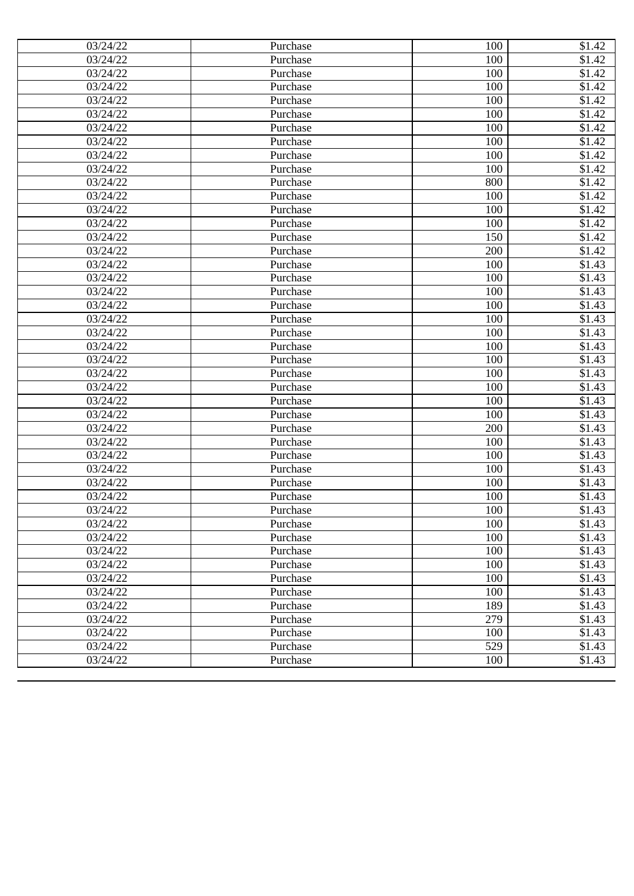| 03/24/22 | Purchase | 100 | $1.42 |
|---|---|---|---|
| 03/24/22 | Purchase | 100 | $1.42 |
| 03/24/22 | Purchase | 100 | $1.42 |
| 03/24/22 | Purchase | 100 | $1.42 |
| 03/24/22 | Purchase | 100 | $1.42 |
| 03/24/22 | Purchase | 100 | $1.42 |
| 03/24/22 | Purchase | 100 | $1.42 |
| 03/24/22 | Purchase | 100 | $1.42 |
| 03/24/22 | Purchase | 100 | $1.42 |
| 03/24/22 | Purchase | 100 | $1.42 |
| 03/24/22 | Purchase | 800 | $1.42 |
| 03/24/22 | Purchase | 100 | $1.42 |
| 03/24/22 | Purchase | 100 | $1.42 |
| 03/24/22 | Purchase | 100 | $1.42 |
| 03/24/22 | Purchase | 150 | $1.42 |
| 03/24/22 | Purchase | 200 | $1.42 |
| 03/24/22 | Purchase | 100 | $1.43 |
| 03/24/22 | Purchase | 100 | $1.43 |
| 03/24/22 | Purchase | 100 | $1.43 |
| 03/24/22 | Purchase | 100 | $1.43 |
| 03/24/22 | Purchase | 100 | $1.43 |
| 03/24/22 | Purchase | 100 | $1.43 |
| 03/24/22 | Purchase | 100 | $1.43 |
| 03/24/22 | Purchase | 100 | $1.43 |
| 03/24/22 | Purchase | 100 | $1.43 |
| 03/24/22 | Purchase | 100 | $1.43 |
| 03/24/22 | Purchase | 100 | $1.43 |
| 03/24/22 | Purchase | 100 | $1.43 |
| 03/24/22 | Purchase | 200 | $1.43 |
| 03/24/22 | Purchase | 100 | $1.43 |
| 03/24/22 | Purchase | 100 | $1.43 |
| 03/24/22 | Purchase | 100 | $1.43 |
| 03/24/22 | Purchase | 100 | $1.43 |
| 03/24/22 | Purchase | 100 | $1.43 |
| 03/24/22 | Purchase | 100 | $1.43 |
| 03/24/22 | Purchase | 100 | $1.43 |
| 03/24/22 | Purchase | 100 | $1.43 |
| 03/24/22 | Purchase | 100 | $1.43 |
| 03/24/22 | Purchase | 100 | $1.43 |
| 03/24/22 | Purchase | 100 | $1.43 |
| 03/24/22 | Purchase | 100 | $1.43 |
| 03/24/22 | Purchase | 189 | $1.43 |
| 03/24/22 | Purchase | 279 | $1.43 |
| 03/24/22 | Purchase | 100 | $1.43 |
| 03/24/22 | Purchase | 529 | $1.43 |
| 03/24/22 | Purchase | 100 | $1.43 |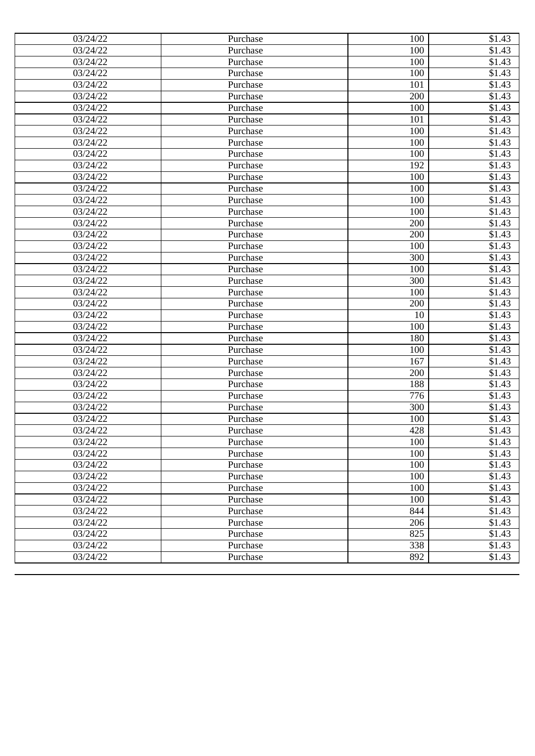| 03/24/22 | Purchase | 100 | $1.43 |
|---|---|---|---|
| 03/24/22 | Purchase | 100 | $1.43 |
| 03/24/22 | Purchase | 100 | $1.43 |
| 03/24/22 | Purchase | 100 | $1.43 |
| 03/24/22 | Purchase | 101 | $1.43 |
| 03/24/22 | Purchase | 200 | $1.43 |
| 03/24/22 | Purchase | 100 | $1.43 |
| 03/24/22 | Purchase | 101 | $1.43 |
| 03/24/22 | Purchase | 100 | $1.43 |
| 03/24/22 | Purchase | 100 | $1.43 |
| 03/24/22 | Purchase | 100 | $1.43 |
| 03/24/22 | Purchase | 192 | $1.43 |
| 03/24/22 | Purchase | 100 | $1.43 |
| 03/24/22 | Purchase | 100 | $1.43 |
| 03/24/22 | Purchase | 100 | $1.43 |
| 03/24/22 | Purchase | 100 | $1.43 |
| 03/24/22 | Purchase | 200 | $1.43 |
| 03/24/22 | Purchase | 200 | $1.43 |
| 03/24/22 | Purchase | 100 | $1.43 |
| 03/24/22 | Purchase | 300 | $1.43 |
| 03/24/22 | Purchase | 100 | $1.43 |
| 03/24/22 | Purchase | 300 | $1.43 |
| 03/24/22 | Purchase | 100 | $1.43 |
| 03/24/22 | Purchase | 200 | $1.43 |
| 03/24/22 | Purchase | 10 | $1.43 |
| 03/24/22 | Purchase | 100 | $1.43 |
| 03/24/22 | Purchase | 180 | $1.43 |
| 03/24/22 | Purchase | 100 | $1.43 |
| 03/24/22 | Purchase | 167 | $1.43 |
| 03/24/22 | Purchase | 200 | $1.43 |
| 03/24/22 | Purchase | 188 | $1.43 |
| 03/24/22 | Purchase | 776 | $1.43 |
| 03/24/22 | Purchase | 300 | $1.43 |
| 03/24/22 | Purchase | 100 | $1.43 |
| 03/24/22 | Purchase | 428 | $1.43 |
| 03/24/22 | Purchase | 100 | $1.43 |
| 03/24/22 | Purchase | 100 | $1.43 |
| 03/24/22 | Purchase | 100 | $1.43 |
| 03/24/22 | Purchase | 100 | $1.43 |
| 03/24/22 | Purchase | 100 | $1.43 |
| 03/24/22 | Purchase | 100 | $1.43 |
| 03/24/22 | Purchase | 844 | $1.43 |
| 03/24/22 | Purchase | 206 | $1.43 |
| 03/24/22 | Purchase | 825 | $1.43 |
| 03/24/22 | Purchase | 338 | $1.43 |
| 03/24/22 | Purchase | 892 | $1.43 |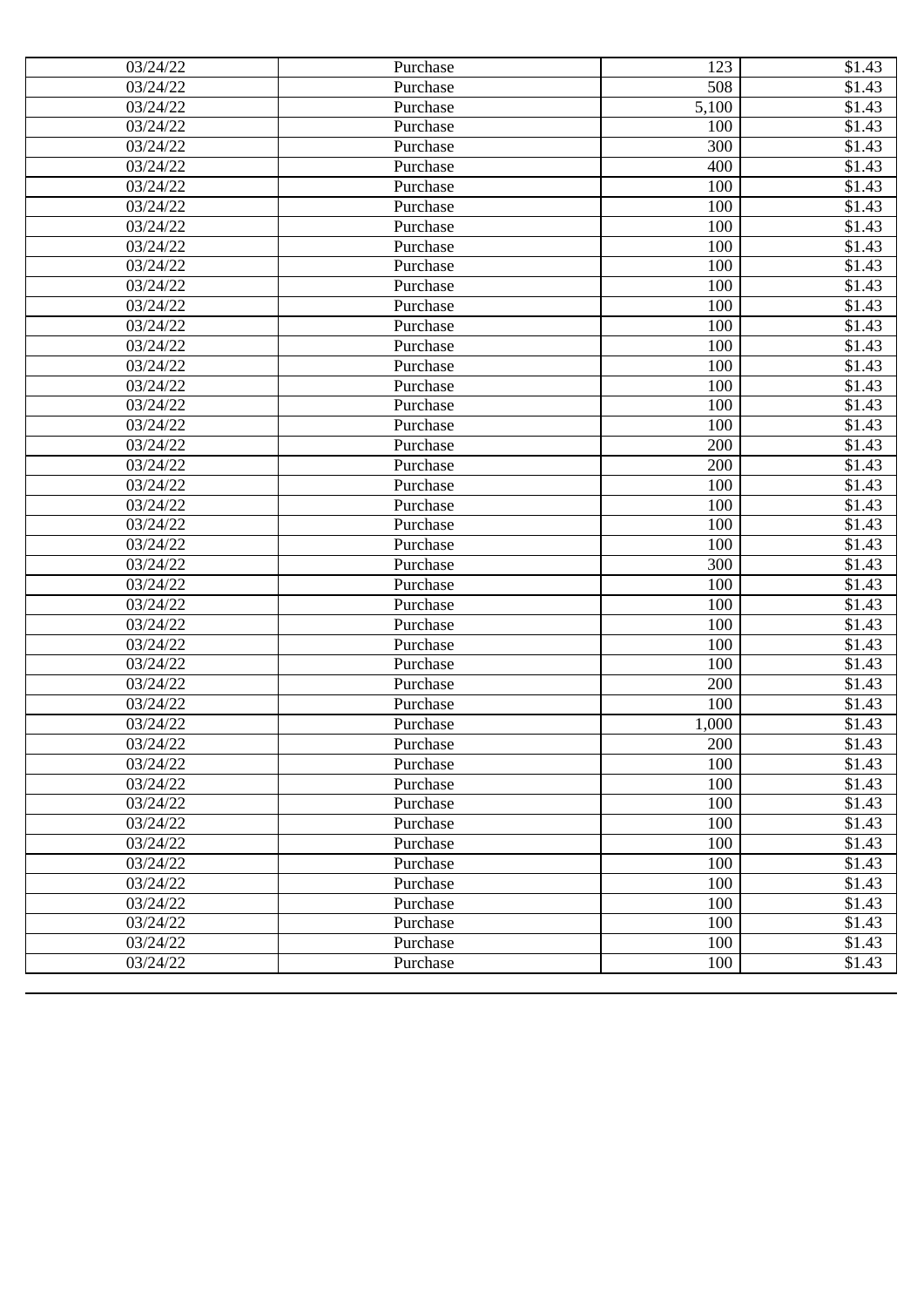| 03/24/22 | Purchase | 123 | $1.43 |
|---|---|---|---|
| 03/24/22 | Purchase | 508 | $1.43 |
| 03/24/22 | Purchase | 5,100 | $1.43 |
| 03/24/22 | Purchase | 100 | $1.43 |
| 03/24/22 | Purchase | 300 | $1.43 |
| 03/24/22 | Purchase | 400 | $1.43 |
| 03/24/22 | Purchase | 100 | $1.43 |
| 03/24/22 | Purchase | 100 | $1.43 |
| 03/24/22 | Purchase | 100 | $1.43 |
| 03/24/22 | Purchase | 100 | $1.43 |
| 03/24/22 | Purchase | 100 | $1.43 |
| 03/24/22 | Purchase | 100 | $1.43 |
| 03/24/22 | Purchase | 100 | $1.43 |
| 03/24/22 | Purchase | 100 | $1.43 |
| 03/24/22 | Purchase | 100 | $1.43 |
| 03/24/22 | Purchase | 100 | $1.43 |
| 03/24/22 | Purchase | 100 | $1.43 |
| 03/24/22 | Purchase | 100 | $1.43 |
| 03/24/22 | Purchase | 100 | $1.43 |
| 03/24/22 | Purchase | 200 | $1.43 |
| 03/24/22 | Purchase | 200 | $1.43 |
| 03/24/22 | Purchase | 100 | $1.43 |
| 03/24/22 | Purchase | 100 | $1.43 |
| 03/24/22 | Purchase | 100 | $1.43 |
| 03/24/22 | Purchase | 100 | $1.43 |
| 03/24/22 | Purchase | 300 | $1.43 |
| 03/24/22 | Purchase | 100 | $1.43 |
| 03/24/22 | Purchase | 100 | $1.43 |
| 03/24/22 | Purchase | 100 | $1.43 |
| 03/24/22 | Purchase | 100 | $1.43 |
| 03/24/22 | Purchase | 100 | $1.43 |
| 03/24/22 | Purchase | 200 | $1.43 |
| 03/24/22 | Purchase | 100 | $1.43 |
| 03/24/22 | Purchase | 1,000 | $1.43 |
| 03/24/22 | Purchase | 200 | $1.43 |
| 03/24/22 | Purchase | 100 | $1.43 |
| 03/24/22 | Purchase | 100 | $1.43 |
| 03/24/22 | Purchase | 100 | $1.43 |
| 03/24/22 | Purchase | 100 | $1.43 |
| 03/24/22 | Purchase | 100 | $1.43 |
| 03/24/22 | Purchase | 100 | $1.43 |
| 03/24/22 | Purchase | 100 | $1.43 |
| 03/24/22 | Purchase | 100 | $1.43 |
| 03/24/22 | Purchase | 100 | $1.43 |
| 03/24/22 | Purchase | 100 | $1.43 |
| 03/24/22 | Purchase | 100 | $1.43 |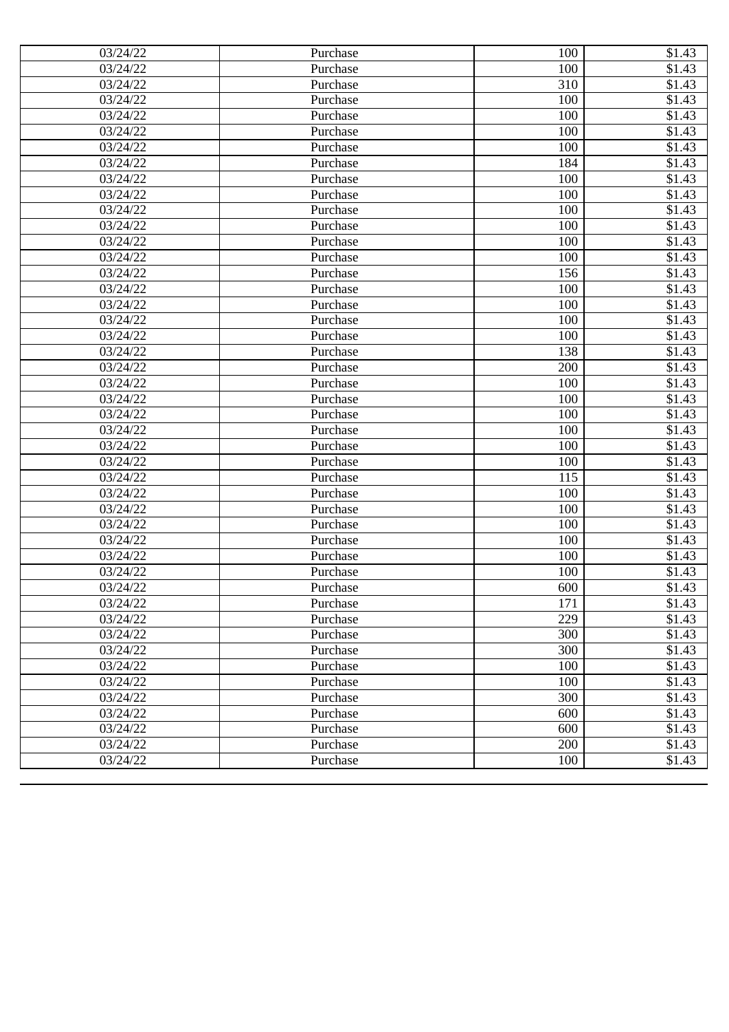| 03/24/22 | Purchase | 100 | $1.43 |
|---|---|---|---|
| 03/24/22 | Purchase | 100 | $1.43 |
| 03/24/22 | Purchase | 310 | $1.43 |
| 03/24/22 | Purchase | 100 | $1.43 |
| 03/24/22 | Purchase | 100 | $1.43 |
| 03/24/22 | Purchase | 100 | $1.43 |
| 03/24/22 | Purchase | 100 | $1.43 |
| 03/24/22 | Purchase | 184 | $1.43 |
| 03/24/22 | Purchase | 100 | $1.43 |
| 03/24/22 | Purchase | 100 | $1.43 |
| 03/24/22 | Purchase | 100 | $1.43 |
| 03/24/22 | Purchase | 100 | $1.43 |
| 03/24/22 | Purchase | 100 | $1.43 |
| 03/24/22 | Purchase | 100 | $1.43 |
| 03/24/22 | Purchase | 156 | $1.43 |
| 03/24/22 | Purchase | 100 | $1.43 |
| 03/24/22 | Purchase | 100 | $1.43 |
| 03/24/22 | Purchase | 100 | $1.43 |
| 03/24/22 | Purchase | 100 | $1.43 |
| 03/24/22 | Purchase | 138 | $1.43 |
| 03/24/22 | Purchase | 200 | $1.43 |
| 03/24/22 | Purchase | 100 | $1.43 |
| 03/24/22 | Purchase | 100 | $1.43 |
| 03/24/22 | Purchase | 100 | $1.43 |
| 03/24/22 | Purchase | 100 | $1.43 |
| 03/24/22 | Purchase | 100 | $1.43 |
| 03/24/22 | Purchase | 100 | $1.43 |
| 03/24/22 | Purchase | 115 | $1.43 |
| 03/24/22 | Purchase | 100 | $1.43 |
| 03/24/22 | Purchase | 100 | $1.43 |
| 03/24/22 | Purchase | 100 | $1.43 |
| 03/24/22 | Purchase | 100 | $1.43 |
| 03/24/22 | Purchase | 100 | $1.43 |
| 03/24/22 | Purchase | 100 | $1.43 |
| 03/24/22 | Purchase | 600 | $1.43 |
| 03/24/22 | Purchase | 171 | $1.43 |
| 03/24/22 | Purchase | 229 | $1.43 |
| 03/24/22 | Purchase | 300 | $1.43 |
| 03/24/22 | Purchase | 300 | $1.43 |
| 03/24/22 | Purchase | 100 | $1.43 |
| 03/24/22 | Purchase | 100 | $1.43 |
| 03/24/22 | Purchase | 300 | $1.43 |
| 03/24/22 | Purchase | 600 | $1.43 |
| 03/24/22 | Purchase | 600 | $1.43 |
| 03/24/22 | Purchase | 200 | $1.43 |
| 03/24/22 | Purchase | 100 | $1.43 |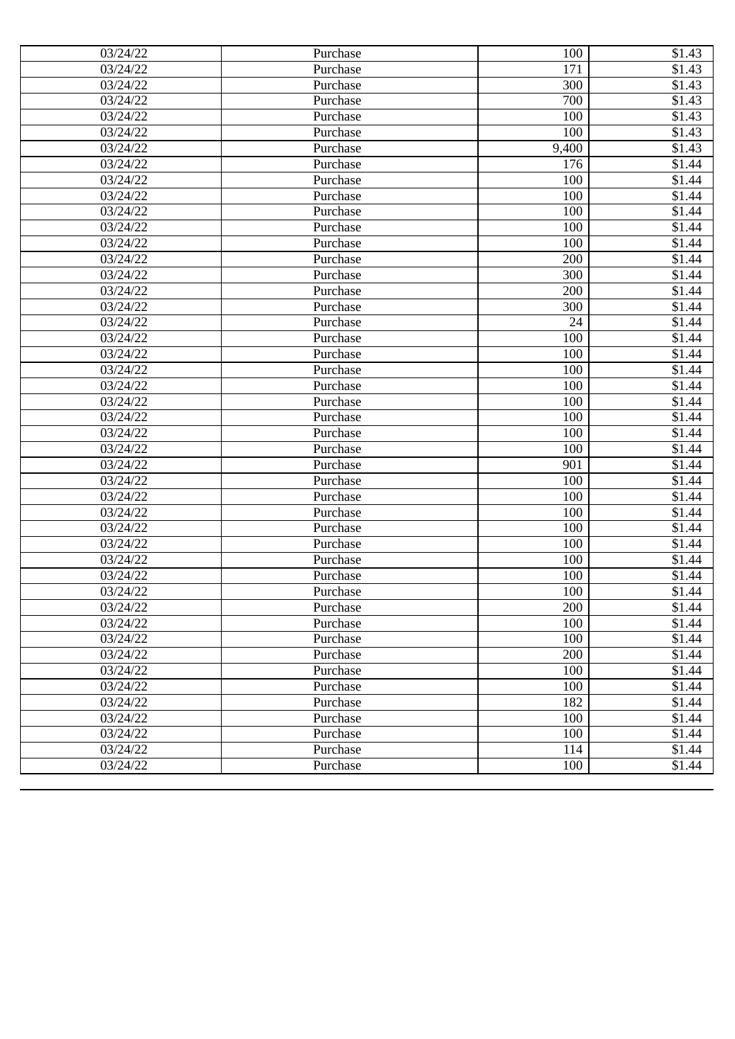| 03/24/22 | Purchase | 100 | $1.43 |
|---|---|---|---|
| 03/24/22 | Purchase | 171 | $1.43 |
| 03/24/22 | Purchase | 300 | $1.43 |
| 03/24/22 | Purchase | 700 | $1.43 |
| 03/24/22 | Purchase | 100 | $1.43 |
| 03/24/22 | Purchase | 100 | $1.43 |
| 03/24/22 | Purchase | 9,400 | $1.43 |
| 03/24/22 | Purchase | 176 | $1.44 |
| 03/24/22 | Purchase | 100 | $1.44 |
| 03/24/22 | Purchase | 100 | $1.44 |
| 03/24/22 | Purchase | 100 | $1.44 |
| 03/24/22 | Purchase | 100 | $1.44 |
| 03/24/22 | Purchase | 100 | $1.44 |
| 03/24/22 | Purchase | 200 | $1.44 |
| 03/24/22 | Purchase | 300 | $1.44 |
| 03/24/22 | Purchase | 200 | $1.44 |
| 03/24/22 | Purchase | 300 | $1.44 |
| 03/24/22 | Purchase | 24 | $1.44 |
| 03/24/22 | Purchase | 100 | $1.44 |
| 03/24/22 | Purchase | 100 | $1.44 |
| 03/24/22 | Purchase | 100 | $1.44 |
| 03/24/22 | Purchase | 100 | $1.44 |
| 03/24/22 | Purchase | 100 | $1.44 |
| 03/24/22 | Purchase | 100 | $1.44 |
| 03/24/22 | Purchase | 100 | $1.44 |
| 03/24/22 | Purchase | 100 | $1.44 |
| 03/24/22 | Purchase | 901 | $1.44 |
| 03/24/22 | Purchase | 100 | $1.44 |
| 03/24/22 | Purchase | 100 | $1.44 |
| 03/24/22 | Purchase | 100 | $1.44 |
| 03/24/22 | Purchase | 100 | $1.44 |
| 03/24/22 | Purchase | 100 | $1.44 |
| 03/24/22 | Purchase | 100 | $1.44 |
| 03/24/22 | Purchase | 100 | $1.44 |
| 03/24/22 | Purchase | 100 | $1.44 |
| 03/24/22 | Purchase | 200 | $1.44 |
| 03/24/22 | Purchase | 100 | $1.44 |
| 03/24/22 | Purchase | 100 | $1.44 |
| 03/24/22 | Purchase | 200 | $1.44 |
| 03/24/22 | Purchase | 100 | $1.44 |
| 03/24/22 | Purchase | 100 | $1.44 |
| 03/24/22 | Purchase | 182 | $1.44 |
| 03/24/22 | Purchase | 100 | $1.44 |
| 03/24/22 | Purchase | 100 | $1.44 |
| 03/24/22 | Purchase | 114 | $1.44 |
| 03/24/22 | Purchase | 100 | $1.44 |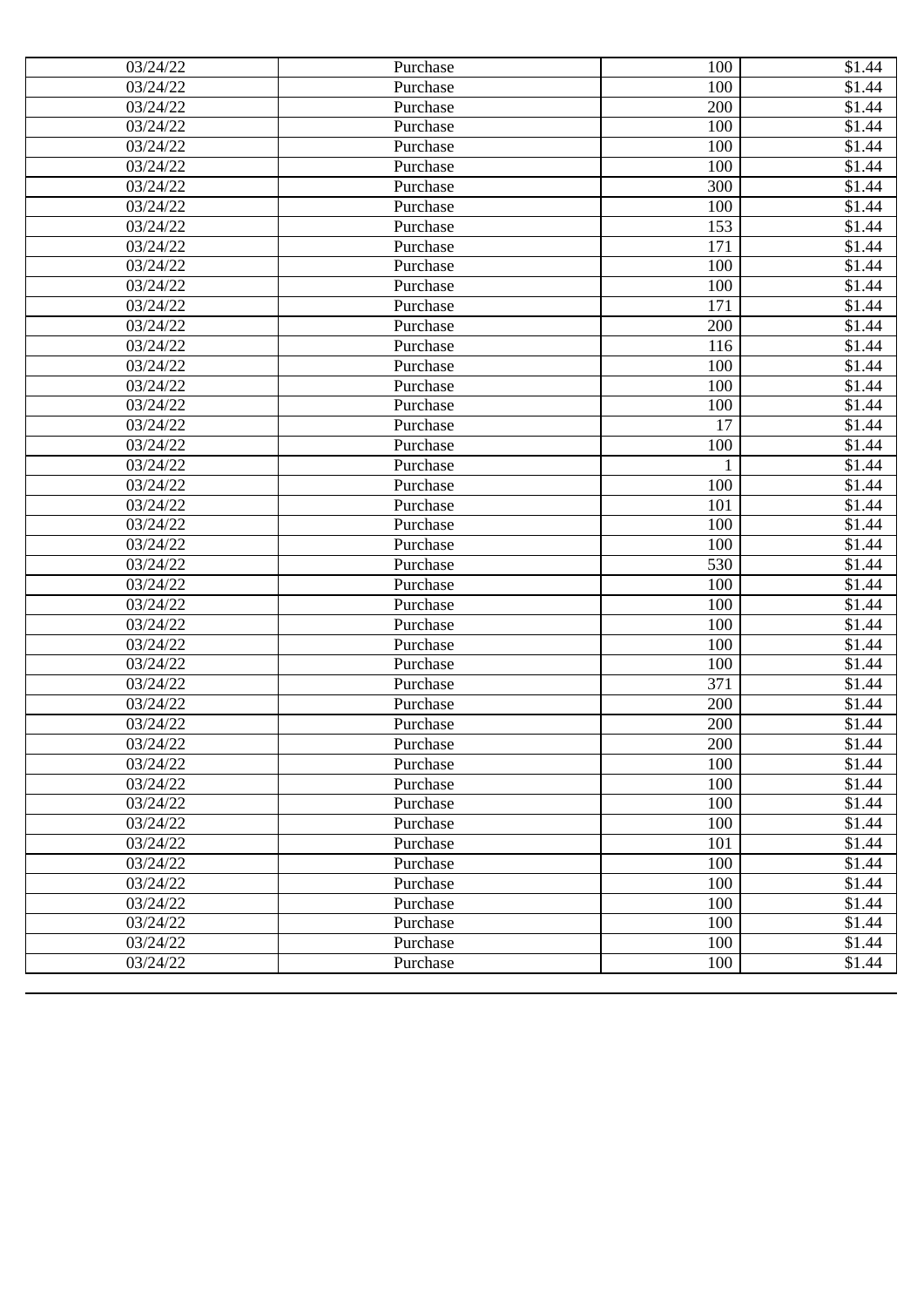| 03/24/22 | Purchase | 100 | $1.44 |
|---|---|---|---|
| 03/24/22 | Purchase | 100 | $1.44 |
| 03/24/22 | Purchase | 200 | $1.44 |
| 03/24/22 | Purchase | 100 | $1.44 |
| 03/24/22 | Purchase | 100 | $1.44 |
| 03/24/22 | Purchase | 100 | $1.44 |
| 03/24/22 | Purchase | 300 | $1.44 |
| 03/24/22 | Purchase | 100 | $1.44 |
| 03/24/22 | Purchase | 153 | $1.44 |
| 03/24/22 | Purchase | 171 | $1.44 |
| 03/24/22 | Purchase | 100 | $1.44 |
| 03/24/22 | Purchase | 100 | $1.44 |
| 03/24/22 | Purchase | 171 | $1.44 |
| 03/24/22 | Purchase | 200 | $1.44 |
| 03/24/22 | Purchase | 116 | $1.44 |
| 03/24/22 | Purchase | 100 | $1.44 |
| 03/24/22 | Purchase | 100 | $1.44 |
| 03/24/22 | Purchase | 100 | $1.44 |
| 03/24/22 | Purchase | 17 | $1.44 |
| 03/24/22 | Purchase | 100 | $1.44 |
| 03/24/22 | Purchase | 1 | $1.44 |
| 03/24/22 | Purchase | 100 | $1.44 |
| 03/24/22 | Purchase | 101 | $1.44 |
| 03/24/22 | Purchase | 100 | $1.44 |
| 03/24/22 | Purchase | 100 | $1.44 |
| 03/24/22 | Purchase | 530 | $1.44 |
| 03/24/22 | Purchase | 100 | $1.44 |
| 03/24/22 | Purchase | 100 | $1.44 |
| 03/24/22 | Purchase | 100 | $1.44 |
| 03/24/22 | Purchase | 100 | $1.44 |
| 03/24/22 | Purchase | 100 | $1.44 |
| 03/24/22 | Purchase | 371 | $1.44 |
| 03/24/22 | Purchase | 200 | $1.44 |
| 03/24/22 | Purchase | 200 | $1.44 |
| 03/24/22 | Purchase | 200 | $1.44 |
| 03/24/22 | Purchase | 100 | $1.44 |
| 03/24/22 | Purchase | 100 | $1.44 |
| 03/24/22 | Purchase | 100 | $1.44 |
| 03/24/22 | Purchase | 100 | $1.44 |
| 03/24/22 | Purchase | 101 | $1.44 |
| 03/24/22 | Purchase | 100 | $1.44 |
| 03/24/22 | Purchase | 100 | $1.44 |
| 03/24/22 | Purchase | 100 | $1.44 |
| 03/24/22 | Purchase | 100 | $1.44 |
| 03/24/22 | Purchase | 100 | $1.44 |
| 03/24/22 | Purchase | 100 | $1.44 |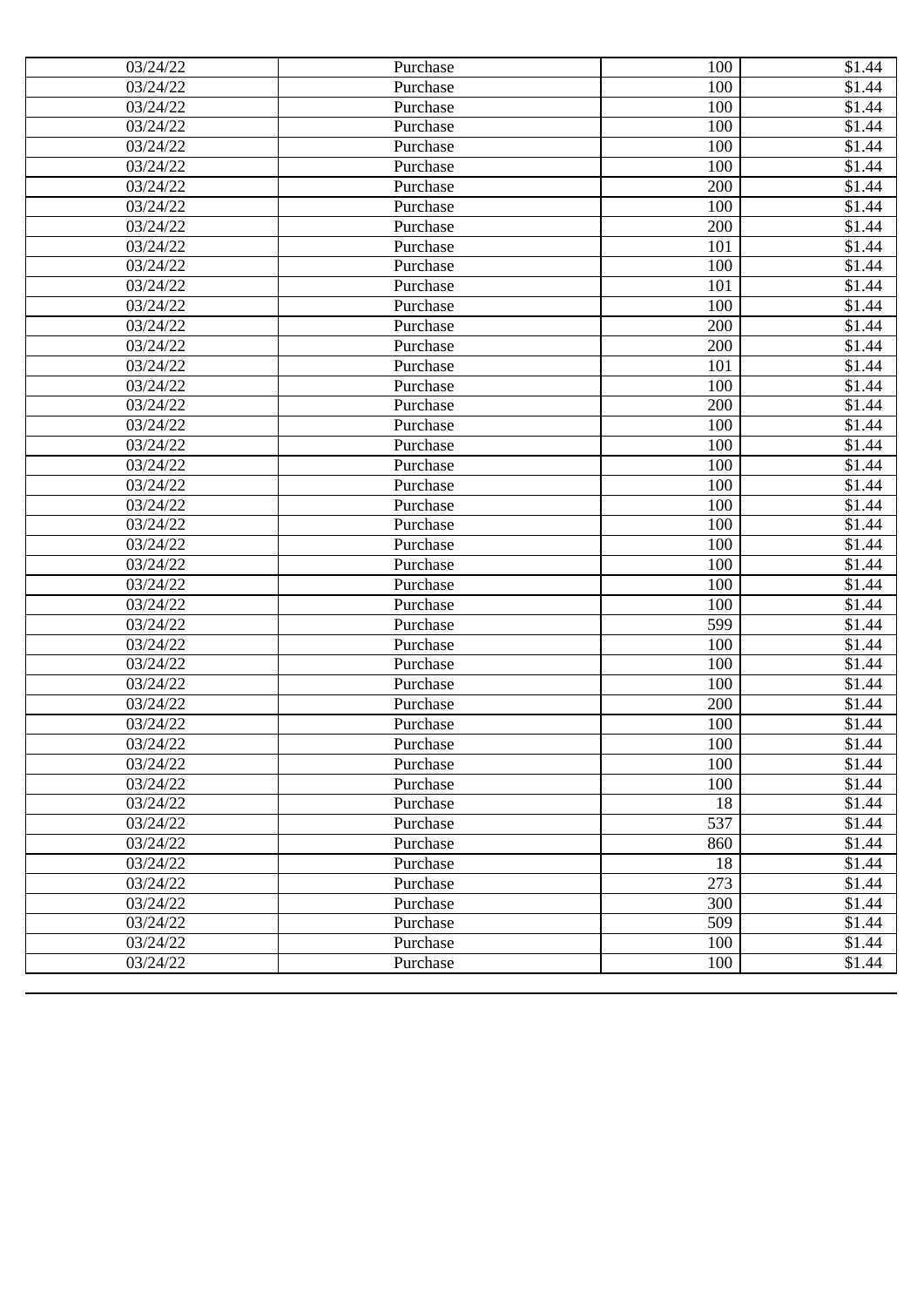| 03/24/22 | Purchase | 100 | $1.44 |
|---|---|---|---|
| 03/24/22 | Purchase | 100 | $1.44 |
| 03/24/22 | Purchase | 100 | $1.44 |
| 03/24/22 | Purchase | 100 | $1.44 |
| 03/24/22 | Purchase | 100 | $1.44 |
| 03/24/22 | Purchase | 100 | $1.44 |
| 03/24/22 | Purchase | 200 | $1.44 |
| 03/24/22 | Purchase | 100 | $1.44 |
| 03/24/22 | Purchase | 200 | $1.44 |
| 03/24/22 | Purchase | 101 | $1.44 |
| 03/24/22 | Purchase | 100 | $1.44 |
| 03/24/22 | Purchase | 101 | $1.44 |
| 03/24/22 | Purchase | 100 | $1.44 |
| 03/24/22 | Purchase | 200 | $1.44 |
| 03/24/22 | Purchase | 200 | $1.44 |
| 03/24/22 | Purchase | 101 | $1.44 |
| 03/24/22 | Purchase | 100 | $1.44 |
| 03/24/22 | Purchase | 200 | $1.44 |
| 03/24/22 | Purchase | 100 | $1.44 |
| 03/24/22 | Purchase | 100 | $1.44 |
| 03/24/22 | Purchase | 100 | $1.44 |
| 03/24/22 | Purchase | 100 | $1.44 |
| 03/24/22 | Purchase | 100 | $1.44 |
| 03/24/22 | Purchase | 100 | $1.44 |
| 03/24/22 | Purchase | 100 | $1.44 |
| 03/24/22 | Purchase | 100 | $1.44 |
| 03/24/22 | Purchase | 100 | $1.44 |
| 03/24/22 | Purchase | 100 | $1.44 |
| 03/24/22 | Purchase | 599 | $1.44 |
| 03/24/22 | Purchase | 100 | $1.44 |
| 03/24/22 | Purchase | 100 | $1.44 |
| 03/24/22 | Purchase | 100 | $1.44 |
| 03/24/22 | Purchase | 200 | $1.44 |
| 03/24/22 | Purchase | 100 | $1.44 |
| 03/24/22 | Purchase | 100 | $1.44 |
| 03/24/22 | Purchase | 100 | $1.44 |
| 03/24/22 | Purchase | 100 | $1.44 |
| 03/24/22 | Purchase | 18 | $1.44 |
| 03/24/22 | Purchase | 537 | $1.44 |
| 03/24/22 | Purchase | 860 | $1.44 |
| 03/24/22 | Purchase | 18 | $1.44 |
| 03/24/22 | Purchase | 273 | $1.44 |
| 03/24/22 | Purchase | 300 | $1.44 |
| 03/24/22 | Purchase | 509 | $1.44 |
| 03/24/22 | Purchase | 100 | $1.44 |
| 03/24/22 | Purchase | 100 | $1.44 |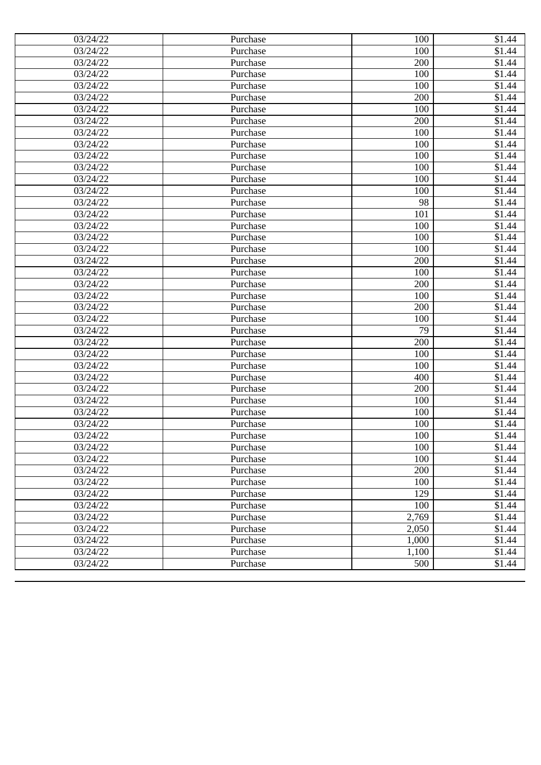| | | | |
|---|---|---|---|
| 03/24/22 | Purchase | 100 | $1.44 |
| 03/24/22 | Purchase | 100 | $1.44 |
| 03/24/22 | Purchase | 200 | $1.44 |
| 03/24/22 | Purchase | 100 | $1.44 |
| 03/24/22 | Purchase | 100 | $1.44 |
| 03/24/22 | Purchase | 200 | $1.44 |
| 03/24/22 | Purchase | 100 | $1.44 |
| 03/24/22 | Purchase | 200 | $1.44 |
| 03/24/22 | Purchase | 100 | $1.44 |
| 03/24/22 | Purchase | 100 | $1.44 |
| 03/24/22 | Purchase | 100 | $1.44 |
| 03/24/22 | Purchase | 100 | $1.44 |
| 03/24/22 | Purchase | 100 | $1.44 |
| 03/24/22 | Purchase | 100 | $1.44 |
| 03/24/22 | Purchase | 98 | $1.44 |
| 03/24/22 | Purchase | 101 | $1.44 |
| 03/24/22 | Purchase | 100 | $1.44 |
| 03/24/22 | Purchase | 100 | $1.44 |
| 03/24/22 | Purchase | 100 | $1.44 |
| 03/24/22 | Purchase | 200 | $1.44 |
| 03/24/22 | Purchase | 100 | $1.44 |
| 03/24/22 | Purchase | 200 | $1.44 |
| 03/24/22 | Purchase | 100 | $1.44 |
| 03/24/22 | Purchase | 200 | $1.44 |
| 03/24/22 | Purchase | 100 | $1.44 |
| 03/24/22 | Purchase | 79 | $1.44 |
| 03/24/22 | Purchase | 200 | $1.44 |
| 03/24/22 | Purchase | 100 | $1.44 |
| 03/24/22 | Purchase | 100 | $1.44 |
| 03/24/22 | Purchase | 400 | $1.44 |
| 03/24/22 | Purchase | 200 | $1.44 |
| 03/24/22 | Purchase | 100 | $1.44 |
| 03/24/22 | Purchase | 100 | $1.44 |
| 03/24/22 | Purchase | 100 | $1.44 |
| 03/24/22 | Purchase | 100 | $1.44 |
| 03/24/22 | Purchase | 100 | $1.44 |
| 03/24/22 | Purchase | 100 | $1.44 |
| 03/24/22 | Purchase | 200 | $1.44 |
| 03/24/22 | Purchase | 100 | $1.44 |
| 03/24/22 | Purchase | 129 | $1.44 |
| 03/24/22 | Purchase | 100 | $1.44 |
| 03/24/22 | Purchase | 2,769 | $1.44 |
| 03/24/22 | Purchase | 2,050 | $1.44 |
| 03/24/22 | Purchase | 1,000 | $1.44 |
| 03/24/22 | Purchase | 1,100 | $1.44 |
| 03/24/22 | Purchase | 500 | $1.44 |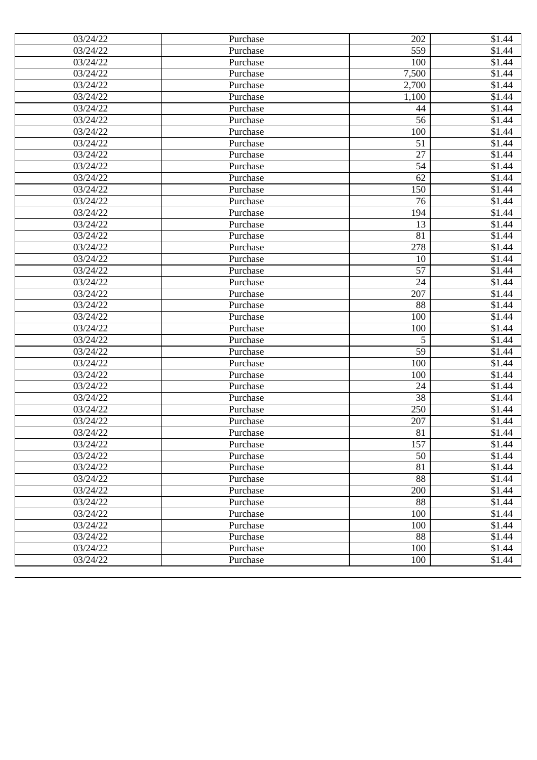| 03/24/22 | Purchase | 202 | $1.44 |
| --- | --- | --- | --- |
| 03/24/22 | Purchase | 559 | $1.44 |
| 03/24/22 | Purchase | 100 | $1.44 |
| 03/24/22 | Purchase | 7,500 | $1.44 |
| 03/24/22 | Purchase | 2,700 | $1.44 |
| 03/24/22 | Purchase | 1,100 | $1.44 |
| 03/24/22 | Purchase | 44 | $1.44 |
| 03/24/22 | Purchase | 56 | $1.44 |
| 03/24/22 | Purchase | 100 | $1.44 |
| 03/24/22 | Purchase | 51 | $1.44 |
| 03/24/22 | Purchase | 27 | $1.44 |
| 03/24/22 | Purchase | 54 | $1.44 |
| 03/24/22 | Purchase | 62 | $1.44 |
| 03/24/22 | Purchase | 150 | $1.44 |
| 03/24/22 | Purchase | 76 | $1.44 |
| 03/24/22 | Purchase | 194 | $1.44 |
| 03/24/22 | Purchase | 13 | $1.44 |
| 03/24/22 | Purchase | 81 | $1.44 |
| 03/24/22 | Purchase | 278 | $1.44 |
| 03/24/22 | Purchase | 10 | $1.44 |
| 03/24/22 | Purchase | 57 | $1.44 |
| 03/24/22 | Purchase | 24 | $1.44 |
| 03/24/22 | Purchase | 207 | $1.44 |
| 03/24/22 | Purchase | 88 | $1.44 |
| 03/24/22 | Purchase | 100 | $1.44 |
| 03/24/22 | Purchase | 100 | $1.44 |
| 03/24/22 | Purchase | 5 | $1.44 |
| 03/24/22 | Purchase | 59 | $1.44 |
| 03/24/22 | Purchase | 100 | $1.44 |
| 03/24/22 | Purchase | 100 | $1.44 |
| 03/24/22 | Purchase | 24 | $1.44 |
| 03/24/22 | Purchase | 38 | $1.44 |
| 03/24/22 | Purchase | 250 | $1.44 |
| 03/24/22 | Purchase | 207 | $1.44 |
| 03/24/22 | Purchase | 81 | $1.44 |
| 03/24/22 | Purchase | 157 | $1.44 |
| 03/24/22 | Purchase | 50 | $1.44 |
| 03/24/22 | Purchase | 81 | $1.44 |
| 03/24/22 | Purchase | 88 | $1.44 |
| 03/24/22 | Purchase | 200 | $1.44 |
| 03/24/22 | Purchase | 88 | $1.44 |
| 03/24/22 | Purchase | 100 | $1.44 |
| 03/24/22 | Purchase | 100 | $1.44 |
| 03/24/22 | Purchase | 88 | $1.44 |
| 03/24/22 | Purchase | 100 | $1.44 |
| 03/24/22 | Purchase | 100 | $1.44 |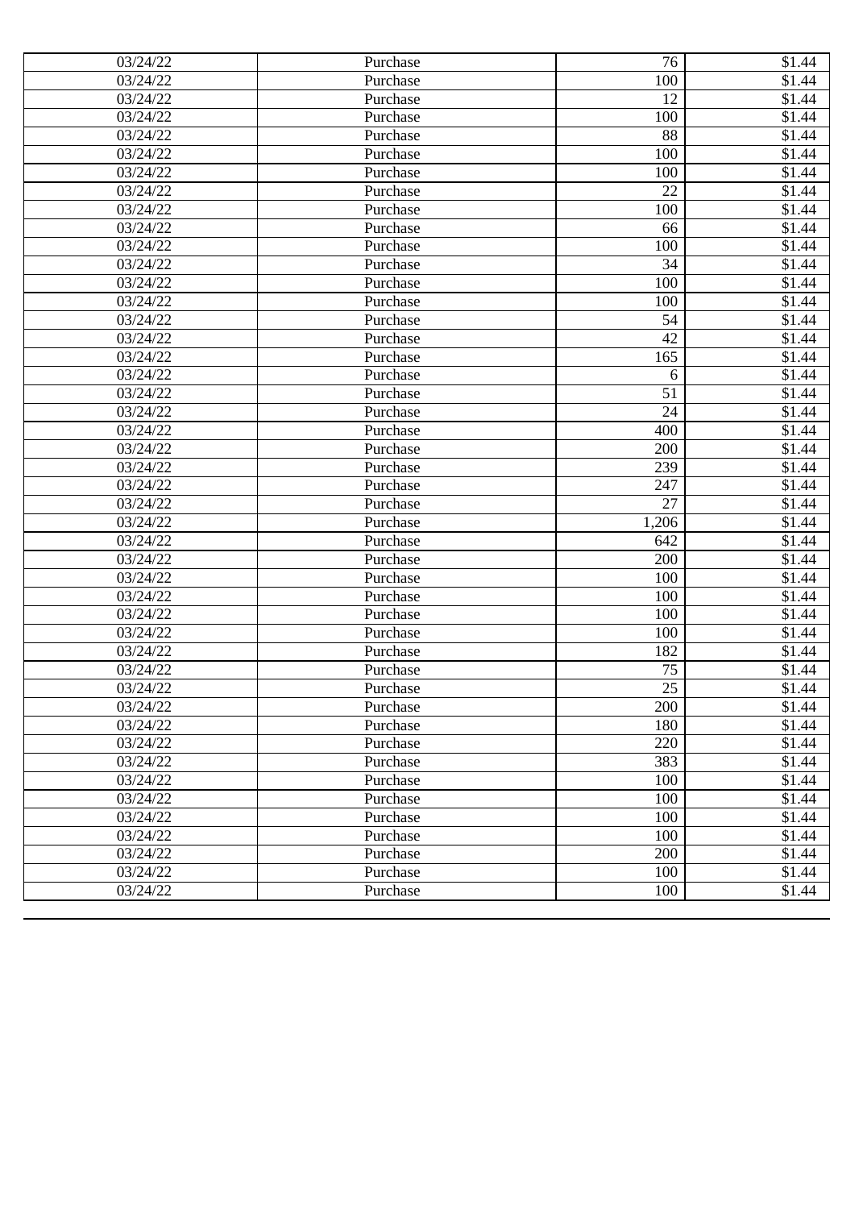| 03/24/22 | Purchase | 76 | $1.44 |
|---|---|---|---|
| 03/24/22 | Purchase | 100 | $1.44 |
| 03/24/22 | Purchase | 12 | $1.44 |
| 03/24/22 | Purchase | 100 | $1.44 |
| 03/24/22 | Purchase | 88 | $1.44 |
| 03/24/22 | Purchase | 100 | $1.44 |
| 03/24/22 | Purchase | 100 | $1.44 |
| 03/24/22 | Purchase | 22 | $1.44 |
| 03/24/22 | Purchase | 100 | $1.44 |
| 03/24/22 | Purchase | 66 | $1.44 |
| 03/24/22 | Purchase | 100 | $1.44 |
| 03/24/22 | Purchase | 34 | $1.44 |
| 03/24/22 | Purchase | 100 | $1.44 |
| 03/24/22 | Purchase | 100 | $1.44 |
| 03/24/22 | Purchase | 54 | $1.44 |
| 03/24/22 | Purchase | 42 | $1.44 |
| 03/24/22 | Purchase | 165 | $1.44 |
| 03/24/22 | Purchase | 6 | $1.44 |
| 03/24/22 | Purchase | 51 | $1.44 |
| 03/24/22 | Purchase | 24 | $1.44 |
| 03/24/22 | Purchase | 400 | $1.44 |
| 03/24/22 | Purchase | 200 | $1.44 |
| 03/24/22 | Purchase | 239 | $1.44 |
| 03/24/22 | Purchase | 247 | $1.44 |
| 03/24/22 | Purchase | 27 | $1.44 |
| 03/24/22 | Purchase | 1,206 | $1.44 |
| 03/24/22 | Purchase | 642 | $1.44 |
| 03/24/22 | Purchase | 200 | $1.44 |
| 03/24/22 | Purchase | 100 | $1.44 |
| 03/24/22 | Purchase | 100 | $1.44 |
| 03/24/22 | Purchase | 100 | $1.44 |
| 03/24/22 | Purchase | 100 | $1.44 |
| 03/24/22 | Purchase | 182 | $1.44 |
| 03/24/22 | Purchase | 75 | $1.44 |
| 03/24/22 | Purchase | 25 | $1.44 |
| 03/24/22 | Purchase | 200 | $1.44 |
| 03/24/22 | Purchase | 180 | $1.44 |
| 03/24/22 | Purchase | 220 | $1.44 |
| 03/24/22 | Purchase | 383 | $1.44 |
| 03/24/22 | Purchase | 100 | $1.44 |
| 03/24/22 | Purchase | 100 | $1.44 |
| 03/24/22 | Purchase | 100 | $1.44 |
| 03/24/22 | Purchase | 100 | $1.44 |
| 03/24/22 | Purchase | 200 | $1.44 |
| 03/24/22 | Purchase | 100 | $1.44 |
| 03/24/22 | Purchase | 100 | $1.44 |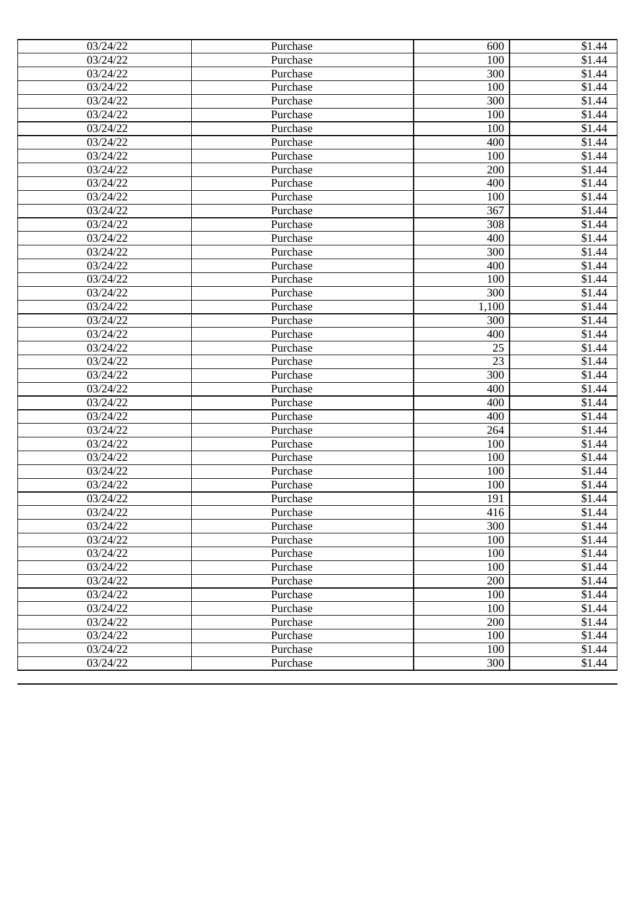| 03/24/22 | Purchase | 600 | $1.44 |
| --- | --- | --- | --- |
| 03/24/22 | Purchase | 100 | $1.44 |
| 03/24/22 | Purchase | 300 | $1.44 |
| 03/24/22 | Purchase | 100 | $1.44 |
| 03/24/22 | Purchase | 300 | $1.44 |
| 03/24/22 | Purchase | 100 | $1.44 |
| 03/24/22 | Purchase | 100 | $1.44 |
| 03/24/22 | Purchase | 400 | $1.44 |
| 03/24/22 | Purchase | 100 | $1.44 |
| 03/24/22 | Purchase | 200 | $1.44 |
| 03/24/22 | Purchase | 400 | $1.44 |
| 03/24/22 | Purchase | 100 | $1.44 |
| 03/24/22 | Purchase | 367 | $1.44 |
| 03/24/22 | Purchase | 308 | $1.44 |
| 03/24/22 | Purchase | 400 | $1.44 |
| 03/24/22 | Purchase | 300 | $1.44 |
| 03/24/22 | Purchase | 400 | $1.44 |
| 03/24/22 | Purchase | 100 | $1.44 |
| 03/24/22 | Purchase | 300 | $1.44 |
| 03/24/22 | Purchase | 1,100 | $1.44 |
| 03/24/22 | Purchase | 300 | $1.44 |
| 03/24/22 | Purchase | 400 | $1.44 |
| 03/24/22 | Purchase | 25 | $1.44 |
| 03/24/22 | Purchase | 23 | $1.44 |
| 03/24/22 | Purchase | 300 | $1.44 |
| 03/24/22 | Purchase | 400 | $1.44 |
| 03/24/22 | Purchase | 400 | $1.44 |
| 03/24/22 | Purchase | 400 | $1.44 |
| 03/24/22 | Purchase | 264 | $1.44 |
| 03/24/22 | Purchase | 100 | $1.44 |
| 03/24/22 | Purchase | 100 | $1.44 |
| 03/24/22 | Purchase | 100 | $1.44 |
| 03/24/22 | Purchase | 100 | $1.44 |
| 03/24/22 | Purchase | 191 | $1.44 |
| 03/24/22 | Purchase | 416 | $1.44 |
| 03/24/22 | Purchase | 300 | $1.44 |
| 03/24/22 | Purchase | 100 | $1.44 |
| 03/24/22 | Purchase | 100 | $1.44 |
| 03/24/22 | Purchase | 100 | $1.44 |
| 03/24/22 | Purchase | 200 | $1.44 |
| 03/24/22 | Purchase | 100 | $1.44 |
| 03/24/22 | Purchase | 100 | $1.44 |
| 03/24/22 | Purchase | 200 | $1.44 |
| 03/24/22 | Purchase | 100 | $1.44 |
| 03/24/22 | Purchase | 100 | $1.44 |
| 03/24/22 | Purchase | 300 | $1.44 |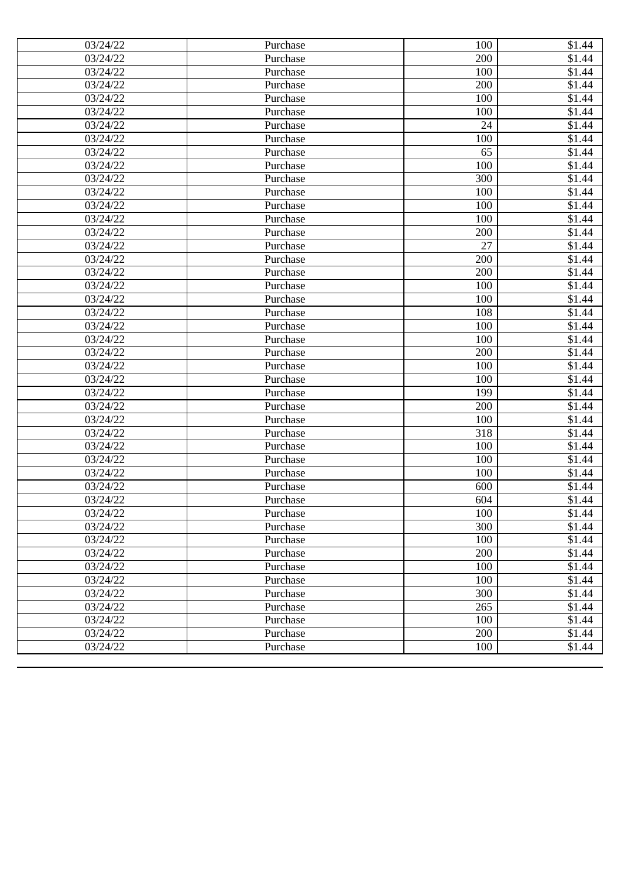| 03/24/22 | Purchase | 100 | $1.44 |
|---|---|---|---|
| 03/24/22 | Purchase | 200 | $1.44 |
| 03/24/22 | Purchase | 100 | $1.44 |
| 03/24/22 | Purchase | 200 | $1.44 |
| 03/24/22 | Purchase | 100 | $1.44 |
| 03/24/22 | Purchase | 100 | $1.44 |
| 03/24/22 | Purchase | 24 | $1.44 |
| 03/24/22 | Purchase | 100 | $1.44 |
| 03/24/22 | Purchase | 65 | $1.44 |
| 03/24/22 | Purchase | 100 | $1.44 |
| 03/24/22 | Purchase | 300 | $1.44 |
| 03/24/22 | Purchase | 100 | $1.44 |
| 03/24/22 | Purchase | 100 | $1.44 |
| 03/24/22 | Purchase | 100 | $1.44 |
| 03/24/22 | Purchase | 200 | $1.44 |
| 03/24/22 | Purchase | 27 | $1.44 |
| 03/24/22 | Purchase | 200 | $1.44 |
| 03/24/22 | Purchase | 200 | $1.44 |
| 03/24/22 | Purchase | 100 | $1.44 |
| 03/24/22 | Purchase | 100 | $1.44 |
| 03/24/22 | Purchase | 108 | $1.44 |
| 03/24/22 | Purchase | 100 | $1.44 |
| 03/24/22 | Purchase | 100 | $1.44 |
| 03/24/22 | Purchase | 200 | $1.44 |
| 03/24/22 | Purchase | 100 | $1.44 |
| 03/24/22 | Purchase | 100 | $1.44 |
| 03/24/22 | Purchase | 199 | $1.44 |
| 03/24/22 | Purchase | 200 | $1.44 |
| 03/24/22 | Purchase | 100 | $1.44 |
| 03/24/22 | Purchase | 318 | $1.44 |
| 03/24/22 | Purchase | 100 | $1.44 |
| 03/24/22 | Purchase | 100 | $1.44 |
| 03/24/22 | Purchase | 100 | $1.44 |
| 03/24/22 | Purchase | 600 | $1.44 |
| 03/24/22 | Purchase | 604 | $1.44 |
| 03/24/22 | Purchase | 100 | $1.44 |
| 03/24/22 | Purchase | 300 | $1.44 |
| 03/24/22 | Purchase | 100 | $1.44 |
| 03/24/22 | Purchase | 200 | $1.44 |
| 03/24/22 | Purchase | 100 | $1.44 |
| 03/24/22 | Purchase | 100 | $1.44 |
| 03/24/22 | Purchase | 300 | $1.44 |
| 03/24/22 | Purchase | 265 | $1.44 |
| 03/24/22 | Purchase | 100 | $1.44 |
| 03/24/22 | Purchase | 200 | $1.44 |
| 03/24/22 | Purchase | 100 | $1.44 |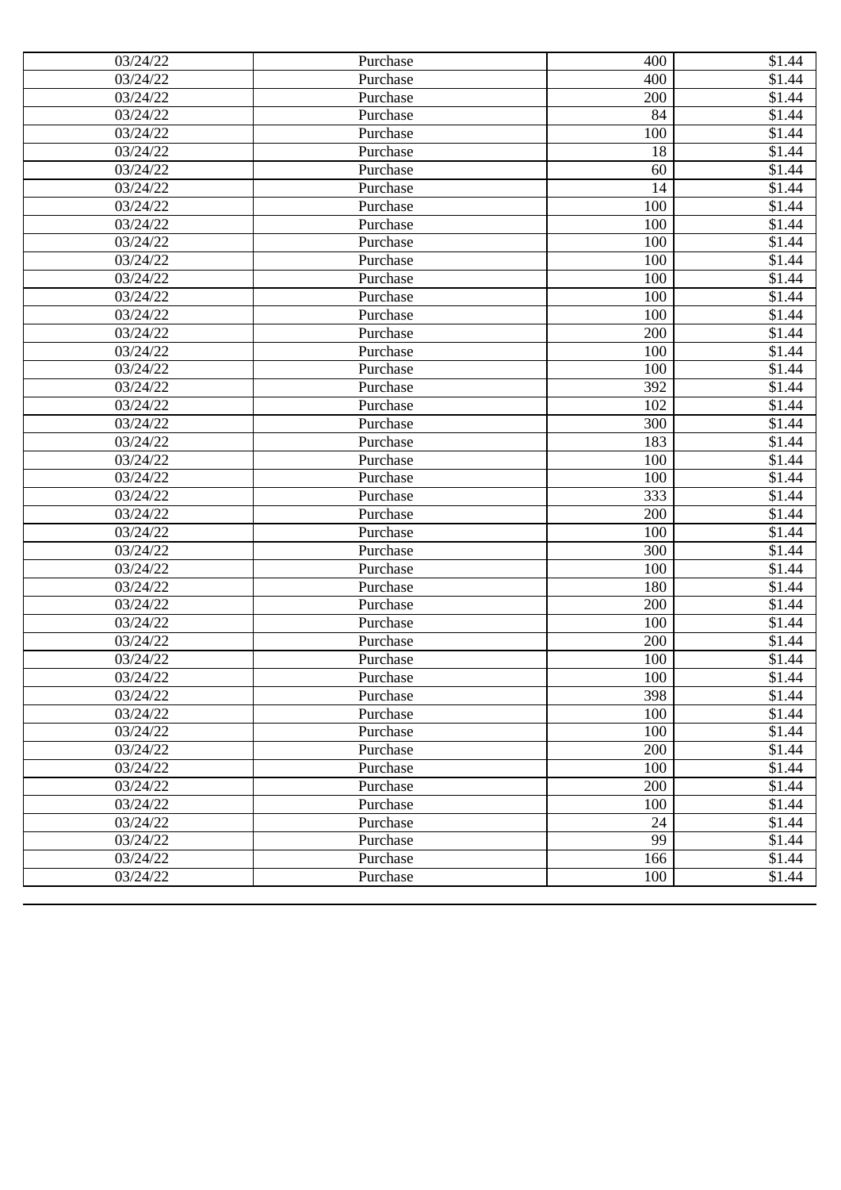| 03/24/22 | Purchase | 400 | $1.44 |
|---|---|---|---|
| 03/24/22 | Purchase | 400 | $1.44 |
| 03/24/22 | Purchase | 200 | $1.44 |
| 03/24/22 | Purchase | 84 | $1.44 |
| 03/24/22 | Purchase | 100 | $1.44 |
| 03/24/22 | Purchase | 18 | $1.44 |
| 03/24/22 | Purchase | 60 | $1.44 |
| 03/24/22 | Purchase | 14 | $1.44 |
| 03/24/22 | Purchase | 100 | $1.44 |
| 03/24/22 | Purchase | 100 | $1.44 |
| 03/24/22 | Purchase | 100 | $1.44 |
| 03/24/22 | Purchase | 100 | $1.44 |
| 03/24/22 | Purchase | 100 | $1.44 |
| 03/24/22 | Purchase | 100 | $1.44 |
| 03/24/22 | Purchase | 100 | $1.44 |
| 03/24/22 | Purchase | 200 | $1.44 |
| 03/24/22 | Purchase | 100 | $1.44 |
| 03/24/22 | Purchase | 100 | $1.44 |
| 03/24/22 | Purchase | 392 | $1.44 |
| 03/24/22 | Purchase | 102 | $1.44 |
| 03/24/22 | Purchase | 300 | $1.44 |
| 03/24/22 | Purchase | 183 | $1.44 |
| 03/24/22 | Purchase | 100 | $1.44 |
| 03/24/22 | Purchase | 100 | $1.44 |
| 03/24/22 | Purchase | 333 | $1.44 |
| 03/24/22 | Purchase | 200 | $1.44 |
| 03/24/22 | Purchase | 100 | $1.44 |
| 03/24/22 | Purchase | 300 | $1.44 |
| 03/24/22 | Purchase | 100 | $1.44 |
| 03/24/22 | Purchase | 180 | $1.44 |
| 03/24/22 | Purchase | 200 | $1.44 |
| 03/24/22 | Purchase | 100 | $1.44 |
| 03/24/22 | Purchase | 200 | $1.44 |
| 03/24/22 | Purchase | 100 | $1.44 |
| 03/24/22 | Purchase | 100 | $1.44 |
| 03/24/22 | Purchase | 398 | $1.44 |
| 03/24/22 | Purchase | 100 | $1.44 |
| 03/24/22 | Purchase | 100 | $1.44 |
| 03/24/22 | Purchase | 200 | $1.44 |
| 03/24/22 | Purchase | 100 | $1.44 |
| 03/24/22 | Purchase | 200 | $1.44 |
| 03/24/22 | Purchase | 100 | $1.44 |
| 03/24/22 | Purchase | 24 | $1.44 |
| 03/24/22 | Purchase | 99 | $1.44 |
| 03/24/22 | Purchase | 166 | $1.44 |
| 03/24/22 | Purchase | 100 | $1.44 |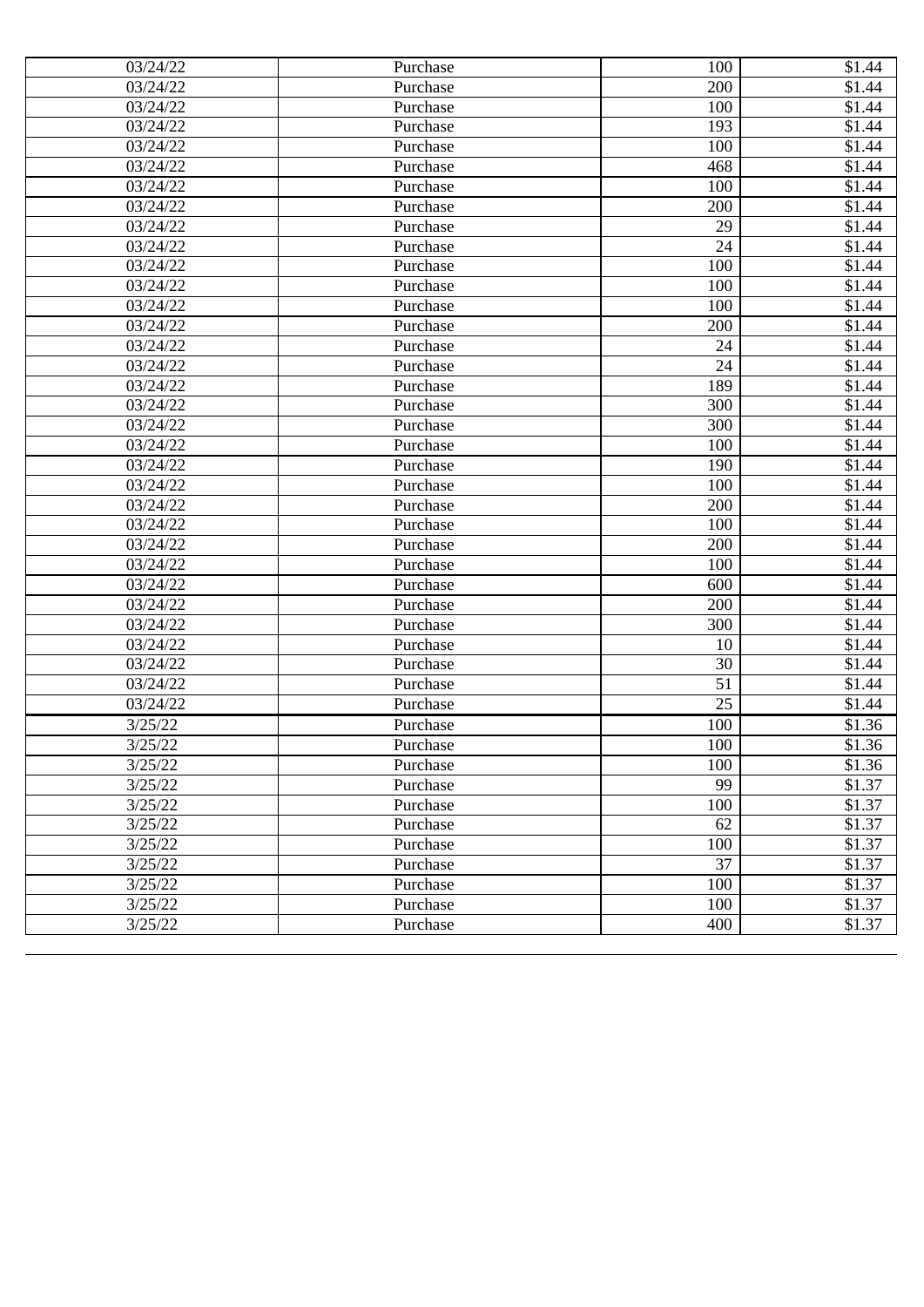| | | | |
|---|---|---|---|
| 03/24/22 | Purchase | 100 | $1.44 |
| 03/24/22 | Purchase | 200 | $1.44 |
| 03/24/22 | Purchase | 100 | $1.44 |
| 03/24/22 | Purchase | 193 | $1.44 |
| 03/24/22 | Purchase | 100 | $1.44 |
| 03/24/22 | Purchase | 468 | $1.44 |
| 03/24/22 | Purchase | 100 | $1.44 |
| 03/24/22 | Purchase | 200 | $1.44 |
| 03/24/22 | Purchase | 29 | $1.44 |
| 03/24/22 | Purchase | 24 | $1.44 |
| 03/24/22 | Purchase | 100 | $1.44 |
| 03/24/22 | Purchase | 100 | $1.44 |
| 03/24/22 | Purchase | 100 | $1.44 |
| 03/24/22 | Purchase | 200 | $1.44 |
| 03/24/22 | Purchase | 24 | $1.44 |
| 03/24/22 | Purchase | 24 | $1.44 |
| 03/24/22 | Purchase | 189 | $1.44 |
| 03/24/22 | Purchase | 300 | $1.44 |
| 03/24/22 | Purchase | 300 | $1.44 |
| 03/24/22 | Purchase | 100 | $1.44 |
| 03/24/22 | Purchase | 190 | $1.44 |
| 03/24/22 | Purchase | 100 | $1.44 |
| 03/24/22 | Purchase | 200 | $1.44 |
| 03/24/22 | Purchase | 100 | $1.44 |
| 03/24/22 | Purchase | 200 | $1.44 |
| 03/24/22 | Purchase | 100 | $1.44 |
| 03/24/22 | Purchase | 600 | $1.44 |
| 03/24/22 | Purchase | 200 | $1.44 |
| 03/24/22 | Purchase | 300 | $1.44 |
| 03/24/22 | Purchase | 10 | $1.44 |
| 03/24/22 | Purchase | 30 | $1.44 |
| 03/24/22 | Purchase | 51 | $1.44 |
| 03/24/22 | Purchase | 25 | $1.44 |
| 3/25/22 | Purchase | 100 | $1.36 |
| 3/25/22 | Purchase | 100 | $1.36 |
| 3/25/22 | Purchase | 100 | $1.36 |
| 3/25/22 | Purchase | 99 | $1.37 |
| 3/25/22 | Purchase | 100 | $1.37 |
| 3/25/22 | Purchase | 62 | $1.37 |
| 3/25/22 | Purchase | 100 | $1.37 |
| 3/25/22 | Purchase | 37 | $1.37 |
| 3/25/22 | Purchase | 100 | $1.37 |
| 3/25/22 | Purchase | 100 | $1.37 |
| 3/25/22 | Purchase | 400 | $1.37 |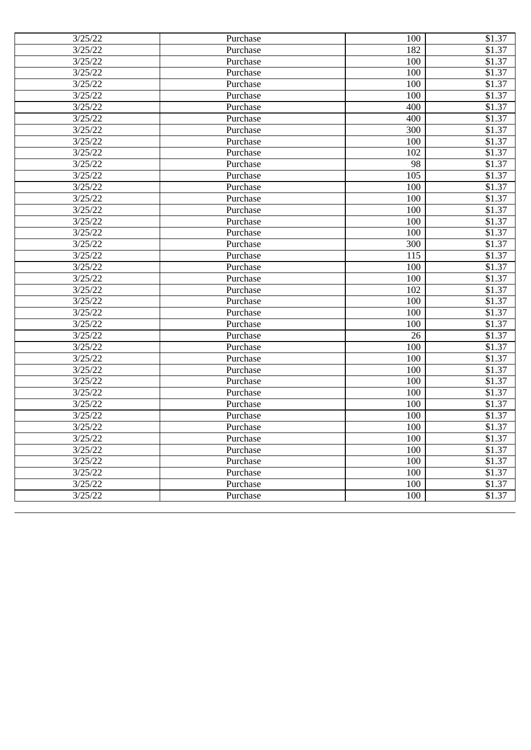| 3/25/22 | Purchase | 100 | $1.37 |
|---|---|---|---|
| 3/25/22 | Purchase | 182 | $1.37 |
| 3/25/22 | Purchase | 100 | $1.37 |
| 3/25/22 | Purchase | 100 | $1.37 |
| 3/25/22 | Purchase | 100 | $1.37 |
| 3/25/22 | Purchase | 100 | $1.37 |
| 3/25/22 | Purchase | 400 | $1.37 |
| 3/25/22 | Purchase | 400 | $1.37 |
| 3/25/22 | Purchase | 300 | $1.37 |
| 3/25/22 | Purchase | 100 | $1.37 |
| 3/25/22 | Purchase | 102 | $1.37 |
| 3/25/22 | Purchase | 98 | $1.37 |
| 3/25/22 | Purchase | 105 | $1.37 |
| 3/25/22 | Purchase | 100 | $1.37 |
| 3/25/22 | Purchase | 100 | $1.37 |
| 3/25/22 | Purchase | 100 | $1.37 |
| 3/25/22 | Purchase | 100 | $1.37 |
| 3/25/22 | Purchase | 100 | $1.37 |
| 3/25/22 | Purchase | 300 | $1.37 |
| 3/25/22 | Purchase | 115 | $1.37 |
| 3/25/22 | Purchase | 100 | $1.37 |
| 3/25/22 | Purchase | 100 | $1.37 |
| 3/25/22 | Purchase | 102 | $1.37 |
| 3/25/22 | Purchase | 100 | $1.37 |
| 3/25/22 | Purchase | 100 | $1.37 |
| 3/25/22 | Purchase | 100 | $1.37 |
| 3/25/22 | Purchase | 26 | $1.37 |
| 3/25/22 | Purchase | 100 | $1.37 |
| 3/25/22 | Purchase | 100 | $1.37 |
| 3/25/22 | Purchase | 100 | $1.37 |
| 3/25/22 | Purchase | 100 | $1.37 |
| 3/25/22 | Purchase | 100 | $1.37 |
| 3/25/22 | Purchase | 100 | $1.37 |
| 3/25/22 | Purchase | 100 | $1.37 |
| 3/25/22 | Purchase | 100 | $1.37 |
| 3/25/22 | Purchase | 100 | $1.37 |
| 3/25/22 | Purchase | 100 | $1.37 |
| 3/25/22 | Purchase | 100 | $1.37 |
| 3/25/22 | Purchase | 100 | $1.37 |
| 3/25/22 | Purchase | 100 | $1.37 |
| 3/25/22 | Purchase | 100 | $1.37 |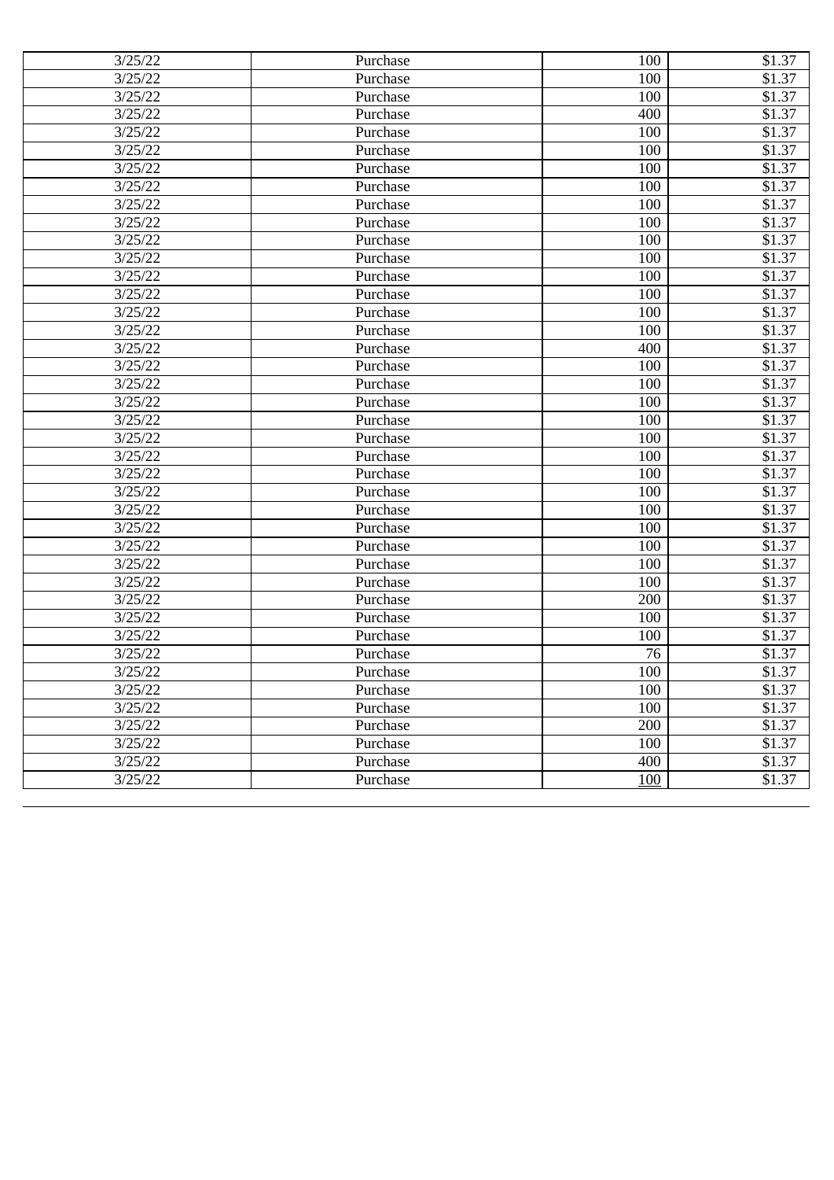| | | | |
|---|---|---|---|
| 3/25/22 | Purchase | 100 | $1.37 |
| 3/25/22 | Purchase | 100 | $1.37 |
| 3/25/22 | Purchase | 100 | $1.37 |
| 3/25/22 | Purchase | 400 | $1.37 |
| 3/25/22 | Purchase | 100 | $1.37 |
| 3/25/22 | Purchase | 100 | $1.37 |
| 3/25/22 | Purchase | 100 | $1.37 |
| 3/25/22 | Purchase | 100 | $1.37 |
| 3/25/22 | Purchase | 100 | $1.37 |
| 3/25/22 | Purchase | 100 | $1.37 |
| 3/25/22 | Purchase | 100 | $1.37 |
| 3/25/22 | Purchase | 100 | $1.37 |
| 3/25/22 | Purchase | 100 | $1.37 |
| 3/25/22 | Purchase | 100 | $1.37 |
| 3/25/22 | Purchase | 100 | $1.37 |
| 3/25/22 | Purchase | 100 | $1.37 |
| 3/25/22 | Purchase | 400 | $1.37 |
| 3/25/22 | Purchase | 100 | $1.37 |
| 3/25/22 | Purchase | 100 | $1.37 |
| 3/25/22 | Purchase | 100 | $1.37 |
| 3/25/22 | Purchase | 100 | $1.37 |
| 3/25/22 | Purchase | 100 | $1.37 |
| 3/25/22 | Purchase | 100 | $1.37 |
| 3/25/22 | Purchase | 100 | $1.37 |
| 3/25/22 | Purchase | 100 | $1.37 |
| 3/25/22 | Purchase | 100 | $1.37 |
| 3/25/22 | Purchase | 100 | $1.37 |
| 3/25/22 | Purchase | 100 | $1.37 |
| 3/25/22 | Purchase | 100 | $1.37 |
| 3/25/22 | Purchase | 100 | $1.37 |
| 3/25/22 | Purchase | 200 | $1.37 |
| 3/25/22 | Purchase | 100 | $1.37 |
| 3/25/22 | Purchase | 100 | $1.37 |
| 3/25/22 | Purchase | 76 | $1.37 |
| 3/25/22 | Purchase | 100 | $1.37 |
| 3/25/22 | Purchase | 100 | $1.37 |
| 3/25/22 | Purchase | 100 | $1.37 |
| 3/25/22 | Purchase | 200 | $1.37 |
| 3/25/22 | Purchase | 100 | $1.37 |
| 3/25/22 | Purchase | 400 | $1.37 |
| 3/25/22 | Purchase | 100 | $1.37 |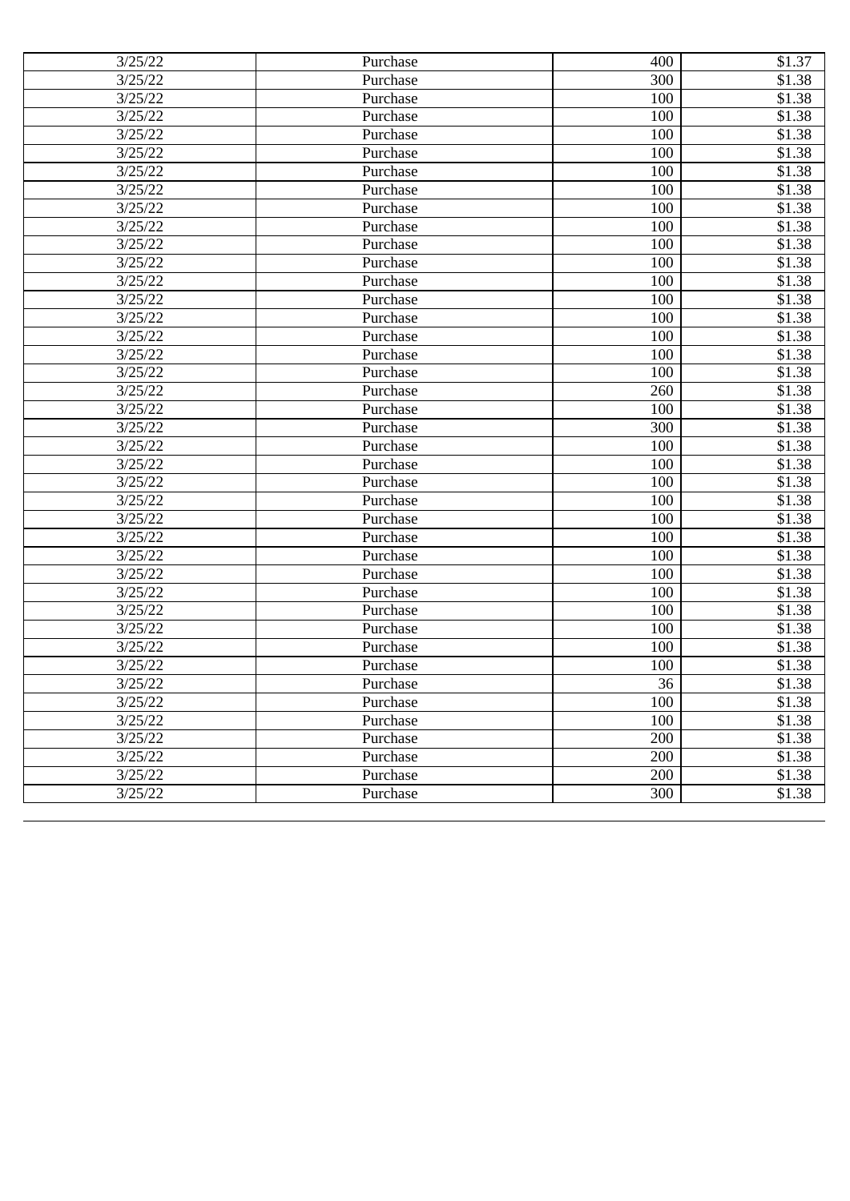| 3/25/22 | Purchase | 400 | $1.37 |
| --- | --- | --- | --- |
| 3/25/22 | Purchase | 300 | $1.38 |
| 3/25/22 | Purchase | 100 | $1.38 |
| 3/25/22 | Purchase | 100 | $1.38 |
| 3/25/22 | Purchase | 100 | $1.38 |
| 3/25/22 | Purchase | 100 | $1.38 |
| 3/25/22 | Purchase | 100 | $1.38 |
| 3/25/22 | Purchase | 100 | $1.38 |
| 3/25/22 | Purchase | 100 | $1.38 |
| 3/25/22 | Purchase | 100 | $1.38 |
| 3/25/22 | Purchase | 100 | $1.38 |
| 3/25/22 | Purchase | 100 | $1.38 |
| 3/25/22 | Purchase | 100 | $1.38 |
| 3/25/22 | Purchase | 100 | $1.38 |
| 3/25/22 | Purchase | 100 | $1.38 |
| 3/25/22 | Purchase | 100 | $1.38 |
| 3/25/22 | Purchase | 100 | $1.38 |
| 3/25/22 | Purchase | 100 | $1.38 |
| 3/25/22 | Purchase | 260 | $1.38 |
| 3/25/22 | Purchase | 100 | $1.38 |
| 3/25/22 | Purchase | 300 | $1.38 |
| 3/25/22 | Purchase | 100 | $1.38 |
| 3/25/22 | Purchase | 100 | $1.38 |
| 3/25/22 | Purchase | 100 | $1.38 |
| 3/25/22 | Purchase | 100 | $1.38 |
| 3/25/22 | Purchase | 100 | $1.38 |
| 3/25/22 | Purchase | 100 | $1.38 |
| 3/25/22 | Purchase | 100 | $1.38 |
| 3/25/22 | Purchase | 100 | $1.38 |
| 3/25/22 | Purchase | 100 | $1.38 |
| 3/25/22 | Purchase | 100 | $1.38 |
| 3/25/22 | Purchase | 100 | $1.38 |
| 3/25/22 | Purchase | 100 | $1.38 |
| 3/25/22 | Purchase | 100 | $1.38 |
| 3/25/22 | Purchase | 36 | $1.38 |
| 3/25/22 | Purchase | 100 | $1.38 |
| 3/25/22 | Purchase | 100 | $1.38 |
| 3/25/22 | Purchase | 200 | $1.38 |
| 3/25/22 | Purchase | 200 | $1.38 |
| 3/25/22 | Purchase | 200 | $1.38 |
| 3/25/22 | Purchase | 300 | $1.38 |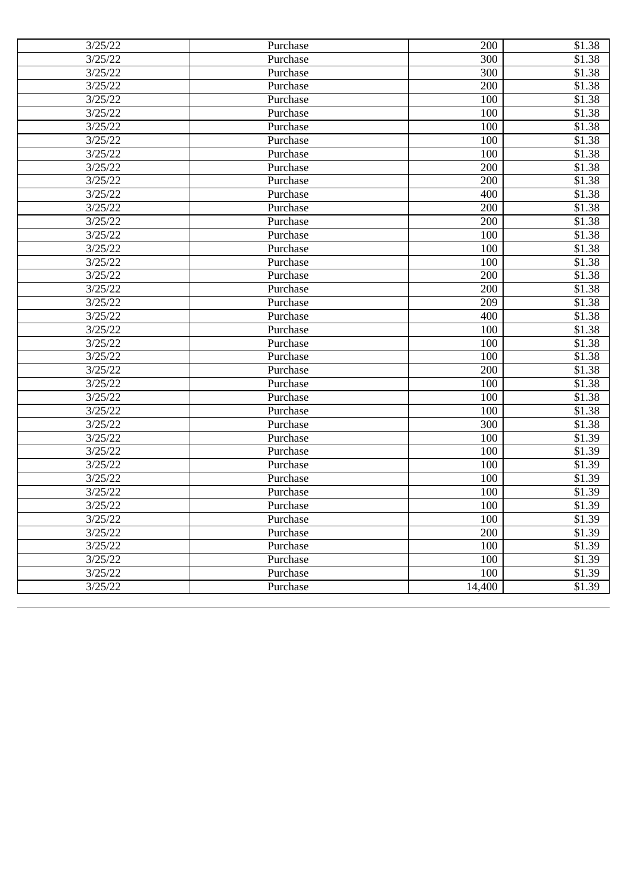| 3/25/22 | Purchase | 200 | $1.38 |
|---|---|---|---|
| 3/25/22 | Purchase | 300 | $1.38 |
| 3/25/22 | Purchase | 300 | $1.38 |
| 3/25/22 | Purchase | 200 | $1.38 |
| 3/25/22 | Purchase | 100 | $1.38 |
| 3/25/22 | Purchase | 100 | $1.38 |
| 3/25/22 | Purchase | 100 | $1.38 |
| 3/25/22 | Purchase | 100 | $1.38 |
| 3/25/22 | Purchase | 100 | $1.38 |
| 3/25/22 | Purchase | 200 | $1.38 |
| 3/25/22 | Purchase | 200 | $1.38 |
| 3/25/22 | Purchase | 400 | $1.38 |
| 3/25/22 | Purchase | 200 | $1.38 |
| 3/25/22 | Purchase | 200 | $1.38 |
| 3/25/22 | Purchase | 100 | $1.38 |
| 3/25/22 | Purchase | 100 | $1.38 |
| 3/25/22 | Purchase | 100 | $1.38 |
| 3/25/22 | Purchase | 200 | $1.38 |
| 3/25/22 | Purchase | 200 | $1.38 |
| 3/25/22 | Purchase | 209 | $1.38 |
| 3/25/22 | Purchase | 400 | $1.38 |
| 3/25/22 | Purchase | 100 | $1.38 |
| 3/25/22 | Purchase | 100 | $1.38 |
| 3/25/22 | Purchase | 100 | $1.38 |
| 3/25/22 | Purchase | 200 | $1.38 |
| 3/25/22 | Purchase | 100 | $1.38 |
| 3/25/22 | Purchase | 100 | $1.38 |
| 3/25/22 | Purchase | 100 | $1.38 |
| 3/25/22 | Purchase | 300 | $1.38 |
| 3/25/22 | Purchase | 100 | $1.39 |
| 3/25/22 | Purchase | 100 | $1.39 |
| 3/25/22 | Purchase | 100 | $1.39 |
| 3/25/22 | Purchase | 100 | $1.39 |
| 3/25/22 | Purchase | 100 | $1.39 |
| 3/25/22 | Purchase | 100 | $1.39 |
| 3/25/22 | Purchase | 100 | $1.39 |
| 3/25/22 | Purchase | 200 | $1.39 |
| 3/25/22 | Purchase | 100 | $1.39 |
| 3/25/22 | Purchase | 100 | $1.39 |
| 3/25/22 | Purchase | 100 | $1.39 |
| 3/25/22 | Purchase | 14,400 | $1.39 |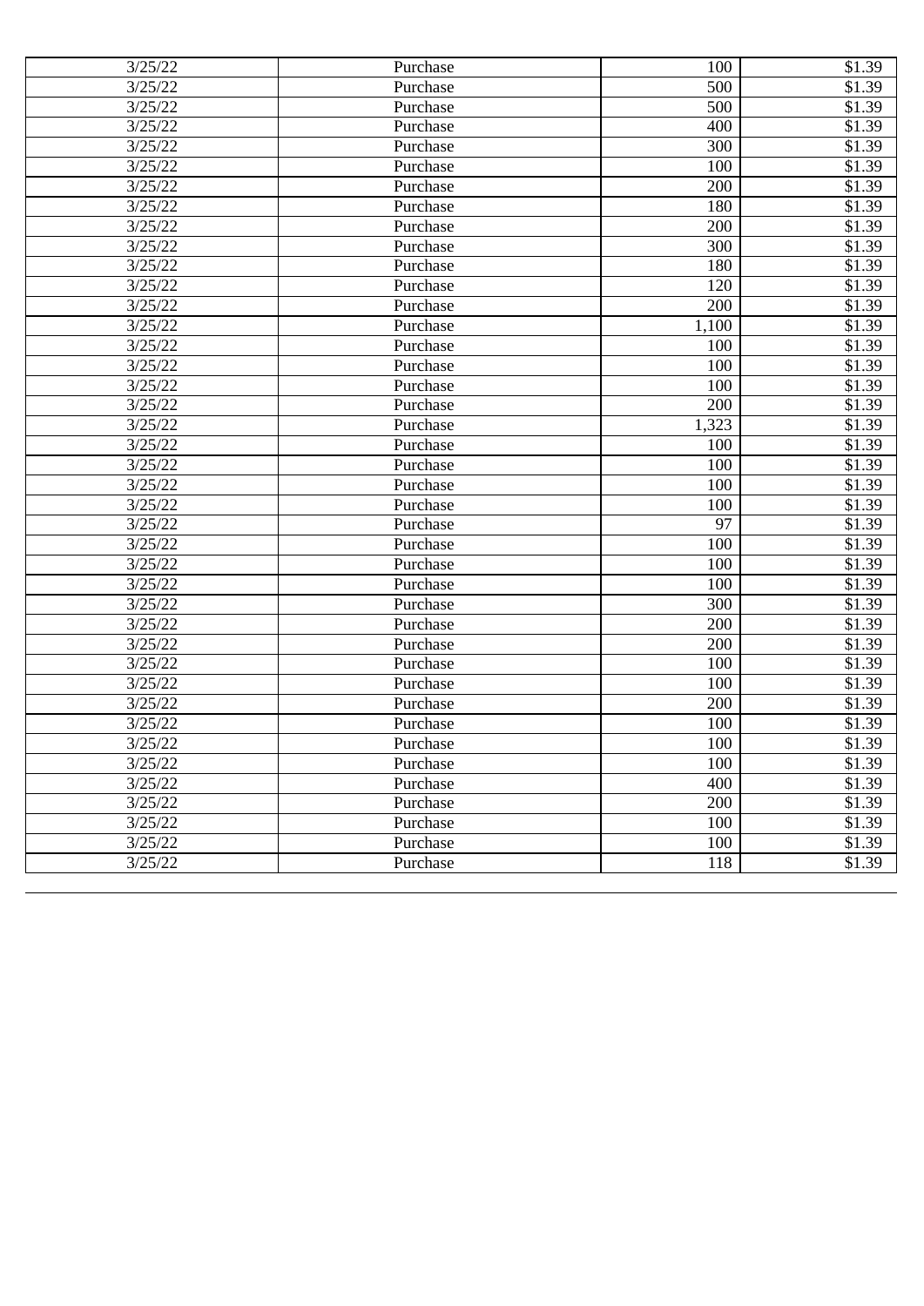| 3/25/22 | Purchase | 100 | $1.39 |
|---|---|---|---|
| 3/25/22 | Purchase | 500 | $1.39 |
| 3/25/22 | Purchase | 500 | $1.39 |
| 3/25/22 | Purchase | 400 | $1.39 |
| 3/25/22 | Purchase | 300 | $1.39 |
| 3/25/22 | Purchase | 100 | $1.39 |
| 3/25/22 | Purchase | 200 | $1.39 |
| 3/25/22 | Purchase | 180 | $1.39 |
| 3/25/22 | Purchase | 200 | $1.39 |
| 3/25/22 | Purchase | 300 | $1.39 |
| 3/25/22 | Purchase | 180 | $1.39 |
| 3/25/22 | Purchase | 120 | $1.39 |
| 3/25/22 | Purchase | 200 | $1.39 |
| 3/25/22 | Purchase | 1,100 | $1.39 |
| 3/25/22 | Purchase | 100 | $1.39 |
| 3/25/22 | Purchase | 100 | $1.39 |
| 3/25/22 | Purchase | 100 | $1.39 |
| 3/25/22 | Purchase | 200 | $1.39 |
| 3/25/22 | Purchase | 1,323 | $1.39 |
| 3/25/22 | Purchase | 100 | $1.39 |
| 3/25/22 | Purchase | 100 | $1.39 |
| 3/25/22 | Purchase | 100 | $1.39 |
| 3/25/22 | Purchase | 100 | $1.39 |
| 3/25/22 | Purchase | 97 | $1.39 |
| 3/25/22 | Purchase | 100 | $1.39 |
| 3/25/22 | Purchase | 100 | $1.39 |
| 3/25/22 | Purchase | 100 | $1.39 |
| 3/25/22 | Purchase | 300 | $1.39 |
| 3/25/22 | Purchase | 200 | $1.39 |
| 3/25/22 | Purchase | 200 | $1.39 |
| 3/25/22 | Purchase | 100 | $1.39 |
| 3/25/22 | Purchase | 100 | $1.39 |
| 3/25/22 | Purchase | 200 | $1.39 |
| 3/25/22 | Purchase | 100 | $1.39 |
| 3/25/22 | Purchase | 100 | $1.39 |
| 3/25/22 | Purchase | 100 | $1.39 |
| 3/25/22 | Purchase | 400 | $1.39 |
| 3/25/22 | Purchase | 200 | $1.39 |
| 3/25/22 | Purchase | 100 | $1.39 |
| 3/25/22 | Purchase | 100 | $1.39 |
| 3/25/22 | Purchase | 118 | $1.39 |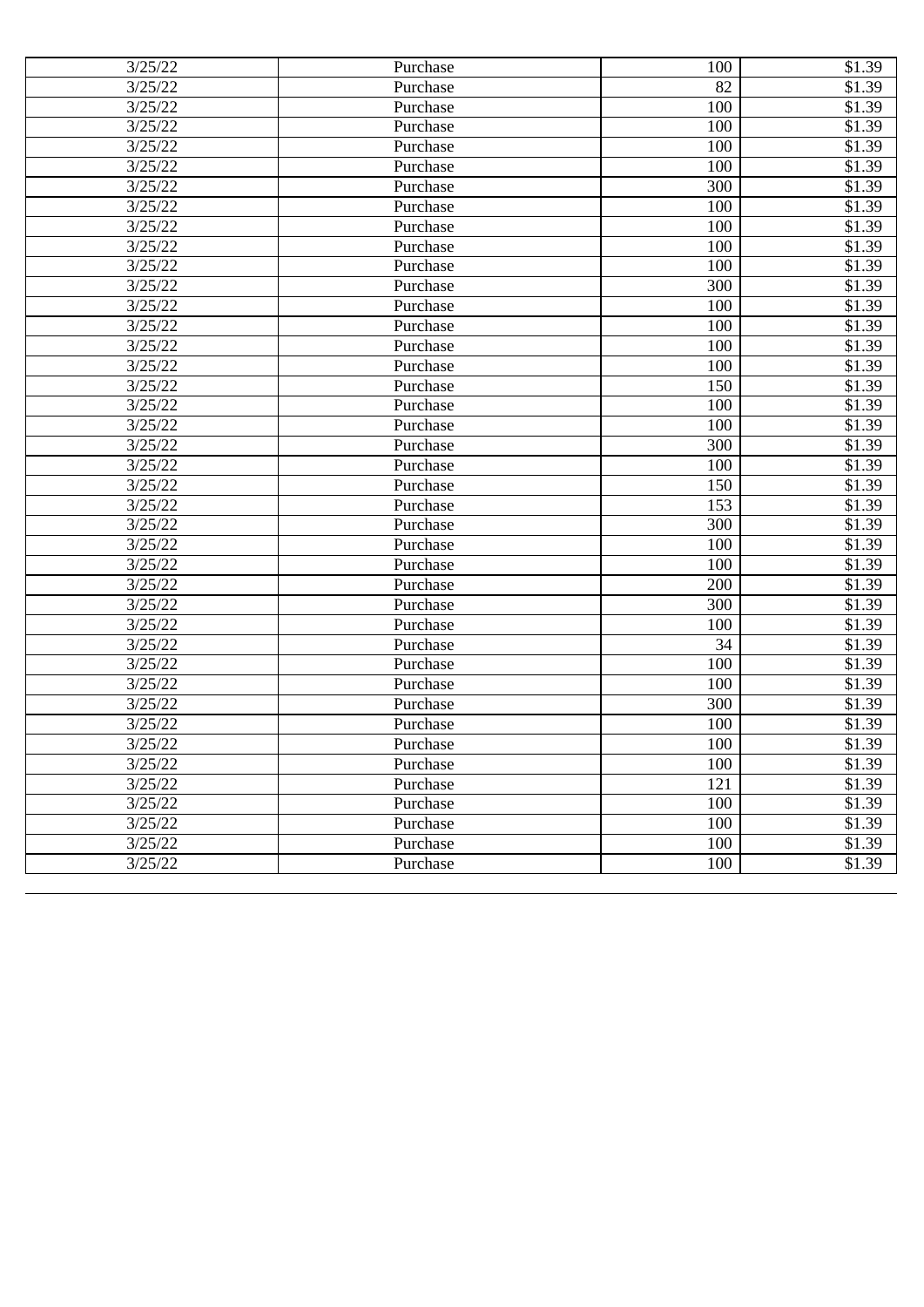| | | | |
|---|---|---|---|
| 3/25/22 | Purchase | 100 | $1.39 |
| 3/25/22 | Purchase | 82 | $1.39 |
| 3/25/22 | Purchase | 100 | $1.39 |
| 3/25/22 | Purchase | 100 | $1.39 |
| 3/25/22 | Purchase | 100 | $1.39 |
| 3/25/22 | Purchase | 100 | $1.39 |
| 3/25/22 | Purchase | 300 | $1.39 |
| 3/25/22 | Purchase | 100 | $1.39 |
| 3/25/22 | Purchase | 100 | $1.39 |
| 3/25/22 | Purchase | 100 | $1.39 |
| 3/25/22 | Purchase | 100 | $1.39 |
| 3/25/22 | Purchase | 300 | $1.39 |
| 3/25/22 | Purchase | 100 | $1.39 |
| 3/25/22 | Purchase | 100 | $1.39 |
| 3/25/22 | Purchase | 100 | $1.39 |
| 3/25/22 | Purchase | 100 | $1.39 |
| 3/25/22 | Purchase | 150 | $1.39 |
| 3/25/22 | Purchase | 100 | $1.39 |
| 3/25/22 | Purchase | 100 | $1.39 |
| 3/25/22 | Purchase | 300 | $1.39 |
| 3/25/22 | Purchase | 100 | $1.39 |
| 3/25/22 | Purchase | 150 | $1.39 |
| 3/25/22 | Purchase | 153 | $1.39 |
| 3/25/22 | Purchase | 300 | $1.39 |
| 3/25/22 | Purchase | 100 | $1.39 |
| 3/25/22 | Purchase | 100 | $1.39 |
| 3/25/22 | Purchase | 200 | $1.39 |
| 3/25/22 | Purchase | 300 | $1.39 |
| 3/25/22 | Purchase | 100 | $1.39 |
| 3/25/22 | Purchase | 34 | $1.39 |
| 3/25/22 | Purchase | 100 | $1.39 |
| 3/25/22 | Purchase | 100 | $1.39 |
| 3/25/22 | Purchase | 300 | $1.39 |
| 3/25/22 | Purchase | 100 | $1.39 |
| 3/25/22 | Purchase | 100 | $1.39 |
| 3/25/22 | Purchase | 100 | $1.39 |
| 3/25/22 | Purchase | 121 | $1.39 |
| 3/25/22 | Purchase | 100 | $1.39 |
| 3/25/22 | Purchase | 100 | $1.39 |
| 3/25/22 | Purchase | 100 | $1.39 |
| 3/25/22 | Purchase | 100 | $1.39 |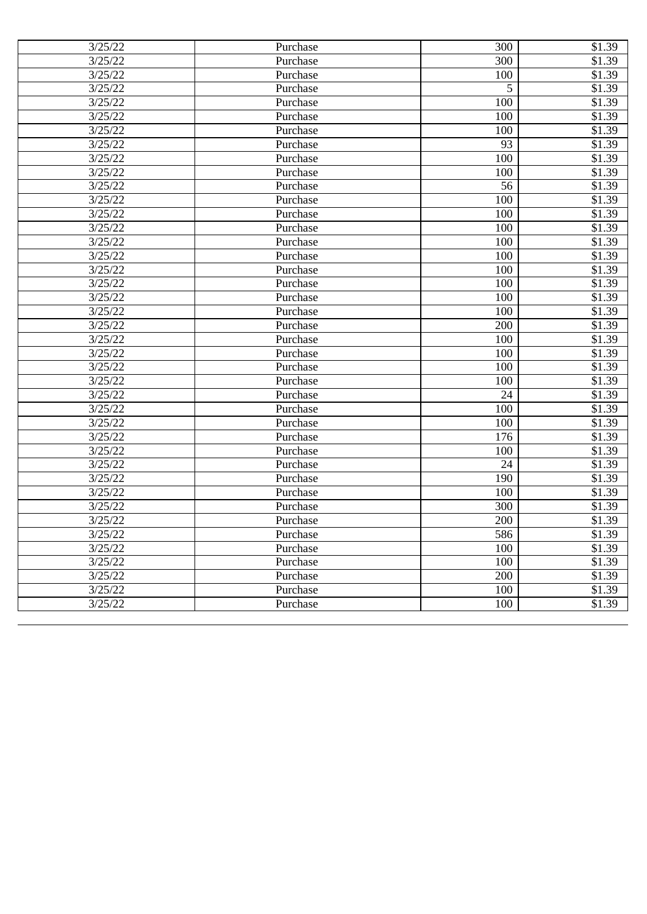| 3/25/22 | Purchase | 300 | $1.39 |
|---|---|---|---|
| 3/25/22 | Purchase | 300 | $1.39 |
| 3/25/22 | Purchase | 100 | $1.39 |
| 3/25/22 | Purchase | 5 | $1.39 |
| 3/25/22 | Purchase | 100 | $1.39 |
| 3/25/22 | Purchase | 100 | $1.39 |
| 3/25/22 | Purchase | 100 | $1.39 |
| 3/25/22 | Purchase | 93 | $1.39 |
| 3/25/22 | Purchase | 100 | $1.39 |
| 3/25/22 | Purchase | 100 | $1.39 |
| 3/25/22 | Purchase | 56 | $1.39 |
| 3/25/22 | Purchase | 100 | $1.39 |
| 3/25/22 | Purchase | 100 | $1.39 |
| 3/25/22 | Purchase | 100 | $1.39 |
| 3/25/22 | Purchase | 100 | $1.39 |
| 3/25/22 | Purchase | 100 | $1.39 |
| 3/25/22 | Purchase | 100 | $1.39 |
| 3/25/22 | Purchase | 100 | $1.39 |
| 3/25/22 | Purchase | 100 | $1.39 |
| 3/25/22 | Purchase | 100 | $1.39 |
| 3/25/22 | Purchase | 200 | $1.39 |
| 3/25/22 | Purchase | 100 | $1.39 |
| 3/25/22 | Purchase | 100 | $1.39 |
| 3/25/22 | Purchase | 100 | $1.39 |
| 3/25/22 | Purchase | 100 | $1.39 |
| 3/25/22 | Purchase | 24 | $1.39 |
| 3/25/22 | Purchase | 100 | $1.39 |
| 3/25/22 | Purchase | 100 | $1.39 |
| 3/25/22 | Purchase | 176 | $1.39 |
| 3/25/22 | Purchase | 100 | $1.39 |
| 3/25/22 | Purchase | 24 | $1.39 |
| 3/25/22 | Purchase | 190 | $1.39 |
| 3/25/22 | Purchase | 100 | $1.39 |
| 3/25/22 | Purchase | 300 | $1.39 |
| 3/25/22 | Purchase | 200 | $1.39 |
| 3/25/22 | Purchase | 586 | $1.39 |
| 3/25/22 | Purchase | 100 | $1.39 |
| 3/25/22 | Purchase | 100 | $1.39 |
| 3/25/22 | Purchase | 200 | $1.39 |
| 3/25/22 | Purchase | 100 | $1.39 |
| 3/25/22 | Purchase | 100 | $1.39 |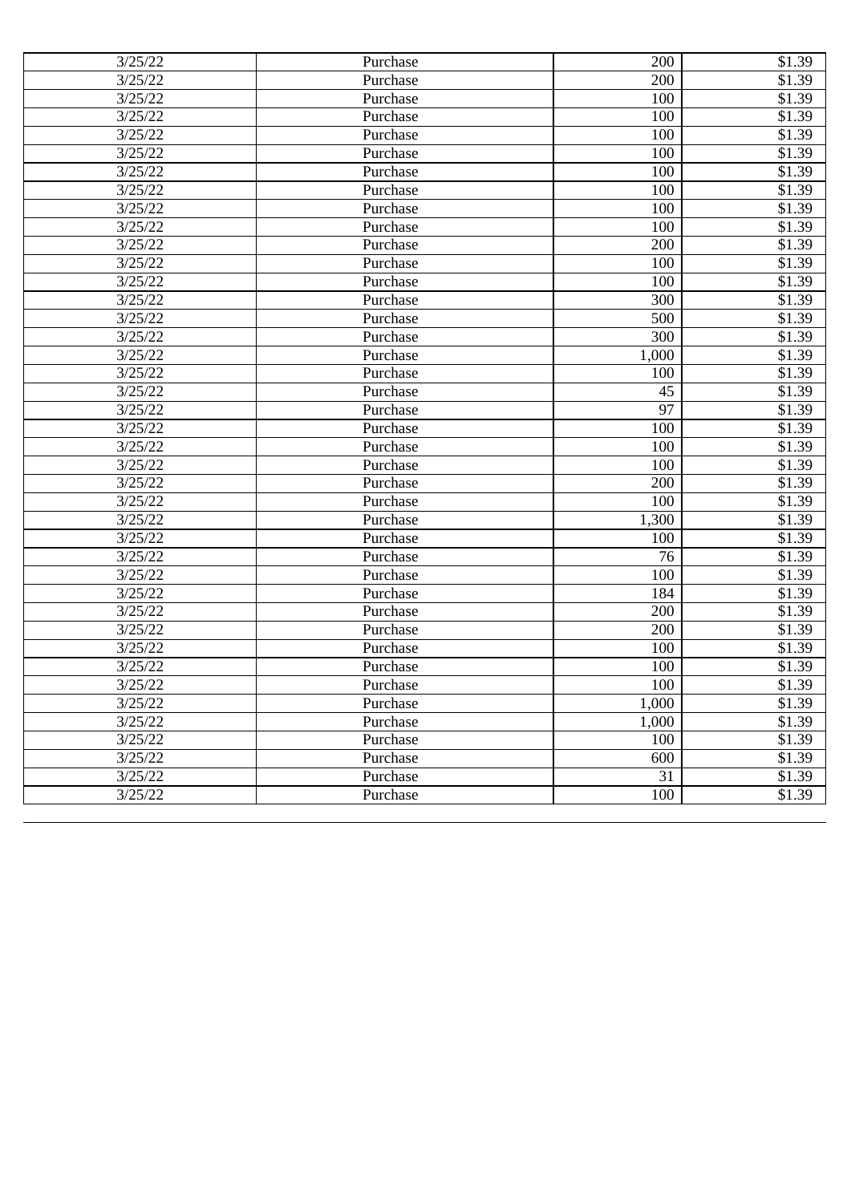| 3/25/22 | Purchase | 200 | $1.39 |
| --- | --- | --- | --- |
| 3/25/22 | Purchase | 200 | $1.39 |
| 3/25/22 | Purchase | 100 | $1.39 |
| 3/25/22 | Purchase | 100 | $1.39 |
| 3/25/22 | Purchase | 100 | $1.39 |
| 3/25/22 | Purchase | 100 | $1.39 |
| 3/25/22 | Purchase | 100 | $1.39 |
| 3/25/22 | Purchase | 100 | $1.39 |
| 3/25/22 | Purchase | 100 | $1.39 |
| 3/25/22 | Purchase | 100 | $1.39 |
| 3/25/22 | Purchase | 200 | $1.39 |
| 3/25/22 | Purchase | 100 | $1.39 |
| 3/25/22 | Purchase | 100 | $1.39 |
| 3/25/22 | Purchase | 300 | $1.39 |
| 3/25/22 | Purchase | 500 | $1.39 |
| 3/25/22 | Purchase | 300 | $1.39 |
| 3/25/22 | Purchase | 1,000 | $1.39 |
| 3/25/22 | Purchase | 100 | $1.39 |
| 3/25/22 | Purchase | 45 | $1.39 |
| 3/25/22 | Purchase | 97 | $1.39 |
| 3/25/22 | Purchase | 100 | $1.39 |
| 3/25/22 | Purchase | 100 | $1.39 |
| 3/25/22 | Purchase | 100 | $1.39 |
| 3/25/22 | Purchase | 200 | $1.39 |
| 3/25/22 | Purchase | 100 | $1.39 |
| 3/25/22 | Purchase | 1,300 | $1.39 |
| 3/25/22 | Purchase | 100 | $1.39 |
| 3/25/22 | Purchase | 76 | $1.39 |
| 3/25/22 | Purchase | 100 | $1.39 |
| 3/25/22 | Purchase | 184 | $1.39 |
| 3/25/22 | Purchase | 200 | $1.39 |
| 3/25/22 | Purchase | 200 | $1.39 |
| 3/25/22 | Purchase | 100 | $1.39 |
| 3/25/22 | Purchase | 100 | $1.39 |
| 3/25/22 | Purchase | 100 | $1.39 |
| 3/25/22 | Purchase | 1,000 | $1.39 |
| 3/25/22 | Purchase | 1,000 | $1.39 |
| 3/25/22 | Purchase | 100 | $1.39 |
| 3/25/22 | Purchase | 600 | $1.39 |
| 3/25/22 | Purchase | 31 | $1.39 |
| 3/25/22 | Purchase | 100 | $1.39 |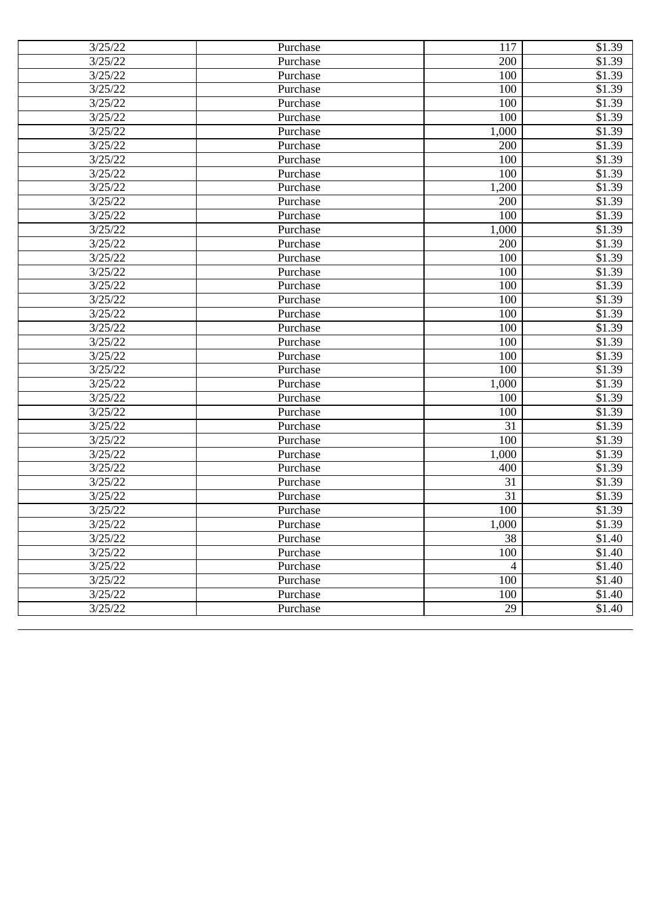| 3/25/22 | Purchase | 117 | $1.39 |
|---|---|---|---|
| 3/25/22 | Purchase | 200 | $1.39 |
| 3/25/22 | Purchase | 100 | $1.39 |
| 3/25/22 | Purchase | 100 | $1.39 |
| 3/25/22 | Purchase | 100 | $1.39 |
| 3/25/22 | Purchase | 100 | $1.39 |
| 3/25/22 | Purchase | 1,000 | $1.39 |
| 3/25/22 | Purchase | 200 | $1.39 |
| 3/25/22 | Purchase | 100 | $1.39 |
| 3/25/22 | Purchase | 100 | $1.39 |
| 3/25/22 | Purchase | 1,200 | $1.39 |
| 3/25/22 | Purchase | 200 | $1.39 |
| 3/25/22 | Purchase | 100 | $1.39 |
| 3/25/22 | Purchase | 1,000 | $1.39 |
| 3/25/22 | Purchase | 200 | $1.39 |
| 3/25/22 | Purchase | 100 | $1.39 |
| 3/25/22 | Purchase | 100 | $1.39 |
| 3/25/22 | Purchase | 100 | $1.39 |
| 3/25/22 | Purchase | 100 | $1.39 |
| 3/25/22 | Purchase | 100 | $1.39 |
| 3/25/22 | Purchase | 100 | $1.39 |
| 3/25/22 | Purchase | 100 | $1.39 |
| 3/25/22 | Purchase | 100 | $1.39 |
| 3/25/22 | Purchase | 100 | $1.39 |
| 3/25/22 | Purchase | 1,000 | $1.39 |
| 3/25/22 | Purchase | 100 | $1.39 |
| 3/25/22 | Purchase | 100 | $1.39 |
| 3/25/22 | Purchase | 31 | $1.39 |
| 3/25/22 | Purchase | 100 | $1.39 |
| 3/25/22 | Purchase | 1,000 | $1.39 |
| 3/25/22 | Purchase | 400 | $1.39 |
| 3/25/22 | Purchase | 31 | $1.39 |
| 3/25/22 | Purchase | 31 | $1.39 |
| 3/25/22 | Purchase | 100 | $1.39 |
| 3/25/22 | Purchase | 1,000 | $1.39 |
| 3/25/22 | Purchase | 38 | $1.40 |
| 3/25/22 | Purchase | 100 | $1.40 |
| 3/25/22 | Purchase | 4 | $1.40 |
| 3/25/22 | Purchase | 100 | $1.40 |
| 3/25/22 | Purchase | 100 | $1.40 |
| 3/25/22 | Purchase | 29 | $1.40 |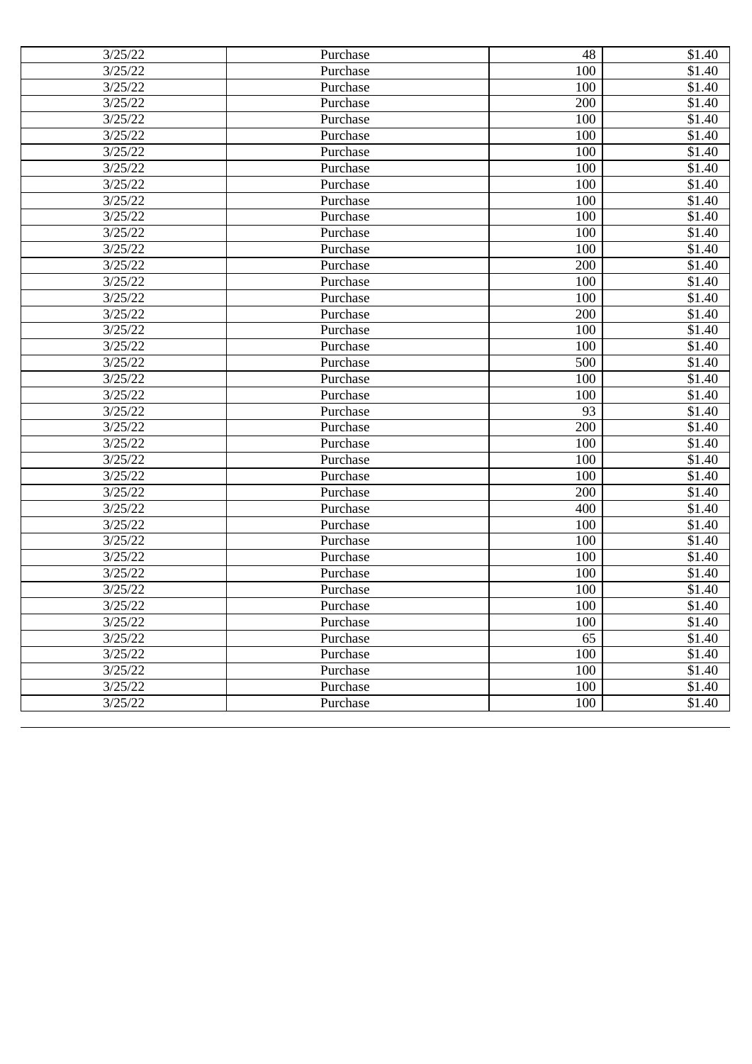| | | | |
|---|---|---|---|
| 3/25/22 | Purchase | 48 | $1.40 |
| 3/25/22 | Purchase | 100 | $1.40 |
| 3/25/22 | Purchase | 100 | $1.40 |
| 3/25/22 | Purchase | 200 | $1.40 |
| 3/25/22 | Purchase | 100 | $1.40 |
| 3/25/22 | Purchase | 100 | $1.40 |
| 3/25/22 | Purchase | 100 | $1.40 |
| 3/25/22 | Purchase | 100 | $1.40 |
| 3/25/22 | Purchase | 100 | $1.40 |
| 3/25/22 | Purchase | 100 | $1.40 |
| 3/25/22 | Purchase | 100 | $1.40 |
| 3/25/22 | Purchase | 100 | $1.40 |
| 3/25/22 | Purchase | 100 | $1.40 |
| 3/25/22 | Purchase | 200 | $1.40 |
| 3/25/22 | Purchase | 100 | $1.40 |
| 3/25/22 | Purchase | 100 | $1.40 |
| 3/25/22 | Purchase | 200 | $1.40 |
| 3/25/22 | Purchase | 100 | $1.40 |
| 3/25/22 | Purchase | 100 | $1.40 |
| 3/25/22 | Purchase | 500 | $1.40 |
| 3/25/22 | Purchase | 100 | $1.40 |
| 3/25/22 | Purchase | 100 | $1.40 |
| 3/25/22 | Purchase | 93 | $1.40 |
| 3/25/22 | Purchase | 200 | $1.40 |
| 3/25/22 | Purchase | 100 | $1.40 |
| 3/25/22 | Purchase | 100 | $1.40 |
| 3/25/22 | Purchase | 100 | $1.40 |
| 3/25/22 | Purchase | 200 | $1.40 |
| 3/25/22 | Purchase | 400 | $1.40 |
| 3/25/22 | Purchase | 100 | $1.40 |
| 3/25/22 | Purchase | 100 | $1.40 |
| 3/25/22 | Purchase | 100 | $1.40 |
| 3/25/22 | Purchase | 100 | $1.40 |
| 3/25/22 | Purchase | 100 | $1.40 |
| 3/25/22 | Purchase | 100 | $1.40 |
| 3/25/22 | Purchase | 100 | $1.40 |
| 3/25/22 | Purchase | 65 | $1.40 |
| 3/25/22 | Purchase | 100 | $1.40 |
| 3/25/22 | Purchase | 100 | $1.40 |
| 3/25/22 | Purchase | 100 | $1.40 |
| 3/25/22 | Purchase | 100 | $1.40 |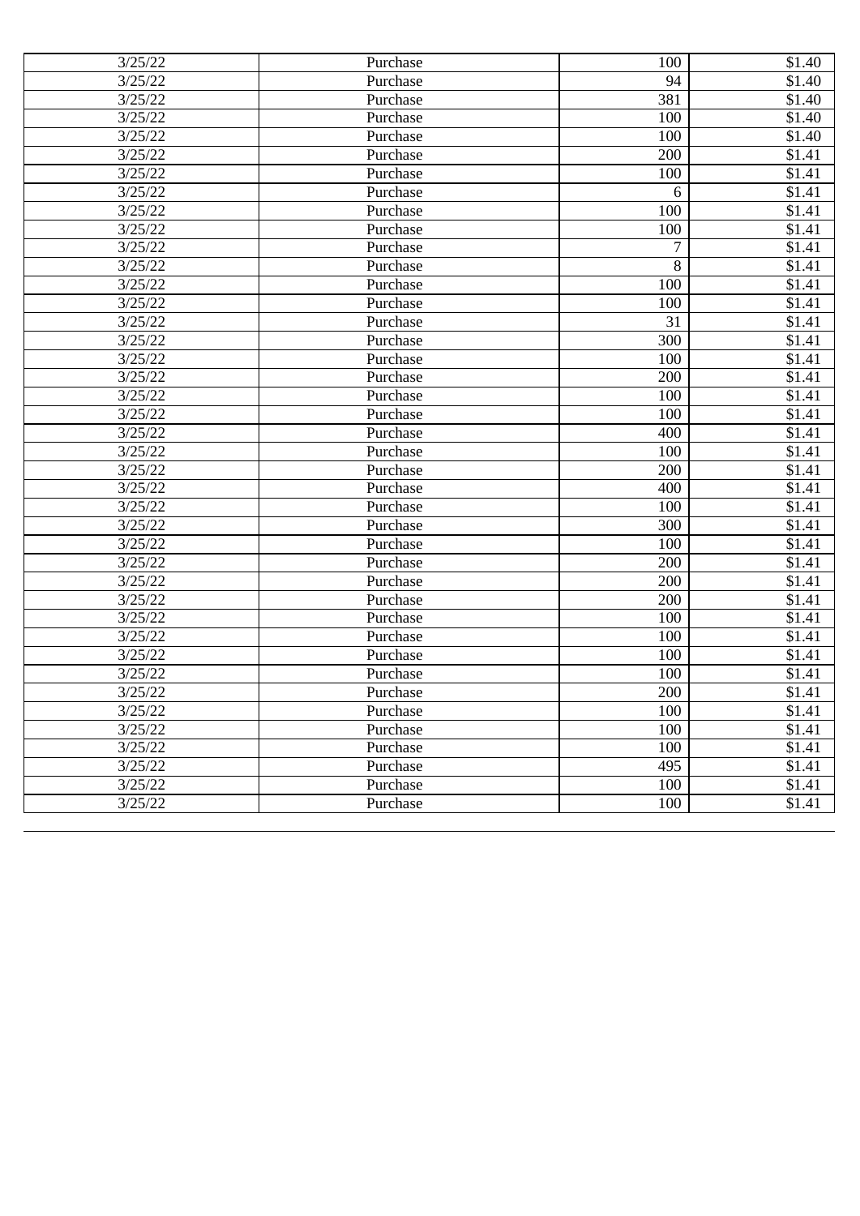| 3/25/22 | Purchase | 100 | $1.40 |
|---|---|---|---|
| 3/25/22 | Purchase | 94 | $1.40 |
| 3/25/22 | Purchase | 381 | $1.40 |
| 3/25/22 | Purchase | 100 | $1.40 |
| 3/25/22 | Purchase | 100 | $1.40 |
| 3/25/22 | Purchase | 200 | $1.41 |
| 3/25/22 | Purchase | 100 | $1.41 |
| 3/25/22 | Purchase | 6 | $1.41 |
| 3/25/22 | Purchase | 100 | $1.41 |
| 3/25/22 | Purchase | 100 | $1.41 |
| 3/25/22 | Purchase | 7 | $1.41 |
| 3/25/22 | Purchase | 8 | $1.41 |
| 3/25/22 | Purchase | 100 | $1.41 |
| 3/25/22 | Purchase | 100 | $1.41 |
| 3/25/22 | Purchase | 31 | $1.41 |
| 3/25/22 | Purchase | 300 | $1.41 |
| 3/25/22 | Purchase | 100 | $1.41 |
| 3/25/22 | Purchase | 200 | $1.41 |
| 3/25/22 | Purchase | 100 | $1.41 |
| 3/25/22 | Purchase | 100 | $1.41 |
| 3/25/22 | Purchase | 400 | $1.41 |
| 3/25/22 | Purchase | 100 | $1.41 |
| 3/25/22 | Purchase | 200 | $1.41 |
| 3/25/22 | Purchase | 400 | $1.41 |
| 3/25/22 | Purchase | 100 | $1.41 |
| 3/25/22 | Purchase | 300 | $1.41 |
| 3/25/22 | Purchase | 100 | $1.41 |
| 3/25/22 | Purchase | 200 | $1.41 |
| 3/25/22 | Purchase | 200 | $1.41 |
| 3/25/22 | Purchase | 200 | $1.41 |
| 3/25/22 | Purchase | 100 | $1.41 |
| 3/25/22 | Purchase | 100 | $1.41 |
| 3/25/22 | Purchase | 100 | $1.41 |
| 3/25/22 | Purchase | 100 | $1.41 |
| 3/25/22 | Purchase | 200 | $1.41 |
| 3/25/22 | Purchase | 100 | $1.41 |
| 3/25/22 | Purchase | 100 | $1.41 |
| 3/25/22 | Purchase | 100 | $1.41 |
| 3/25/22 | Purchase | 495 | $1.41 |
| 3/25/22 | Purchase | 100 | $1.41 |
| 3/25/22 | Purchase | 100 | $1.41 |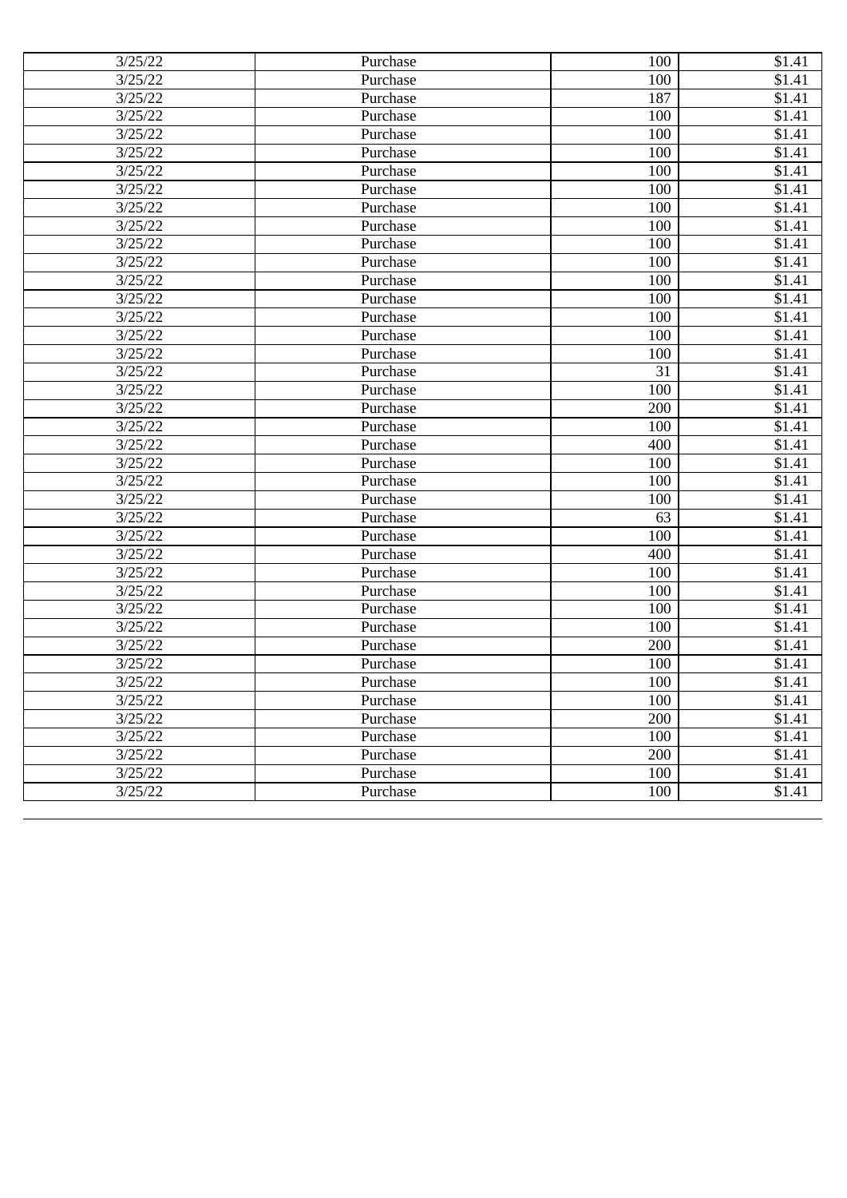| | | | |
|---|---|---|---|
| 3/25/22 | Purchase | 100 | $1.41 |
| 3/25/22 | Purchase | 100 | $1.41 |
| 3/25/22 | Purchase | 187 | $1.41 |
| 3/25/22 | Purchase | 100 | $1.41 |
| 3/25/22 | Purchase | 100 | $1.41 |
| 3/25/22 | Purchase | 100 | $1.41 |
| 3/25/22 | Purchase | 100 | $1.41 |
| 3/25/22 | Purchase | 100 | $1.41 |
| 3/25/22 | Purchase | 100 | $1.41 |
| 3/25/22 | Purchase | 100 | $1.41 |
| 3/25/22 | Purchase | 100 | $1.41 |
| 3/25/22 | Purchase | 100 | $1.41 |
| 3/25/22 | Purchase | 100 | $1.41 |
| 3/25/22 | Purchase | 100 | $1.41 |
| 3/25/22 | Purchase | 100 | $1.41 |
| 3/25/22 | Purchase | 100 | $1.41 |
| 3/25/22 | Purchase | 100 | $1.41 |
| 3/25/22 | Purchase | 31 | $1.41 |
| 3/25/22 | Purchase | 100 | $1.41 |
| 3/25/22 | Purchase | 200 | $1.41 |
| 3/25/22 | Purchase | 100 | $1.41 |
| 3/25/22 | Purchase | 400 | $1.41 |
| 3/25/22 | Purchase | 100 | $1.41 |
| 3/25/22 | Purchase | 100 | $1.41 |
| 3/25/22 | Purchase | 100 | $1.41 |
| 3/25/22 | Purchase | 63 | $1.41 |
| 3/25/22 | Purchase | 100 | $1.41 |
| 3/25/22 | Purchase | 400 | $1.41 |
| 3/25/22 | Purchase | 100 | $1.41 |
| 3/25/22 | Purchase | 100 | $1.41 |
| 3/25/22 | Purchase | 100 | $1.41 |
| 3/25/22 | Purchase | 100 | $1.41 |
| 3/25/22 | Purchase | 200 | $1.41 |
| 3/25/22 | Purchase | 100 | $1.41 |
| 3/25/22 | Purchase | 100 | $1.41 |
| 3/25/22 | Purchase | 100 | $1.41 |
| 3/25/22 | Purchase | 200 | $1.41 |
| 3/25/22 | Purchase | 100 | $1.41 |
| 3/25/22 | Purchase | 200 | $1.41 |
| 3/25/22 | Purchase | 100 | $1.41 |
| 3/25/22 | Purchase | 100 | $1.41 |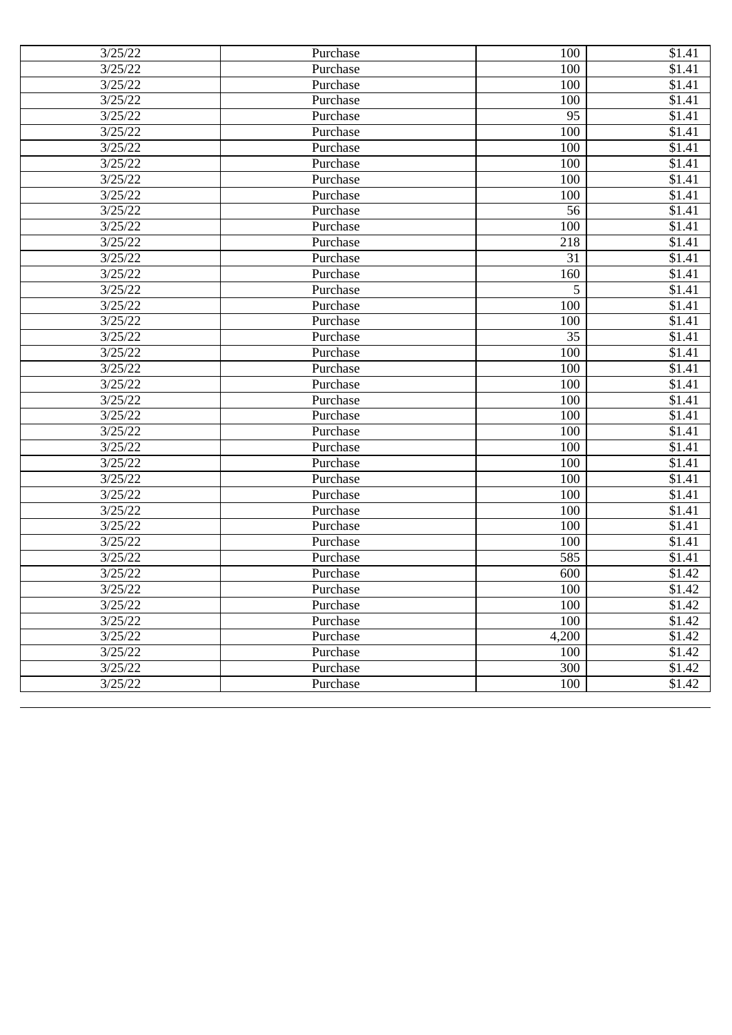| | | | |
|---|---|---|---|
| 3/25/22 | Purchase | 100 | $1.41 |
| 3/25/22 | Purchase | 100 | $1.41 |
| 3/25/22 | Purchase | 100 | $1.41 |
| 3/25/22 | Purchase | 100 | $1.41 |
| 3/25/22 | Purchase | 95 | $1.41 |
| 3/25/22 | Purchase | 100 | $1.41 |
| 3/25/22 | Purchase | 100 | $1.41 |
| 3/25/22 | Purchase | 100 | $1.41 |
| 3/25/22 | Purchase | 100 | $1.41 |
| 3/25/22 | Purchase | 100 | $1.41 |
| 3/25/22 | Purchase | 56 | $1.41 |
| 3/25/22 | Purchase | 100 | $1.41 |
| 3/25/22 | Purchase | 218 | $1.41 |
| 3/25/22 | Purchase | 31 | $1.41 |
| 3/25/22 | Purchase | 160 | $1.41 |
| 3/25/22 | Purchase | 5 | $1.41 |
| 3/25/22 | Purchase | 100 | $1.41 |
| 3/25/22 | Purchase | 100 | $1.41 |
| 3/25/22 | Purchase | 35 | $1.41 |
| 3/25/22 | Purchase | 100 | $1.41 |
| 3/25/22 | Purchase | 100 | $1.41 |
| 3/25/22 | Purchase | 100 | $1.41 |
| 3/25/22 | Purchase | 100 | $1.41 |
| 3/25/22 | Purchase | 100 | $1.41 |
| 3/25/22 | Purchase | 100 | $1.41 |
| 3/25/22 | Purchase | 100 | $1.41 |
| 3/25/22 | Purchase | 100 | $1.41 |
| 3/25/22 | Purchase | 100 | $1.41 |
| 3/25/22 | Purchase | 100 | $1.41 |
| 3/25/22 | Purchase | 100 | $1.41 |
| 3/25/22 | Purchase | 100 | $1.41 |
| 3/25/22 | Purchase | 100 | $1.41 |
| 3/25/22 | Purchase | 585 | $1.41 |
| 3/25/22 | Purchase | 600 | $1.42 |
| 3/25/22 | Purchase | 100 | $1.42 |
| 3/25/22 | Purchase | 100 | $1.42 |
| 3/25/22 | Purchase | 100 | $1.42 |
| 3/25/22 | Purchase | 4,200 | $1.42 |
| 3/25/22 | Purchase | 100 | $1.42 |
| 3/25/22 | Purchase | 300 | $1.42 |
| 3/25/22 | Purchase | 100 | $1.42 |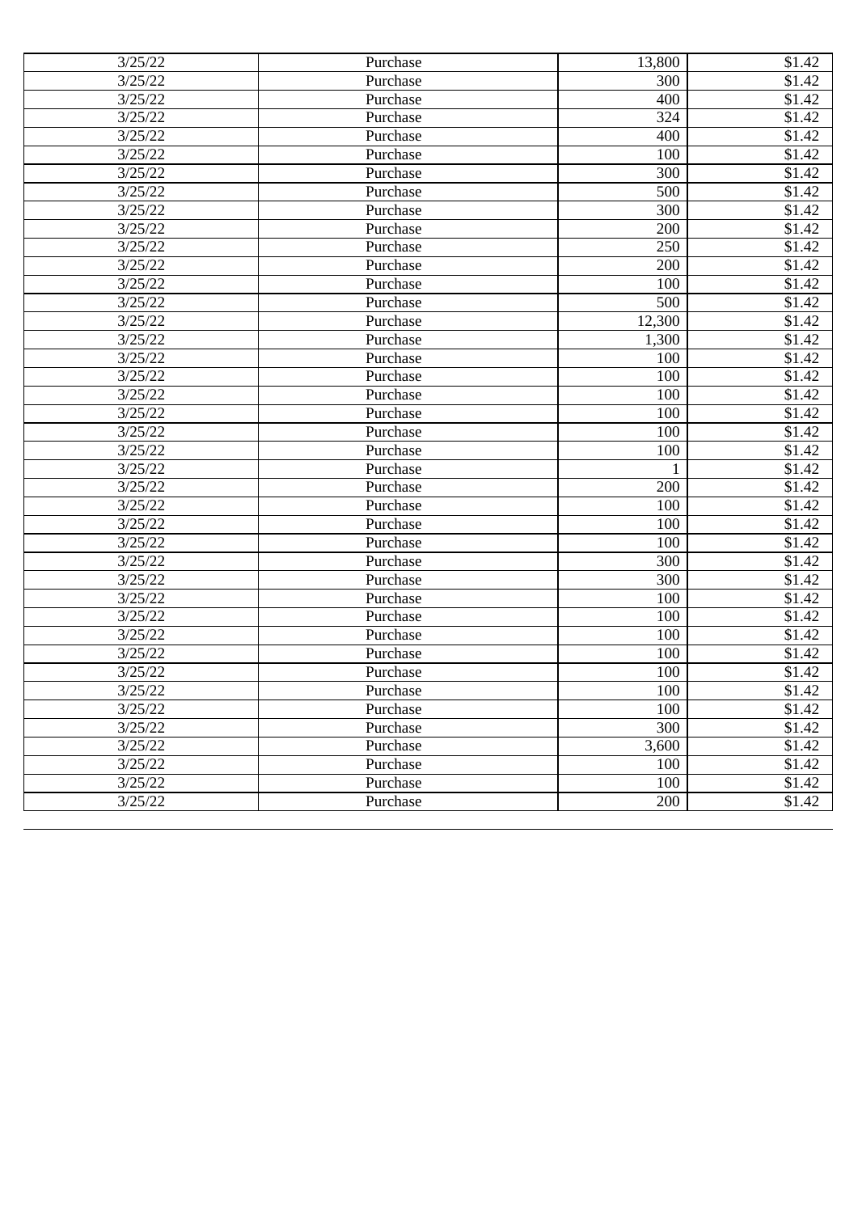| 3/25/22 | Purchase | 13,800 | $1.42 |
|---|---|---|---|
| 3/25/22 | Purchase | 300 | $1.42 |
| 3/25/22 | Purchase | 400 | $1.42 |
| 3/25/22 | Purchase | 324 | $1.42 |
| 3/25/22 | Purchase | 400 | $1.42 |
| 3/25/22 | Purchase | 100 | $1.42 |
| 3/25/22 | Purchase | 300 | $1.42 |
| 3/25/22 | Purchase | 500 | $1.42 |
| 3/25/22 | Purchase | 300 | $1.42 |
| 3/25/22 | Purchase | 200 | $1.42 |
| 3/25/22 | Purchase | 250 | $1.42 |
| 3/25/22 | Purchase | 200 | $1.42 |
| 3/25/22 | Purchase | 100 | $1.42 |
| 3/25/22 | Purchase | 500 | $1.42 |
| 3/25/22 | Purchase | 12,300 | $1.42 |
| 3/25/22 | Purchase | 1,300 | $1.42 |
| 3/25/22 | Purchase | 100 | $1.42 |
| 3/25/22 | Purchase | 100 | $1.42 |
| 3/25/22 | Purchase | 100 | $1.42 |
| 3/25/22 | Purchase | 100 | $1.42 |
| 3/25/22 | Purchase | 100 | $1.42 |
| 3/25/22 | Purchase | 100 | $1.42 |
| 3/25/22 | Purchase | 1 | $1.42 |
| 3/25/22 | Purchase | 200 | $1.42 |
| 3/25/22 | Purchase | 100 | $1.42 |
| 3/25/22 | Purchase | 100 | $1.42 |
| 3/25/22 | Purchase | 100 | $1.42 |
| 3/25/22 | Purchase | 300 | $1.42 |
| 3/25/22 | Purchase | 300 | $1.42 |
| 3/25/22 | Purchase | 100 | $1.42 |
| 3/25/22 | Purchase | 100 | $1.42 |
| 3/25/22 | Purchase | 100 | $1.42 |
| 3/25/22 | Purchase | 100 | $1.42 |
| 3/25/22 | Purchase | 100 | $1.42 |
| 3/25/22 | Purchase | 100 | $1.42 |
| 3/25/22 | Purchase | 100 | $1.42 |
| 3/25/22 | Purchase | 300 | $1.42 |
| 3/25/22 | Purchase | 3,600 | $1.42 |
| 3/25/22 | Purchase | 100 | $1.42 |
| 3/25/22 | Purchase | 100 | $1.42 |
| 3/25/22 | Purchase | 200 | $1.42 |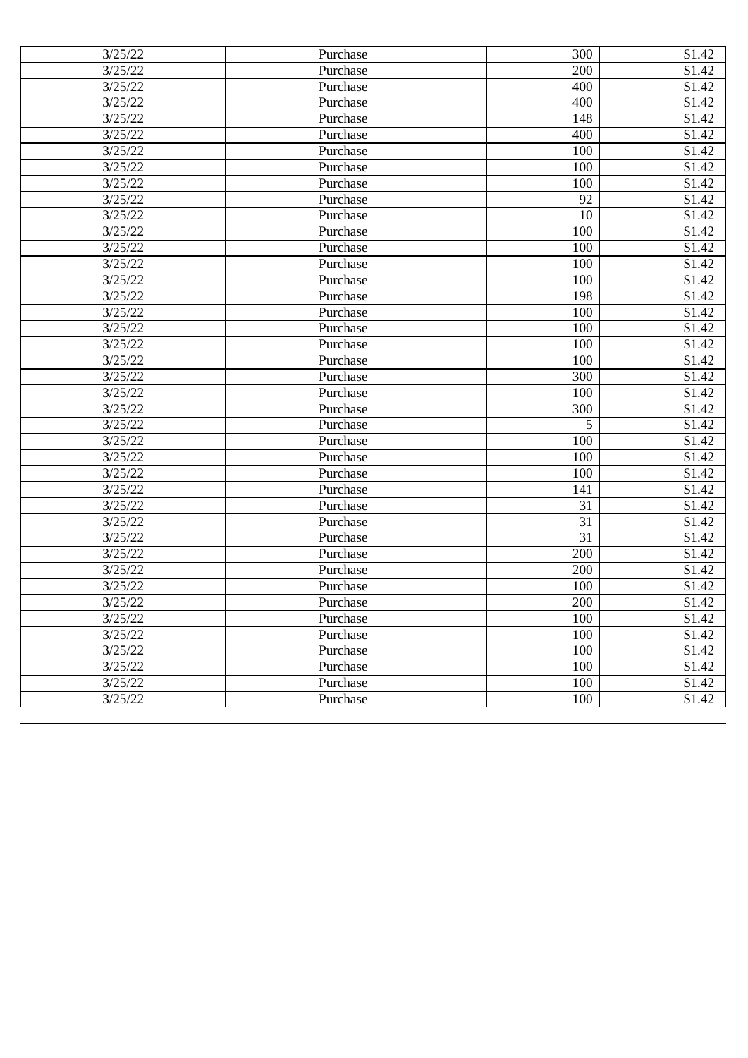| 3/25/22 | Purchase | 300 | $1.42 |
|---|---|---|---|
| 3/25/22 | Purchase | 200 | $1.42 |
| 3/25/22 | Purchase | 400 | $1.42 |
| 3/25/22 | Purchase | 400 | $1.42 |
| 3/25/22 | Purchase | 148 | $1.42 |
| 3/25/22 | Purchase | 400 | $1.42 |
| 3/25/22 | Purchase | 100 | $1.42 |
| 3/25/22 | Purchase | 100 | $1.42 |
| 3/25/22 | Purchase | 100 | $1.42 |
| 3/25/22 | Purchase | 92 | $1.42 |
| 3/25/22 | Purchase | 10 | $1.42 |
| 3/25/22 | Purchase | 100 | $1.42 |
| 3/25/22 | Purchase | 100 | $1.42 |
| 3/25/22 | Purchase | 100 | $1.42 |
| 3/25/22 | Purchase | 100 | $1.42 |
| 3/25/22 | Purchase | 198 | $1.42 |
| 3/25/22 | Purchase | 100 | $1.42 |
| 3/25/22 | Purchase | 100 | $1.42 |
| 3/25/22 | Purchase | 100 | $1.42 |
| 3/25/22 | Purchase | 100 | $1.42 |
| 3/25/22 | Purchase | 300 | $1.42 |
| 3/25/22 | Purchase | 100 | $1.42 |
| 3/25/22 | Purchase | 300 | $1.42 |
| 3/25/22 | Purchase | 5 | $1.42 |
| 3/25/22 | Purchase | 100 | $1.42 |
| 3/25/22 | Purchase | 100 | $1.42 |
| 3/25/22 | Purchase | 100 | $1.42 |
| 3/25/22 | Purchase | 141 | $1.42 |
| 3/25/22 | Purchase | 31 | $1.42 |
| 3/25/22 | Purchase | 31 | $1.42 |
| 3/25/22 | Purchase | 31 | $1.42 |
| 3/25/22 | Purchase | 200 | $1.42 |
| 3/25/22 | Purchase | 200 | $1.42 |
| 3/25/22 | Purchase | 100 | $1.42 |
| 3/25/22 | Purchase | 200 | $1.42 |
| 3/25/22 | Purchase | 100 | $1.42 |
| 3/25/22 | Purchase | 100 | $1.42 |
| 3/25/22 | Purchase | 100 | $1.42 |
| 3/25/22 | Purchase | 100 | $1.42 |
| 3/25/22 | Purchase | 100 | $1.42 |
| 3/25/22 | Purchase | 100 | $1.42 |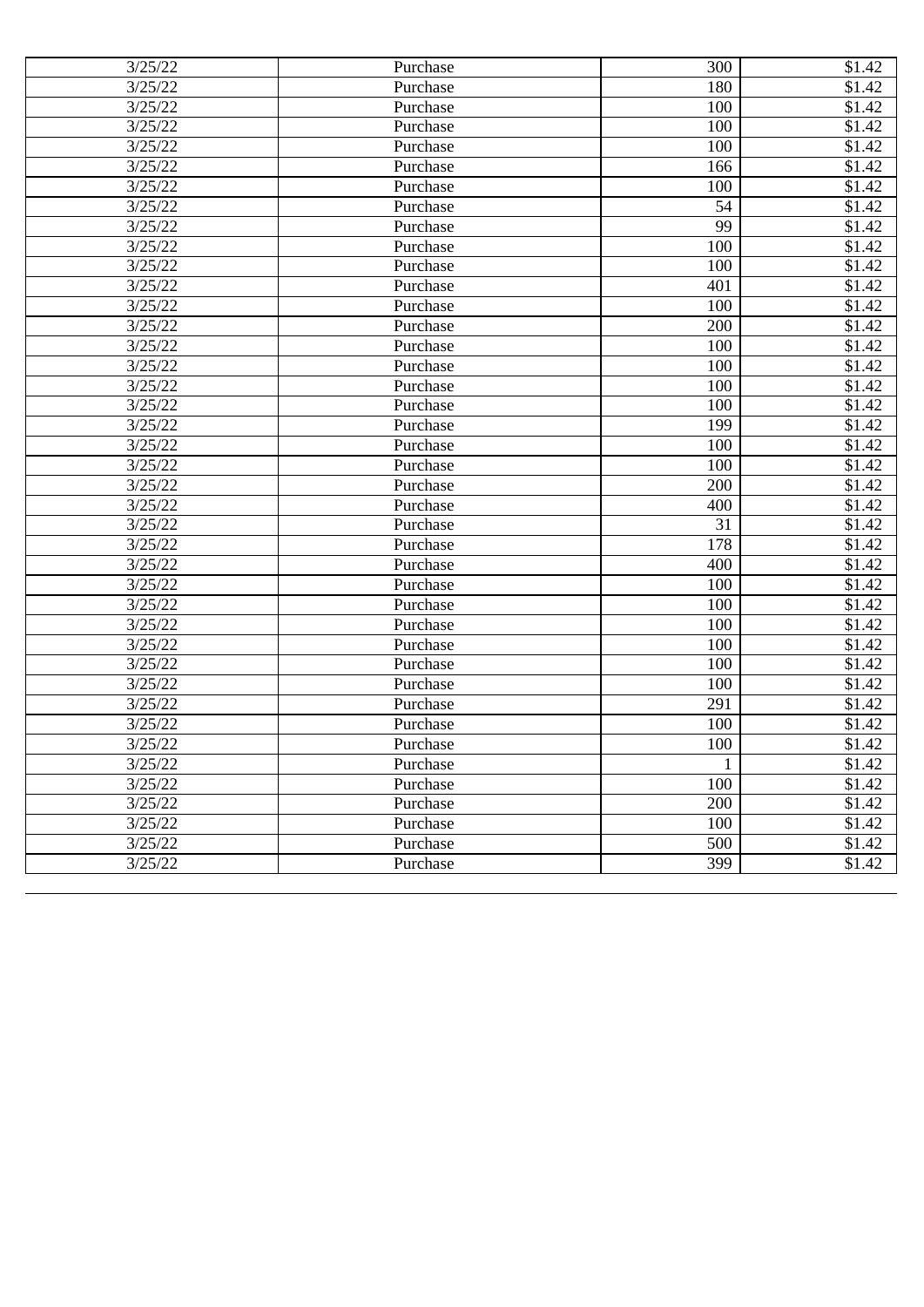| 3/25/22 | Purchase | 300 | $1.42 |
| --- | --- | --- | --- |
| 3/25/22 | Purchase | 180 | $1.42 |
| 3/25/22 | Purchase | 100 | $1.42 |
| 3/25/22 | Purchase | 100 | $1.42 |
| 3/25/22 | Purchase | 100 | $1.42 |
| 3/25/22 | Purchase | 166 | $1.42 |
| 3/25/22 | Purchase | 100 | $1.42 |
| 3/25/22 | Purchase | 54 | $1.42 |
| 3/25/22 | Purchase | 99 | $1.42 |
| 3/25/22 | Purchase | 100 | $1.42 |
| 3/25/22 | Purchase | 100 | $1.42 |
| 3/25/22 | Purchase | 401 | $1.42 |
| 3/25/22 | Purchase | 100 | $1.42 |
| 3/25/22 | Purchase | 200 | $1.42 |
| 3/25/22 | Purchase | 100 | $1.42 |
| 3/25/22 | Purchase | 100 | $1.42 |
| 3/25/22 | Purchase | 100 | $1.42 |
| 3/25/22 | Purchase | 100 | $1.42 |
| 3/25/22 | Purchase | 199 | $1.42 |
| 3/25/22 | Purchase | 100 | $1.42 |
| 3/25/22 | Purchase | 100 | $1.42 |
| 3/25/22 | Purchase | 200 | $1.42 |
| 3/25/22 | Purchase | 400 | $1.42 |
| 3/25/22 | Purchase | 31 | $1.42 |
| 3/25/22 | Purchase | 178 | $1.42 |
| 3/25/22 | Purchase | 400 | $1.42 |
| 3/25/22 | Purchase | 100 | $1.42 |
| 3/25/22 | Purchase | 100 | $1.42 |
| 3/25/22 | Purchase | 100 | $1.42 |
| 3/25/22 | Purchase | 100 | $1.42 |
| 3/25/22 | Purchase | 100 | $1.42 |
| 3/25/22 | Purchase | 100 | $1.42 |
| 3/25/22 | Purchase | 291 | $1.42 |
| 3/25/22 | Purchase | 100 | $1.42 |
| 3/25/22 | Purchase | 100 | $1.42 |
| 3/25/22 | Purchase | 1 | $1.42 |
| 3/25/22 | Purchase | 100 | $1.42 |
| 3/25/22 | Purchase | 200 | $1.42 |
| 3/25/22 | Purchase | 100 | $1.42 |
| 3/25/22 | Purchase | 500 | $1.42 |
| 3/25/22 | Purchase | 399 | $1.42 |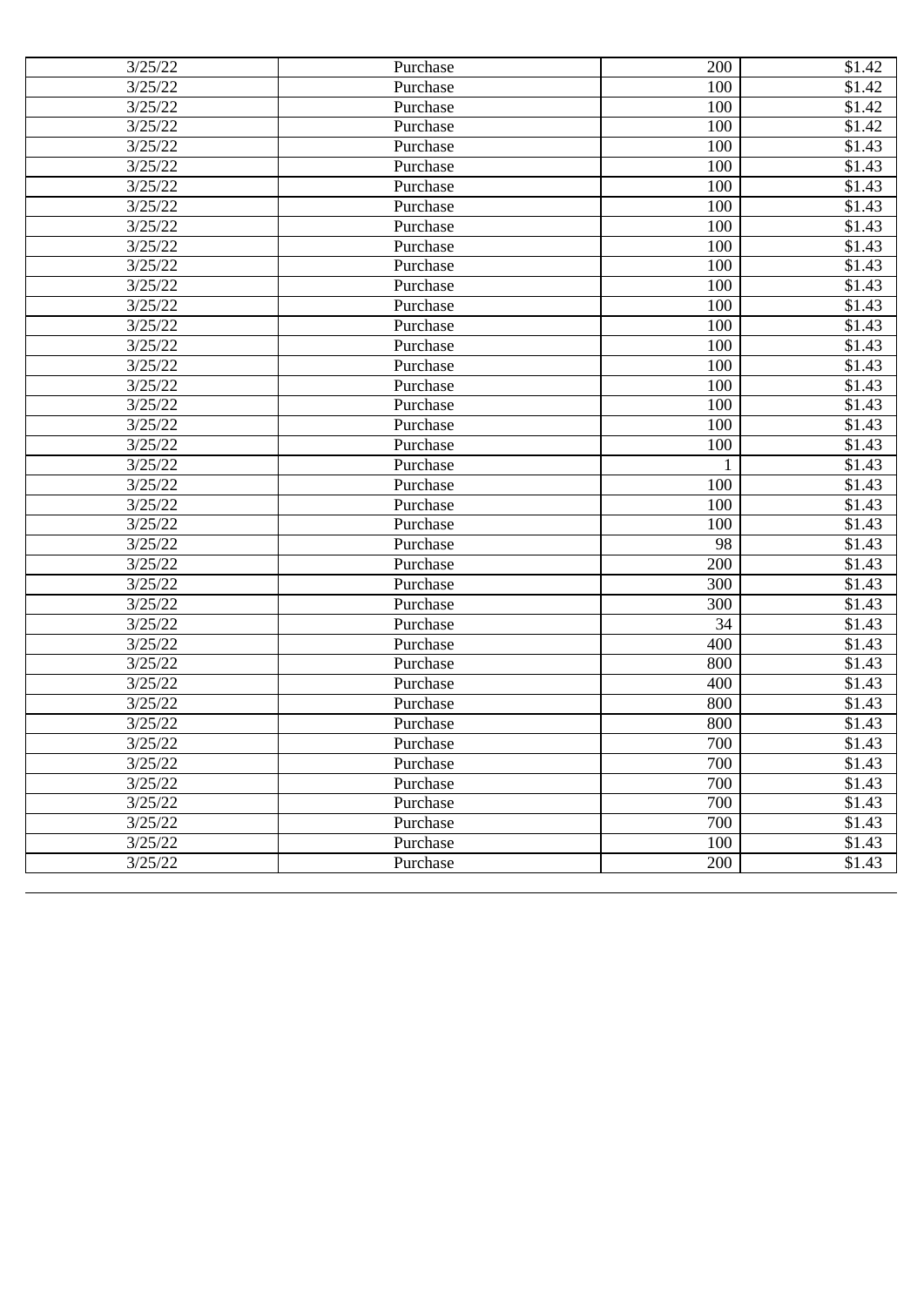| 3/25/22 | Purchase | 200 | $1.42 |
| --- | --- | --- | --- |
| 3/25/22 | Purchase | 100 | $1.42 |
| 3/25/22 | Purchase | 100 | $1.42 |
| 3/25/22 | Purchase | 100 | $1.42 |
| 3/25/22 | Purchase | 100 | $1.43 |
| 3/25/22 | Purchase | 100 | $1.43 |
| 3/25/22 | Purchase | 100 | $1.43 |
| 3/25/22 | Purchase | 100 | $1.43 |
| 3/25/22 | Purchase | 100 | $1.43 |
| 3/25/22 | Purchase | 100 | $1.43 |
| 3/25/22 | Purchase | 100 | $1.43 |
| 3/25/22 | Purchase | 100 | $1.43 |
| 3/25/22 | Purchase | 100 | $1.43 |
| 3/25/22 | Purchase | 100 | $1.43 |
| 3/25/22 | Purchase | 100 | $1.43 |
| 3/25/22 | Purchase | 100 | $1.43 |
| 3/25/22 | Purchase | 100 | $1.43 |
| 3/25/22 | Purchase | 100 | $1.43 |
| 3/25/22 | Purchase | 100 | $1.43 |
| 3/25/22 | Purchase | 100 | $1.43 |
| 3/25/22 | Purchase | 1 | $1.43 |
| 3/25/22 | Purchase | 100 | $1.43 |
| 3/25/22 | Purchase | 100 | $1.43 |
| 3/25/22 | Purchase | 100 | $1.43 |
| 3/25/22 | Purchase | 98 | $1.43 |
| 3/25/22 | Purchase | 200 | $1.43 |
| 3/25/22 | Purchase | 300 | $1.43 |
| 3/25/22 | Purchase | 300 | $1.43 |
| 3/25/22 | Purchase | 34 | $1.43 |
| 3/25/22 | Purchase | 400 | $1.43 |
| 3/25/22 | Purchase | 800 | $1.43 |
| 3/25/22 | Purchase | 400 | $1.43 |
| 3/25/22 | Purchase | 800 | $1.43 |
| 3/25/22 | Purchase | 800 | $1.43 |
| 3/25/22 | Purchase | 700 | $1.43 |
| 3/25/22 | Purchase | 700 | $1.43 |
| 3/25/22 | Purchase | 700 | $1.43 |
| 3/25/22 | Purchase | 700 | $1.43 |
| 3/25/22 | Purchase | 700 | $1.43 |
| 3/25/22 | Purchase | 100 | $1.43 |
| 3/25/22 | Purchase | 200 | $1.43 |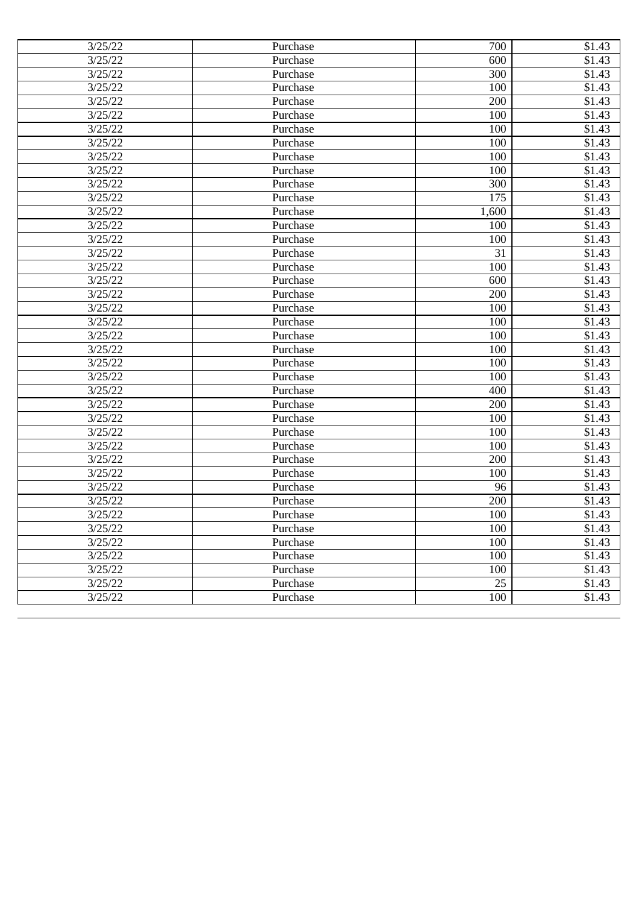| 3/25/22 | Purchase | 700 | $1.43 |
|---|---|---|---|
| 3/25/22 | Purchase | 600 | $1.43 |
| 3/25/22 | Purchase | 300 | $1.43 |
| 3/25/22 | Purchase | 100 | $1.43 |
| 3/25/22 | Purchase | 200 | $1.43 |
| 3/25/22 | Purchase | 100 | $1.43 |
| 3/25/22 | Purchase | 100 | $1.43 |
| 3/25/22 | Purchase | 100 | $1.43 |
| 3/25/22 | Purchase | 100 | $1.43 |
| 3/25/22 | Purchase | 100 | $1.43 |
| 3/25/22 | Purchase | 300 | $1.43 |
| 3/25/22 | Purchase | 175 | $1.43 |
| 3/25/22 | Purchase | 1,600 | $1.43 |
| 3/25/22 | Purchase | 100 | $1.43 |
| 3/25/22 | Purchase | 100 | $1.43 |
| 3/25/22 | Purchase | 31 | $1.43 |
| 3/25/22 | Purchase | 100 | $1.43 |
| 3/25/22 | Purchase | 600 | $1.43 |
| 3/25/22 | Purchase | 200 | $1.43 |
| 3/25/22 | Purchase | 100 | $1.43 |
| 3/25/22 | Purchase | 100 | $1.43 |
| 3/25/22 | Purchase | 100 | $1.43 |
| 3/25/22 | Purchase | 100 | $1.43 |
| 3/25/22 | Purchase | 100 | $1.43 |
| 3/25/22 | Purchase | 100 | $1.43 |
| 3/25/22 | Purchase | 400 | $1.43 |
| 3/25/22 | Purchase | 200 | $1.43 |
| 3/25/22 | Purchase | 100 | $1.43 |
| 3/25/22 | Purchase | 100 | $1.43 |
| 3/25/22 | Purchase | 100 | $1.43 |
| 3/25/22 | Purchase | 200 | $1.43 |
| 3/25/22 | Purchase | 100 | $1.43 |
| 3/25/22 | Purchase | 96 | $1.43 |
| 3/25/22 | Purchase | 200 | $1.43 |
| 3/25/22 | Purchase | 100 | $1.43 |
| 3/25/22 | Purchase | 100 | $1.43 |
| 3/25/22 | Purchase | 100 | $1.43 |
| 3/25/22 | Purchase | 100 | $1.43 |
| 3/25/22 | Purchase | 100 | $1.43 |
| 3/25/22 | Purchase | 25 | $1.43 |
| 3/25/22 | Purchase | 100 | $1.43 |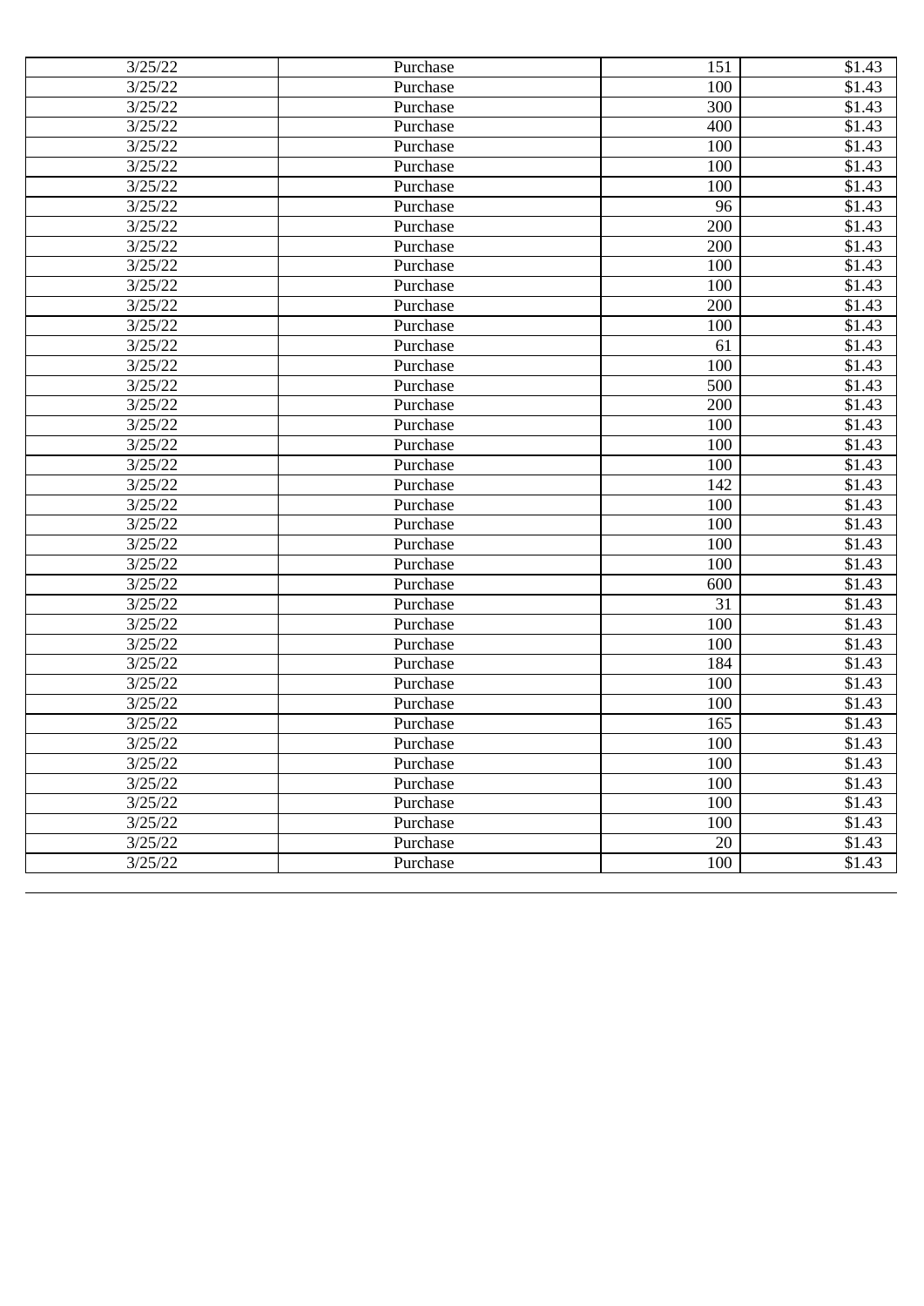| 3/25/22 | Purchase | 151 | $1.43 |
|---|---|---|---|
| 3/25/22 | Purchase | 100 | $1.43 |
| 3/25/22 | Purchase | 300 | $1.43 |
| 3/25/22 | Purchase | 400 | $1.43 |
| 3/25/22 | Purchase | 100 | $1.43 |
| 3/25/22 | Purchase | 100 | $1.43 |
| 3/25/22 | Purchase | 100 | $1.43 |
| 3/25/22 | Purchase | 96 | $1.43 |
| 3/25/22 | Purchase | 200 | $1.43 |
| 3/25/22 | Purchase | 200 | $1.43 |
| 3/25/22 | Purchase | 100 | $1.43 |
| 3/25/22 | Purchase | 100 | $1.43 |
| 3/25/22 | Purchase | 200 | $1.43 |
| 3/25/22 | Purchase | 100 | $1.43 |
| 3/25/22 | Purchase | 61 | $1.43 |
| 3/25/22 | Purchase | 100 | $1.43 |
| 3/25/22 | Purchase | 500 | $1.43 |
| 3/25/22 | Purchase | 200 | $1.43 |
| 3/25/22 | Purchase | 100 | $1.43 |
| 3/25/22 | Purchase | 100 | $1.43 |
| 3/25/22 | Purchase | 100 | $1.43 |
| 3/25/22 | Purchase | 142 | $1.43 |
| 3/25/22 | Purchase | 100 | $1.43 |
| 3/25/22 | Purchase | 100 | $1.43 |
| 3/25/22 | Purchase | 100 | $1.43 |
| 3/25/22 | Purchase | 100 | $1.43 |
| 3/25/22 | Purchase | 600 | $1.43 |
| 3/25/22 | Purchase | 31 | $1.43 |
| 3/25/22 | Purchase | 100 | $1.43 |
| 3/25/22 | Purchase | 100 | $1.43 |
| 3/25/22 | Purchase | 184 | $1.43 |
| 3/25/22 | Purchase | 100 | $1.43 |
| 3/25/22 | Purchase | 100 | $1.43 |
| 3/25/22 | Purchase | 165 | $1.43 |
| 3/25/22 | Purchase | 100 | $1.43 |
| 3/25/22 | Purchase | 100 | $1.43 |
| 3/25/22 | Purchase | 100 | $1.43 |
| 3/25/22 | Purchase | 100 | $1.43 |
| 3/25/22 | Purchase | 100 | $1.43 |
| 3/25/22 | Purchase | 20 | $1.43 |
| 3/25/22 | Purchase | 100 | $1.43 |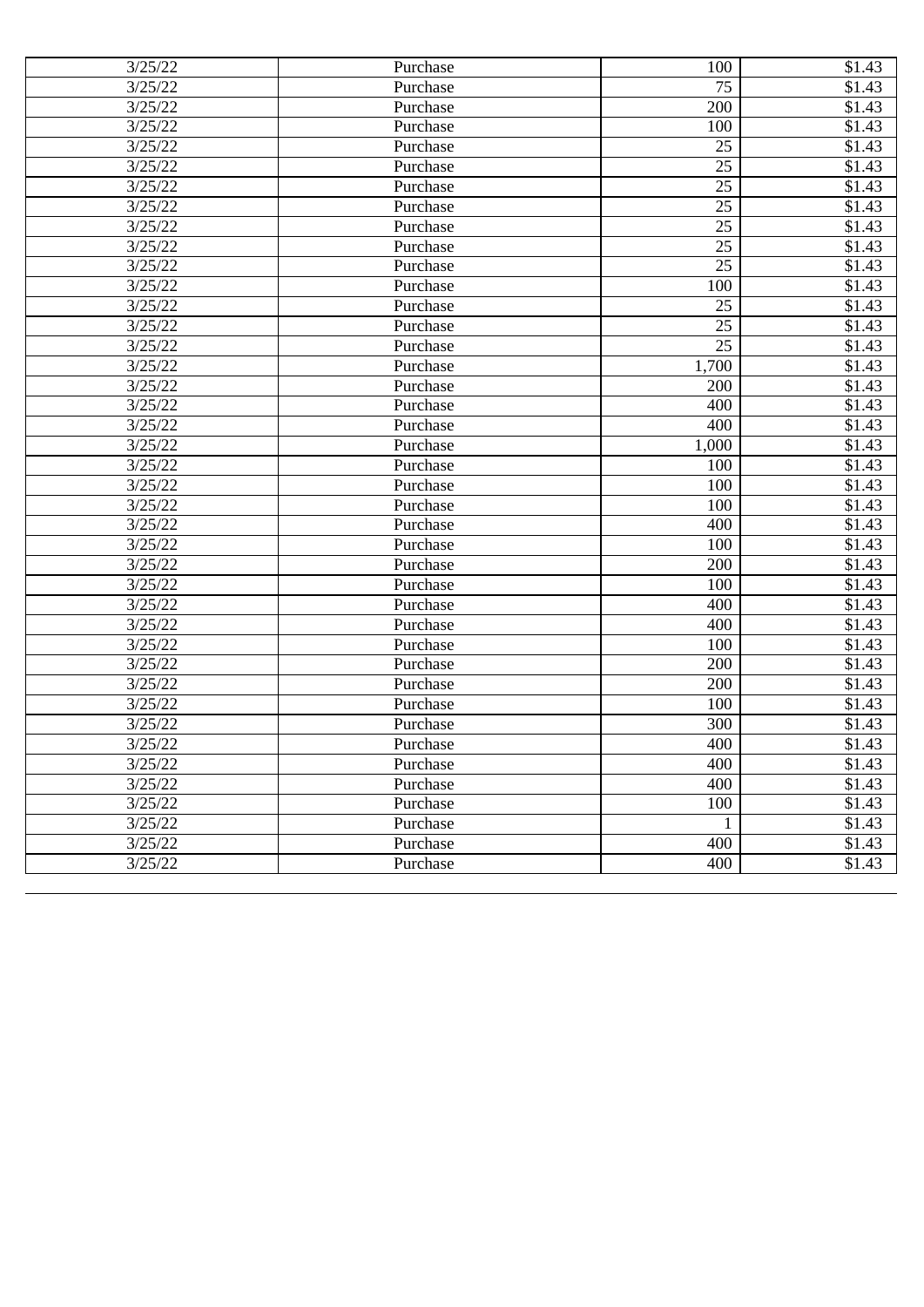| 3/25/22 | Purchase | 100 | $1.43 |
|---|---|---|---|
| 3/25/22 | Purchase | 75 | $1.43 |
| 3/25/22 | Purchase | 200 | $1.43 |
| 3/25/22 | Purchase | 100 | $1.43 |
| 3/25/22 | Purchase | 25 | $1.43 |
| 3/25/22 | Purchase | 25 | $1.43 |
| 3/25/22 | Purchase | 25 | $1.43 |
| 3/25/22 | Purchase | 25 | $1.43 |
| 3/25/22 | Purchase | 25 | $1.43 |
| 3/25/22 | Purchase | 25 | $1.43 |
| 3/25/22 | Purchase | 25 | $1.43 |
| 3/25/22 | Purchase | 100 | $1.43 |
| 3/25/22 | Purchase | 25 | $1.43 |
| 3/25/22 | Purchase | 25 | $1.43 |
| 3/25/22 | Purchase | 25 | $1.43 |
| 3/25/22 | Purchase | 1,700 | $1.43 |
| 3/25/22 | Purchase | 200 | $1.43 |
| 3/25/22 | Purchase | 400 | $1.43 |
| 3/25/22 | Purchase | 400 | $1.43 |
| 3/25/22 | Purchase | 1,000 | $1.43 |
| 3/25/22 | Purchase | 100 | $1.43 |
| 3/25/22 | Purchase | 100 | $1.43 |
| 3/25/22 | Purchase | 100 | $1.43 |
| 3/25/22 | Purchase | 400 | $1.43 |
| 3/25/22 | Purchase | 100 | $1.43 |
| 3/25/22 | Purchase | 200 | $1.43 |
| 3/25/22 | Purchase | 100 | $1.43 |
| 3/25/22 | Purchase | 400 | $1.43 |
| 3/25/22 | Purchase | 400 | $1.43 |
| 3/25/22 | Purchase | 100 | $1.43 |
| 3/25/22 | Purchase | 200 | $1.43 |
| 3/25/22 | Purchase | 200 | $1.43 |
| 3/25/22 | Purchase | 100 | $1.43 |
| 3/25/22 | Purchase | 300 | $1.43 |
| 3/25/22 | Purchase | 400 | $1.43 |
| 3/25/22 | Purchase | 400 | $1.43 |
| 3/25/22 | Purchase | 400 | $1.43 |
| 3/25/22 | Purchase | 100 | $1.43 |
| 3/25/22 | Purchase | 1 | $1.43 |
| 3/25/22 | Purchase | 400 | $1.43 |
| 3/25/22 | Purchase | 400 | $1.43 |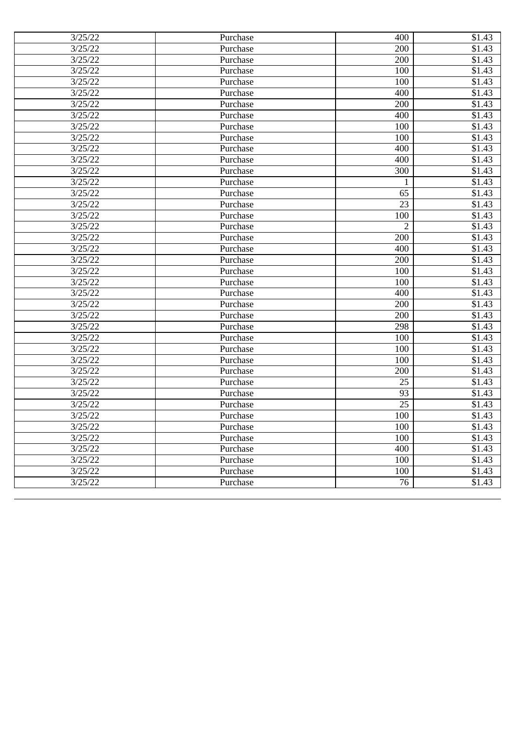| 3/25/22 | Purchase | 400 | $1.43 |
|---|---|---|---|
| 3/25/22 | Purchase | 200 | $1.43 |
| 3/25/22 | Purchase | 200 | $1.43 |
| 3/25/22 | Purchase | 100 | $1.43 |
| 3/25/22 | Purchase | 100 | $1.43 |
| 3/25/22 | Purchase | 400 | $1.43 |
| 3/25/22 | Purchase | 200 | $1.43 |
| 3/25/22 | Purchase | 400 | $1.43 |
| 3/25/22 | Purchase | 100 | $1.43 |
| 3/25/22 | Purchase | 100 | $1.43 |
| 3/25/22 | Purchase | 400 | $1.43 |
| 3/25/22 | Purchase | 400 | $1.43 |
| 3/25/22 | Purchase | 300 | $1.43 |
| 3/25/22 | Purchase | 1 | $1.43 |
| 3/25/22 | Purchase | 65 | $1.43 |
| 3/25/22 | Purchase | 23 | $1.43 |
| 3/25/22 | Purchase | 100 | $1.43 |
| 3/25/22 | Purchase | 2 | $1.43 |
| 3/25/22 | Purchase | 200 | $1.43 |
| 3/25/22 | Purchase | 400 | $1.43 |
| 3/25/22 | Purchase | 200 | $1.43 |
| 3/25/22 | Purchase | 100 | $1.43 |
| 3/25/22 | Purchase | 100 | $1.43 |
| 3/25/22 | Purchase | 400 | $1.43 |
| 3/25/22 | Purchase | 200 | $1.43 |
| 3/25/22 | Purchase | 200 | $1.43 |
| 3/25/22 | Purchase | 298 | $1.43 |
| 3/25/22 | Purchase | 100 | $1.43 |
| 3/25/22 | Purchase | 100 | $1.43 |
| 3/25/22 | Purchase | 100 | $1.43 |
| 3/25/22 | Purchase | 200 | $1.43 |
| 3/25/22 | Purchase | 25 | $1.43 |
| 3/25/22 | Purchase | 93 | $1.43 |
| 3/25/22 | Purchase | 25 | $1.43 |
| 3/25/22 | Purchase | 100 | $1.43 |
| 3/25/22 | Purchase | 100 | $1.43 |
| 3/25/22 | Purchase | 100 | $1.43 |
| 3/25/22 | Purchase | 400 | $1.43 |
| 3/25/22 | Purchase | 100 | $1.43 |
| 3/25/22 | Purchase | 100 | $1.43 |
| 3/25/22 | Purchase | 76 | $1.43 |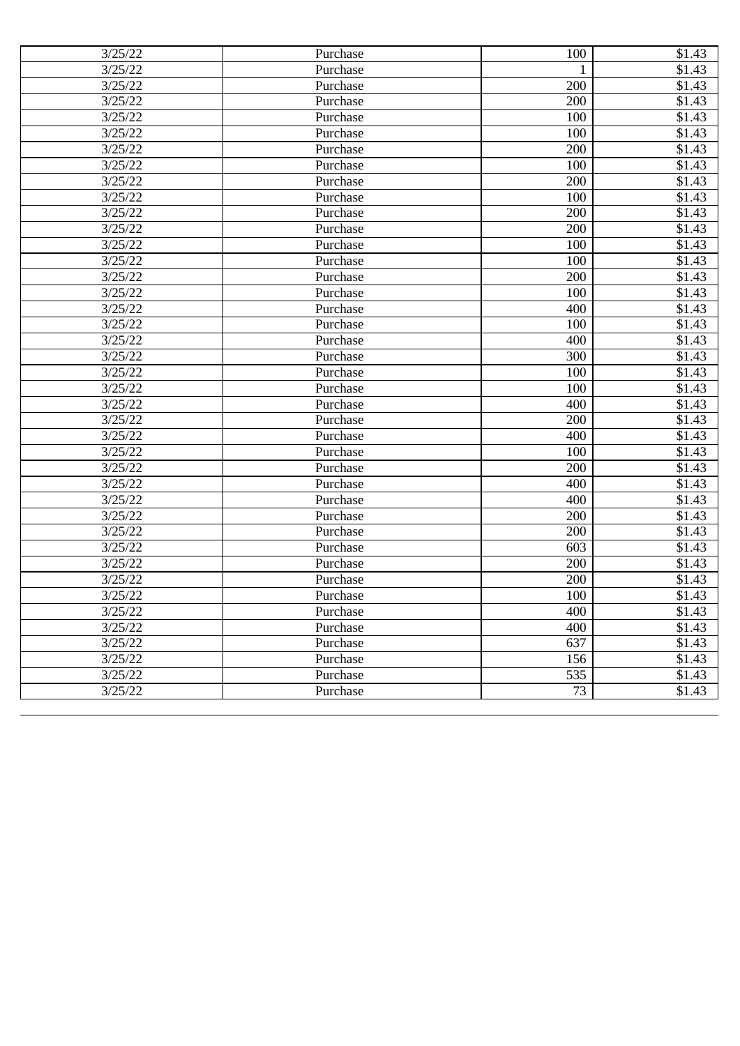| 3/25/22 | Purchase | 100 | $1.43 |
|---|---|---|---|
| 3/25/22 | Purchase | 1 | $1.43 |
| 3/25/22 | Purchase | 200 | $1.43 |
| 3/25/22 | Purchase | 200 | $1.43 |
| 3/25/22 | Purchase | 100 | $1.43 |
| 3/25/22 | Purchase | 100 | $1.43 |
| 3/25/22 | Purchase | 200 | $1.43 |
| 3/25/22 | Purchase | 100 | $1.43 |
| 3/25/22 | Purchase | 200 | $1.43 |
| 3/25/22 | Purchase | 100 | $1.43 |
| 3/25/22 | Purchase | 200 | $1.43 |
| 3/25/22 | Purchase | 200 | $1.43 |
| 3/25/22 | Purchase | 100 | $1.43 |
| 3/25/22 | Purchase | 100 | $1.43 |
| 3/25/22 | Purchase | 200 | $1.43 |
| 3/25/22 | Purchase | 100 | $1.43 |
| 3/25/22 | Purchase | 400 | $1.43 |
| 3/25/22 | Purchase | 100 | $1.43 |
| 3/25/22 | Purchase | 400 | $1.43 |
| 3/25/22 | Purchase | 300 | $1.43 |
| 3/25/22 | Purchase | 100 | $1.43 |
| 3/25/22 | Purchase | 100 | $1.43 |
| 3/25/22 | Purchase | 400 | $1.43 |
| 3/25/22 | Purchase | 200 | $1.43 |
| 3/25/22 | Purchase | 400 | $1.43 |
| 3/25/22 | Purchase | 100 | $1.43 |
| 3/25/22 | Purchase | 200 | $1.43 |
| 3/25/22 | Purchase | 400 | $1.43 |
| 3/25/22 | Purchase | 400 | $1.43 |
| 3/25/22 | Purchase | 200 | $1.43 |
| 3/25/22 | Purchase | 200 | $1.43 |
| 3/25/22 | Purchase | 603 | $1.43 |
| 3/25/22 | Purchase | 200 | $1.43 |
| 3/25/22 | Purchase | 200 | $1.43 |
| 3/25/22 | Purchase | 100 | $1.43 |
| 3/25/22 | Purchase | 400 | $1.43 |
| 3/25/22 | Purchase | 400 | $1.43 |
| 3/25/22 | Purchase | 637 | $1.43 |
| 3/25/22 | Purchase | 156 | $1.43 |
| 3/25/22 | Purchase | 535 | $1.43 |
| 3/25/22 | Purchase | 73 | $1.43 |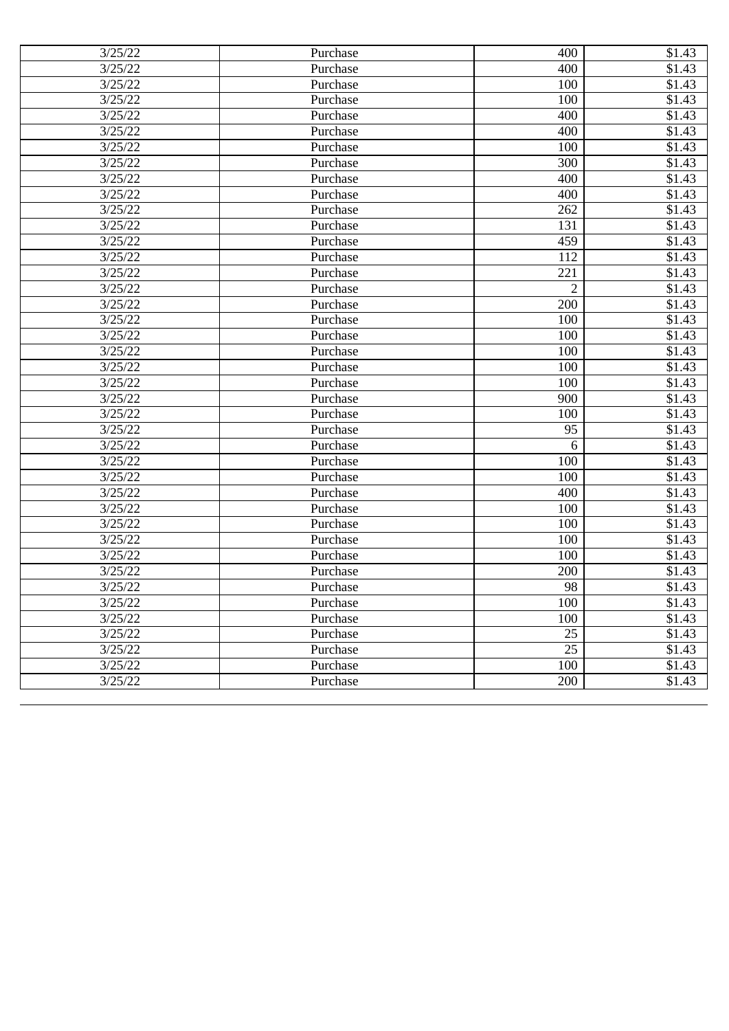| | | | |
|---|---|---|---|
| 3/25/22 | Purchase | 400 | $1.43 |
| 3/25/22 | Purchase | 400 | $1.43 |
| 3/25/22 | Purchase | 100 | $1.43 |
| 3/25/22 | Purchase | 100 | $1.43 |
| 3/25/22 | Purchase | 400 | $1.43 |
| 3/25/22 | Purchase | 400 | $1.43 |
| 3/25/22 | Purchase | 100 | $1.43 |
| 3/25/22 | Purchase | 300 | $1.43 |
| 3/25/22 | Purchase | 400 | $1.43 |
| 3/25/22 | Purchase | 400 | $1.43 |
| 3/25/22 | Purchase | 262 | $1.43 |
| 3/25/22 | Purchase | 131 | $1.43 |
| 3/25/22 | Purchase | 459 | $1.43 |
| 3/25/22 | Purchase | 112 | $1.43 |
| 3/25/22 | Purchase | 221 | $1.43 |
| 3/25/22 | Purchase | 2 | $1.43 |
| 3/25/22 | Purchase | 200 | $1.43 |
| 3/25/22 | Purchase | 100 | $1.43 |
| 3/25/22 | Purchase | 100 | $1.43 |
| 3/25/22 | Purchase | 100 | $1.43 |
| 3/25/22 | Purchase | 100 | $1.43 |
| 3/25/22 | Purchase | 100 | $1.43 |
| 3/25/22 | Purchase | 900 | $1.43 |
| 3/25/22 | Purchase | 100 | $1.43 |
| 3/25/22 | Purchase | 95 | $1.43 |
| 3/25/22 | Purchase | 6 | $1.43 |
| 3/25/22 | Purchase | 100 | $1.43 |
| 3/25/22 | Purchase | 100 | $1.43 |
| 3/25/22 | Purchase | 400 | $1.43 |
| 3/25/22 | Purchase | 100 | $1.43 |
| 3/25/22 | Purchase | 100 | $1.43 |
| 3/25/22 | Purchase | 100 | $1.43 |
| 3/25/22 | Purchase | 100 | $1.43 |
| 3/25/22 | Purchase | 200 | $1.43 |
| 3/25/22 | Purchase | 98 | $1.43 |
| 3/25/22 | Purchase | 100 | $1.43 |
| 3/25/22 | Purchase | 100 | $1.43 |
| 3/25/22 | Purchase | 25 | $1.43 |
| 3/25/22 | Purchase | 25 | $1.43 |
| 3/25/22 | Purchase | 100 | $1.43 |
| 3/25/22 | Purchase | 200 | $1.43 |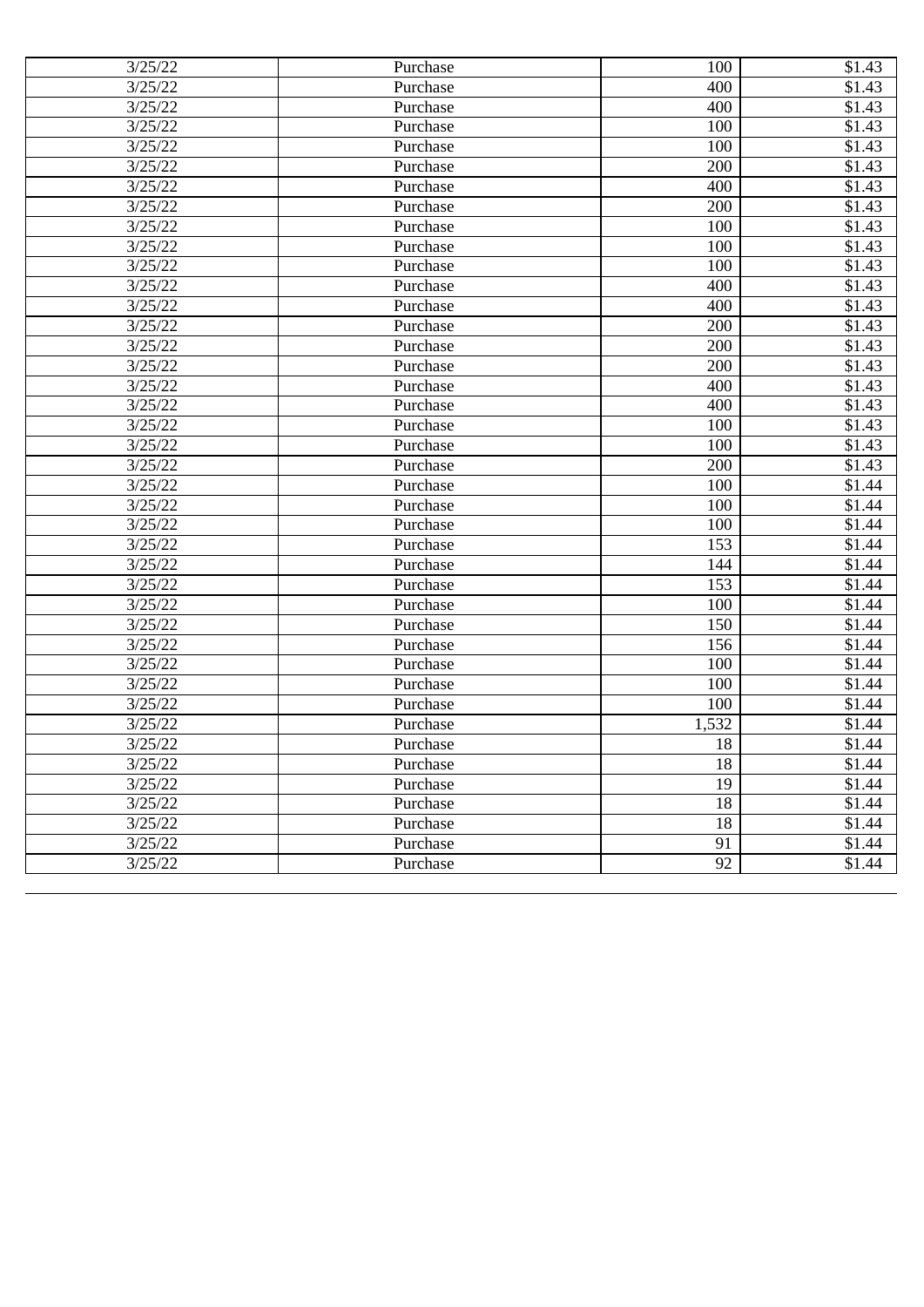| 3/25/22 | Purchase | 100 | $1.43 |
|---|---|---|---|
| 3/25/22 | Purchase | 400 | $1.43 |
| 3/25/22 | Purchase | 400 | $1.43 |
| 3/25/22 | Purchase | 100 | $1.43 |
| 3/25/22 | Purchase | 100 | $1.43 |
| 3/25/22 | Purchase | 200 | $1.43 |
| 3/25/22 | Purchase | 400 | $1.43 |
| 3/25/22 | Purchase | 200 | $1.43 |
| 3/25/22 | Purchase | 100 | $1.43 |
| 3/25/22 | Purchase | 100 | $1.43 |
| 3/25/22 | Purchase | 100 | $1.43 |
| 3/25/22 | Purchase | 400 | $1.43 |
| 3/25/22 | Purchase | 400 | $1.43 |
| 3/25/22 | Purchase | 200 | $1.43 |
| 3/25/22 | Purchase | 200 | $1.43 |
| 3/25/22 | Purchase | 200 | $1.43 |
| 3/25/22 | Purchase | 400 | $1.43 |
| 3/25/22 | Purchase | 400 | $1.43 |
| 3/25/22 | Purchase | 100 | $1.43 |
| 3/25/22 | Purchase | 100 | $1.43 |
| 3/25/22 | Purchase | 200 | $1.43 |
| 3/25/22 | Purchase | 100 | $1.44 |
| 3/25/22 | Purchase | 100 | $1.44 |
| 3/25/22 | Purchase | 100 | $1.44 |
| 3/25/22 | Purchase | 153 | $1.44 |
| 3/25/22 | Purchase | 144 | $1.44 |
| 3/25/22 | Purchase | 153 | $1.44 |
| 3/25/22 | Purchase | 100 | $1.44 |
| 3/25/22 | Purchase | 150 | $1.44 |
| 3/25/22 | Purchase | 156 | $1.44 |
| 3/25/22 | Purchase | 100 | $1.44 |
| 3/25/22 | Purchase | 100 | $1.44 |
| 3/25/22 | Purchase | 100 | $1.44 |
| 3/25/22 | Purchase | 1,532 | $1.44 |
| 3/25/22 | Purchase | 18 | $1.44 |
| 3/25/22 | Purchase | 18 | $1.44 |
| 3/25/22 | Purchase | 19 | $1.44 |
| 3/25/22 | Purchase | 18 | $1.44 |
| 3/25/22 | Purchase | 18 | $1.44 |
| 3/25/22 | Purchase | 91 | $1.44 |
| 3/25/22 | Purchase | 92 | $1.44 |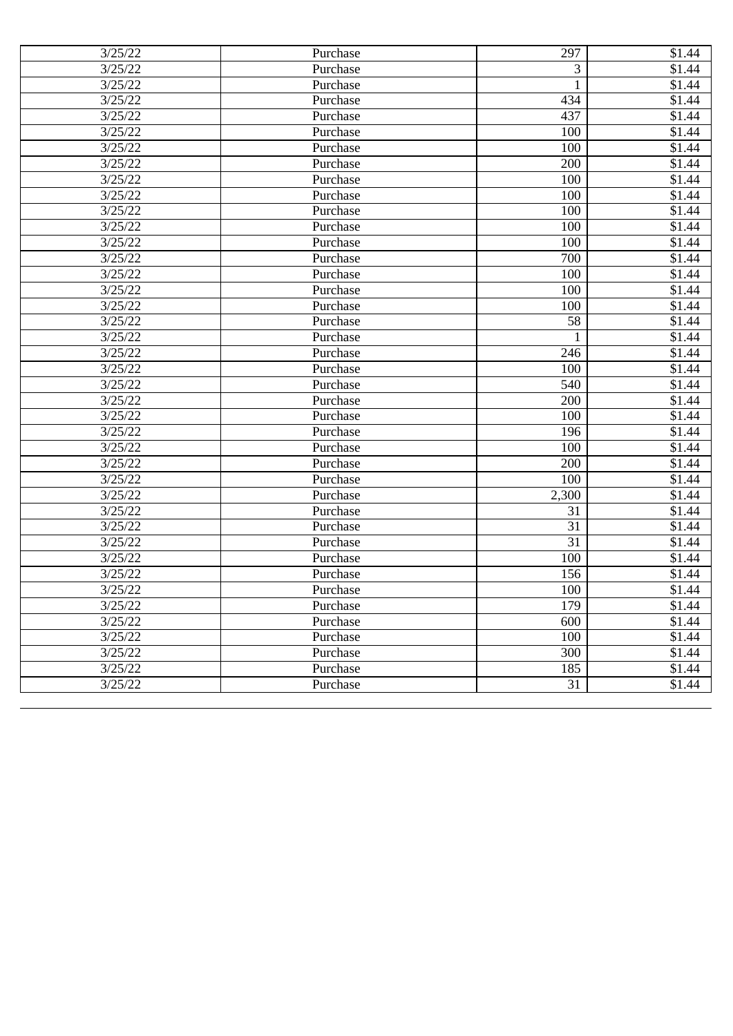| | | | |
|---|---|---|---|
| 3/25/22 | Purchase | 297 | $1.44 |
| 3/25/22 | Purchase | 3 | $1.44 |
| 3/25/22 | Purchase | 1 | $1.44 |
| 3/25/22 | Purchase | 434 | $1.44 |
| 3/25/22 | Purchase | 437 | $1.44 |
| 3/25/22 | Purchase | 100 | $1.44 |
| 3/25/22 | Purchase | 100 | $1.44 |
| 3/25/22 | Purchase | 200 | $1.44 |
| 3/25/22 | Purchase | 100 | $1.44 |
| 3/25/22 | Purchase | 100 | $1.44 |
| 3/25/22 | Purchase | 100 | $1.44 |
| 3/25/22 | Purchase | 100 | $1.44 |
| 3/25/22 | Purchase | 100 | $1.44 |
| 3/25/22 | Purchase | 700 | $1.44 |
| 3/25/22 | Purchase | 100 | $1.44 |
| 3/25/22 | Purchase | 100 | $1.44 |
| 3/25/22 | Purchase | 100 | $1.44 |
| 3/25/22 | Purchase | 58 | $1.44 |
| 3/25/22 | Purchase | 1 | $1.44 |
| 3/25/22 | Purchase | 246 | $1.44 |
| 3/25/22 | Purchase | 100 | $1.44 |
| 3/25/22 | Purchase | 540 | $1.44 |
| 3/25/22 | Purchase | 200 | $1.44 |
| 3/25/22 | Purchase | 100 | $1.44 |
| 3/25/22 | Purchase | 196 | $1.44 |
| 3/25/22 | Purchase | 100 | $1.44 |
| 3/25/22 | Purchase | 200 | $1.44 |
| 3/25/22 | Purchase | 100 | $1.44 |
| 3/25/22 | Purchase | 2,300 | $1.44 |
| 3/25/22 | Purchase | 31 | $1.44 |
| 3/25/22 | Purchase | 31 | $1.44 |
| 3/25/22 | Purchase | 31 | $1.44 |
| 3/25/22 | Purchase | 100 | $1.44 |
| 3/25/22 | Purchase | 156 | $1.44 |
| 3/25/22 | Purchase | 100 | $1.44 |
| 3/25/22 | Purchase | 179 | $1.44 |
| 3/25/22 | Purchase | 600 | $1.44 |
| 3/25/22 | Purchase | 100 | $1.44 |
| 3/25/22 | Purchase | 300 | $1.44 |
| 3/25/22 | Purchase | 185 | $1.44 |
| 3/25/22 | Purchase | 31 | $1.44 |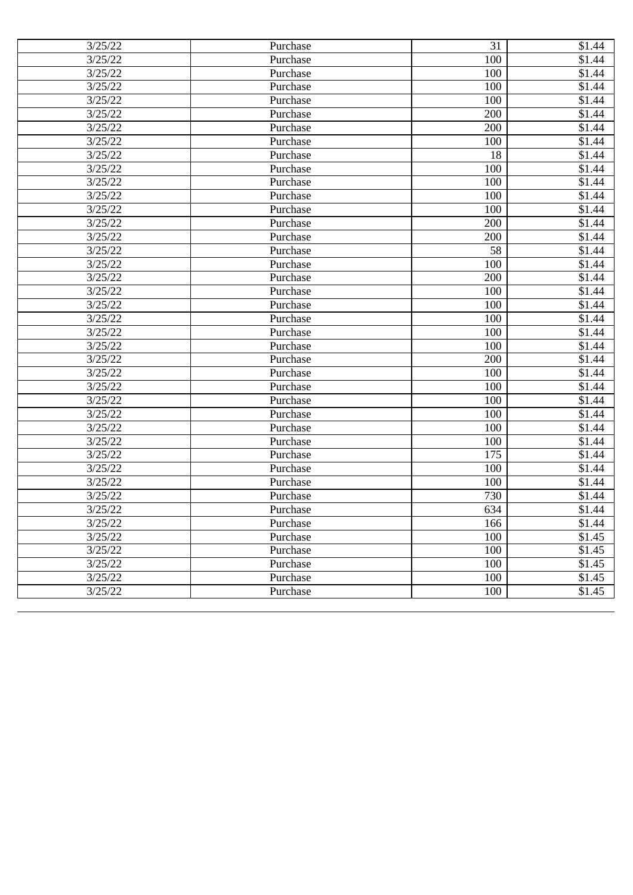| | | | |
|---|---|---|---|
| 3/25/22 | Purchase | 31 | $1.44 |
| 3/25/22 | Purchase | 100 | $1.44 |
| 3/25/22 | Purchase | 100 | $1.44 |
| 3/25/22 | Purchase | 100 | $1.44 |
| 3/25/22 | Purchase | 100 | $1.44 |
| 3/25/22 | Purchase | 200 | $1.44 |
| 3/25/22 | Purchase | 200 | $1.44 |
| 3/25/22 | Purchase | 100 | $1.44 |
| 3/25/22 | Purchase | 18 | $1.44 |
| 3/25/22 | Purchase | 100 | $1.44 |
| 3/25/22 | Purchase | 100 | $1.44 |
| 3/25/22 | Purchase | 100 | $1.44 |
| 3/25/22 | Purchase | 100 | $1.44 |
| 3/25/22 | Purchase | 200 | $1.44 |
| 3/25/22 | Purchase | 200 | $1.44 |
| 3/25/22 | Purchase | 58 | $1.44 |
| 3/25/22 | Purchase | 100 | $1.44 |
| 3/25/22 | Purchase | 200 | $1.44 |
| 3/25/22 | Purchase | 100 | $1.44 |
| 3/25/22 | Purchase | 100 | $1.44 |
| 3/25/22 | Purchase | 100 | $1.44 |
| 3/25/22 | Purchase | 100 | $1.44 |
| 3/25/22 | Purchase | 100 | $1.44 |
| 3/25/22 | Purchase | 200 | $1.44 |
| 3/25/22 | Purchase | 100 | $1.44 |
| 3/25/22 | Purchase | 100 | $1.44 |
| 3/25/22 | Purchase | 100 | $1.44 |
| 3/25/22 | Purchase | 100 | $1.44 |
| 3/25/22 | Purchase | 100 | $1.44 |
| 3/25/22 | Purchase | 100 | $1.44 |
| 3/25/22 | Purchase | 175 | $1.44 |
| 3/25/22 | Purchase | 100 | $1.44 |
| 3/25/22 | Purchase | 100 | $1.44 |
| 3/25/22 | Purchase | 730 | $1.44 |
| 3/25/22 | Purchase | 634 | $1.44 |
| 3/25/22 | Purchase | 166 | $1.44 |
| 3/25/22 | Purchase | 100 | $1.45 |
| 3/25/22 | Purchase | 100 | $1.45 |
| 3/25/22 | Purchase | 100 | $1.45 |
| 3/25/22 | Purchase | 100 | $1.45 |
| 3/25/22 | Purchase | 100 | $1.45 |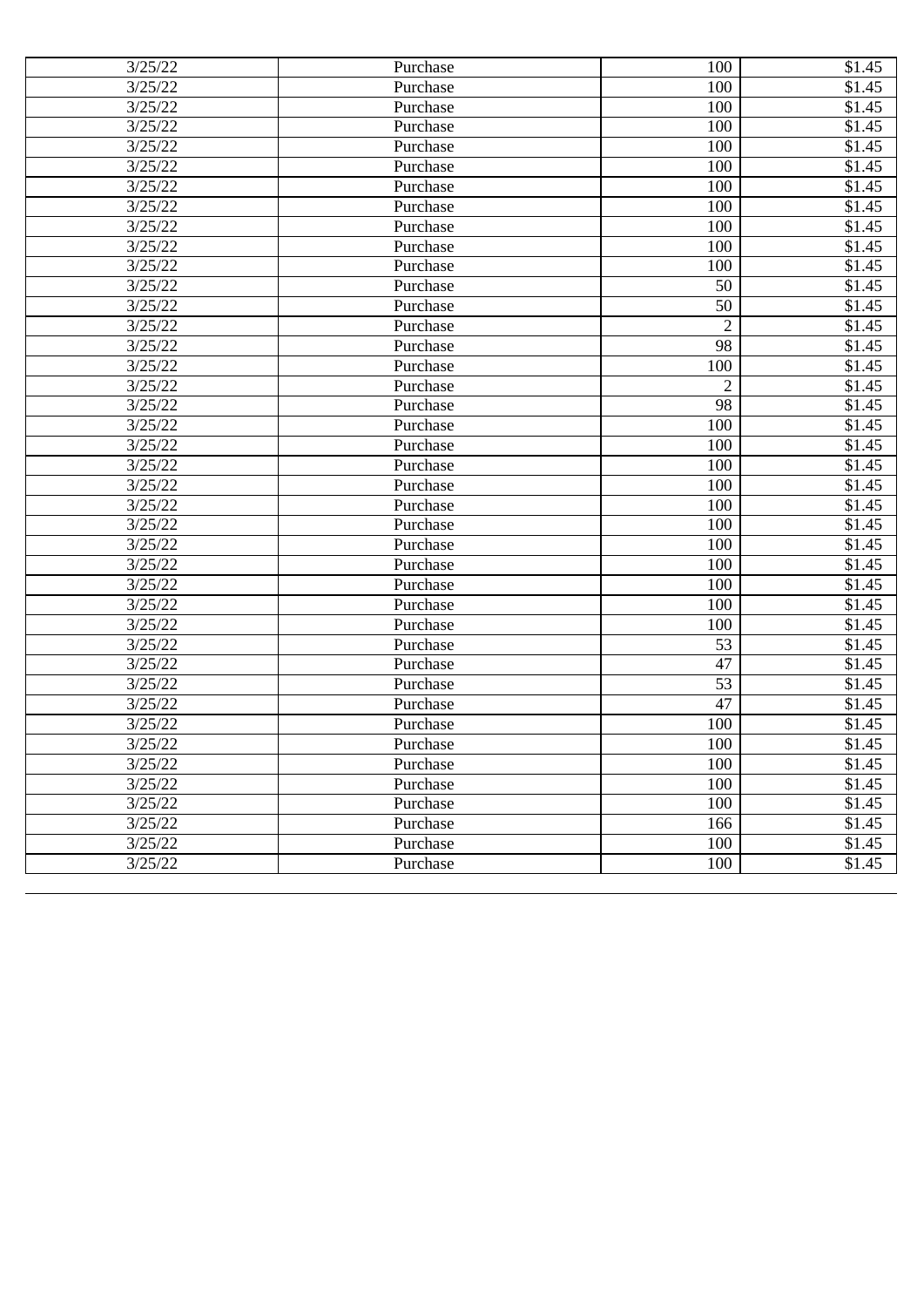| | | | |
|---|---|---|---|
| 3/25/22 | Purchase | 100 | $1.45 |
| 3/25/22 | Purchase | 100 | $1.45 |
| 3/25/22 | Purchase | 100 | $1.45 |
| 3/25/22 | Purchase | 100 | $1.45 |
| 3/25/22 | Purchase | 100 | $1.45 |
| 3/25/22 | Purchase | 100 | $1.45 |
| 3/25/22 | Purchase | 100 | $1.45 |
| 3/25/22 | Purchase | 100 | $1.45 |
| 3/25/22 | Purchase | 100 | $1.45 |
| 3/25/22 | Purchase | 100 | $1.45 |
| 3/25/22 | Purchase | 100 | $1.45 |
| 3/25/22 | Purchase | 50 | $1.45 |
| 3/25/22 | Purchase | 50 | $1.45 |
| 3/25/22 | Purchase | 2 | $1.45 |
| 3/25/22 | Purchase | 98 | $1.45 |
| 3/25/22 | Purchase | 100 | $1.45 |
| 3/25/22 | Purchase | 2 | $1.45 |
| 3/25/22 | Purchase | 98 | $1.45 |
| 3/25/22 | Purchase | 100 | $1.45 |
| 3/25/22 | Purchase | 100 | $1.45 |
| 3/25/22 | Purchase | 100 | $1.45 |
| 3/25/22 | Purchase | 100 | $1.45 |
| 3/25/22 | Purchase | 100 | $1.45 |
| 3/25/22 | Purchase | 100 | $1.45 |
| 3/25/22 | Purchase | 100 | $1.45 |
| 3/25/22 | Purchase | 100 | $1.45 |
| 3/25/22 | Purchase | 100 | $1.45 |
| 3/25/22 | Purchase | 100 | $1.45 |
| 3/25/22 | Purchase | 100 | $1.45 |
| 3/25/22 | Purchase | 53 | $1.45 |
| 3/25/22 | Purchase | 47 | $1.45 |
| 3/25/22 | Purchase | 53 | $1.45 |
| 3/25/22 | Purchase | 47 | $1.45 |
| 3/25/22 | Purchase | 100 | $1.45 |
| 3/25/22 | Purchase | 100 | $1.45 |
| 3/25/22 | Purchase | 100 | $1.45 |
| 3/25/22 | Purchase | 100 | $1.45 |
| 3/25/22 | Purchase | 100 | $1.45 |
| 3/25/22 | Purchase | 166 | $1.45 |
| 3/25/22 | Purchase | 100 | $1.45 |
| 3/25/22 | Purchase | 100 | $1.45 |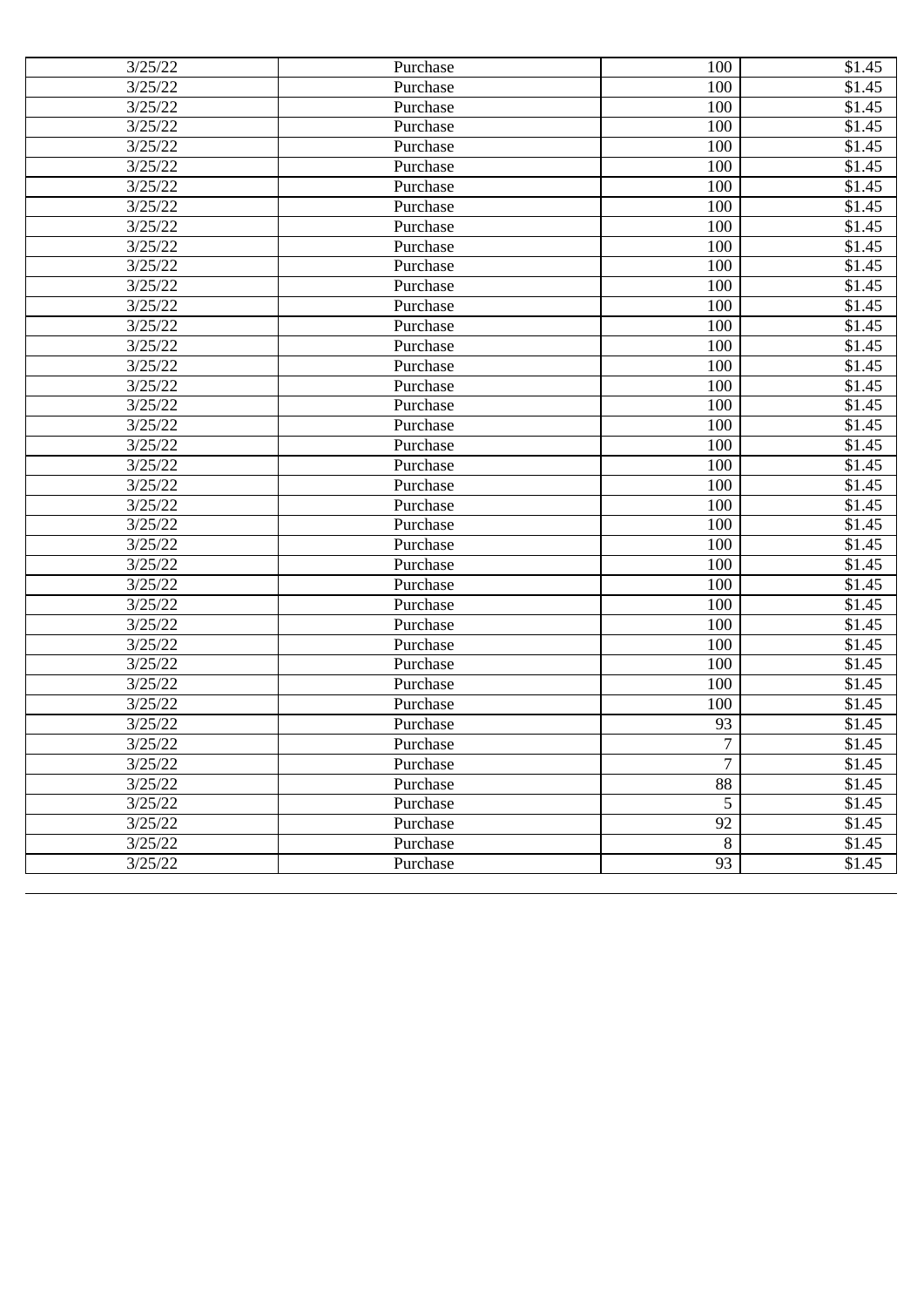| 3/25/22 | Purchase | 100 | $1.45 |
|---|---|---|---|
| 3/25/22 | Purchase | 100 | $1.45 |
| 3/25/22 | Purchase | 100 | $1.45 |
| 3/25/22 | Purchase | 100 | $1.45 |
| 3/25/22 | Purchase | 100 | $1.45 |
| 3/25/22 | Purchase | 100 | $1.45 |
| 3/25/22 | Purchase | 100 | $1.45 |
| 3/25/22 | Purchase | 100 | $1.45 |
| 3/25/22 | Purchase | 100 | $1.45 |
| 3/25/22 | Purchase | 100 | $1.45 |
| 3/25/22 | Purchase | 100 | $1.45 |
| 3/25/22 | Purchase | 100 | $1.45 |
| 3/25/22 | Purchase | 100 | $1.45 |
| 3/25/22 | Purchase | 100 | $1.45 |
| 3/25/22 | Purchase | 100 | $1.45 |
| 3/25/22 | Purchase | 100 | $1.45 |
| 3/25/22 | Purchase | 100 | $1.45 |
| 3/25/22 | Purchase | 100 | $1.45 |
| 3/25/22 | Purchase | 100 | $1.45 |
| 3/25/22 | Purchase | 100 | $1.45 |
| 3/25/22 | Purchase | 100 | $1.45 |
| 3/25/22 | Purchase | 100 | $1.45 |
| 3/25/22 | Purchase | 100 | $1.45 |
| 3/25/22 | Purchase | 100 | $1.45 |
| 3/25/22 | Purchase | 100 | $1.45 |
| 3/25/22 | Purchase | 100 | $1.45 |
| 3/25/22 | Purchase | 100 | $1.45 |
| 3/25/22 | Purchase | 100 | $1.45 |
| 3/25/22 | Purchase | 100 | $1.45 |
| 3/25/22 | Purchase | 100 | $1.45 |
| 3/25/22 | Purchase | 100 | $1.45 |
| 3/25/22 | Purchase | 100 | $1.45 |
| 3/25/22 | Purchase | 100 | $1.45 |
| 3/25/22 | Purchase | 93 | $1.45 |
| 3/25/22 | Purchase | 7 | $1.45 |
| 3/25/22 | Purchase | 7 | $1.45 |
| 3/25/22 | Purchase | 88 | $1.45 |
| 3/25/22 | Purchase | 5 | $1.45 |
| 3/25/22 | Purchase | 92 | $1.45 |
| 3/25/22 | Purchase | 8 | $1.45 |
| 3/25/22 | Purchase | 93 | $1.45 |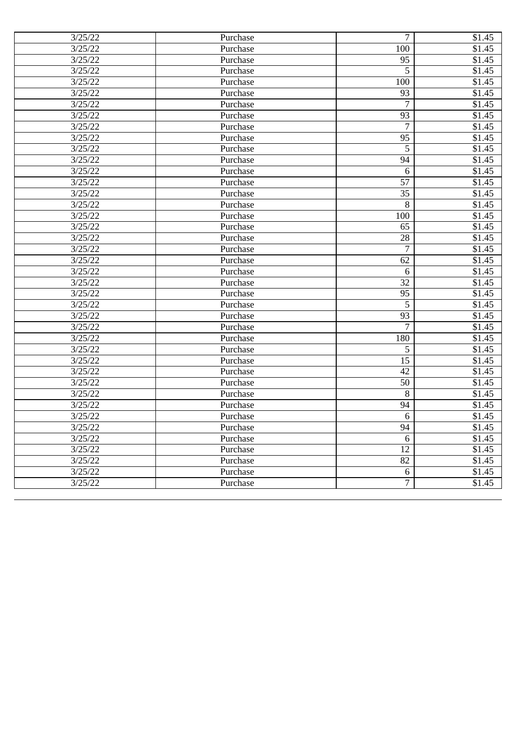| | | | |
|---|---|---|---|
| 3/25/22 | Purchase | 7 | $1.45 |
| 3/25/22 | Purchase | 100 | $1.45 |
| 3/25/22 | Purchase | 95 | $1.45 |
| 3/25/22 | Purchase | 5 | $1.45 |
| 3/25/22 | Purchase | 100 | $1.45 |
| 3/25/22 | Purchase | 93 | $1.45 |
| 3/25/22 | Purchase | 7 | $1.45 |
| 3/25/22 | Purchase | 93 | $1.45 |
| 3/25/22 | Purchase | 7 | $1.45 |
| 3/25/22 | Purchase | 95 | $1.45 |
| 3/25/22 | Purchase | 5 | $1.45 |
| 3/25/22 | Purchase | 94 | $1.45 |
| 3/25/22 | Purchase | 6 | $1.45 |
| 3/25/22 | Purchase | 57 | $1.45 |
| 3/25/22 | Purchase | 35 | $1.45 |
| 3/25/22 | Purchase | 8 | $1.45 |
| 3/25/22 | Purchase | 100 | $1.45 |
| 3/25/22 | Purchase | 65 | $1.45 |
| 3/25/22 | Purchase | 28 | $1.45 |
| 3/25/22 | Purchase | 7 | $1.45 |
| 3/25/22 | Purchase | 62 | $1.45 |
| 3/25/22 | Purchase | 6 | $1.45 |
| 3/25/22 | Purchase | 32 | $1.45 |
| 3/25/22 | Purchase | 95 | $1.45 |
| 3/25/22 | Purchase | 5 | $1.45 |
| 3/25/22 | Purchase | 93 | $1.45 |
| 3/25/22 | Purchase | 7 | $1.45 |
| 3/25/22 | Purchase | 180 | $1.45 |
| 3/25/22 | Purchase | 5 | $1.45 |
| 3/25/22 | Purchase | 15 | $1.45 |
| 3/25/22 | Purchase | 42 | $1.45 |
| 3/25/22 | Purchase | 50 | $1.45 |
| 3/25/22 | Purchase | 8 | $1.45 |
| 3/25/22 | Purchase | 94 | $1.45 |
| 3/25/22 | Purchase | 6 | $1.45 |
| 3/25/22 | Purchase | 94 | $1.45 |
| 3/25/22 | Purchase | 6 | $1.45 |
| 3/25/22 | Purchase | 12 | $1.45 |
| 3/25/22 | Purchase | 82 | $1.45 |
| 3/25/22 | Purchase | 6 | $1.45 |
| 3/25/22 | Purchase | 7 | $1.45 |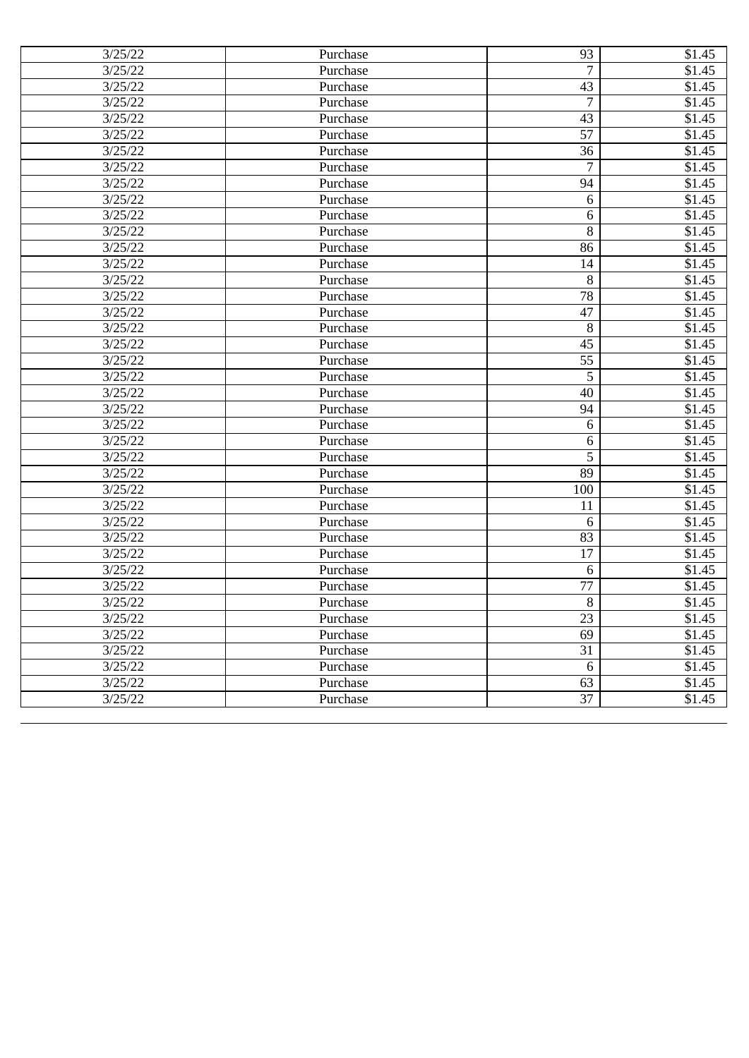| | | | |
|---|---|---|---|
| 3/25/22 | Purchase | 93 | $1.45 |
| 3/25/22 | Purchase | 7 | $1.45 |
| 3/25/22 | Purchase | 43 | $1.45 |
| 3/25/22 | Purchase | 7 | $1.45 |
| 3/25/22 | Purchase | 43 | $1.45 |
| 3/25/22 | Purchase | 57 | $1.45 |
| 3/25/22 | Purchase | 36 | $1.45 |
| 3/25/22 | Purchase | 7 | $1.45 |
| 3/25/22 | Purchase | 94 | $1.45 |
| 3/25/22 | Purchase | 6 | $1.45 |
| 3/25/22 | Purchase | 6 | $1.45 |
| 3/25/22 | Purchase | 8 | $1.45 |
| 3/25/22 | Purchase | 86 | $1.45 |
| 3/25/22 | Purchase | 14 | $1.45 |
| 3/25/22 | Purchase | 8 | $1.45 |
| 3/25/22 | Purchase | 78 | $1.45 |
| 3/25/22 | Purchase | 47 | $1.45 |
| 3/25/22 | Purchase | 8 | $1.45 |
| 3/25/22 | Purchase | 45 | $1.45 |
| 3/25/22 | Purchase | 55 | $1.45 |
| 3/25/22 | Purchase | 5 | $1.45 |
| 3/25/22 | Purchase | 40 | $1.45 |
| 3/25/22 | Purchase | 94 | $1.45 |
| 3/25/22 | Purchase | 6 | $1.45 |
| 3/25/22 | Purchase | 6 | $1.45 |
| 3/25/22 | Purchase | 5 | $1.45 |
| 3/25/22 | Purchase | 89 | $1.45 |
| 3/25/22 | Purchase | 100 | $1.45 |
| 3/25/22 | Purchase | 11 | $1.45 |
| 3/25/22 | Purchase | 6 | $1.45 |
| 3/25/22 | Purchase | 83 | $1.45 |
| 3/25/22 | Purchase | 17 | $1.45 |
| 3/25/22 | Purchase | 6 | $1.45 |
| 3/25/22 | Purchase | 77 | $1.45 |
| 3/25/22 | Purchase | 8 | $1.45 |
| 3/25/22 | Purchase | 23 | $1.45 |
| 3/25/22 | Purchase | 69 | $1.45 |
| 3/25/22 | Purchase | 31 | $1.45 |
| 3/25/22 | Purchase | 6 | $1.45 |
| 3/25/22 | Purchase | 63 | $1.45 |
| 3/25/22 | Purchase | 37 | $1.45 |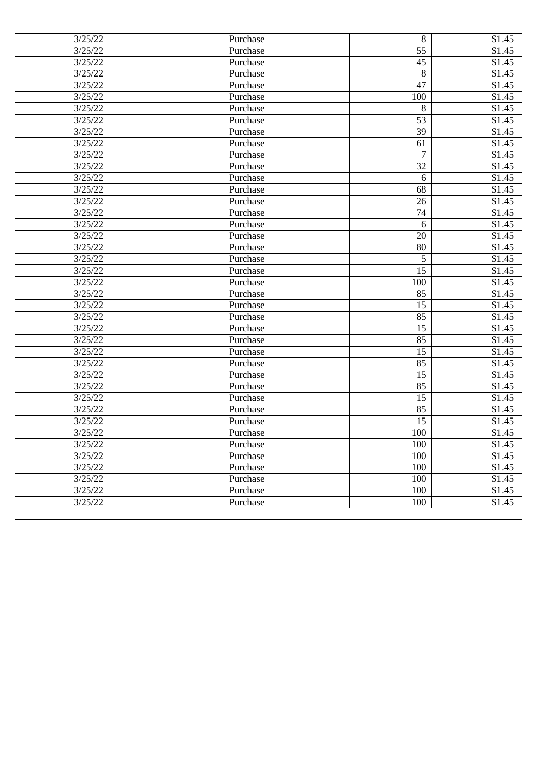| | | | |
|---|---|---|---|
| 3/25/22 | Purchase | 8 | $1.45 |
| 3/25/22 | Purchase | 55 | $1.45 |
| 3/25/22 | Purchase | 45 | $1.45 |
| 3/25/22 | Purchase | 8 | $1.45 |
| 3/25/22 | Purchase | 47 | $1.45 |
| 3/25/22 | Purchase | 100 | $1.45 |
| 3/25/22 | Purchase | 8 | $1.45 |
| 3/25/22 | Purchase | 53 | $1.45 |
| 3/25/22 | Purchase | 39 | $1.45 |
| 3/25/22 | Purchase | 61 | $1.45 |
| 3/25/22 | Purchase | 7 | $1.45 |
| 3/25/22 | Purchase | 32 | $1.45 |
| 3/25/22 | Purchase | 6 | $1.45 |
| 3/25/22 | Purchase | 68 | $1.45 |
| 3/25/22 | Purchase | 26 | $1.45 |
| 3/25/22 | Purchase | 74 | $1.45 |
| 3/25/22 | Purchase | 6 | $1.45 |
| 3/25/22 | Purchase | 20 | $1.45 |
| 3/25/22 | Purchase | 80 | $1.45 |
| 3/25/22 | Purchase | 5 | $1.45 |
| 3/25/22 | Purchase | 15 | $1.45 |
| 3/25/22 | Purchase | 100 | $1.45 |
| 3/25/22 | Purchase | 85 | $1.45 |
| 3/25/22 | Purchase | 15 | $1.45 |
| 3/25/22 | Purchase | 85 | $1.45 |
| 3/25/22 | Purchase | 15 | $1.45 |
| 3/25/22 | Purchase | 85 | $1.45 |
| 3/25/22 | Purchase | 15 | $1.45 |
| 3/25/22 | Purchase | 85 | $1.45 |
| 3/25/22 | Purchase | 15 | $1.45 |
| 3/25/22 | Purchase | 85 | $1.45 |
| 3/25/22 | Purchase | 15 | $1.45 |
| 3/25/22 | Purchase | 85 | $1.45 |
| 3/25/22 | Purchase | 15 | $1.45 |
| 3/25/22 | Purchase | 100 | $1.45 |
| 3/25/22 | Purchase | 100 | $1.45 |
| 3/25/22 | Purchase | 100 | $1.45 |
| 3/25/22 | Purchase | 100 | $1.45 |
| 3/25/22 | Purchase | 100 | $1.45 |
| 3/25/22 | Purchase | 100 | $1.45 |
| 3/25/22 | Purchase | 100 | $1.45 |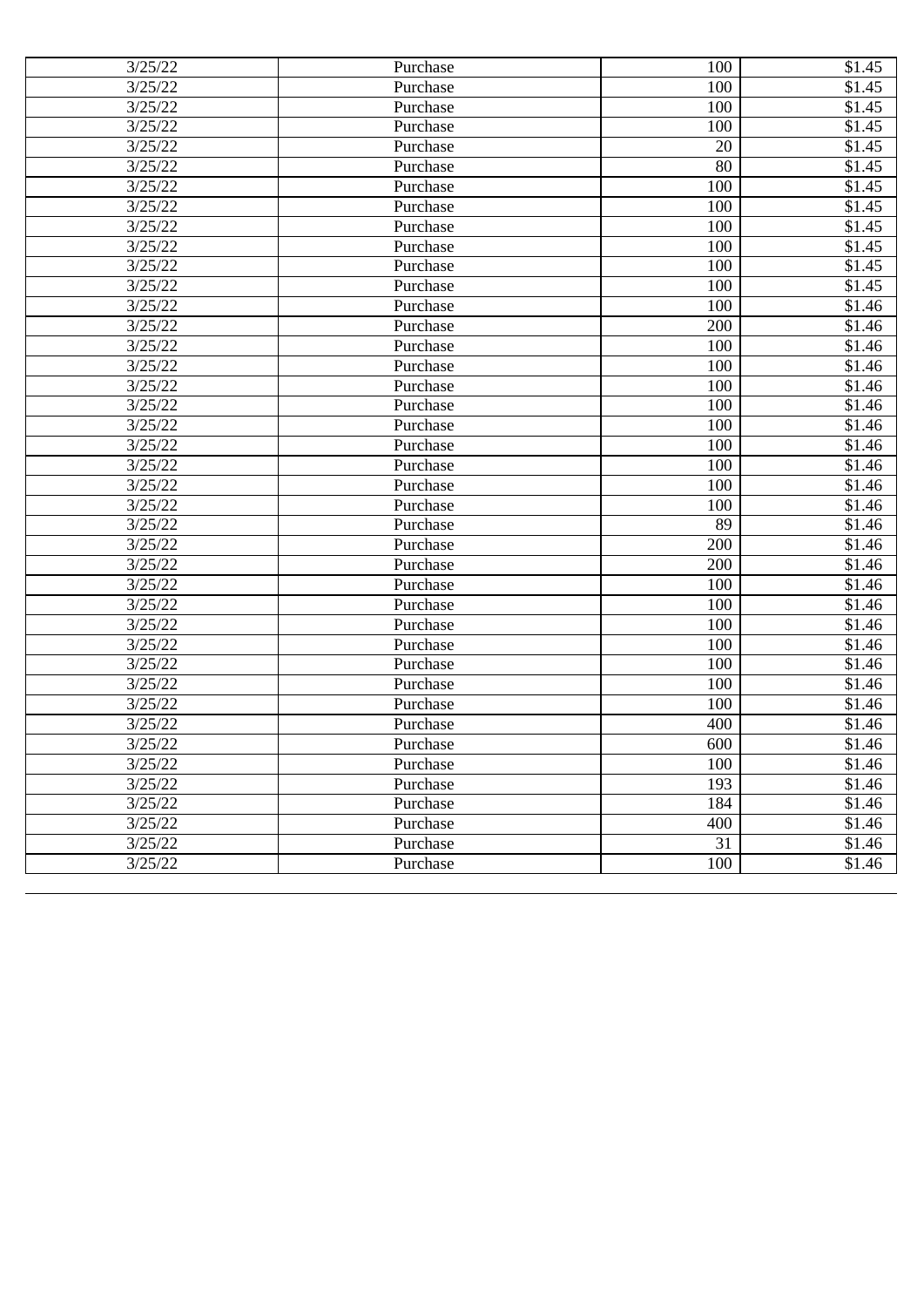| 3/25/22 | Purchase | 100 | $1.45 |
| --- | --- | --- | --- |
| 3/25/22 | Purchase | 100 | $1.45 |
| 3/25/22 | Purchase | 100 | $1.45 |
| 3/25/22 | Purchase | 100 | $1.45 |
| 3/25/22 | Purchase | 20 | $1.45 |
| 3/25/22 | Purchase | 80 | $1.45 |
| 3/25/22 | Purchase | 100 | $1.45 |
| 3/25/22 | Purchase | 100 | $1.45 |
| 3/25/22 | Purchase | 100 | $1.45 |
| 3/25/22 | Purchase | 100 | $1.45 |
| 3/25/22 | Purchase | 100 | $1.45 |
| 3/25/22 | Purchase | 100 | $1.45 |
| 3/25/22 | Purchase | 100 | $1.46 |
| 3/25/22 | Purchase | 200 | $1.46 |
| 3/25/22 | Purchase | 100 | $1.46 |
| 3/25/22 | Purchase | 100 | $1.46 |
| 3/25/22 | Purchase | 100 | $1.46 |
| 3/25/22 | Purchase | 100 | $1.46 |
| 3/25/22 | Purchase | 100 | $1.46 |
| 3/25/22 | Purchase | 100 | $1.46 |
| 3/25/22 | Purchase | 100 | $1.46 |
| 3/25/22 | Purchase | 100 | $1.46 |
| 3/25/22 | Purchase | 100 | $1.46 |
| 3/25/22 | Purchase | 89 | $1.46 |
| 3/25/22 | Purchase | 200 | $1.46 |
| 3/25/22 | Purchase | 200 | $1.46 |
| 3/25/22 | Purchase | 100 | $1.46 |
| 3/25/22 | Purchase | 100 | $1.46 |
| 3/25/22 | Purchase | 100 | $1.46 |
| 3/25/22 | Purchase | 100 | $1.46 |
| 3/25/22 | Purchase | 100 | $1.46 |
| 3/25/22 | Purchase | 100 | $1.46 |
| 3/25/22 | Purchase | 100 | $1.46 |
| 3/25/22 | Purchase | 400 | $1.46 |
| 3/25/22 | Purchase | 600 | $1.46 |
| 3/25/22 | Purchase | 100 | $1.46 |
| 3/25/22 | Purchase | 193 | $1.46 |
| 3/25/22 | Purchase | 184 | $1.46 |
| 3/25/22 | Purchase | 400 | $1.46 |
| 3/25/22 | Purchase | 31 | $1.46 |
| 3/25/22 | Purchase | 100 | $1.46 |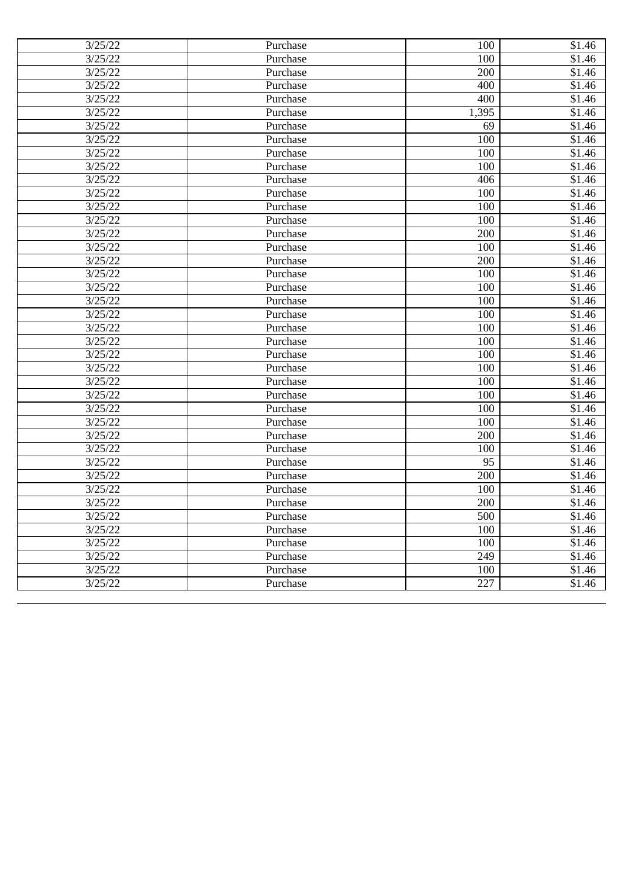| 3/25/22 | Purchase | 100 | $1.46 |
|---|---|---|---|
| 3/25/22 | Purchase | 100 | $1.46 |
| 3/25/22 | Purchase | 200 | $1.46 |
| 3/25/22 | Purchase | 400 | $1.46 |
| 3/25/22 | Purchase | 400 | $1.46 |
| 3/25/22 | Purchase | 1,395 | $1.46 |
| 3/25/22 | Purchase | 69 | $1.46 |
| 3/25/22 | Purchase | 100 | $1.46 |
| 3/25/22 | Purchase | 100 | $1.46 |
| 3/25/22 | Purchase | 100 | $1.46 |
| 3/25/22 | Purchase | 406 | $1.46 |
| 3/25/22 | Purchase | 100 | $1.46 |
| 3/25/22 | Purchase | 100 | $1.46 |
| 3/25/22 | Purchase | 100 | $1.46 |
| 3/25/22 | Purchase | 200 | $1.46 |
| 3/25/22 | Purchase | 100 | $1.46 |
| 3/25/22 | Purchase | 200 | $1.46 |
| 3/25/22 | Purchase | 100 | $1.46 |
| 3/25/22 | Purchase | 100 | $1.46 |
| 3/25/22 | Purchase | 100 | $1.46 |
| 3/25/22 | Purchase | 100 | $1.46 |
| 3/25/22 | Purchase | 100 | $1.46 |
| 3/25/22 | Purchase | 100 | $1.46 |
| 3/25/22 | Purchase | 100 | $1.46 |
| 3/25/22 | Purchase | 100 | $1.46 |
| 3/25/22 | Purchase | 100 | $1.46 |
| 3/25/22 | Purchase | 100 | $1.46 |
| 3/25/22 | Purchase | 100 | $1.46 |
| 3/25/22 | Purchase | 100 | $1.46 |
| 3/25/22 | Purchase | 200 | $1.46 |
| 3/25/22 | Purchase | 100 | $1.46 |
| 3/25/22 | Purchase | 95 | $1.46 |
| 3/25/22 | Purchase | 200 | $1.46 |
| 3/25/22 | Purchase | 100 | $1.46 |
| 3/25/22 | Purchase | 200 | $1.46 |
| 3/25/22 | Purchase | 500 | $1.46 |
| 3/25/22 | Purchase | 100 | $1.46 |
| 3/25/22 | Purchase | 100 | $1.46 |
| 3/25/22 | Purchase | 249 | $1.46 |
| 3/25/22 | Purchase | 100 | $1.46 |
| 3/25/22 | Purchase | 227 | $1.46 |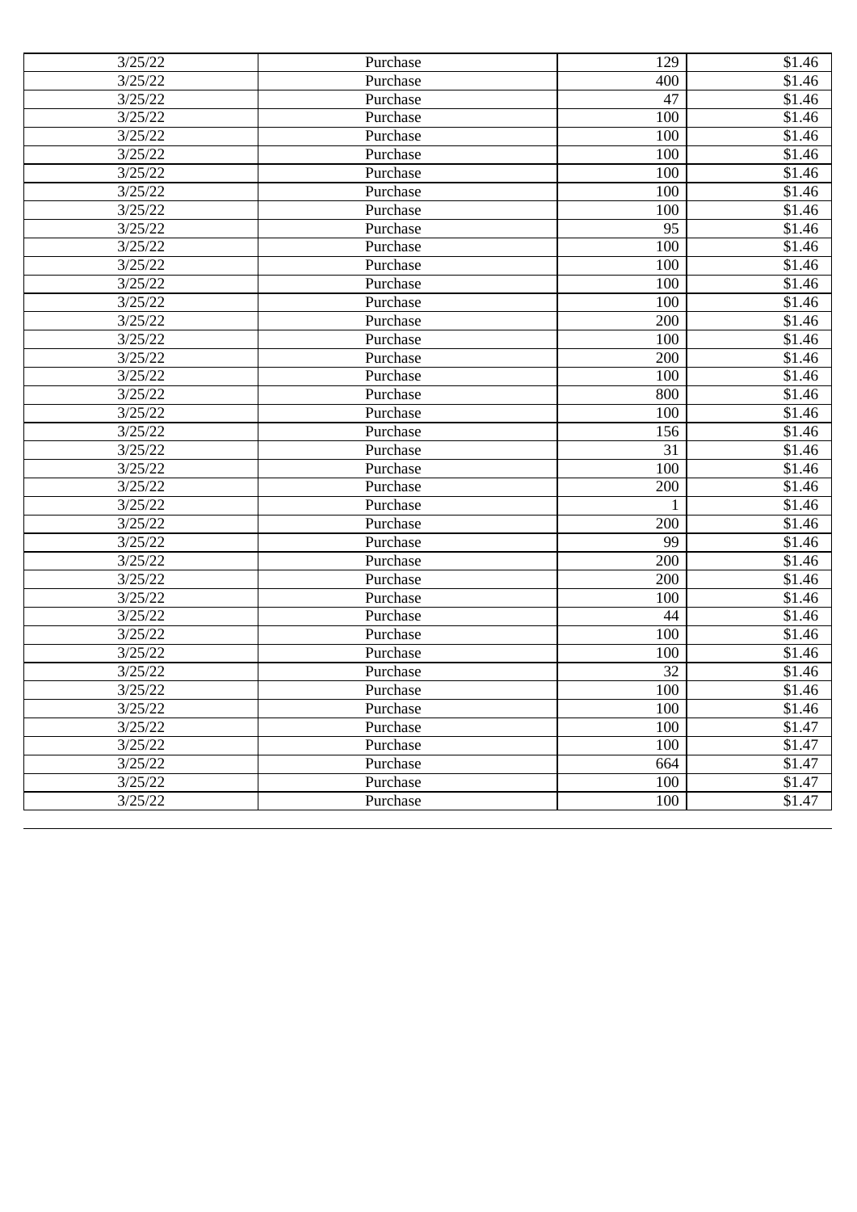| 3/25/22 | Purchase | 129 | $1.46 |
|---|---|---|---|
| 3/25/22 | Purchase | 400 | $1.46 |
| 3/25/22 | Purchase | 47 | $1.46 |
| 3/25/22 | Purchase | 100 | $1.46 |
| 3/25/22 | Purchase | 100 | $1.46 |
| 3/25/22 | Purchase | 100 | $1.46 |
| 3/25/22 | Purchase | 100 | $1.46 |
| 3/25/22 | Purchase | 100 | $1.46 |
| 3/25/22 | Purchase | 100 | $1.46 |
| 3/25/22 | Purchase | 95 | $1.46 |
| 3/25/22 | Purchase | 100 | $1.46 |
| 3/25/22 | Purchase | 100 | $1.46 |
| 3/25/22 | Purchase | 100 | $1.46 |
| 3/25/22 | Purchase | 100 | $1.46 |
| 3/25/22 | Purchase | 200 | $1.46 |
| 3/25/22 | Purchase | 100 | $1.46 |
| 3/25/22 | Purchase | 200 | $1.46 |
| 3/25/22 | Purchase | 100 | $1.46 |
| 3/25/22 | Purchase | 800 | $1.46 |
| 3/25/22 | Purchase | 100 | $1.46 |
| 3/25/22 | Purchase | 156 | $1.46 |
| 3/25/22 | Purchase | 31 | $1.46 |
| 3/25/22 | Purchase | 100 | $1.46 |
| 3/25/22 | Purchase | 200 | $1.46 |
| 3/25/22 | Purchase | 1 | $1.46 |
| 3/25/22 | Purchase | 200 | $1.46 |
| 3/25/22 | Purchase | 99 | $1.46 |
| 3/25/22 | Purchase | 200 | $1.46 |
| 3/25/22 | Purchase | 200 | $1.46 |
| 3/25/22 | Purchase | 100 | $1.46 |
| 3/25/22 | Purchase | 44 | $1.46 |
| 3/25/22 | Purchase | 100 | $1.46 |
| 3/25/22 | Purchase | 100 | $1.46 |
| 3/25/22 | Purchase | 32 | $1.46 |
| 3/25/22 | Purchase | 100 | $1.46 |
| 3/25/22 | Purchase | 100 | $1.46 |
| 3/25/22 | Purchase | 100 | $1.47 |
| 3/25/22 | Purchase | 100 | $1.47 |
| 3/25/22 | Purchase | 664 | $1.47 |
| 3/25/22 | Purchase | 100 | $1.47 |
| 3/25/22 | Purchase | 100 | $1.47 |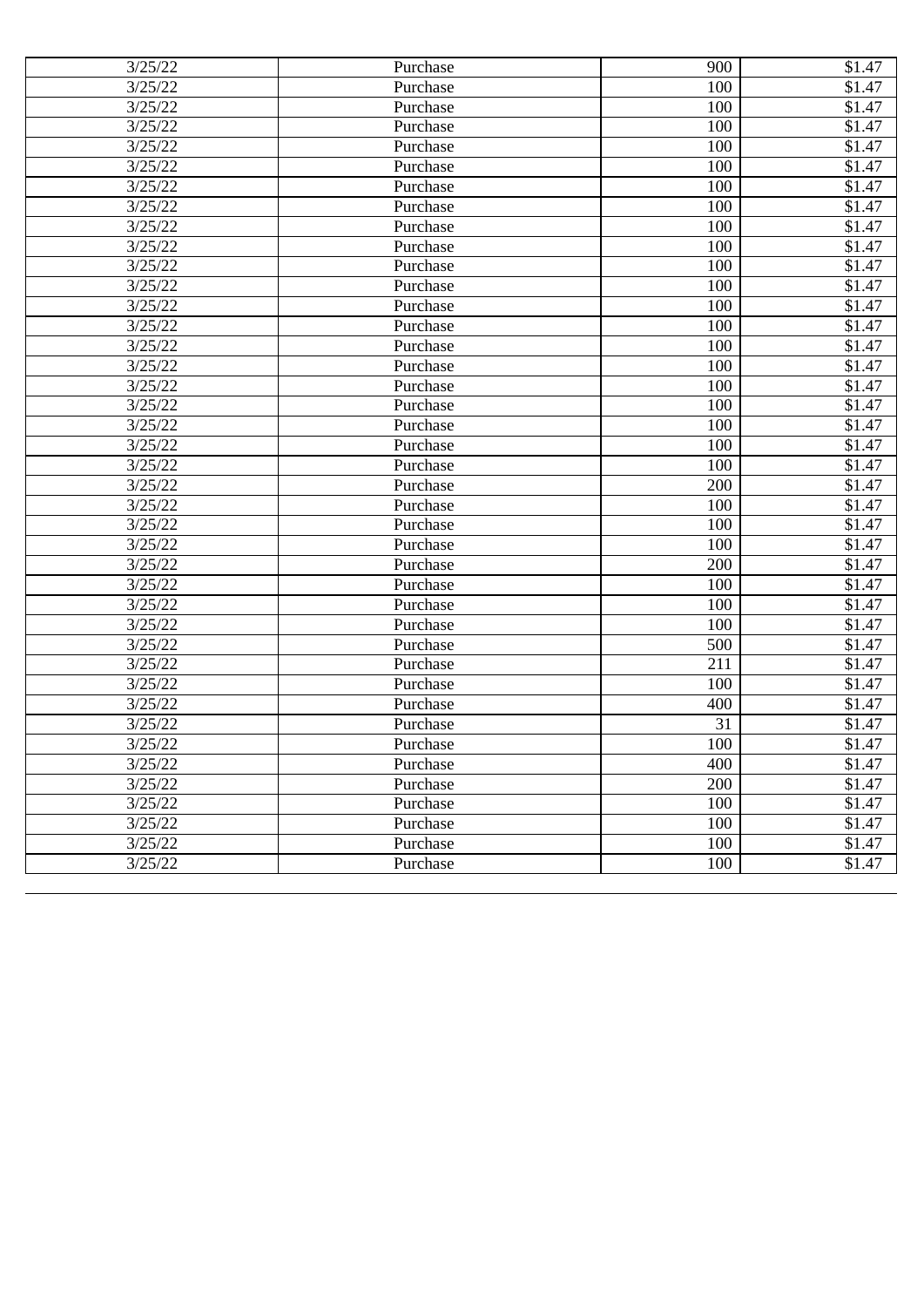| | | | |
|---|---|---|---|
| 3/25/22 | Purchase | 900 | $1.47 |
| 3/25/22 | Purchase | 100 | $1.47 |
| 3/25/22 | Purchase | 100 | $1.47 |
| 3/25/22 | Purchase | 100 | $1.47 |
| 3/25/22 | Purchase | 100 | $1.47 |
| 3/25/22 | Purchase | 100 | $1.47 |
| 3/25/22 | Purchase | 100 | $1.47 |
| 3/25/22 | Purchase | 100 | $1.47 |
| 3/25/22 | Purchase | 100 | $1.47 |
| 3/25/22 | Purchase | 100 | $1.47 |
| 3/25/22 | Purchase | 100 | $1.47 |
| 3/25/22 | Purchase | 100 | $1.47 |
| 3/25/22 | Purchase | 100 | $1.47 |
| 3/25/22 | Purchase | 100 | $1.47 |
| 3/25/22 | Purchase | 100 | $1.47 |
| 3/25/22 | Purchase | 100 | $1.47 |
| 3/25/22 | Purchase | 100 | $1.47 |
| 3/25/22 | Purchase | 100 | $1.47 |
| 3/25/22 | Purchase | 100 | $1.47 |
| 3/25/22 | Purchase | 100 | $1.47 |
| 3/25/22 | Purchase | 100 | $1.47 |
| 3/25/22 | Purchase | 200 | $1.47 |
| 3/25/22 | Purchase | 100 | $1.47 |
| 3/25/22 | Purchase | 100 | $1.47 |
| 3/25/22 | Purchase | 100 | $1.47 |
| 3/25/22 | Purchase | 200 | $1.47 |
| 3/25/22 | Purchase | 100 | $1.47 |
| 3/25/22 | Purchase | 100 | $1.47 |
| 3/25/22 | Purchase | 100 | $1.47 |
| 3/25/22 | Purchase | 500 | $1.47 |
| 3/25/22 | Purchase | 211 | $1.47 |
| 3/25/22 | Purchase | 100 | $1.47 |
| 3/25/22 | Purchase | 400 | $1.47 |
| 3/25/22 | Purchase | 31 | $1.47 |
| 3/25/22 | Purchase | 100 | $1.47 |
| 3/25/22 | Purchase | 400 | $1.47 |
| 3/25/22 | Purchase | 200 | $1.47 |
| 3/25/22 | Purchase | 100 | $1.47 |
| 3/25/22 | Purchase | 100 | $1.47 |
| 3/25/22 | Purchase | 100 | $1.47 |
| 3/25/22 | Purchase | 100 | $1.47 |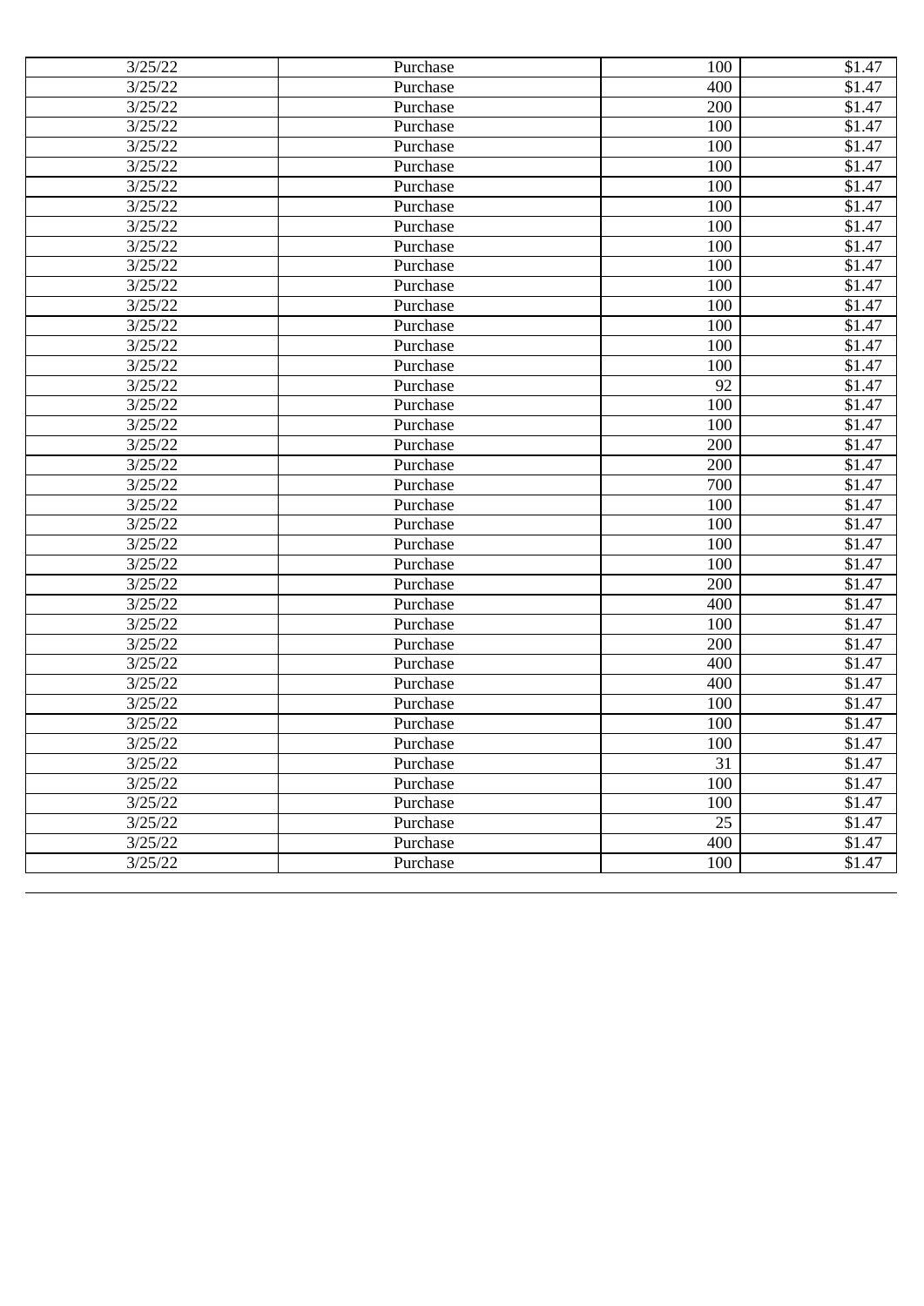| 3/25/22 | Purchase | 100 | $1.47 |
|---|---|---|---|
| 3/25/22 | Purchase | 400 | $1.47 |
| 3/25/22 | Purchase | 200 | $1.47 |
| 3/25/22 | Purchase | 100 | $1.47 |
| 3/25/22 | Purchase | 100 | $1.47 |
| 3/25/22 | Purchase | 100 | $1.47 |
| 3/25/22 | Purchase | 100 | $1.47 |
| 3/25/22 | Purchase | 100 | $1.47 |
| 3/25/22 | Purchase | 100 | $1.47 |
| 3/25/22 | Purchase | 100 | $1.47 |
| 3/25/22 | Purchase | 100 | $1.47 |
| 3/25/22 | Purchase | 100 | $1.47 |
| 3/25/22 | Purchase | 100 | $1.47 |
| 3/25/22 | Purchase | 100 | $1.47 |
| 3/25/22 | Purchase | 100 | $1.47 |
| 3/25/22 | Purchase | 100 | $1.47 |
| 3/25/22 | Purchase | 92 | $1.47 |
| 3/25/22 | Purchase | 100 | $1.47 |
| 3/25/22 | Purchase | 100 | $1.47 |
| 3/25/22 | Purchase | 200 | $1.47 |
| 3/25/22 | Purchase | 200 | $1.47 |
| 3/25/22 | Purchase | 700 | $1.47 |
| 3/25/22 | Purchase | 100 | $1.47 |
| 3/25/22 | Purchase | 100 | $1.47 |
| 3/25/22 | Purchase | 100 | $1.47 |
| 3/25/22 | Purchase | 100 | $1.47 |
| 3/25/22 | Purchase | 200 | $1.47 |
| 3/25/22 | Purchase | 400 | $1.47 |
| 3/25/22 | Purchase | 100 | $1.47 |
| 3/25/22 | Purchase | 200 | $1.47 |
| 3/25/22 | Purchase | 400 | $1.47 |
| 3/25/22 | Purchase | 400 | $1.47 |
| 3/25/22 | Purchase | 100 | $1.47 |
| 3/25/22 | Purchase | 100 | $1.47 |
| 3/25/22 | Purchase | 100 | $1.47 |
| 3/25/22 | Purchase | 31 | $1.47 |
| 3/25/22 | Purchase | 100 | $1.47 |
| 3/25/22 | Purchase | 100 | $1.47 |
| 3/25/22 | Purchase | 25 | $1.47 |
| 3/25/22 | Purchase | 400 | $1.47 |
| 3/25/22 | Purchase | 100 | $1.47 |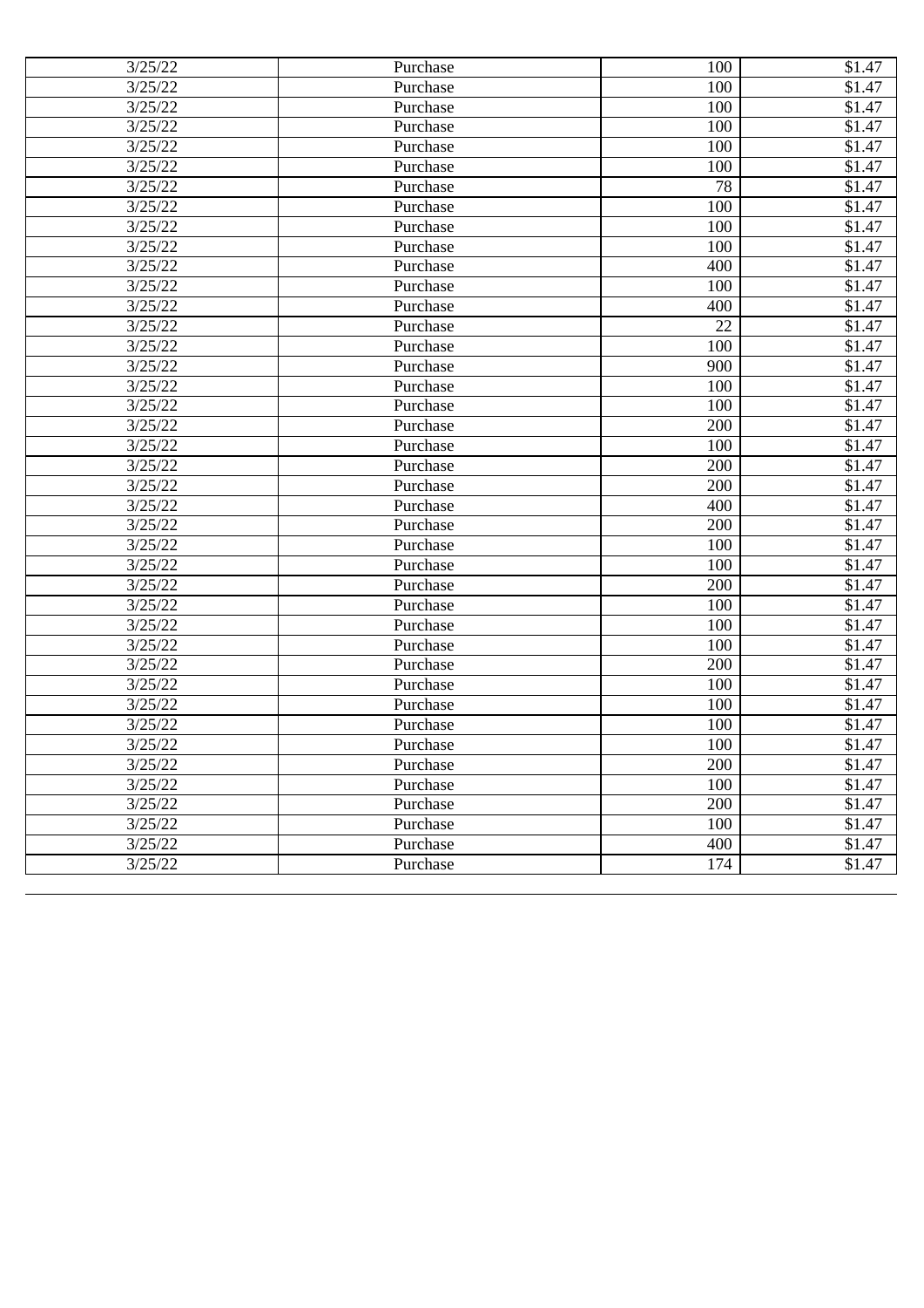| 3/25/22 | Purchase | 100 | $1.47 |
|---|---|---|---|
| 3/25/22 | Purchase | 100 | $1.47 |
| 3/25/22 | Purchase | 100 | $1.47 |
| 3/25/22 | Purchase | 100 | $1.47 |
| 3/25/22 | Purchase | 100 | $1.47 |
| 3/25/22 | Purchase | 100 | $1.47 |
| 3/25/22 | Purchase | 78 | $1.47 |
| 3/25/22 | Purchase | 100 | $1.47 |
| 3/25/22 | Purchase | 100 | $1.47 |
| 3/25/22 | Purchase | 100 | $1.47 |
| 3/25/22 | Purchase | 400 | $1.47 |
| 3/25/22 | Purchase | 100 | $1.47 |
| 3/25/22 | Purchase | 400 | $1.47 |
| 3/25/22 | Purchase | 22 | $1.47 |
| 3/25/22 | Purchase | 100 | $1.47 |
| 3/25/22 | Purchase | 900 | $1.47 |
| 3/25/22 | Purchase | 100 | $1.47 |
| 3/25/22 | Purchase | 100 | $1.47 |
| 3/25/22 | Purchase | 200 | $1.47 |
| 3/25/22 | Purchase | 100 | $1.47 |
| 3/25/22 | Purchase | 200 | $1.47 |
| 3/25/22 | Purchase | 200 | $1.47 |
| 3/25/22 | Purchase | 400 | $1.47 |
| 3/25/22 | Purchase | 200 | $1.47 |
| 3/25/22 | Purchase | 100 | $1.47 |
| 3/25/22 | Purchase | 100 | $1.47 |
| 3/25/22 | Purchase | 200 | $1.47 |
| 3/25/22 | Purchase | 100 | $1.47 |
| 3/25/22 | Purchase | 100 | $1.47 |
| 3/25/22 | Purchase | 100 | $1.47 |
| 3/25/22 | Purchase | 200 | $1.47 |
| 3/25/22 | Purchase | 100 | $1.47 |
| 3/25/22 | Purchase | 100 | $1.47 |
| 3/25/22 | Purchase | 100 | $1.47 |
| 3/25/22 | Purchase | 100 | $1.47 |
| 3/25/22 | Purchase | 200 | $1.47 |
| 3/25/22 | Purchase | 100 | $1.47 |
| 3/25/22 | Purchase | 200 | $1.47 |
| 3/25/22 | Purchase | 100 | $1.47 |
| 3/25/22 | Purchase | 400 | $1.47 |
| 3/25/22 | Purchase | 174 | $1.47 |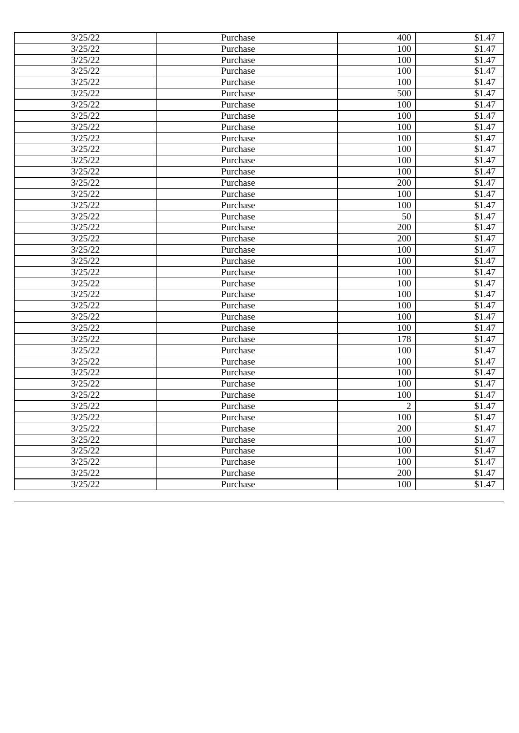| 3/25/22 | Purchase | 400 | $1.47 |
|---|---|---|---|
| 3/25/22 | Purchase | 100 | $1.47 |
| 3/25/22 | Purchase | 100 | $1.47 |
| 3/25/22 | Purchase | 100 | $1.47 |
| 3/25/22 | Purchase | 100 | $1.47 |
| 3/25/22 | Purchase | 500 | $1.47 |
| 3/25/22 | Purchase | 100 | $1.47 |
| 3/25/22 | Purchase | 100 | $1.47 |
| 3/25/22 | Purchase | 100 | $1.47 |
| 3/25/22 | Purchase | 100 | $1.47 |
| 3/25/22 | Purchase | 100 | $1.47 |
| 3/25/22 | Purchase | 100 | $1.47 |
| 3/25/22 | Purchase | 100 | $1.47 |
| 3/25/22 | Purchase | 200 | $1.47 |
| 3/25/22 | Purchase | 100 | $1.47 |
| 3/25/22 | Purchase | 100 | $1.47 |
| 3/25/22 | Purchase | 50 | $1.47 |
| 3/25/22 | Purchase | 200 | $1.47 |
| 3/25/22 | Purchase | 200 | $1.47 |
| 3/25/22 | Purchase | 100 | $1.47 |
| 3/25/22 | Purchase | 100 | $1.47 |
| 3/25/22 | Purchase | 100 | $1.47 |
| 3/25/22 | Purchase | 100 | $1.47 |
| 3/25/22 | Purchase | 100 | $1.47 |
| 3/25/22 | Purchase | 100 | $1.47 |
| 3/25/22 | Purchase | 100 | $1.47 |
| 3/25/22 | Purchase | 100 | $1.47 |
| 3/25/22 | Purchase | 178 | $1.47 |
| 3/25/22 | Purchase | 100 | $1.47 |
| 3/25/22 | Purchase | 100 | $1.47 |
| 3/25/22 | Purchase | 100 | $1.47 |
| 3/25/22 | Purchase | 100 | $1.47 |
| 3/25/22 | Purchase | 100 | $1.47 |
| 3/25/22 | Purchase | 2 | $1.47 |
| 3/25/22 | Purchase | 100 | $1.47 |
| 3/25/22 | Purchase | 200 | $1.47 |
| 3/25/22 | Purchase | 100 | $1.47 |
| 3/25/22 | Purchase | 100 | $1.47 |
| 3/25/22 | Purchase | 100 | $1.47 |
| 3/25/22 | Purchase | 200 | $1.47 |
| 3/25/22 | Purchase | 100 | $1.47 |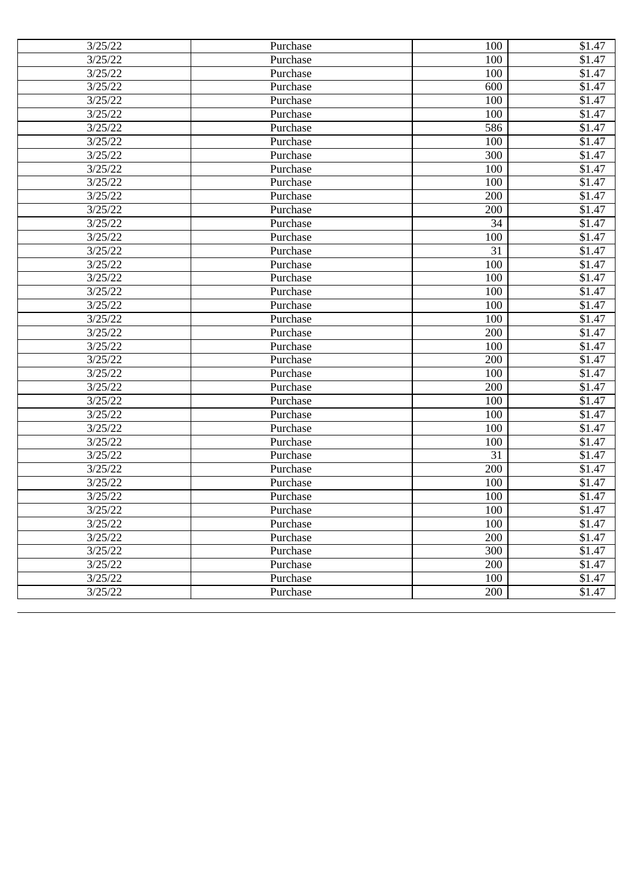| 3/25/22 | Purchase | 100 | $1.47 |
|---|---|---|---|
| 3/25/22 | Purchase | 100 | $1.47 |
| 3/25/22 | Purchase | 100 | $1.47 |
| 3/25/22 | Purchase | 600 | $1.47 |
| 3/25/22 | Purchase | 100 | $1.47 |
| 3/25/22 | Purchase | 100 | $1.47 |
| 3/25/22 | Purchase | 586 | $1.47 |
| 3/25/22 | Purchase | 100 | $1.47 |
| 3/25/22 | Purchase | 300 | $1.47 |
| 3/25/22 | Purchase | 100 | $1.47 |
| 3/25/22 | Purchase | 100 | $1.47 |
| 3/25/22 | Purchase | 200 | $1.47 |
| 3/25/22 | Purchase | 200 | $1.47 |
| 3/25/22 | Purchase | 34 | $1.47 |
| 3/25/22 | Purchase | 100 | $1.47 |
| 3/25/22 | Purchase | 31 | $1.47 |
| 3/25/22 | Purchase | 100 | $1.47 |
| 3/25/22 | Purchase | 100 | $1.47 |
| 3/25/22 | Purchase | 100 | $1.47 |
| 3/25/22 | Purchase | 100 | $1.47 |
| 3/25/22 | Purchase | 100 | $1.47 |
| 3/25/22 | Purchase | 200 | $1.47 |
| 3/25/22 | Purchase | 100 | $1.47 |
| 3/25/22 | Purchase | 200 | $1.47 |
| 3/25/22 | Purchase | 100 | $1.47 |
| 3/25/22 | Purchase | 200 | $1.47 |
| 3/25/22 | Purchase | 100 | $1.47 |
| 3/25/22 | Purchase | 100 | $1.47 |
| 3/25/22 | Purchase | 100 | $1.47 |
| 3/25/22 | Purchase | 100 | $1.47 |
| 3/25/22 | Purchase | 31 | $1.47 |
| 3/25/22 | Purchase | 200 | $1.47 |
| 3/25/22 | Purchase | 100 | $1.47 |
| 3/25/22 | Purchase | 100 | $1.47 |
| 3/25/22 | Purchase | 100 | $1.47 |
| 3/25/22 | Purchase | 100 | $1.47 |
| 3/25/22 | Purchase | 200 | $1.47 |
| 3/25/22 | Purchase | 300 | $1.47 |
| 3/25/22 | Purchase | 200 | $1.47 |
| 3/25/22 | Purchase | 100 | $1.47 |
| 3/25/22 | Purchase | 200 | $1.47 |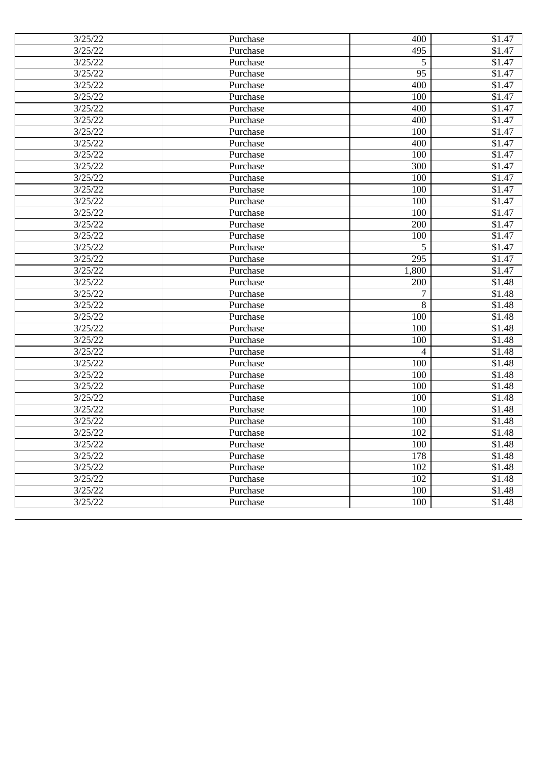| 3/25/22 | Purchase | 400 | $1.47 |
|---|---|---|---|
| 3/25/22 | Purchase | 495 | $1.47 |
| 3/25/22 | Purchase | 5 | $1.47 |
| 3/25/22 | Purchase | 95 | $1.47 |
| 3/25/22 | Purchase | 400 | $1.47 |
| 3/25/22 | Purchase | 100 | $1.47 |
| 3/25/22 | Purchase | 400 | $1.47 |
| 3/25/22 | Purchase | 400 | $1.47 |
| 3/25/22 | Purchase | 100 | $1.47 |
| 3/25/22 | Purchase | 400 | $1.47 |
| 3/25/22 | Purchase | 100 | $1.47 |
| 3/25/22 | Purchase | 300 | $1.47 |
| 3/25/22 | Purchase | 100 | $1.47 |
| 3/25/22 | Purchase | 100 | $1.47 |
| 3/25/22 | Purchase | 100 | $1.47 |
| 3/25/22 | Purchase | 100 | $1.47 |
| 3/25/22 | Purchase | 200 | $1.47 |
| 3/25/22 | Purchase | 100 | $1.47 |
| 3/25/22 | Purchase | 5 | $1.47 |
| 3/25/22 | Purchase | 295 | $1.47 |
| 3/25/22 | Purchase | 1,800 | $1.47 |
| 3/25/22 | Purchase | 200 | $1.48 |
| 3/25/22 | Purchase | 7 | $1.48 |
| 3/25/22 | Purchase | 8 | $1.48 |
| 3/25/22 | Purchase | 100 | $1.48 |
| 3/25/22 | Purchase | 100 | $1.48 |
| 3/25/22 | Purchase | 100 | $1.48 |
| 3/25/22 | Purchase | 4 | $1.48 |
| 3/25/22 | Purchase | 100 | $1.48 |
| 3/25/22 | Purchase | 100 | $1.48 |
| 3/25/22 | Purchase | 100 | $1.48 |
| 3/25/22 | Purchase | 100 | $1.48 |
| 3/25/22 | Purchase | 100 | $1.48 |
| 3/25/22 | Purchase | 100 | $1.48 |
| 3/25/22 | Purchase | 102 | $1.48 |
| 3/25/22 | Purchase | 100 | $1.48 |
| 3/25/22 | Purchase | 178 | $1.48 |
| 3/25/22 | Purchase | 102 | $1.48 |
| 3/25/22 | Purchase | 102 | $1.48 |
| 3/25/22 | Purchase | 100 | $1.48 |
| 3/25/22 | Purchase | 100 | $1.48 |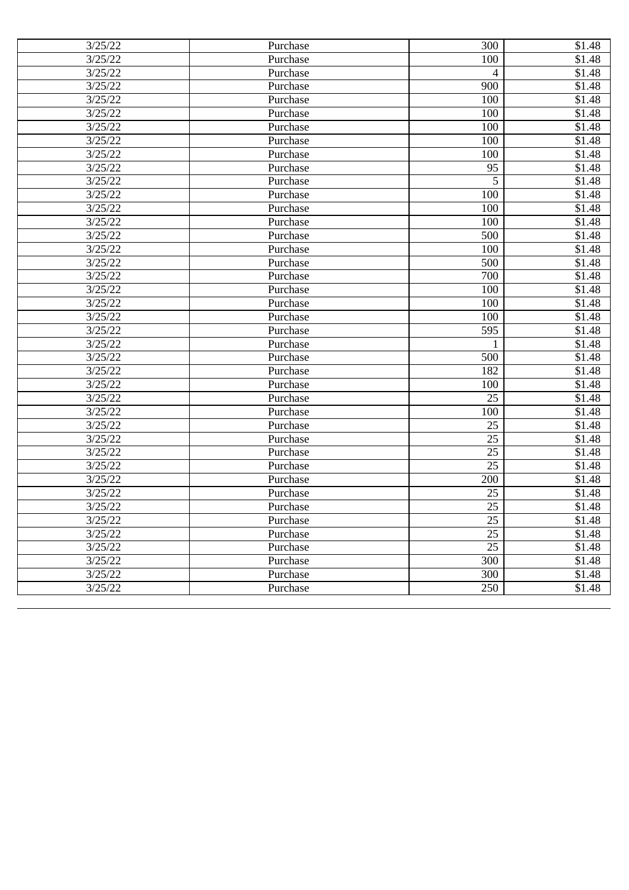| | | | |
|---|---|---|---|
| 3/25/22 | Purchase | 300 | $1.48 |
| 3/25/22 | Purchase | 100 | $1.48 |
| 3/25/22 | Purchase | 4 | $1.48 |
| 3/25/22 | Purchase | 900 | $1.48 |
| 3/25/22 | Purchase | 100 | $1.48 |
| 3/25/22 | Purchase | 100 | $1.48 |
| 3/25/22 | Purchase | 100 | $1.48 |
| 3/25/22 | Purchase | 100 | $1.48 |
| 3/25/22 | Purchase | 100 | $1.48 |
| 3/25/22 | Purchase | 95 | $1.48 |
| 3/25/22 | Purchase | 5 | $1.48 |
| 3/25/22 | Purchase | 100 | $1.48 |
| 3/25/22 | Purchase | 100 | $1.48 |
| 3/25/22 | Purchase | 100 | $1.48 |
| 3/25/22 | Purchase | 500 | $1.48 |
| 3/25/22 | Purchase | 100 | $1.48 |
| 3/25/22 | Purchase | 500 | $1.48 |
| 3/25/22 | Purchase | 700 | $1.48 |
| 3/25/22 | Purchase | 100 | $1.48 |
| 3/25/22 | Purchase | 100 | $1.48 |
| 3/25/22 | Purchase | 100 | $1.48 |
| 3/25/22 | Purchase | 595 | $1.48 |
| 3/25/22 | Purchase | 1 | $1.48 |
| 3/25/22 | Purchase | 500 | $1.48 |
| 3/25/22 | Purchase | 182 | $1.48 |
| 3/25/22 | Purchase | 100 | $1.48 |
| 3/25/22 | Purchase | 25 | $1.48 |
| 3/25/22 | Purchase | 100 | $1.48 |
| 3/25/22 | Purchase | 25 | $1.48 |
| 3/25/22 | Purchase | 25 | $1.48 |
| 3/25/22 | Purchase | 25 | $1.48 |
| 3/25/22 | Purchase | 25 | $1.48 |
| 3/25/22 | Purchase | 200 | $1.48 |
| 3/25/22 | Purchase | 25 | $1.48 |
| 3/25/22 | Purchase | 25 | $1.48 |
| 3/25/22 | Purchase | 25 | $1.48 |
| 3/25/22 | Purchase | 25 | $1.48 |
| 3/25/22 | Purchase | 25 | $1.48 |
| 3/25/22 | Purchase | 300 | $1.48 |
| 3/25/22 | Purchase | 300 | $1.48 |
| 3/25/22 | Purchase | 250 | $1.48 |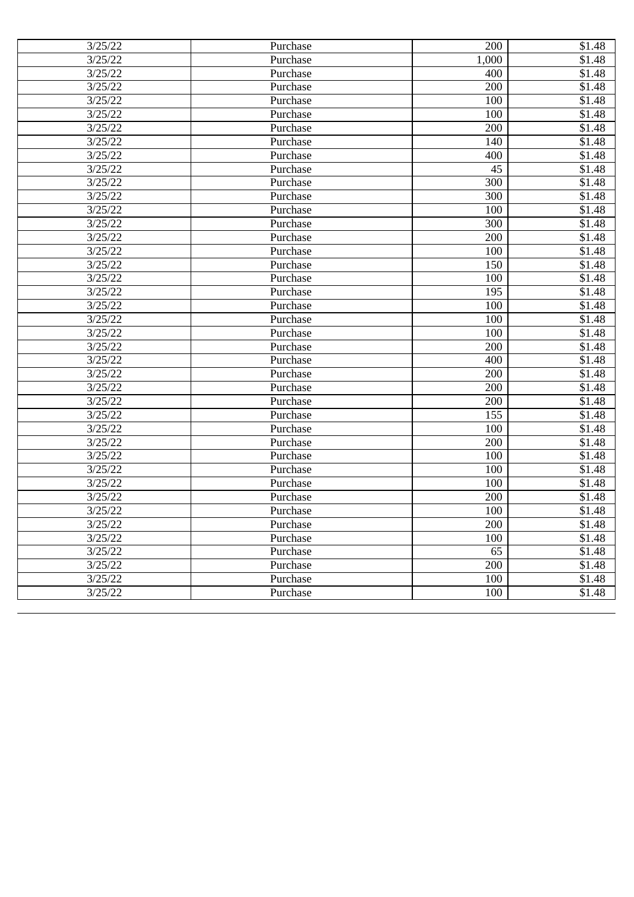| | | | |
|---|---|---|---|
| 3/25/22 | Purchase | 200 | $1.48 |
| 3/25/22 | Purchase | 1,000 | $1.48 |
| 3/25/22 | Purchase | 400 | $1.48 |
| 3/25/22 | Purchase | 200 | $1.48 |
| 3/25/22 | Purchase | 100 | $1.48 |
| 3/25/22 | Purchase | 100 | $1.48 |
| 3/25/22 | Purchase | 200 | $1.48 |
| 3/25/22 | Purchase | 140 | $1.48 |
| 3/25/22 | Purchase | 400 | $1.48 |
| 3/25/22 | Purchase | 45 | $1.48 |
| 3/25/22 | Purchase | 300 | $1.48 |
| 3/25/22 | Purchase | 300 | $1.48 |
| 3/25/22 | Purchase | 100 | $1.48 |
| 3/25/22 | Purchase | 300 | $1.48 |
| 3/25/22 | Purchase | 200 | $1.48 |
| 3/25/22 | Purchase | 100 | $1.48 |
| 3/25/22 | Purchase | 150 | $1.48 |
| 3/25/22 | Purchase | 100 | $1.48 |
| 3/25/22 | Purchase | 195 | $1.48 |
| 3/25/22 | Purchase | 100 | $1.48 |
| 3/25/22 | Purchase | 100 | $1.48 |
| 3/25/22 | Purchase | 100 | $1.48 |
| 3/25/22 | Purchase | 200 | $1.48 |
| 3/25/22 | Purchase | 400 | $1.48 |
| 3/25/22 | Purchase | 200 | $1.48 |
| 3/25/22 | Purchase | 200 | $1.48 |
| 3/25/22 | Purchase | 200 | $1.48 |
| 3/25/22 | Purchase | 155 | $1.48 |
| 3/25/22 | Purchase | 100 | $1.48 |
| 3/25/22 | Purchase | 200 | $1.48 |
| 3/25/22 | Purchase | 100 | $1.48 |
| 3/25/22 | Purchase | 100 | $1.48 |
| 3/25/22 | Purchase | 100 | $1.48 |
| 3/25/22 | Purchase | 200 | $1.48 |
| 3/25/22 | Purchase | 100 | $1.48 |
| 3/25/22 | Purchase | 200 | $1.48 |
| 3/25/22 | Purchase | 100 | $1.48 |
| 3/25/22 | Purchase | 65 | $1.48 |
| 3/25/22 | Purchase | 200 | $1.48 |
| 3/25/22 | Purchase | 100 | $1.48 |
| 3/25/22 | Purchase | 100 | $1.48 |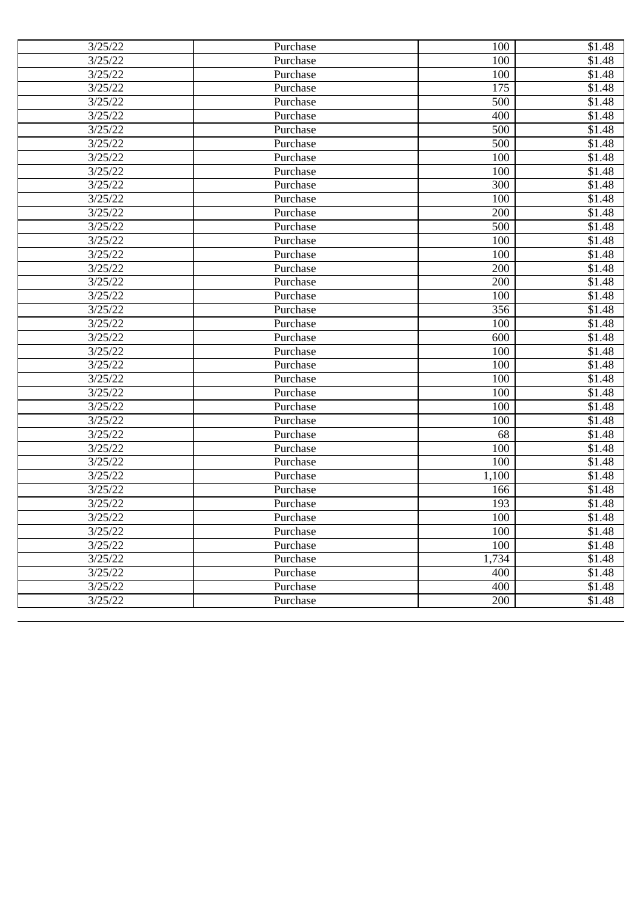| 3/25/22 | Purchase | 100 | $1.48 |
|---|---|---|---|
| 3/25/22 | Purchase | 100 | $1.48 |
| 3/25/22 | Purchase | 100 | $1.48 |
| 3/25/22 | Purchase | 175 | $1.48 |
| 3/25/22 | Purchase | 500 | $1.48 |
| 3/25/22 | Purchase | 400 | $1.48 |
| 3/25/22 | Purchase | 500 | $1.48 |
| 3/25/22 | Purchase | 500 | $1.48 |
| 3/25/22 | Purchase | 100 | $1.48 |
| 3/25/22 | Purchase | 100 | $1.48 |
| 3/25/22 | Purchase | 300 | $1.48 |
| 3/25/22 | Purchase | 100 | $1.48 |
| 3/25/22 | Purchase | 200 | $1.48 |
| 3/25/22 | Purchase | 500 | $1.48 |
| 3/25/22 | Purchase | 100 | $1.48 |
| 3/25/22 | Purchase | 100 | $1.48 |
| 3/25/22 | Purchase | 200 | $1.48 |
| 3/25/22 | Purchase | 200 | $1.48 |
| 3/25/22 | Purchase | 100 | $1.48 |
| 3/25/22 | Purchase | 356 | $1.48 |
| 3/25/22 | Purchase | 100 | $1.48 |
| 3/25/22 | Purchase | 600 | $1.48 |
| 3/25/22 | Purchase | 100 | $1.48 |
| 3/25/22 | Purchase | 100 | $1.48 |
| 3/25/22 | Purchase | 100 | $1.48 |
| 3/25/22 | Purchase | 100 | $1.48 |
| 3/25/22 | Purchase | 100 | $1.48 |
| 3/25/22 | Purchase | 100 | $1.48 |
| 3/25/22 | Purchase | 68 | $1.48 |
| 3/25/22 | Purchase | 100 | $1.48 |
| 3/25/22 | Purchase | 100 | $1.48 |
| 3/25/22 | Purchase | 1,100 | $1.48 |
| 3/25/22 | Purchase | 166 | $1.48 |
| 3/25/22 | Purchase | 193 | $1.48 |
| 3/25/22 | Purchase | 100 | $1.48 |
| 3/25/22 | Purchase | 100 | $1.48 |
| 3/25/22 | Purchase | 100 | $1.48 |
| 3/25/22 | Purchase | 1,734 | $1.48 |
| 3/25/22 | Purchase | 400 | $1.48 |
| 3/25/22 | Purchase | 400 | $1.48 |
| 3/25/22 | Purchase | 200 | $1.48 |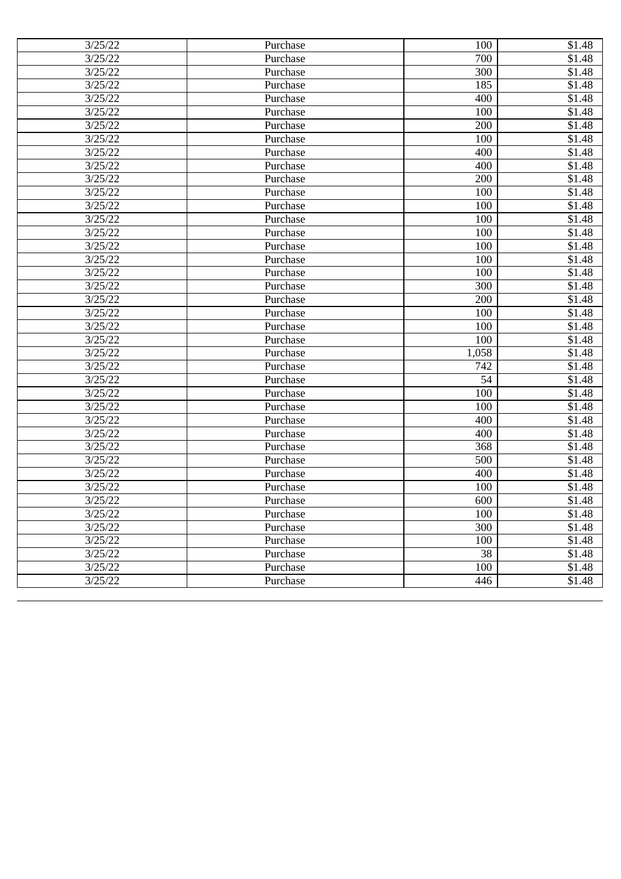| | | | |
|---|---|---|---|
| 3/25/22 | Purchase | 100 | $1.48 |
| 3/25/22 | Purchase | 700 | $1.48 |
| 3/25/22 | Purchase | 300 | $1.48 |
| 3/25/22 | Purchase | 185 | $1.48 |
| 3/25/22 | Purchase | 400 | $1.48 |
| 3/25/22 | Purchase | 100 | $1.48 |
| 3/25/22 | Purchase | 200 | $1.48 |
| 3/25/22 | Purchase | 100 | $1.48 |
| 3/25/22 | Purchase | 400 | $1.48 |
| 3/25/22 | Purchase | 400 | $1.48 |
| 3/25/22 | Purchase | 200 | $1.48 |
| 3/25/22 | Purchase | 100 | $1.48 |
| 3/25/22 | Purchase | 100 | $1.48 |
| 3/25/22 | Purchase | 100 | $1.48 |
| 3/25/22 | Purchase | 100 | $1.48 |
| 3/25/22 | Purchase | 100 | $1.48 |
| 3/25/22 | Purchase | 100 | $1.48 |
| 3/25/22 | Purchase | 100 | $1.48 |
| 3/25/22 | Purchase | 300 | $1.48 |
| 3/25/22 | Purchase | 200 | $1.48 |
| 3/25/22 | Purchase | 100 | $1.48 |
| 3/25/22 | Purchase | 100 | $1.48 |
| 3/25/22 | Purchase | 100 | $1.48 |
| 3/25/22 | Purchase | 1,058 | $1.48 |
| 3/25/22 | Purchase | 742 | $1.48 |
| 3/25/22 | Purchase | 54 | $1.48 |
| 3/25/22 | Purchase | 100 | $1.48 |
| 3/25/22 | Purchase | 100 | $1.48 |
| 3/25/22 | Purchase | 400 | $1.48 |
| 3/25/22 | Purchase | 400 | $1.48 |
| 3/25/22 | Purchase | 368 | $1.48 |
| 3/25/22 | Purchase | 500 | $1.48 |
| 3/25/22 | Purchase | 400 | $1.48 |
| 3/25/22 | Purchase | 100 | $1.48 |
| 3/25/22 | Purchase | 600 | $1.48 |
| 3/25/22 | Purchase | 100 | $1.48 |
| 3/25/22 | Purchase | 300 | $1.48 |
| 3/25/22 | Purchase | 100 | $1.48 |
| 3/25/22 | Purchase | 38 | $1.48 |
| 3/25/22 | Purchase | 100 | $1.48 |
| 3/25/22 | Purchase | 446 | $1.48 |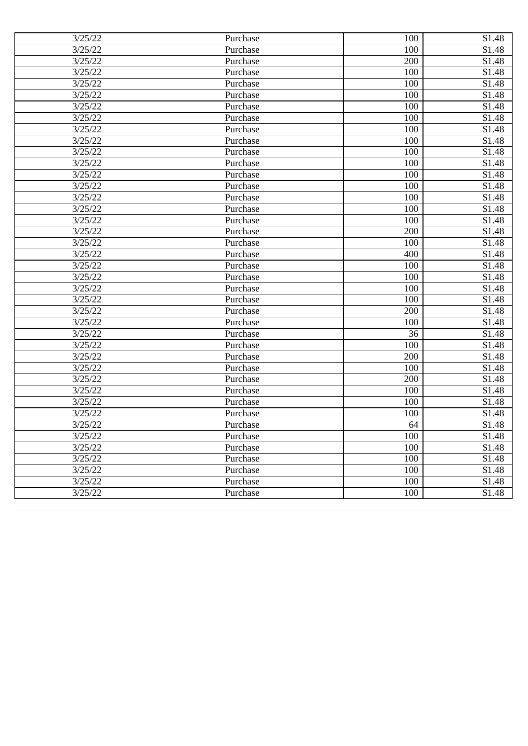| | | | |
|---|---|---|---|
| 3/25/22 | Purchase | 100 | $1.48 |
| 3/25/22 | Purchase | 100 | $1.48 |
| 3/25/22 | Purchase | 200 | $1.48 |
| 3/25/22 | Purchase | 100 | $1.48 |
| 3/25/22 | Purchase | 100 | $1.48 |
| 3/25/22 | Purchase | 100 | $1.48 |
| 3/25/22 | Purchase | 100 | $1.48 |
| 3/25/22 | Purchase | 100 | $1.48 |
| 3/25/22 | Purchase | 100 | $1.48 |
| 3/25/22 | Purchase | 100 | $1.48 |
| 3/25/22 | Purchase | 100 | $1.48 |
| 3/25/22 | Purchase | 100 | $1.48 |
| 3/25/22 | Purchase | 100 | $1.48 |
| 3/25/22 | Purchase | 100 | $1.48 |
| 3/25/22 | Purchase | 100 | $1.48 |
| 3/25/22 | Purchase | 100 | $1.48 |
| 3/25/22 | Purchase | 100 | $1.48 |
| 3/25/22 | Purchase | 200 | $1.48 |
| 3/25/22 | Purchase | 100 | $1.48 |
| 3/25/22 | Purchase | 400 | $1.48 |
| 3/25/22 | Purchase | 100 | $1.48 |
| 3/25/22 | Purchase | 100 | $1.48 |
| 3/25/22 | Purchase | 100 | $1.48 |
| 3/25/22 | Purchase | 100 | $1.48 |
| 3/25/22 | Purchase | 200 | $1.48 |
| 3/25/22 | Purchase | 100 | $1.48 |
| 3/25/22 | Purchase | 36 | $1.48 |
| 3/25/22 | Purchase | 100 | $1.48 |
| 3/25/22 | Purchase | 200 | $1.48 |
| 3/25/22 | Purchase | 100 | $1.48 |
| 3/25/22 | Purchase | 200 | $1.48 |
| 3/25/22 | Purchase | 100 | $1.48 |
| 3/25/22 | Purchase | 100 | $1.48 |
| 3/25/22 | Purchase | 100 | $1.48 |
| 3/25/22 | Purchase | 64 | $1.48 |
| 3/25/22 | Purchase | 100 | $1.48 |
| 3/25/22 | Purchase | 100 | $1.48 |
| 3/25/22 | Purchase | 100 | $1.48 |
| 3/25/22 | Purchase | 100 | $1.48 |
| 3/25/22 | Purchase | 100 | $1.48 |
| 3/25/22 | Purchase | 100 | $1.48 |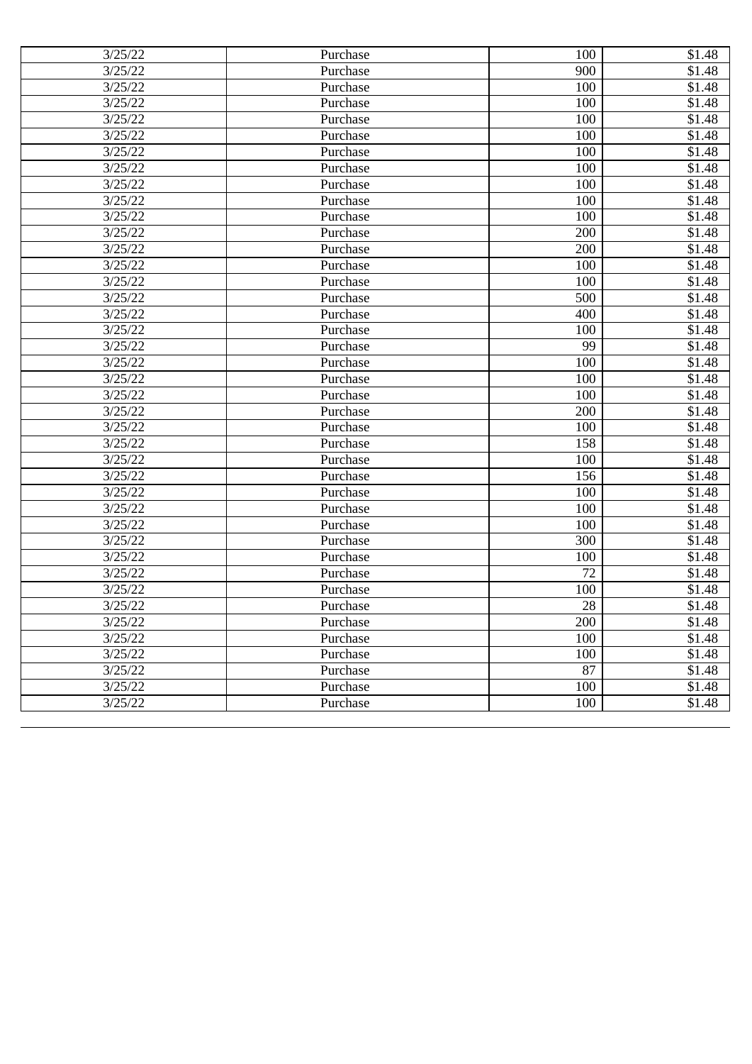| | | | |
|---|---|---|---|
| 3/25/22 | Purchase | 100 | $1.48 |
| 3/25/22 | Purchase | 900 | $1.48 |
| 3/25/22 | Purchase | 100 | $1.48 |
| 3/25/22 | Purchase | 100 | $1.48 |
| 3/25/22 | Purchase | 100 | $1.48 |
| 3/25/22 | Purchase | 100 | $1.48 |
| 3/25/22 | Purchase | 100 | $1.48 |
| 3/25/22 | Purchase | 100 | $1.48 |
| 3/25/22 | Purchase | 100 | $1.48 |
| 3/25/22 | Purchase | 100 | $1.48 |
| 3/25/22 | Purchase | 100 | $1.48 |
| 3/25/22 | Purchase | 200 | $1.48 |
| 3/25/22 | Purchase | 200 | $1.48 |
| 3/25/22 | Purchase | 100 | $1.48 |
| 3/25/22 | Purchase | 100 | $1.48 |
| 3/25/22 | Purchase | 500 | $1.48 |
| 3/25/22 | Purchase | 400 | $1.48 |
| 3/25/22 | Purchase | 100 | $1.48 |
| 3/25/22 | Purchase | 99 | $1.48 |
| 3/25/22 | Purchase | 100 | $1.48 |
| 3/25/22 | Purchase | 100 | $1.48 |
| 3/25/22 | Purchase | 100 | $1.48 |
| 3/25/22 | Purchase | 200 | $1.48 |
| 3/25/22 | Purchase | 100 | $1.48 |
| 3/25/22 | Purchase | 158 | $1.48 |
| 3/25/22 | Purchase | 100 | $1.48 |
| 3/25/22 | Purchase | 156 | $1.48 |
| 3/25/22 | Purchase | 100 | $1.48 |
| 3/25/22 | Purchase | 100 | $1.48 |
| 3/25/22 | Purchase | 100 | $1.48 |
| 3/25/22 | Purchase | 300 | $1.48 |
| 3/25/22 | Purchase | 100 | $1.48 |
| 3/25/22 | Purchase | 72 | $1.48 |
| 3/25/22 | Purchase | 100 | $1.48 |
| 3/25/22 | Purchase | 28 | $1.48 |
| 3/25/22 | Purchase | 200 | $1.48 |
| 3/25/22 | Purchase | 100 | $1.48 |
| 3/25/22 | Purchase | 100 | $1.48 |
| 3/25/22 | Purchase | 87 | $1.48 |
| 3/25/22 | Purchase | 100 | $1.48 |
| 3/25/22 | Purchase | 100 | $1.48 |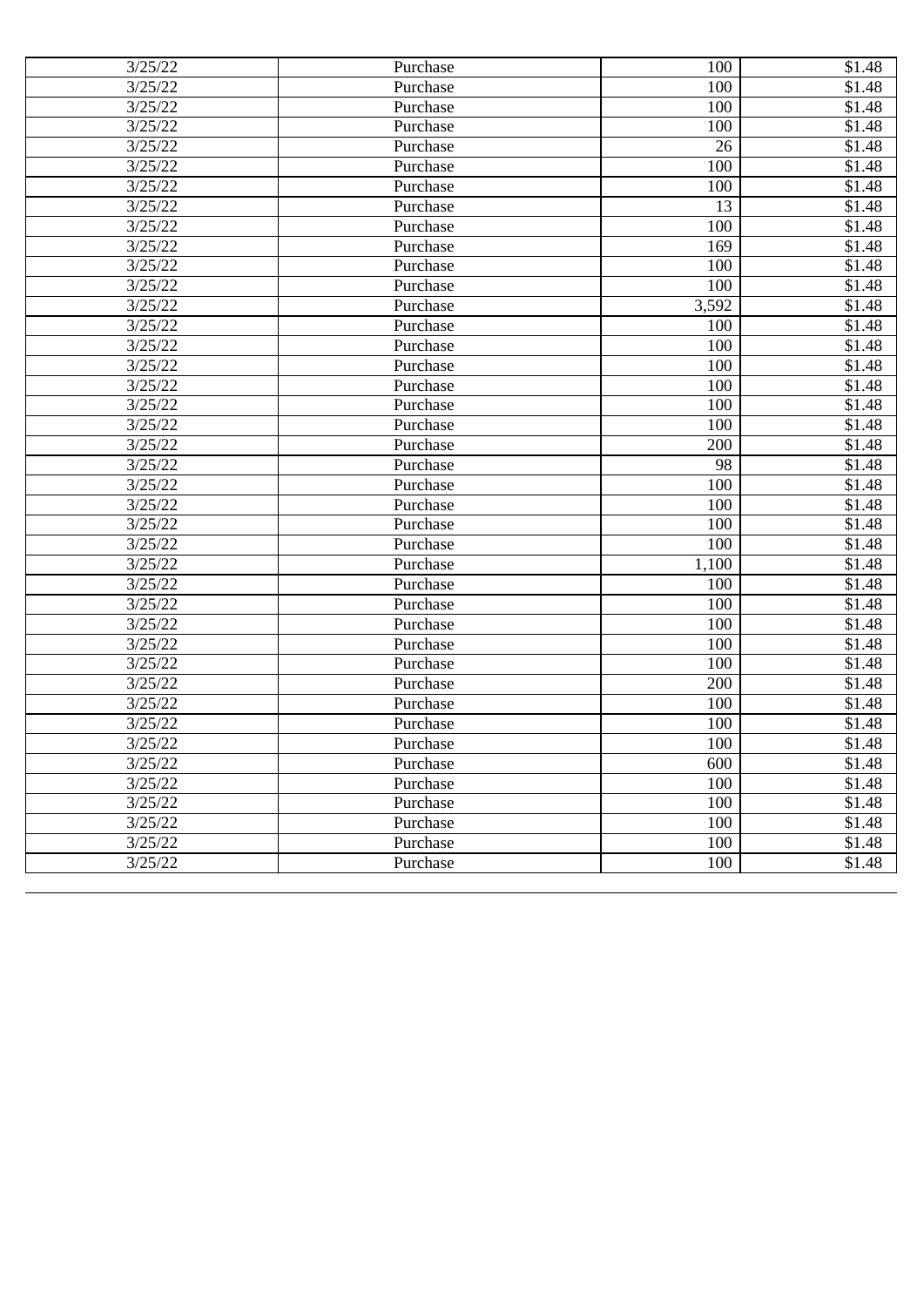| | | | |
|---|---|---|---|
| 3/25/22 | Purchase | 100 | $1.48 |
| 3/25/22 | Purchase | 100 | $1.48 |
| 3/25/22 | Purchase | 100 | $1.48 |
| 3/25/22 | Purchase | 100 | $1.48 |
| 3/25/22 | Purchase | 26 | $1.48 |
| 3/25/22 | Purchase | 100 | $1.48 |
| 3/25/22 | Purchase | 100 | $1.48 |
| 3/25/22 | Purchase | 13 | $1.48 |
| 3/25/22 | Purchase | 100 | $1.48 |
| 3/25/22 | Purchase | 169 | $1.48 |
| 3/25/22 | Purchase | 100 | $1.48 |
| 3/25/22 | Purchase | 100 | $1.48 |
| 3/25/22 | Purchase | 3,592 | $1.48 |
| 3/25/22 | Purchase | 100 | $1.48 |
| 3/25/22 | Purchase | 100 | $1.48 |
| 3/25/22 | Purchase | 100 | $1.48 |
| 3/25/22 | Purchase | 100 | $1.48 |
| 3/25/22 | Purchase | 100 | $1.48 |
| 3/25/22 | Purchase | 100 | $1.48 |
| 3/25/22 | Purchase | 200 | $1.48 |
| 3/25/22 | Purchase | 98 | $1.48 |
| 3/25/22 | Purchase | 100 | $1.48 |
| 3/25/22 | Purchase | 100 | $1.48 |
| 3/25/22 | Purchase | 100 | $1.48 |
| 3/25/22 | Purchase | 100 | $1.48 |
| 3/25/22 | Purchase | 1,100 | $1.48 |
| 3/25/22 | Purchase | 100 | $1.48 |
| 3/25/22 | Purchase | 100 | $1.48 |
| 3/25/22 | Purchase | 100 | $1.48 |
| 3/25/22 | Purchase | 100 | $1.48 |
| 3/25/22 | Purchase | 100 | $1.48 |
| 3/25/22 | Purchase | 200 | $1.48 |
| 3/25/22 | Purchase | 100 | $1.48 |
| 3/25/22 | Purchase | 100 | $1.48 |
| 3/25/22 | Purchase | 100 | $1.48 |
| 3/25/22 | Purchase | 600 | $1.48 |
| 3/25/22 | Purchase | 100 | $1.48 |
| 3/25/22 | Purchase | 100 | $1.48 |
| 3/25/22 | Purchase | 100 | $1.48 |
| 3/25/22 | Purchase | 100 | $1.48 |
| 3/25/22 | Purchase | 100 | $1.48 |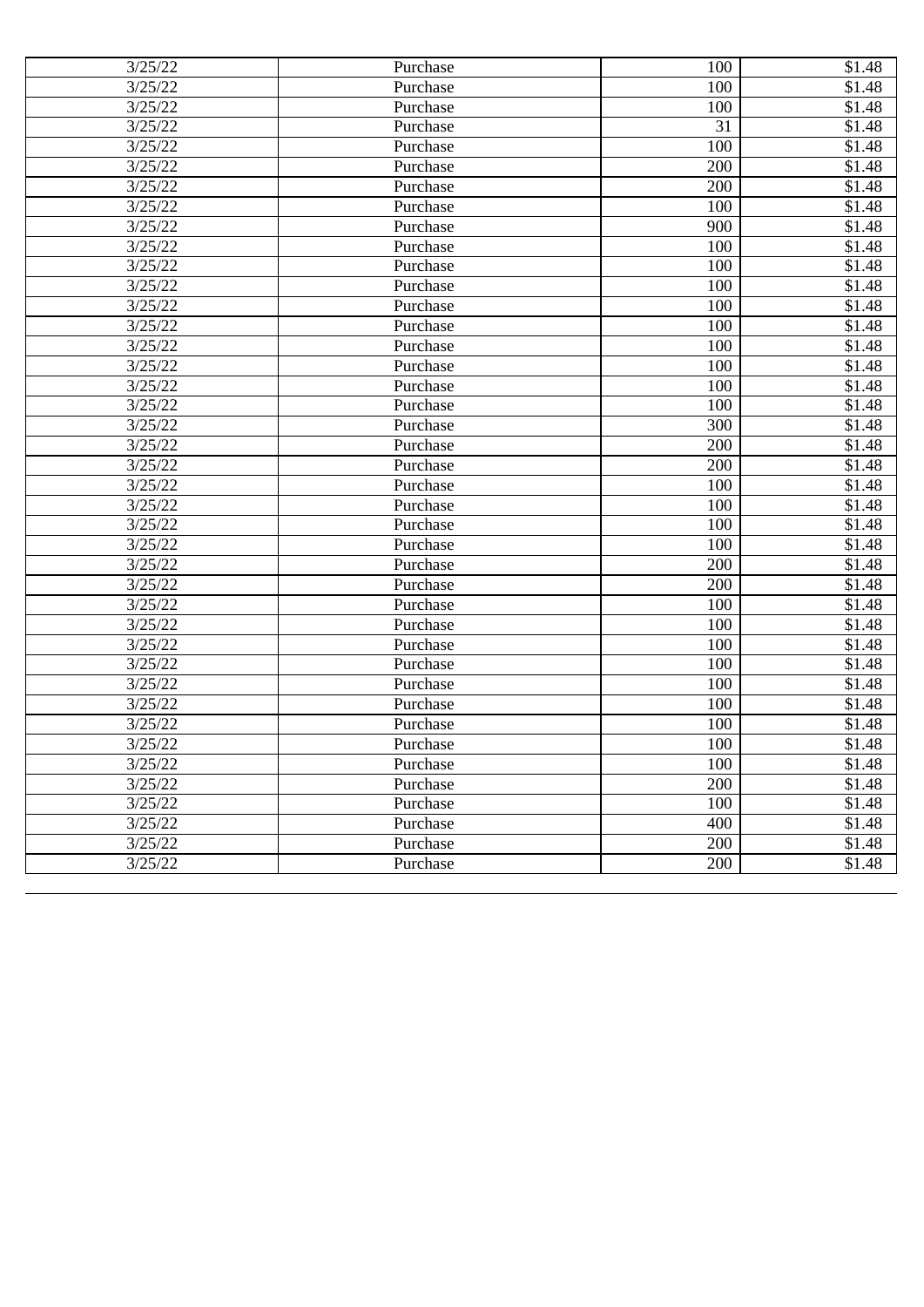| 3/25/22 | Purchase | 100 | $1.48 |
|---|---|---|---|
| 3/25/22 | Purchase | 100 | $1.48 |
| 3/25/22 | Purchase | 100 | $1.48 |
| 3/25/22 | Purchase | 31 | $1.48 |
| 3/25/22 | Purchase | 100 | $1.48 |
| 3/25/22 | Purchase | 200 | $1.48 |
| 3/25/22 | Purchase | 200 | $1.48 |
| 3/25/22 | Purchase | 100 | $1.48 |
| 3/25/22 | Purchase | 900 | $1.48 |
| 3/25/22 | Purchase | 100 | $1.48 |
| 3/25/22 | Purchase | 100 | $1.48 |
| 3/25/22 | Purchase | 100 | $1.48 |
| 3/25/22 | Purchase | 100 | $1.48 |
| 3/25/22 | Purchase | 100 | $1.48 |
| 3/25/22 | Purchase | 100 | $1.48 |
| 3/25/22 | Purchase | 100 | $1.48 |
| 3/25/22 | Purchase | 100 | $1.48 |
| 3/25/22 | Purchase | 100 | $1.48 |
| 3/25/22 | Purchase | 300 | $1.48 |
| 3/25/22 | Purchase | 200 | $1.48 |
| 3/25/22 | Purchase | 200 | $1.48 |
| 3/25/22 | Purchase | 100 | $1.48 |
| 3/25/22 | Purchase | 100 | $1.48 |
| 3/25/22 | Purchase | 100 | $1.48 |
| 3/25/22 | Purchase | 100 | $1.48 |
| 3/25/22 | Purchase | 200 | $1.48 |
| 3/25/22 | Purchase | 200 | $1.48 |
| 3/25/22 | Purchase | 100 | $1.48 |
| 3/25/22 | Purchase | 100 | $1.48 |
| 3/25/22 | Purchase | 100 | $1.48 |
| 3/25/22 | Purchase | 100 | $1.48 |
| 3/25/22 | Purchase | 100 | $1.48 |
| 3/25/22 | Purchase | 100 | $1.48 |
| 3/25/22 | Purchase | 100 | $1.48 |
| 3/25/22 | Purchase | 100 | $1.48 |
| 3/25/22 | Purchase | 100 | $1.48 |
| 3/25/22 | Purchase | 200 | $1.48 |
| 3/25/22 | Purchase | 100 | $1.48 |
| 3/25/22 | Purchase | 400 | $1.48 |
| 3/25/22 | Purchase | 200 | $1.48 |
| 3/25/22 | Purchase | 200 | $1.48 |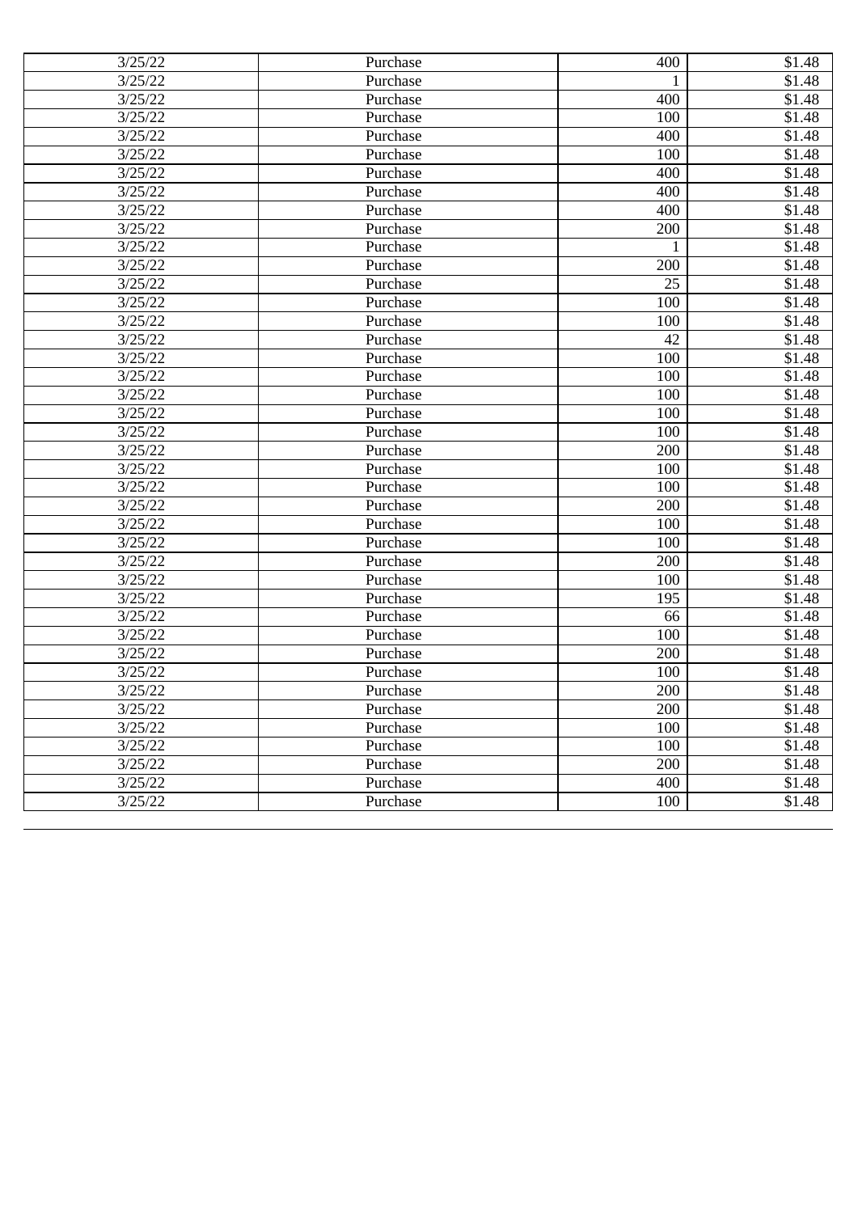| | | | |
|---|---|---|---|
| 3/25/22 | Purchase | 400 | \$1.48 |
| 3/25/22 | Purchase | 1 | \$1.48 |
| 3/25/22 | Purchase | 400 | \$1.48 |
| 3/25/22 | Purchase | 100 | \$1.48 |
| 3/25/22 | Purchase | 400 | \$1.48 |
| 3/25/22 | Purchase | 100 | \$1.48 |
| 3/25/22 | Purchase | 400 | \$1.48 |
| 3/25/22 | Purchase | 400 | \$1.48 |
| 3/25/22 | Purchase | 400 | \$1.48 |
| 3/25/22 | Purchase | 200 | \$1.48 |
| 3/25/22 | Purchase | 1 | \$1.48 |
| 3/25/22 | Purchase | 200 | \$1.48 |
| 3/25/22 | Purchase | 25 | \$1.48 |
| 3/25/22 | Purchase | 100 | \$1.48 |
| 3/25/22 | Purchase | 100 | \$1.48 |
| 3/25/22 | Purchase | 42 | \$1.48 |
| 3/25/22 | Purchase | 100 | \$1.48 |
| 3/25/22 | Purchase | 100 | \$1.48 |
| 3/25/22 | Purchase | 100 | \$1.48 |
| 3/25/22 | Purchase | 100 | \$1.48 |
| 3/25/22 | Purchase | 100 | \$1.48 |
| 3/25/22 | Purchase | 200 | \$1.48 |
| 3/25/22 | Purchase | 100 | \$1.48 |
| 3/25/22 | Purchase | 100 | \$1.48 |
| 3/25/22 | Purchase | 200 | \$1.48 |
| 3/25/22 | Purchase | 100 | \$1.48 |
| 3/25/22 | Purchase | 100 | \$1.48 |
| 3/25/22 | Purchase | 200 | \$1.48 |
| 3/25/22 | Purchase | 100 | \$1.48 |
| 3/25/22 | Purchase | 195 | \$1.48 |
| 3/25/22 | Purchase | 66 | \$1.48 |
| 3/25/22 | Purchase | 100 | \$1.48 |
| 3/25/22 | Purchase | 200 | \$1.48 |
| 3/25/22 | Purchase | 100 | \$1.48 |
| 3/25/22 | Purchase | 200 | \$1.48 |
| 3/25/22 | Purchase | 200 | \$1.48 |
| 3/25/22 | Purchase | 100 | \$1.48 |
| 3/25/22 | Purchase | 100 | \$1.48 |
| 3/25/22 | Purchase | 200 | \$1.48 |
| 3/25/22 | Purchase | 400 | \$1.48 |
| 3/25/22 | Purchase | 100 | \$1.48 |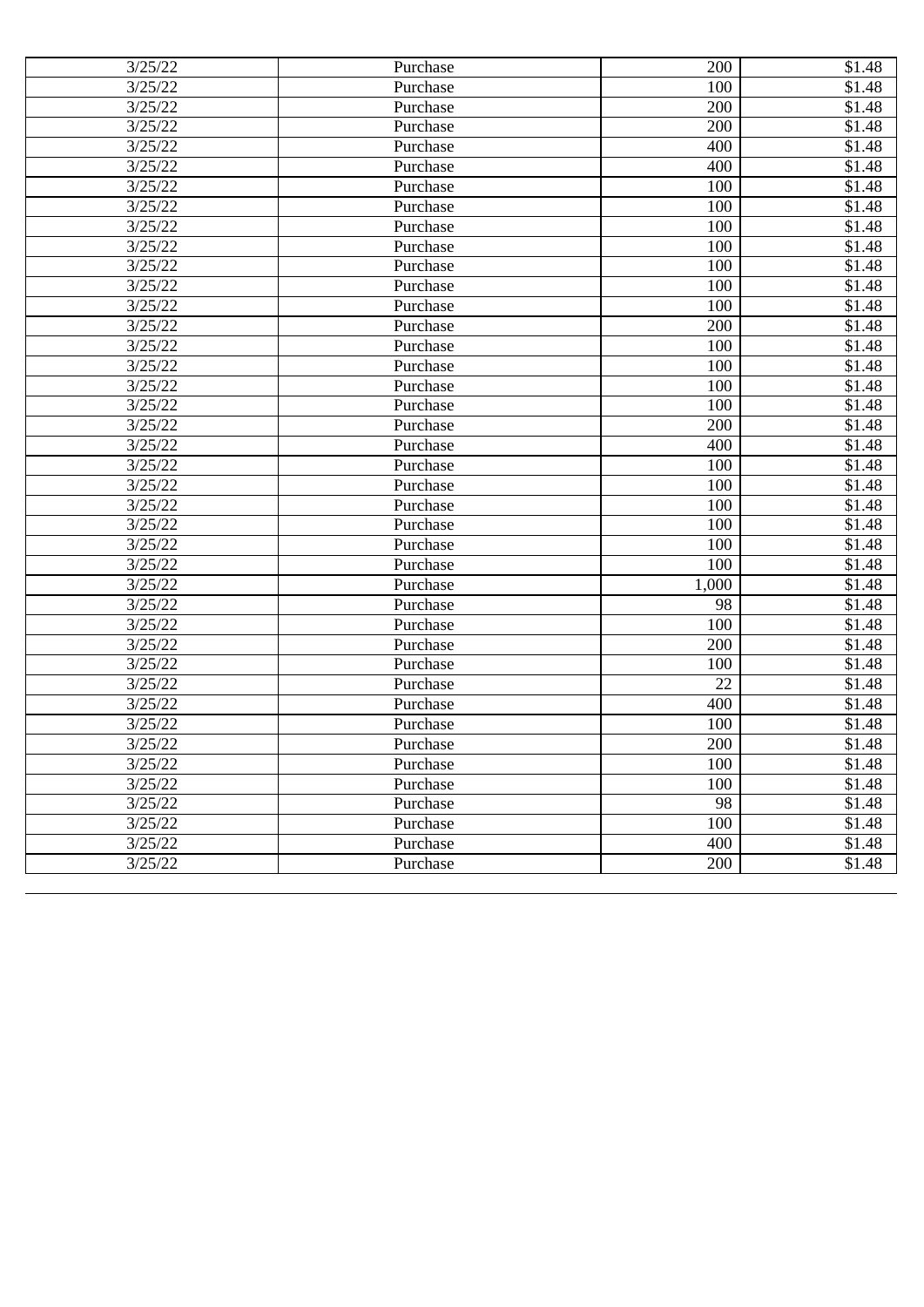| | | | |
|---|---|---|---|
| 3/25/22 | Purchase | 200 | $1.48 |
| 3/25/22 | Purchase | 100 | $1.48 |
| 3/25/22 | Purchase | 200 | $1.48 |
| 3/25/22 | Purchase | 200 | $1.48 |
| 3/25/22 | Purchase | 400 | $1.48 |
| 3/25/22 | Purchase | 400 | $1.48 |
| 3/25/22 | Purchase | 100 | $1.48 |
| 3/25/22 | Purchase | 100 | $1.48 |
| 3/25/22 | Purchase | 100 | $1.48 |
| 3/25/22 | Purchase | 100 | $1.48 |
| 3/25/22 | Purchase | 100 | $1.48 |
| 3/25/22 | Purchase | 100 | $1.48 |
| 3/25/22 | Purchase | 100 | $1.48 |
| 3/25/22 | Purchase | 200 | $1.48 |
| 3/25/22 | Purchase | 100 | $1.48 |
| 3/25/22 | Purchase | 100 | $1.48 |
| 3/25/22 | Purchase | 100 | $1.48 |
| 3/25/22 | Purchase | 100 | $1.48 |
| 3/25/22 | Purchase | 200 | $1.48 |
| 3/25/22 | Purchase | 400 | $1.48 |
| 3/25/22 | Purchase | 100 | $1.48 |
| 3/25/22 | Purchase | 100 | $1.48 |
| 3/25/22 | Purchase | 100 | $1.48 |
| 3/25/22 | Purchase | 100 | $1.48 |
| 3/25/22 | Purchase | 100 | $1.48 |
| 3/25/22 | Purchase | 100 | $1.48 |
| 3/25/22 | Purchase | 1,000 | $1.48 |
| 3/25/22 | Purchase | 98 | $1.48 |
| 3/25/22 | Purchase | 100 | $1.48 |
| 3/25/22 | Purchase | 200 | $1.48 |
| 3/25/22 | Purchase | 100 | $1.48 |
| 3/25/22 | Purchase | 22 | $1.48 |
| 3/25/22 | Purchase | 400 | $1.48 |
| 3/25/22 | Purchase | 100 | $1.48 |
| 3/25/22 | Purchase | 200 | $1.48 |
| 3/25/22 | Purchase | 100 | $1.48 |
| 3/25/22 | Purchase | 100 | $1.48 |
| 3/25/22 | Purchase | 98 | $1.48 |
| 3/25/22 | Purchase | 100 | $1.48 |
| 3/25/22 | Purchase | 400 | $1.48 |
| 3/25/22 | Purchase | 200 | $1.48 |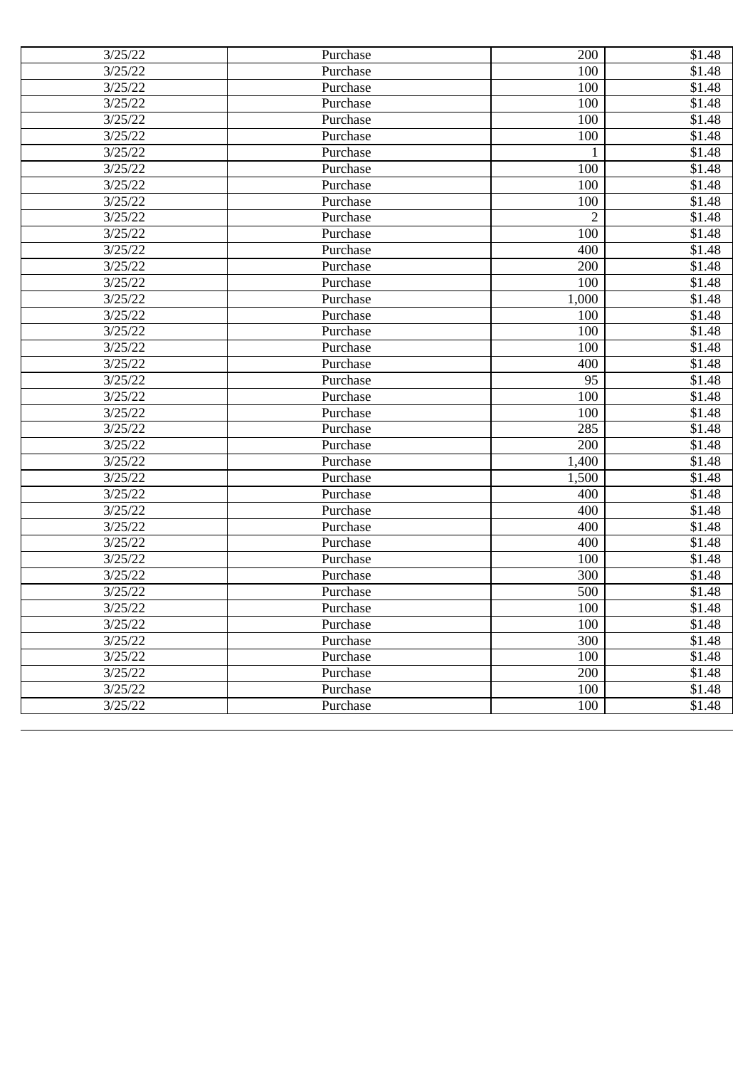| 3/25/22 | Purchase | 200 | $1.48 |
|---|---|---|---|
| 3/25/22 | Purchase | 100 | $1.48 |
| 3/25/22 | Purchase | 100 | $1.48 |
| 3/25/22 | Purchase | 100 | $1.48 |
| 3/25/22 | Purchase | 100 | $1.48 |
| 3/25/22 | Purchase | 100 | $1.48 |
| 3/25/22 | Purchase | 1 | $1.48 |
| 3/25/22 | Purchase | 100 | $1.48 |
| 3/25/22 | Purchase | 100 | $1.48 |
| 3/25/22 | Purchase | 100 | $1.48 |
| 3/25/22 | Purchase | 2 | $1.48 |
| 3/25/22 | Purchase | 100 | $1.48 |
| 3/25/22 | Purchase | 400 | $1.48 |
| 3/25/22 | Purchase | 200 | $1.48 |
| 3/25/22 | Purchase | 100 | $1.48 |
| 3/25/22 | Purchase | 1,000 | $1.48 |
| 3/25/22 | Purchase | 100 | $1.48 |
| 3/25/22 | Purchase | 100 | $1.48 |
| 3/25/22 | Purchase | 100 | $1.48 |
| 3/25/22 | Purchase | 400 | $1.48 |
| 3/25/22 | Purchase | 95 | $1.48 |
| 3/25/22 | Purchase | 100 | $1.48 |
| 3/25/22 | Purchase | 100 | $1.48 |
| 3/25/22 | Purchase | 285 | $1.48 |
| 3/25/22 | Purchase | 200 | $1.48 |
| 3/25/22 | Purchase | 1,400 | $1.48 |
| 3/25/22 | Purchase | 1,500 | $1.48 |
| 3/25/22 | Purchase | 400 | $1.48 |
| 3/25/22 | Purchase | 400 | $1.48 |
| 3/25/22 | Purchase | 400 | $1.48 |
| 3/25/22 | Purchase | 400 | $1.48 |
| 3/25/22 | Purchase | 100 | $1.48 |
| 3/25/22 | Purchase | 300 | $1.48 |
| 3/25/22 | Purchase | 500 | $1.48 |
| 3/25/22 | Purchase | 100 | $1.48 |
| 3/25/22 | Purchase | 100 | $1.48 |
| 3/25/22 | Purchase | 300 | $1.48 |
| 3/25/22 | Purchase | 100 | $1.48 |
| 3/25/22 | Purchase | 200 | $1.48 |
| 3/25/22 | Purchase | 100 | $1.48 |
| 3/25/22 | Purchase | 100 | $1.48 |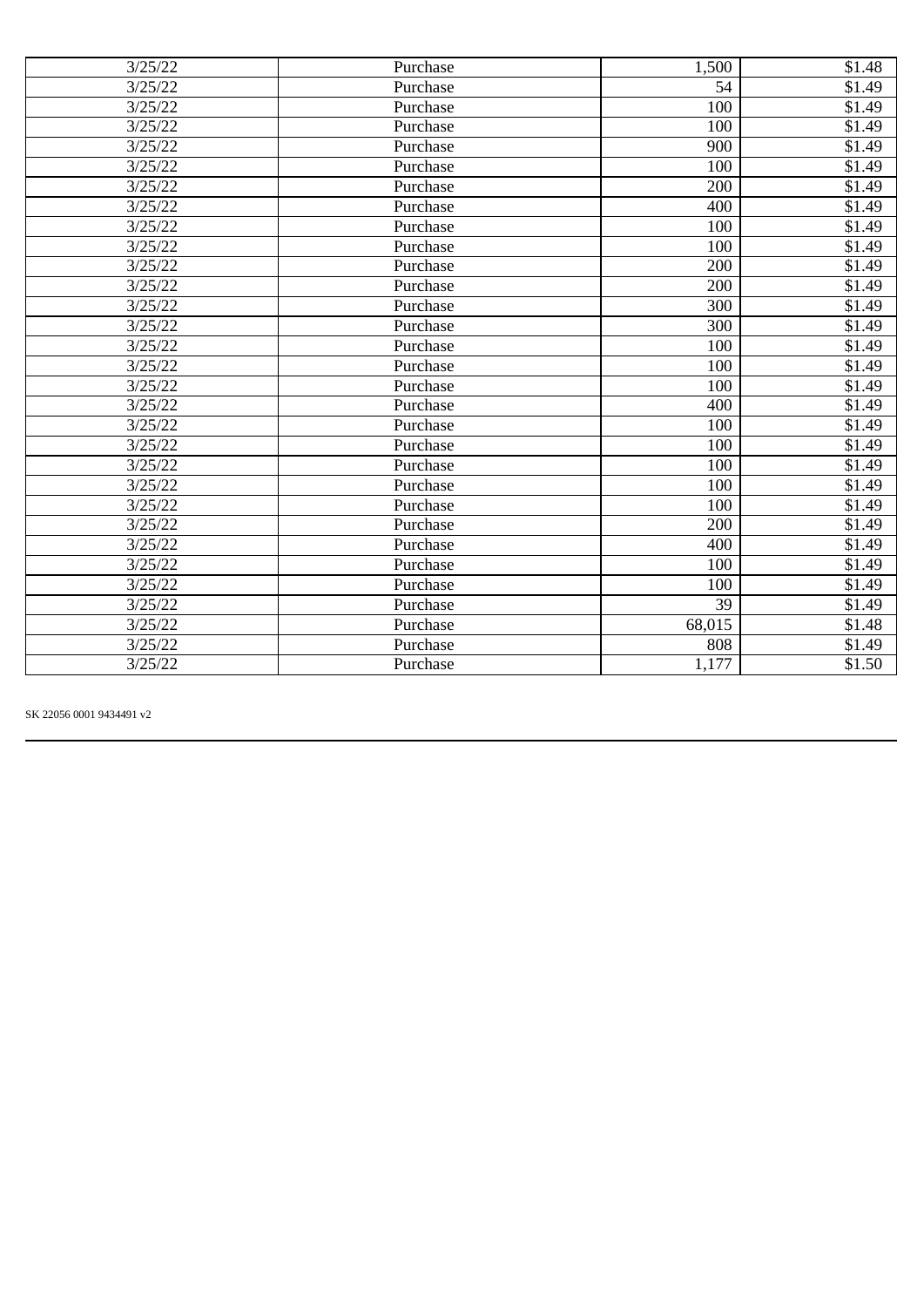| | | | |
|---|---|---|---|
| 3/25/22 | Purchase | 1,500 | \$1.48 |
| 3/25/22 | Purchase | 54 | \$1.49 |
| 3/25/22 | Purchase | 100 | \$1.49 |
| 3/25/22 | Purchase | 100 | \$1.49 |
| 3/25/22 | Purchase | 900 | \$1.49 |
| 3/25/22 | Purchase | 100 | \$1.49 |
| 3/25/22 | Purchase | 200 | \$1.49 |
| 3/25/22 | Purchase | 400 | \$1.49 |
| 3/25/22 | Purchase | 100 | \$1.49 |
| 3/25/22 | Purchase | 100 | \$1.49 |
| 3/25/22 | Purchase | 200 | \$1.49 |
| 3/25/22 | Purchase | 200 | \$1.49 |
| 3/25/22 | Purchase | 300 | \$1.49 |
| 3/25/22 | Purchase | 300 | \$1.49 |
| 3/25/22 | Purchase | 100 | \$1.49 |
| 3/25/22 | Purchase | 100 | \$1.49 |
| 3/25/22 | Purchase | 100 | \$1.49 |
| 3/25/22 | Purchase | 400 | \$1.49 |
| 3/25/22 | Purchase | 100 | \$1.49 |
| 3/25/22 | Purchase | 100 | \$1.49 |
| 3/25/22 | Purchase | 100 | \$1.49 |
| 3/25/22 | Purchase | 100 | \$1.49 |
| 3/25/22 | Purchase | 100 | \$1.49 |
| 3/25/22 | Purchase | 200 | \$1.49 |
| 3/25/22 | Purchase | 400 | \$1.49 |
| 3/25/22 | Purchase | 100 | \$1.49 |
| 3/25/22 | Purchase | 100 | \$1.49 |
| 3/25/22 | Purchase | 39 | \$1.49 |
| 3/25/22 | Purchase | 68,015 | \$1.48 |
| 3/25/22 | Purchase | 808 | \$1.49 |
| 3/25/22 | Purchase | 1,177 | \$1.50 |

SK 22056 0001 9434491 v2